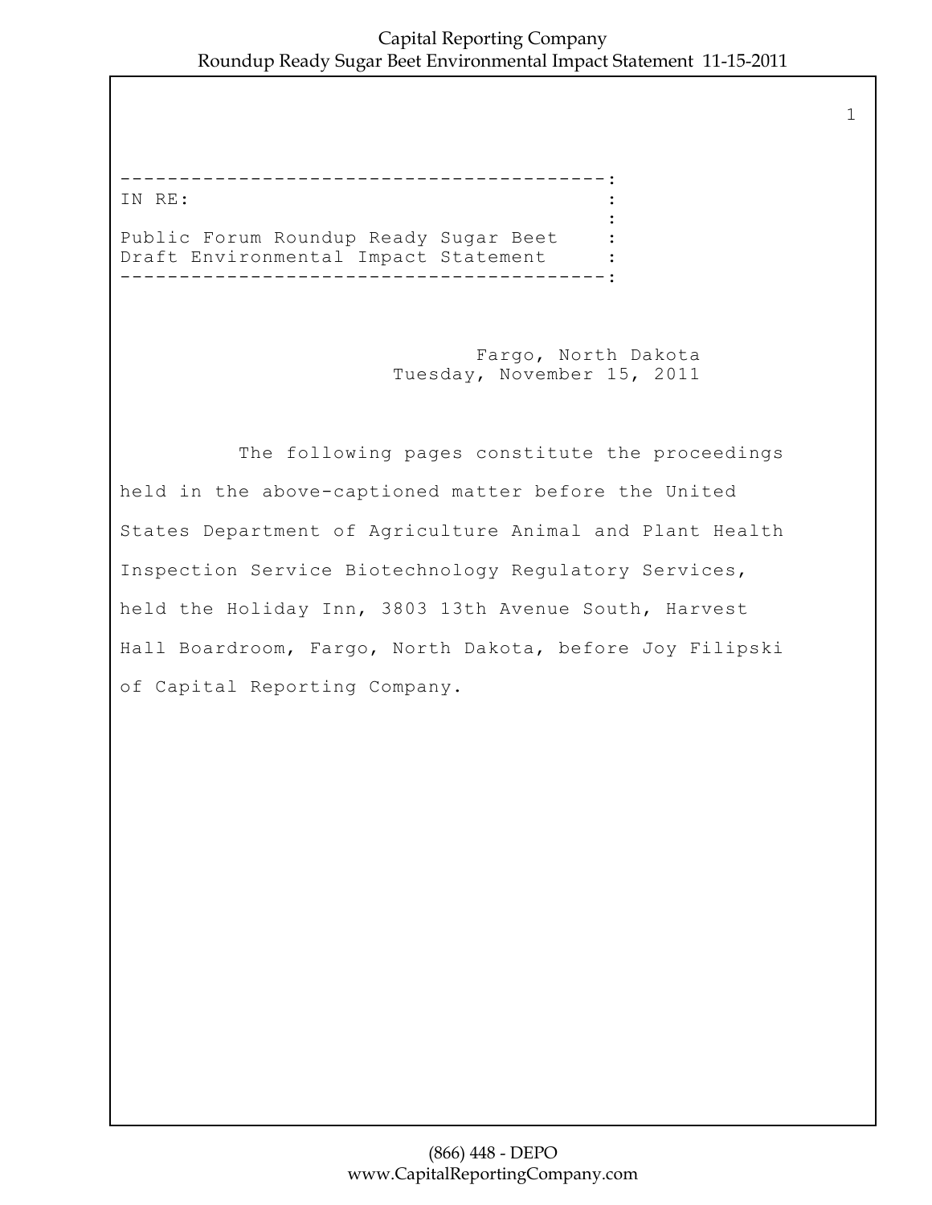IN RE:

Public Forum Roundup Ready Sugar Beet Draft Environmental Impact Statement

Fargo, North Dakota
Tuesday, November 15, 2011

The following pages constitute the proceedings held in the above-captioned matter before the United States Department of Agriculture Animal and Plant Health Inspection Service Biotechnology Regulatory Services, held the Holiday Inn, 3803 13th Avenue South, Harvest Hall Boardroom, Fargo, North Dakota, before Joy Filipski of Capital Reporting Company.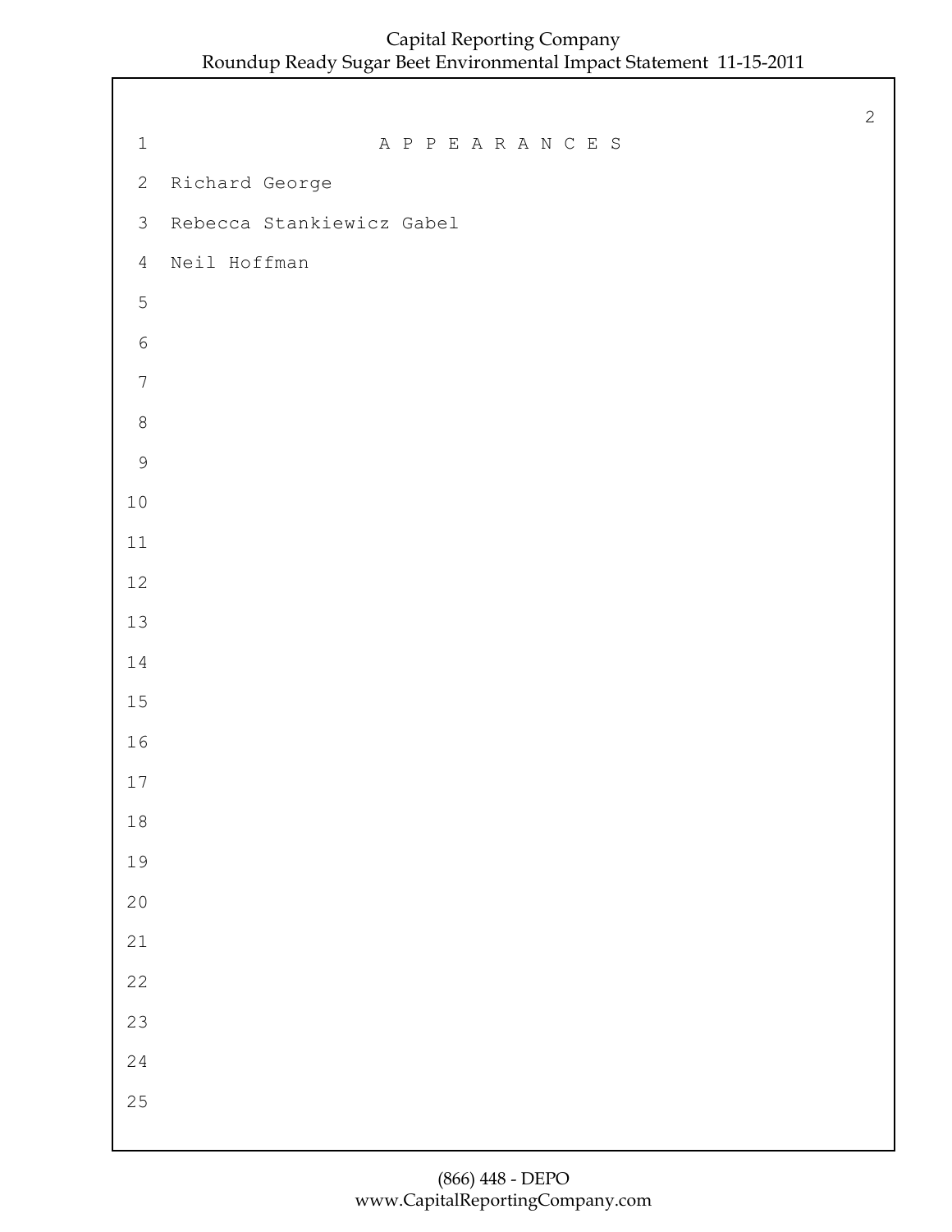# APPEARANCES

Richard George

Rebecca Stankiewicz Gabel

Neil Hoffman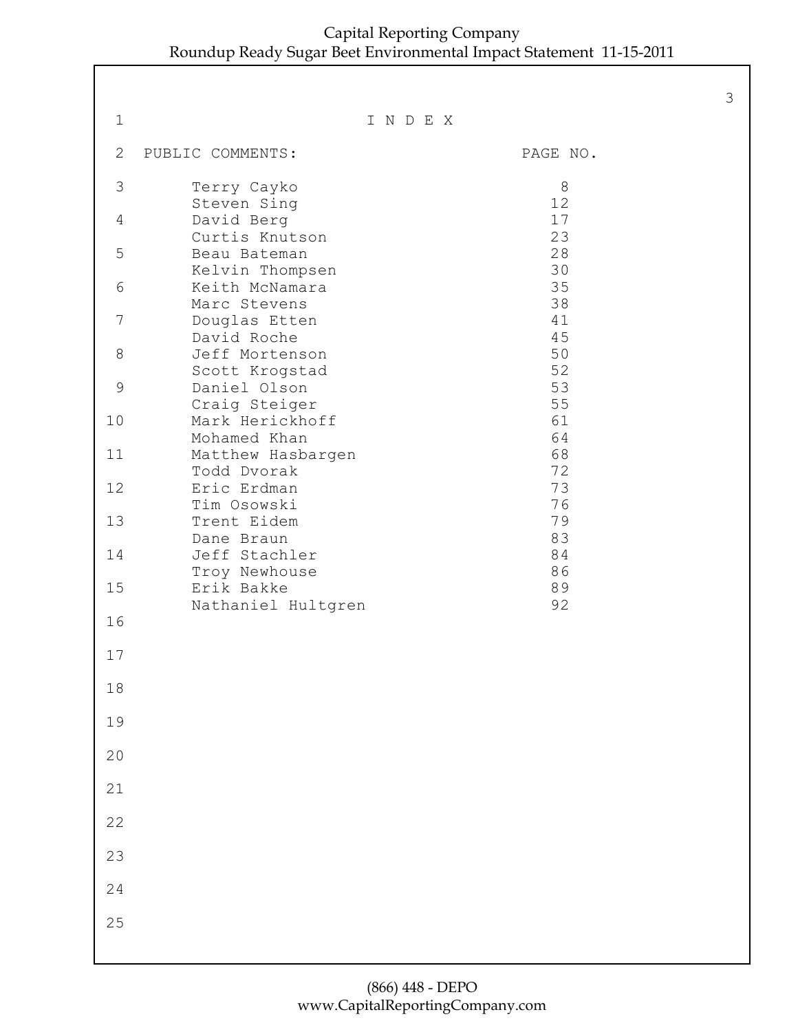# I N D E X

| PUBLIC COMMENTS: | PAGE NO. |
| --- | --- |
| Terry Cayko | 8 |
| Steven Sing | 12 |
| David Berg | 17 |
| Curtis Knutson | 23 |
| Beau Bateman | 28 |
| Kelvin Thompsen | 30 |
| Keith McNamara | 35 |
| Marc Stevens | 38 |
| Douglas Etten | 41 |
| David Roche | 45 |
| Jeff Mortenson | 50 |
| Scott Krogstad | 52 |
| Daniel Olson | 53 |
| Craig Steiger | 55 |
| Mark Herickhoff | 61 |
| Mohamed Khan | 64 |
| Matthew Hasbargen | 68 |
| Todd Dvorak | 72 |
| Eric Erdman | 73 |
| Tim Osowski | 76 |
| Trent Eidem | 79 |
| Dane Braun | 83 |
| Jeff Stachler | 84 |
| Troy Newhouse | 86 |
| Erik Bakke | 89 |
| Nathaniel Hultgren | 92 |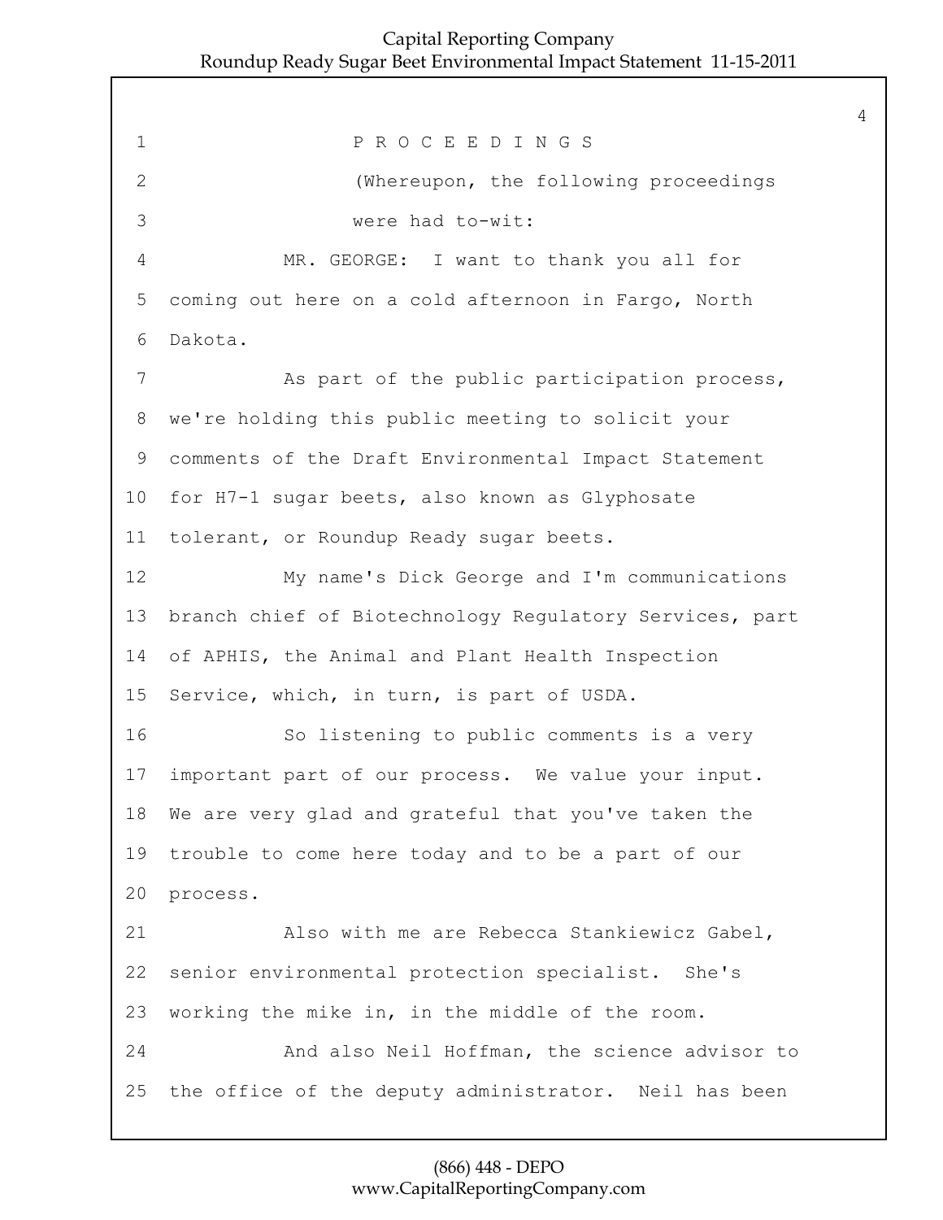P R O C E E D I N G S

(Whereupon, the following proceedings were had to-wit:

MR. GEORGE: I want to thank you all for coming out here on a cold afternoon in Fargo, North Dakota.

As part of the public participation process, we're holding this public meeting to solicit your comments of the Draft Environmental Impact Statement for H7-1 sugar beets, also known as Glyphosate tolerant, or Roundup Ready sugar beets.

My name's Dick George and I'm communications branch chief of Biotechnology Regulatory Services, part of APHIS, the Animal and Plant Health Inspection Service, which, in turn, is part of USDA.

So listening to public comments is a very important part of our process. We value your input. We are very glad and grateful that you've taken the trouble to come here today and to be a part of our process.

Also with me are Rebecca Stankiewicz Gabel, senior environmental protection specialist. She's working the mike in, in the middle of the room.

And also Neil Hoffman, the science advisor to the office of the deputy administrator. Neil has been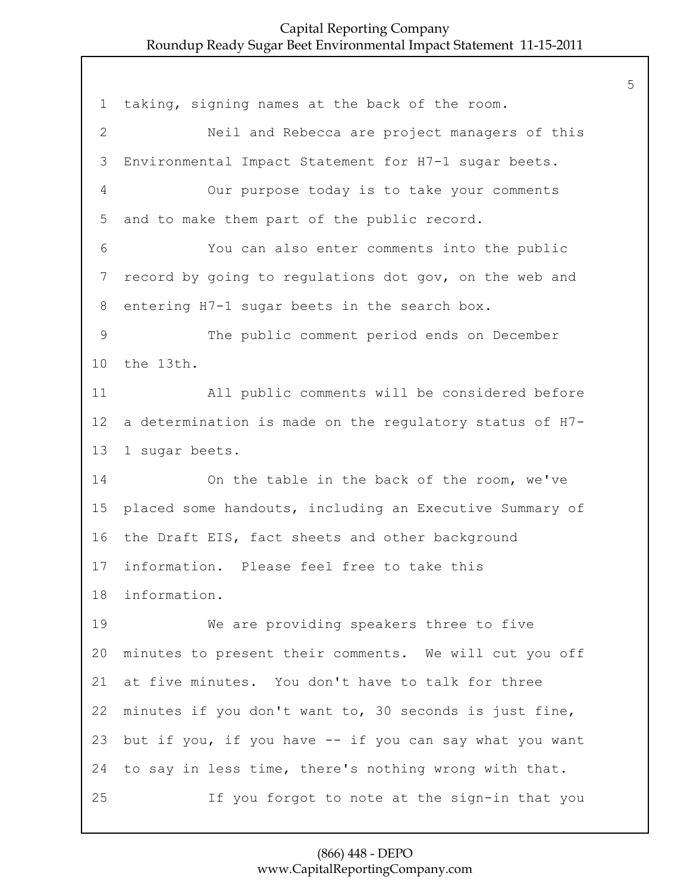taking, signing names at the back of the room.

Neil and Rebecca are project managers of this Environmental Impact Statement for H7-1 sugar beets.

Our purpose today is to take your comments and to make them part of the public record.

You can also enter comments into the public record by going to regulations dot gov, on the web and entering H7-1 sugar beets in the search box.

The public comment period ends on December the 13th.

All public comments will be considered before a determination is made on the regulatory status of H7-1 sugar beets.

On the table in the back of the room, we've placed some handouts, including an Executive Summary of the Draft EIS, fact sheets and other background information. Please feel free to take this information.

We are providing speakers three to five minutes to present their comments. We will cut you off at five minutes. You don't have to talk for three minutes if you don't want to, 30 seconds is just fine, but if you, if you have -- if you can say what you want to say in less time, there's nothing wrong with that.

If you forgot to note at the sign-in that you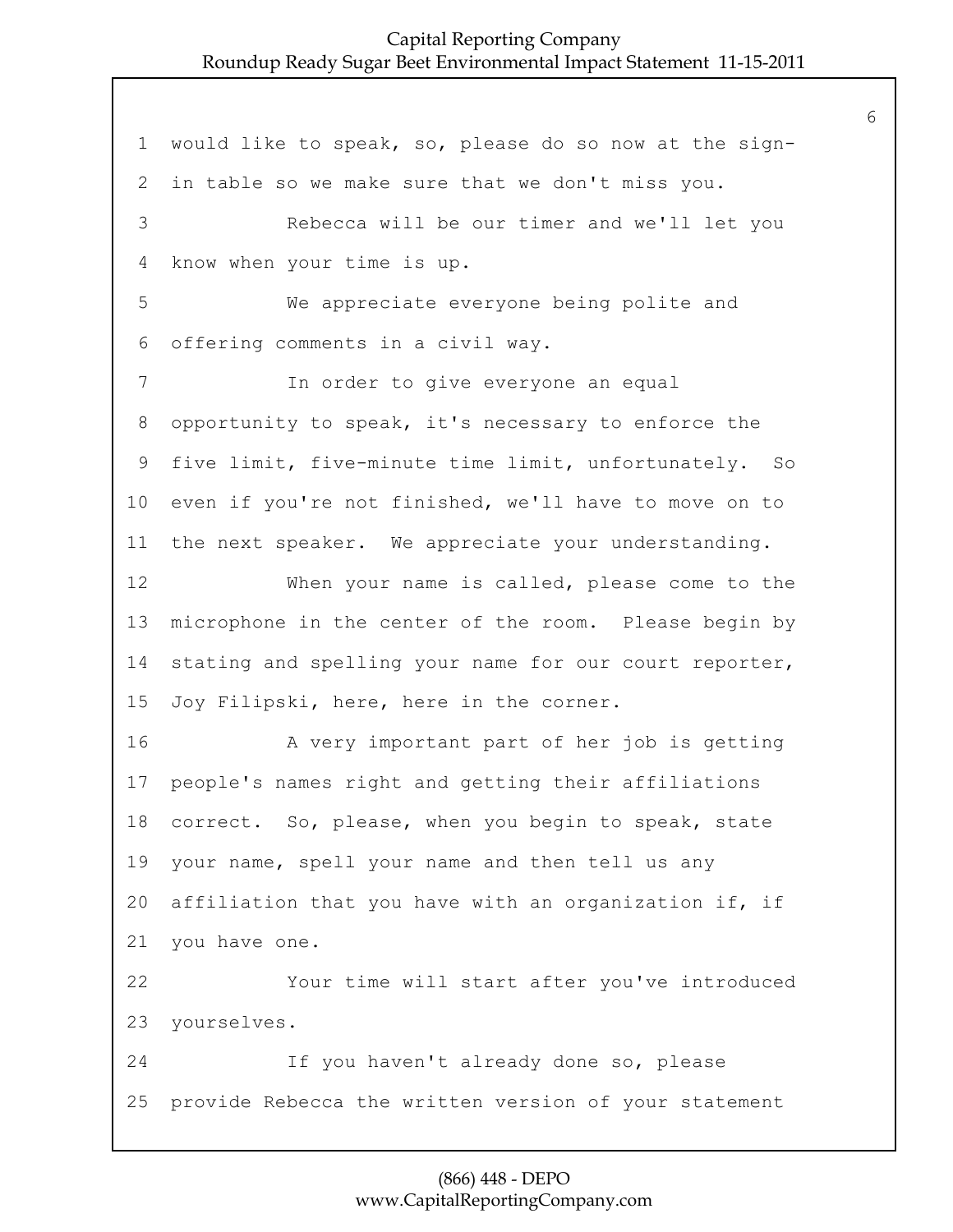would like to speak, so, please do so now at the sign-in table so we make sure that we don't miss you.

Rebecca will be our timer and we'll let you know when your time is up.

We appreciate everyone being polite and offering comments in a civil way.

In order to give everyone an equal opportunity to speak, it's necessary to enforce the five limit, five-minute time limit, unfortunately. So even if you're not finished, we'll have to move on to the next speaker. We appreciate your understanding.

When your name is called, please come to the microphone in the center of the room. Please begin by stating and spelling your name for our court reporter, Joy Filipski, here, here in the corner.

A very important part of her job is getting people's names right and getting their affiliations correct. So, please, when you begin to speak, state your name, spell your name and then tell us any affiliation that you have with an organization if, if you have one.

Your time will start after you've introduced yourselves.

If you haven't already done so, please provide Rebecca the written version of your statement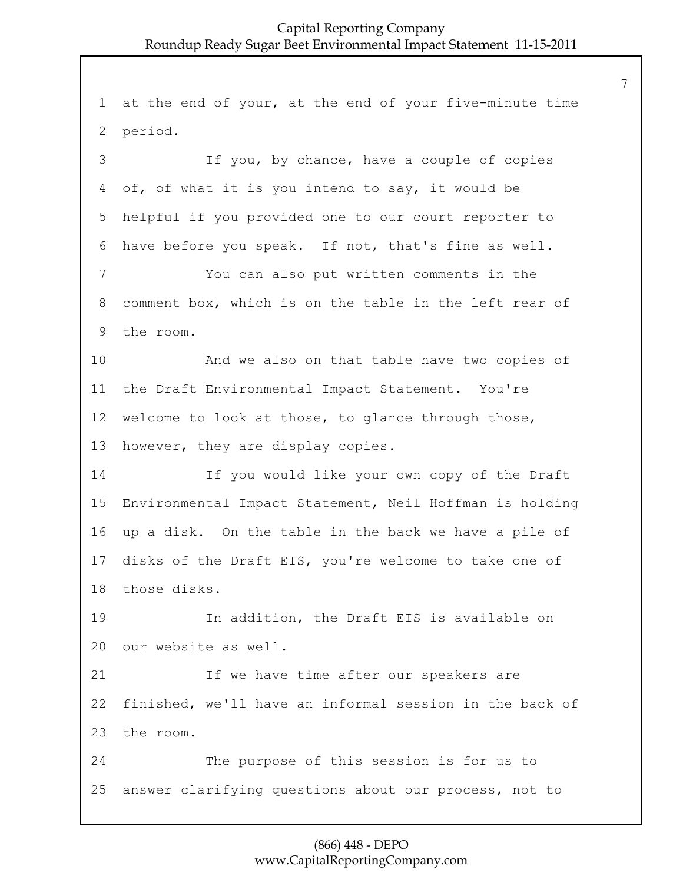1 at the end of your, at the end of your five-minute time
2 period.

3 If you, by chance, have a couple of copies
4 of, of what it is you intend to say, it would be
5 helpful if you provided one to our court reporter to
6 have before you speak. If not, that's fine as well.

7 You can also put written comments in the
8 comment box, which is on the table in the left rear of
9 the room.

10 And we also on that table have two copies of
11 the Draft Environmental Impact Statement. You're
12 welcome to look at those, to glance through those,
13 however, they are display copies.

14 If you would like your own copy of the Draft
15 Environmental Impact Statement, Neil Hoffman is holding
16 up a disk. On the table in the back we have a pile of
17 disks of the Draft EIS, you're welcome to take one of
18 those disks.

19 In addition, the Draft EIS is available on
20 our website as well.

21 If we have time after our speakers are
22 finished, we'll have an informal session in the back of
23 the room.

24 The purpose of this session is for us to
25 answer clarifying questions about our process, not to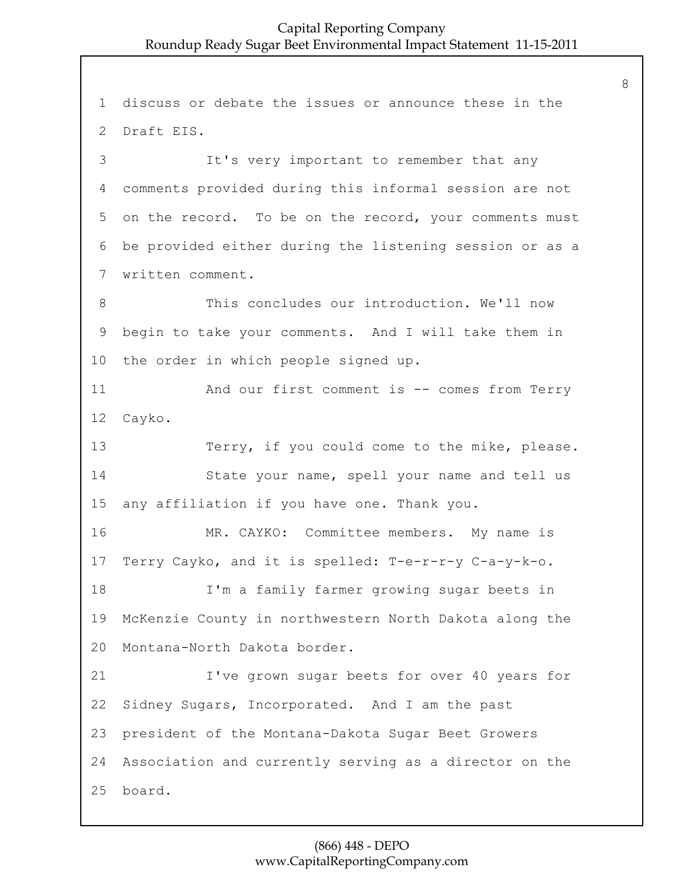discuss or debate the issues or announce these in the Draft EIS.

It's very important to remember that any comments provided during this informal session are not on the record. To be on the record, your comments must be provided either during the listening session or as a written comment.

This concludes our introduction. We'll now begin to take your comments. And I will take them in the order in which people signed up.

And our first comment is -- comes from Terry Cayko.

Terry, if you could come to the mike, please.

State your name, spell your name and tell us any affiliation if you have one. Thank you.

MR. CAYKO: Committee members. My name is Terry Cayko, and it is spelled: T-e-r-r-y C-a-y-k-o.

I'm a family farmer growing sugar beets in McKenzie County in northwestern North Dakota along the Montana-North Dakota border.

I've grown sugar beets for over 40 years for Sidney Sugars, Incorporated. And I am the past president of the Montana-Dakota Sugar Beet Growers Association and currently serving as a director on the board.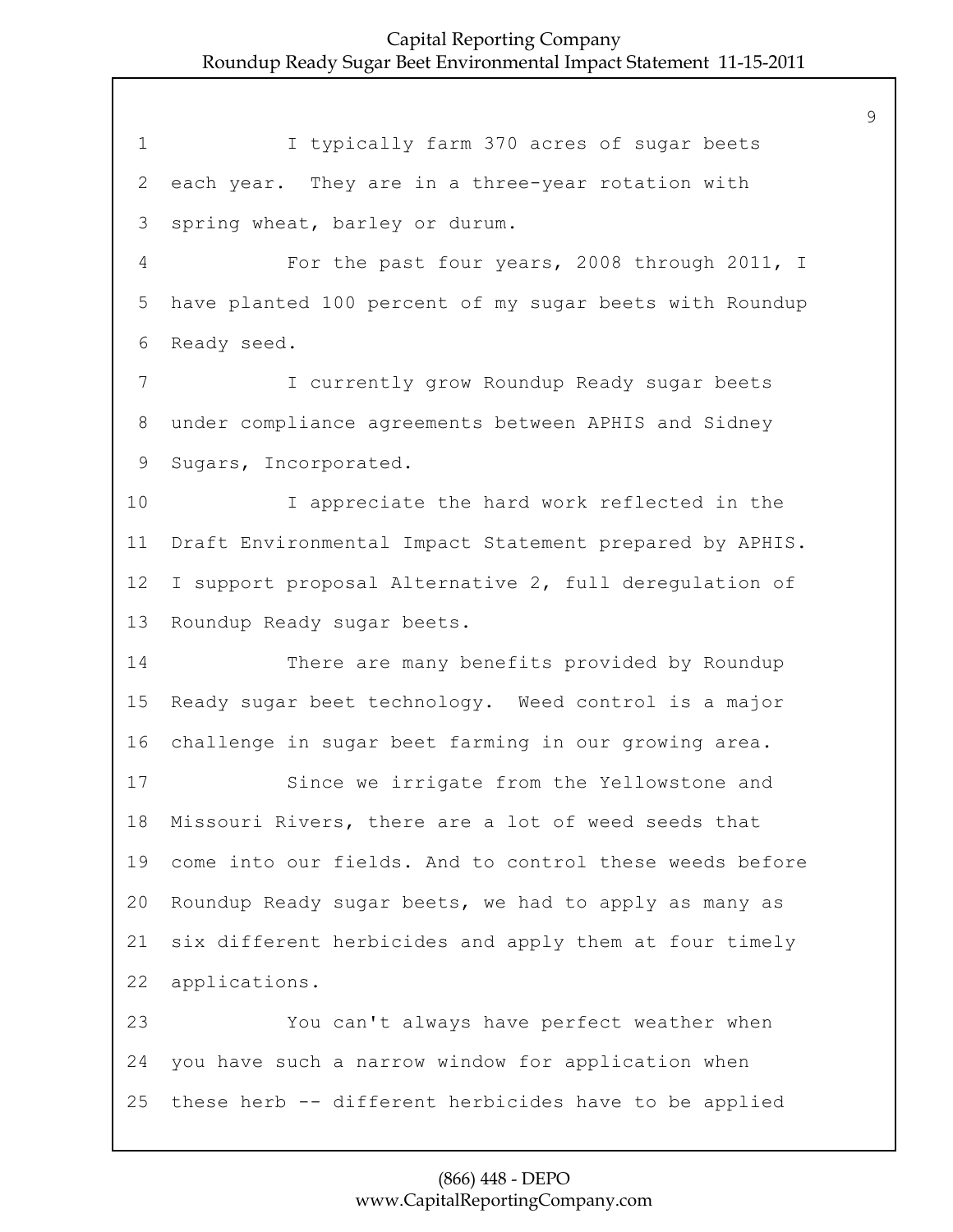I typically farm 370 acres of sugar beets each year. They are in a three-year rotation with spring wheat, barley or durum.

For the past four years, 2008 through 2011, I have planted 100 percent of my sugar beets with Roundup Ready seed.

I currently grow Roundup Ready sugar beets under compliance agreements between APHIS and Sidney Sugars, Incorporated.

I appreciate the hard work reflected in the Draft Environmental Impact Statement prepared by APHIS. I support proposal Alternative 2, full deregulation of Roundup Ready sugar beets.

There are many benefits provided by Roundup Ready sugar beet technology. Weed control is a major challenge in sugar beet farming in our growing area.

Since we irrigate from the Yellowstone and Missouri Rivers, there are a lot of weed seeds that come into our fields. And to control these weeds before Roundup Ready sugar beets, we had to apply as many as six different herbicides and apply them at four timely applications.

You can't always have perfect weather when you have such a narrow window for application when these herb -- different herbicides have to be applied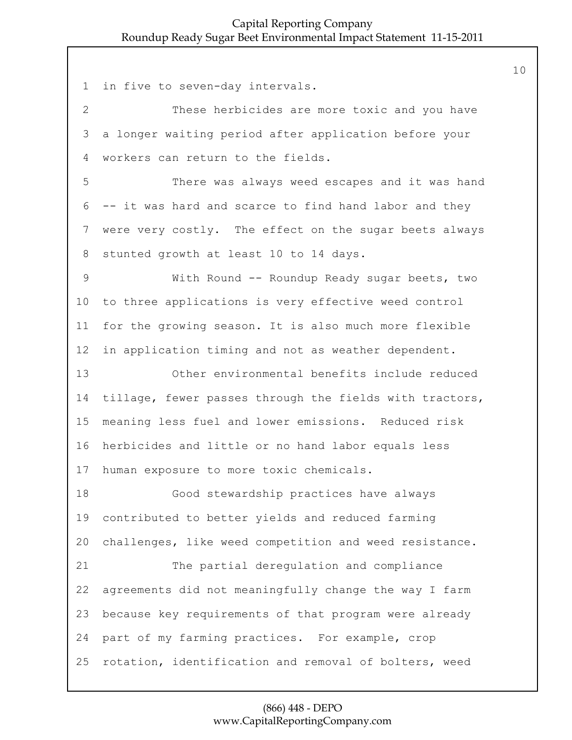in five to seven-day intervals.

These herbicides are more toxic and you have a longer waiting period after application before your workers can return to the fields.

There was always weed escapes and it was hand -- it was hard and scarce to find hand labor and they were very costly. The effect on the sugar beets always stunted growth at least 10 to 14 days.

With Round -- Roundup Ready sugar beets, two to three applications is very effective weed control for the growing season. It is also much more flexible in application timing and not as weather dependent.

Other environmental benefits include reduced tillage, fewer passes through the fields with tractors, meaning less fuel and lower emissions. Reduced risk herbicides and little or no hand labor equals less human exposure to more toxic chemicals.

Good stewardship practices have always contributed to better yields and reduced farming challenges, like weed competition and weed resistance.

The partial deregulation and compliance agreements did not meaningfully change the way I farm because key requirements of that program were already part of my farming practices. For example, crop rotation, identification and removal of bolters, weed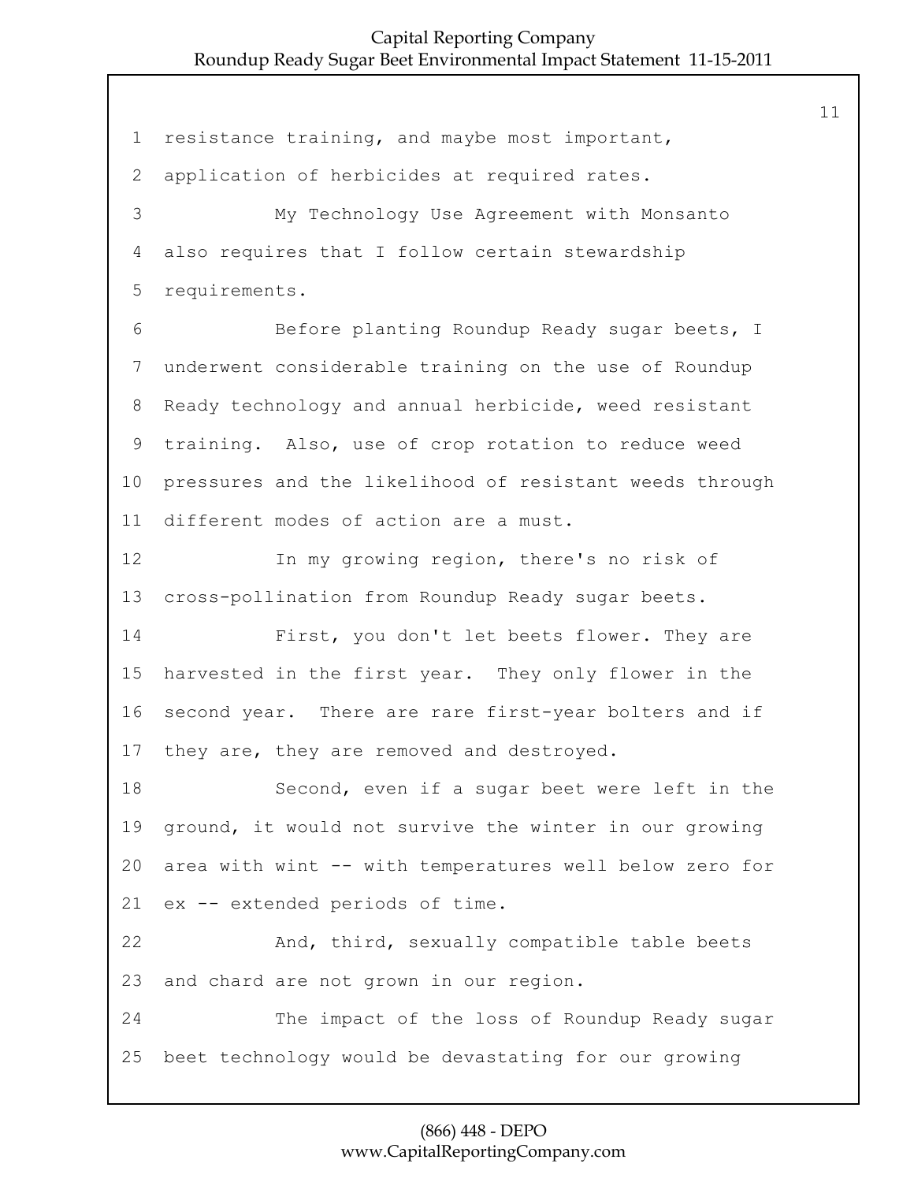resistance training, and maybe most important, application of herbicides at required rates.

My Technology Use Agreement with Monsanto also requires that I follow certain stewardship requirements.

Before planting Roundup Ready sugar beets, I underwent considerable training on the use of Roundup Ready technology and annual herbicide, weed resistant training. Also, use of crop rotation to reduce weed pressures and the likelihood of resistant weeds through different modes of action are a must.

In my growing region, there's no risk of cross-pollination from Roundup Ready sugar beets.

First, you don't let beets flower. They are harvested in the first year. They only flower in the second year. There are rare first-year bolters and if they are, they are removed and destroyed.

Second, even if a sugar beet were left in the ground, it would not survive the winter in our growing area with wint -- with temperatures well below zero for ex -- extended periods of time.

And, third, sexually compatible table beets and chard are not grown in our region.

The impact of the loss of Roundup Ready sugar beet technology would be devastating for our growing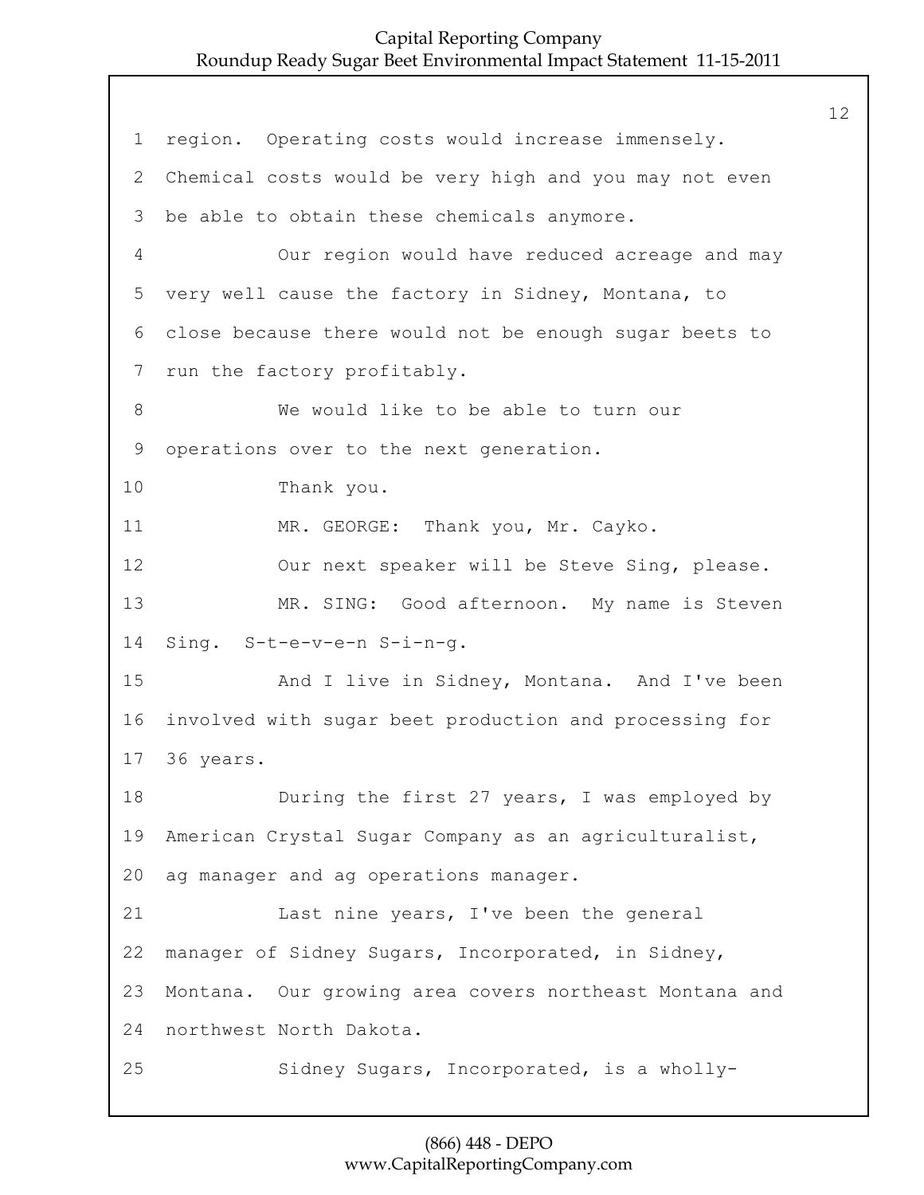region. Operating costs would increase immensely. Chemical costs would be very high and you may not even be able to obtain these chemicals anymore.

Our region would have reduced acreage and may very well cause the factory in Sidney, Montana, to close because there would not be enough sugar beets to run the factory profitably.

We would like to be able to turn our operations over to the next generation.

Thank you.

MR. GEORGE: Thank you, Mr. Cayko.

Our next speaker will be Steve Sing, please.

MR. SING: Good afternoon. My name is Steven Sing. S-t-e-v-e-n S-i-n-g.

And I live in Sidney, Montana. And I've been involved with sugar beet production and processing for 36 years.

During the first 27 years, I was employed by American Crystal Sugar Company as an agriculturalist, ag manager and ag operations manager.

Last nine years, I've been the general manager of Sidney Sugars, Incorporated, in Sidney, Montana. Our growing area covers northeast Montana and northwest North Dakota.

Sidney Sugars, Incorporated, is a wholly-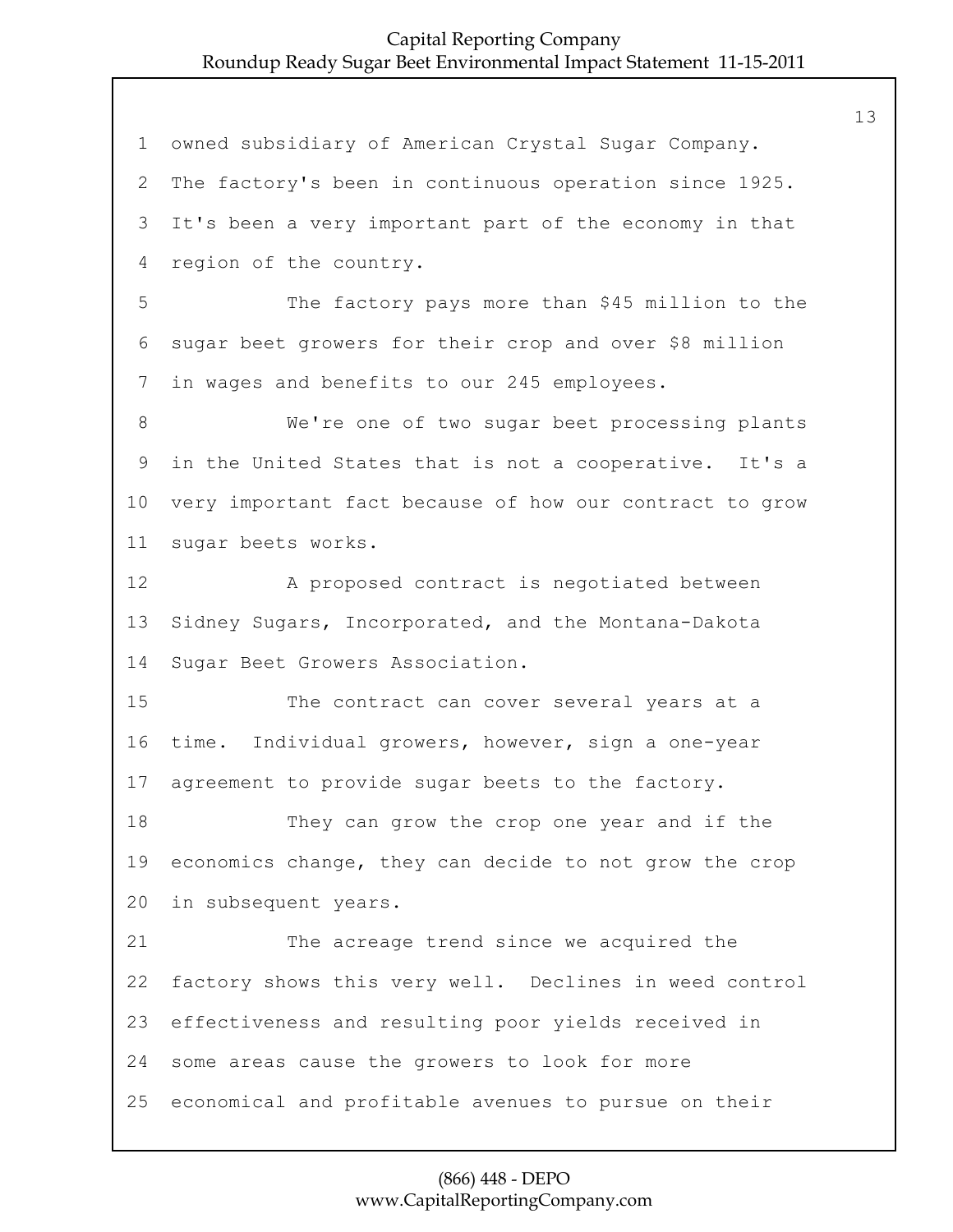owned subsidiary of American Crystal Sugar Company. The factory's been in continuous operation since 1925. It's been a very important part of the economy in that region of the country.

The factory pays more than $45 million to the sugar beet growers for their crop and over $8 million in wages and benefits to our 245 employees.

We're one of two sugar beet processing plants in the United States that is not a cooperative. It's a very important fact because of how our contract to grow sugar beets works.

A proposed contract is negotiated between Sidney Sugars, Incorporated, and the Montana-Dakota Sugar Beet Growers Association.

The contract can cover several years at a time. Individual growers, however, sign a one-year agreement to provide sugar beets to the factory.

They can grow the crop one year and if the economics change, they can decide to not grow the crop in subsequent years.

The acreage trend since we acquired the factory shows this very well. Declines in weed control effectiveness and resulting poor yields received in some areas cause the growers to look for more economical and profitable avenues to pursue on their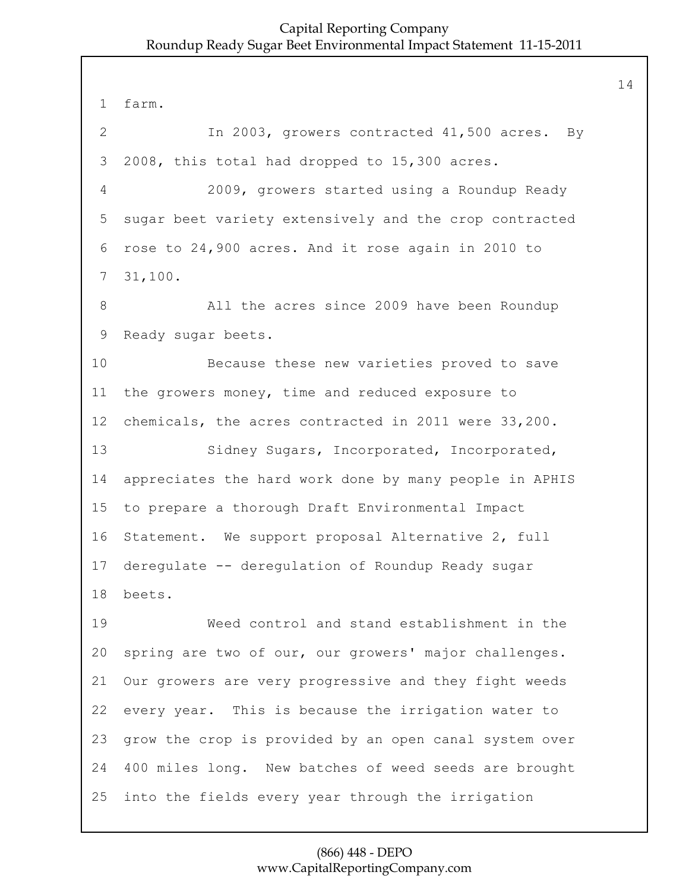farm.

In 2003, growers contracted 41,500 acres. By 2008, this total had dropped to 15,300 acres.

2009, growers started using a Roundup Ready sugar beet variety extensively and the crop contracted rose to 24,900 acres. And it rose again in 2010 to 31,100.

All the acres since 2009 have been Roundup Ready sugar beets.

Because these new varieties proved to save the growers money, time and reduced exposure to chemicals, the acres contracted in 2011 were 33,200.

Sidney Sugars, Incorporated, Incorporated, appreciates the hard work done by many people in APHIS to prepare a thorough Draft Environmental Impact Statement. We support proposal Alternative 2, full deregulate -- deregulation of Roundup Ready sugar beets.

Weed control and stand establishment in the spring are two of our, our growers' major challenges. Our growers are very progressive and they fight weeds every year. This is because the irrigation water to grow the crop is provided by an open canal system over 400 miles long. New batches of weed seeds are brought into the fields every year through the irrigation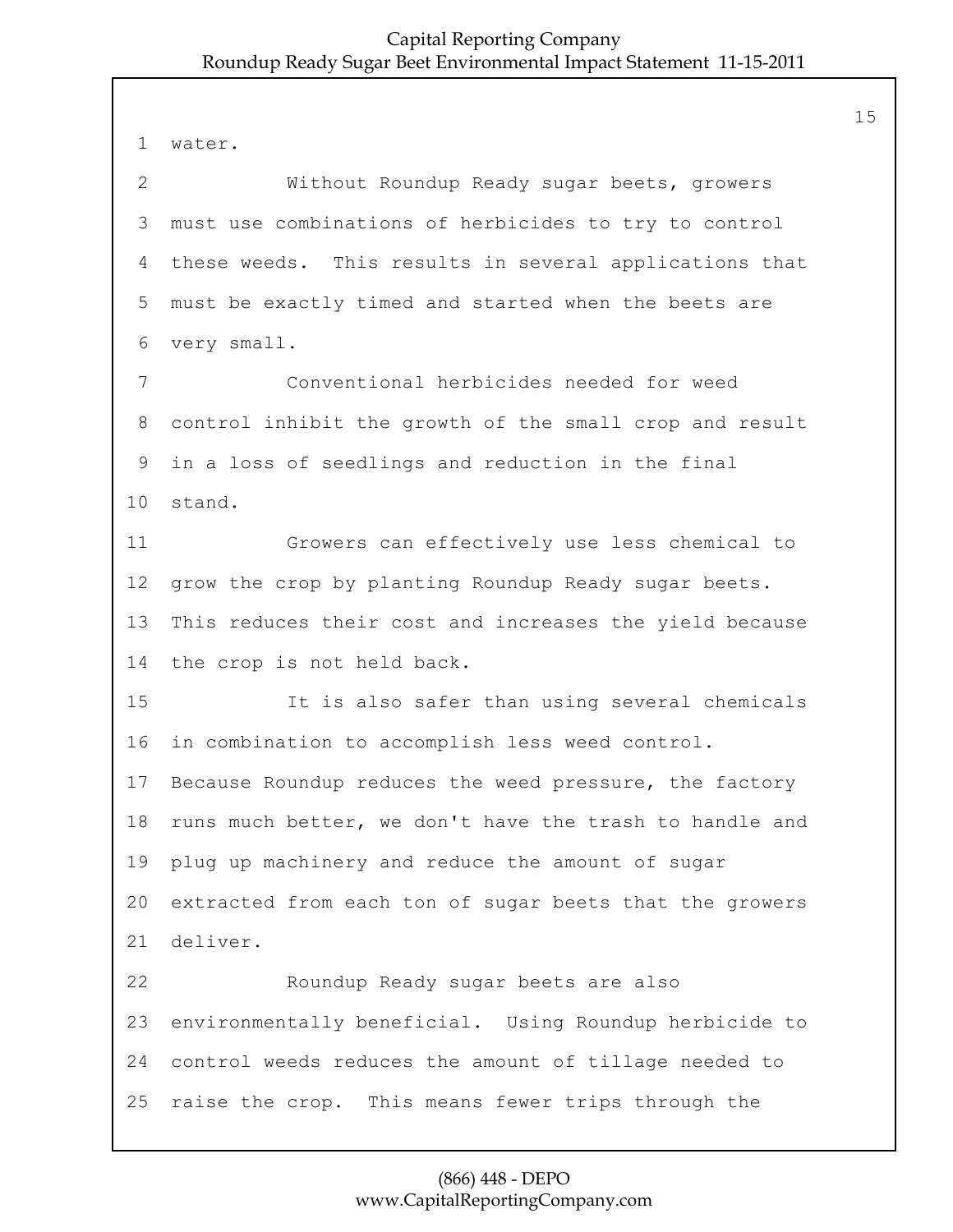water.

Without Roundup Ready sugar beets, growers must use combinations of herbicides to try to control these weeds. This results in several applications that must be exactly timed and started when the beets are very small.

Conventional herbicides needed for weed control inhibit the growth of the small crop and result in a loss of seedlings and reduction in the final stand.

Growers can effectively use less chemical to grow the crop by planting Roundup Ready sugar beets. This reduces their cost and increases the yield because the crop is not held back.

It is also safer than using several chemicals in combination to accomplish less weed control. Because Roundup reduces the weed pressure, the factory runs much better, we don't have the trash to handle and plug up machinery and reduce the amount of sugar extracted from each ton of sugar beets that the growers deliver.

Roundup Ready sugar beets are also environmentally beneficial. Using Roundup herbicide to control weeds reduces the amount of tillage needed to raise the crop. This means fewer trips through the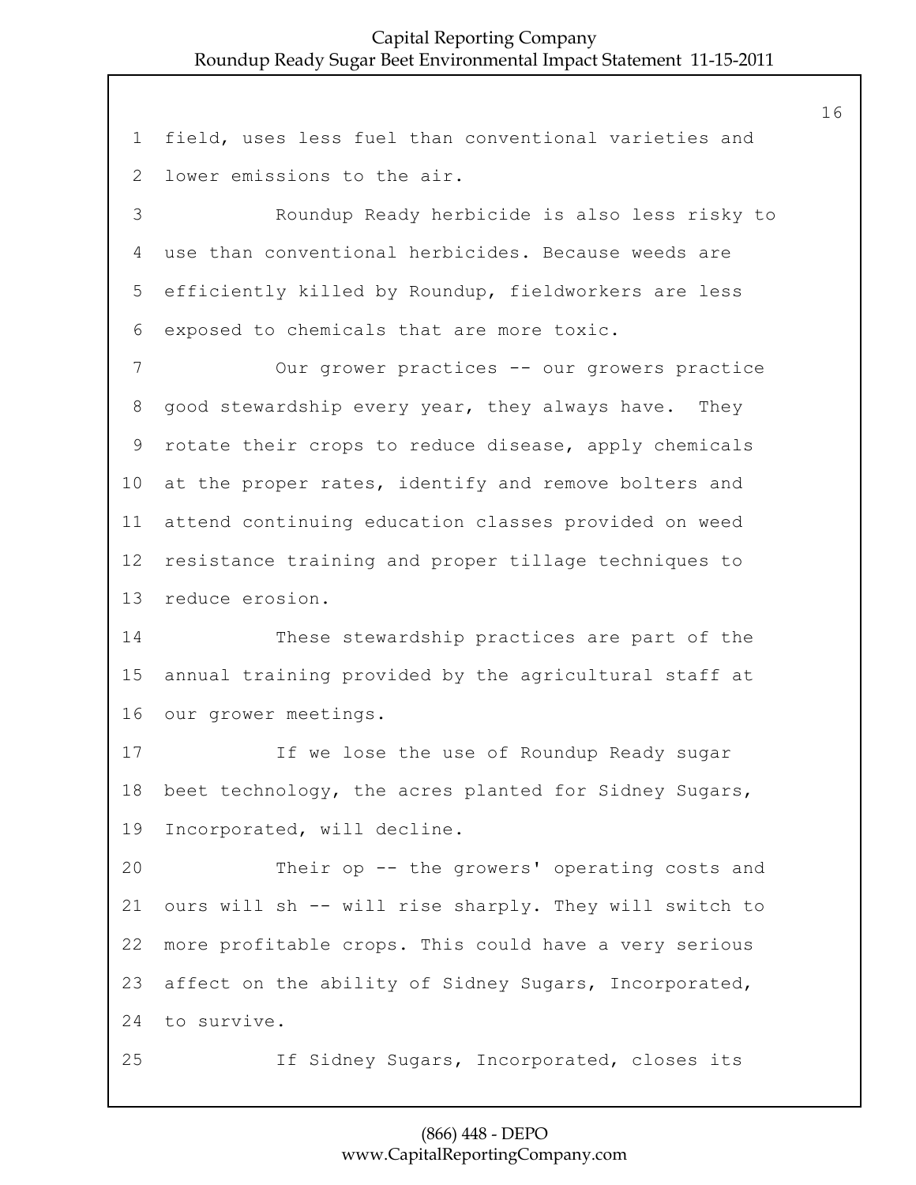field, uses less fuel than conventional varieties and lower emissions to the air.

Roundup Ready herbicide is also less risky to use than conventional herbicides. Because weeds are efficiently killed by Roundup, fieldworkers are less exposed to chemicals that are more toxic.

Our grower practices -- our growers practice good stewardship every year, they always have. They rotate their crops to reduce disease, apply chemicals at the proper rates, identify and remove bolters and attend continuing education classes provided on weed resistance training and proper tillage techniques to reduce erosion.

These stewardship practices are part of the annual training provided by the agricultural staff at our grower meetings.

If we lose the use of Roundup Ready sugar beet technology, the acres planted for Sidney Sugars, Incorporated, will decline.

Their op -- the growers' operating costs and ours will sh -- will rise sharply. They will switch to more profitable crops. This could have a very serious affect on the ability of Sidney Sugars, Incorporated, to survive.

If Sidney Sugars, Incorporated, closes its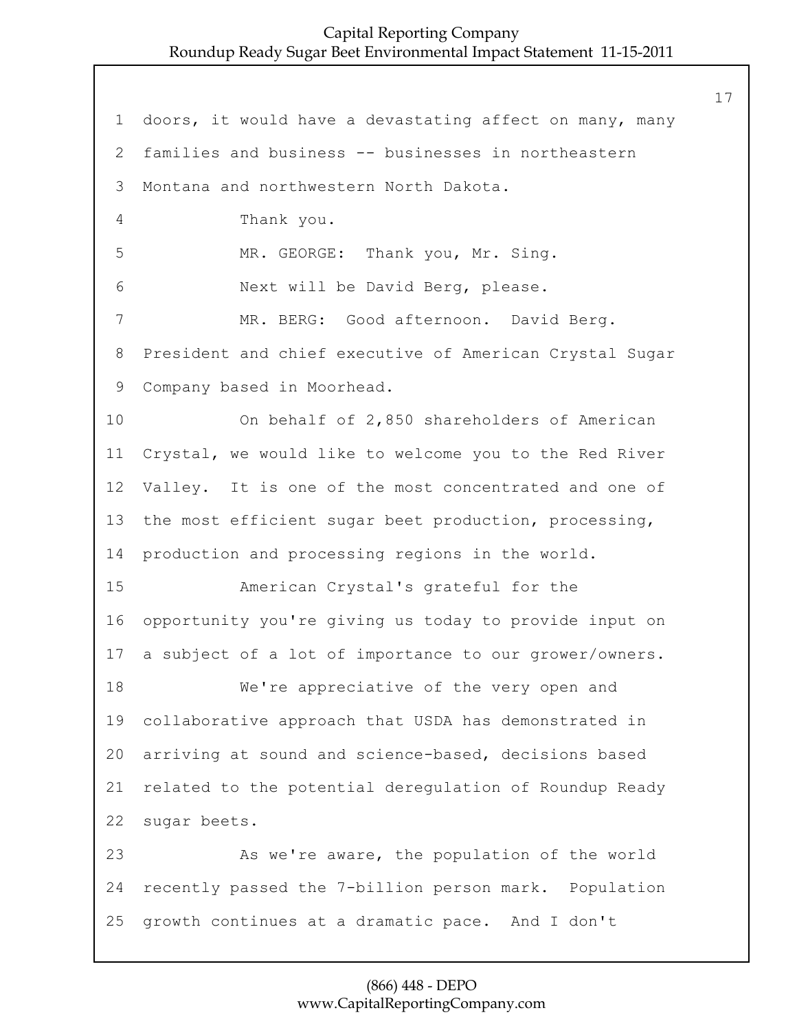1 doors, it would have a devastating affect on many, many
2 families and business -- businesses in northeastern
3 Montana and northwestern North Dakota.
4 Thank you.
5 MR. GEORGE: Thank you, Mr. Sing.
6 Next will be David Berg, please.
7 MR. BERG: Good afternoon. David Berg.
8 President and chief executive of American Crystal Sugar
9 Company based in Moorhead.
10 On behalf of 2,850 shareholders of American
11 Crystal, we would like to welcome you to the Red River
12 Valley. It is one of the most concentrated and one of
13 the most efficient sugar beet production, processing,
14 production and processing regions in the world.
15 American Crystal's grateful for the
16 opportunity you're giving us today to provide input on
17 a subject of a lot of importance to our grower/owners.
18 We're appreciative of the very open and
19 collaborative approach that USDA has demonstrated in
20 arriving at sound and science-based, decisions based
21 related to the potential deregulation of Roundup Ready
22 sugar beets.
23 As we're aware, the population of the world
24 recently passed the 7-billion person mark. Population
25 growth continues at a dramatic pace. And I don't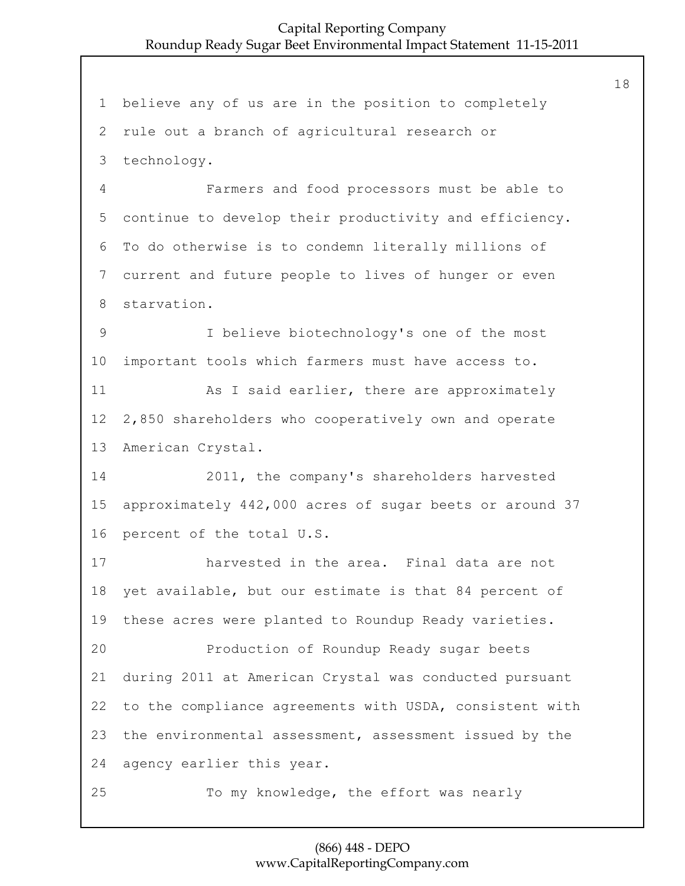believe any of us are in the position to completely rule out a branch of agricultural research or technology.

Farmers and food processors must be able to continue to develop their productivity and efficiency. To do otherwise is to condemn literally millions of current and future people to lives of hunger or even starvation.

I believe biotechnology's one of the most important tools which farmers must have access to.

As I said earlier, there are approximately 2,850 shareholders who cooperatively own and operate American Crystal.

2011, the company's shareholders harvested approximately 442,000 acres of sugar beets or around 37 percent of the total U.S.

harvested in the area. Final data are not yet available, but our estimate is that 84 percent of these acres were planted to Roundup Ready varieties.

Production of Roundup Ready sugar beets during 2011 at American Crystal was conducted pursuant to the compliance agreements with USDA, consistent with the environmental assessment, assessment issued by the agency earlier this year.

To my knowledge, the effort was nearly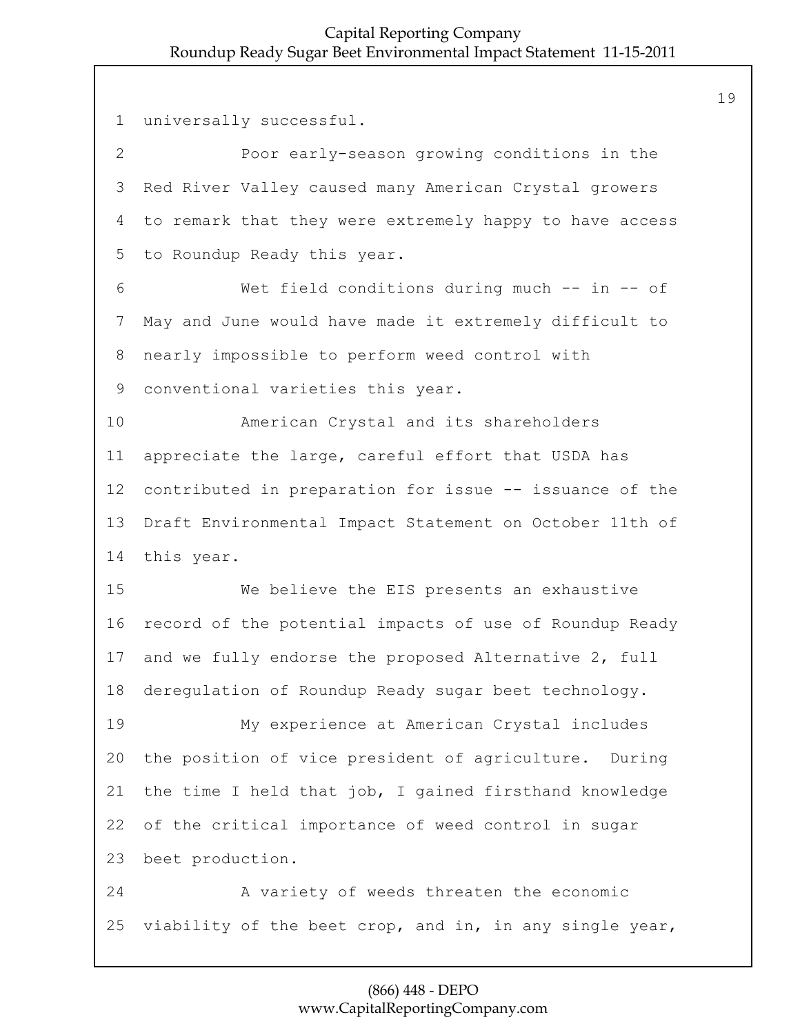universally successful.

Poor early-season growing conditions in the Red River Valley caused many American Crystal growers to remark that they were extremely happy to have access to Roundup Ready this year.

Wet field conditions during much -- in -- of May and June would have made it extremely difficult to nearly impossible to perform weed control with conventional varieties this year.

American Crystal and its shareholders appreciate the large, careful effort that USDA has contributed in preparation for issue -- issuance of the Draft Environmental Impact Statement on October 11th of this year.

We believe the EIS presents an exhaustive record of the potential impacts of use of Roundup Ready and we fully endorse the proposed Alternative 2, full deregulation of Roundup Ready sugar beet technology.

My experience at American Crystal includes the position of vice president of agriculture. During the time I held that job, I gained firsthand knowledge of the critical importance of weed control in sugar beet production.

A variety of weeds threaten the economic viability of the beet crop, and in, in any single year,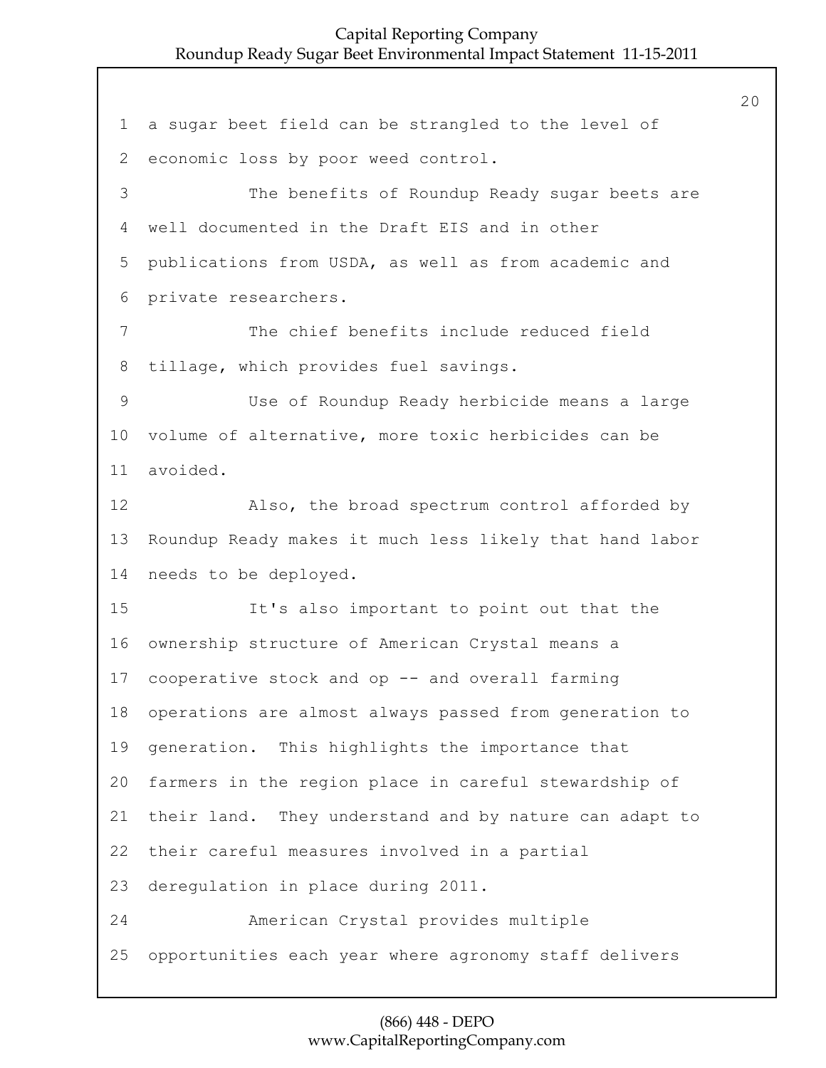a sugar beet field can be strangled to the level of economic loss by poor weed control.

The benefits of Roundup Ready sugar beets are well documented in the Draft EIS and in other publications from USDA, as well as from academic and private researchers.

The chief benefits include reduced field tillage, which provides fuel savings.

Use of Roundup Ready herbicide means a large volume of alternative, more toxic herbicides can be avoided.

Also, the broad spectrum control afforded by Roundup Ready makes it much less likely that hand labor needs to be deployed.

It's also important to point out that the ownership structure of American Crystal means a cooperative stock and op -- and overall farming operations are almost always passed from generation to generation. This highlights the importance that farmers in the region place in careful stewardship of their land. They understand and by nature can adapt to their careful measures involved in a partial deregulation in place during 2011.

American Crystal provides multiple opportunities each year where agronomy staff delivers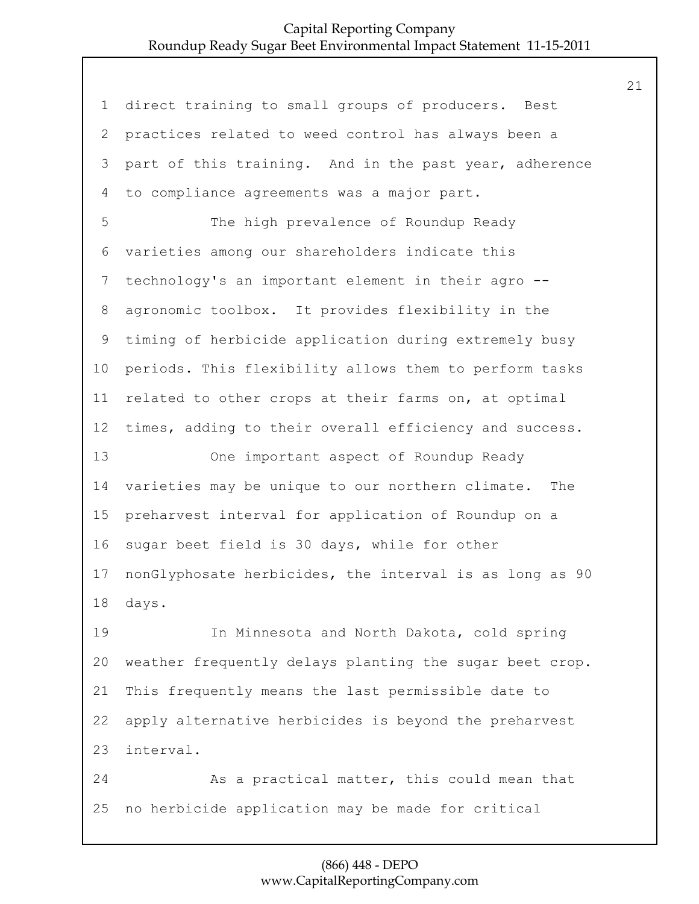direct training to small groups of producers. Best practices related to weed control has always been a part of this training. And in the past year, adherence to compliance agreements was a major part.

The high prevalence of Roundup Ready varieties among our shareholders indicate this technology's an important element in their agro -- agronomic toolbox. It provides flexibility in the timing of herbicide application during extremely busy periods. This flexibility allows them to perform tasks related to other crops at their farms on, at optimal times, adding to their overall efficiency and success.

One important aspect of Roundup Ready varieties may be unique to our northern climate. The preharvest interval for application of Roundup on a sugar beet field is 30 days, while for other nonGlyphosate herbicides, the interval is as long as 90 days.

In Minnesota and North Dakota, cold spring weather frequently delays planting the sugar beet crop. This frequently means the last permissible date to apply alternative herbicides is beyond the preharvest interval.

As a practical matter, this could mean that no herbicide application may be made for critical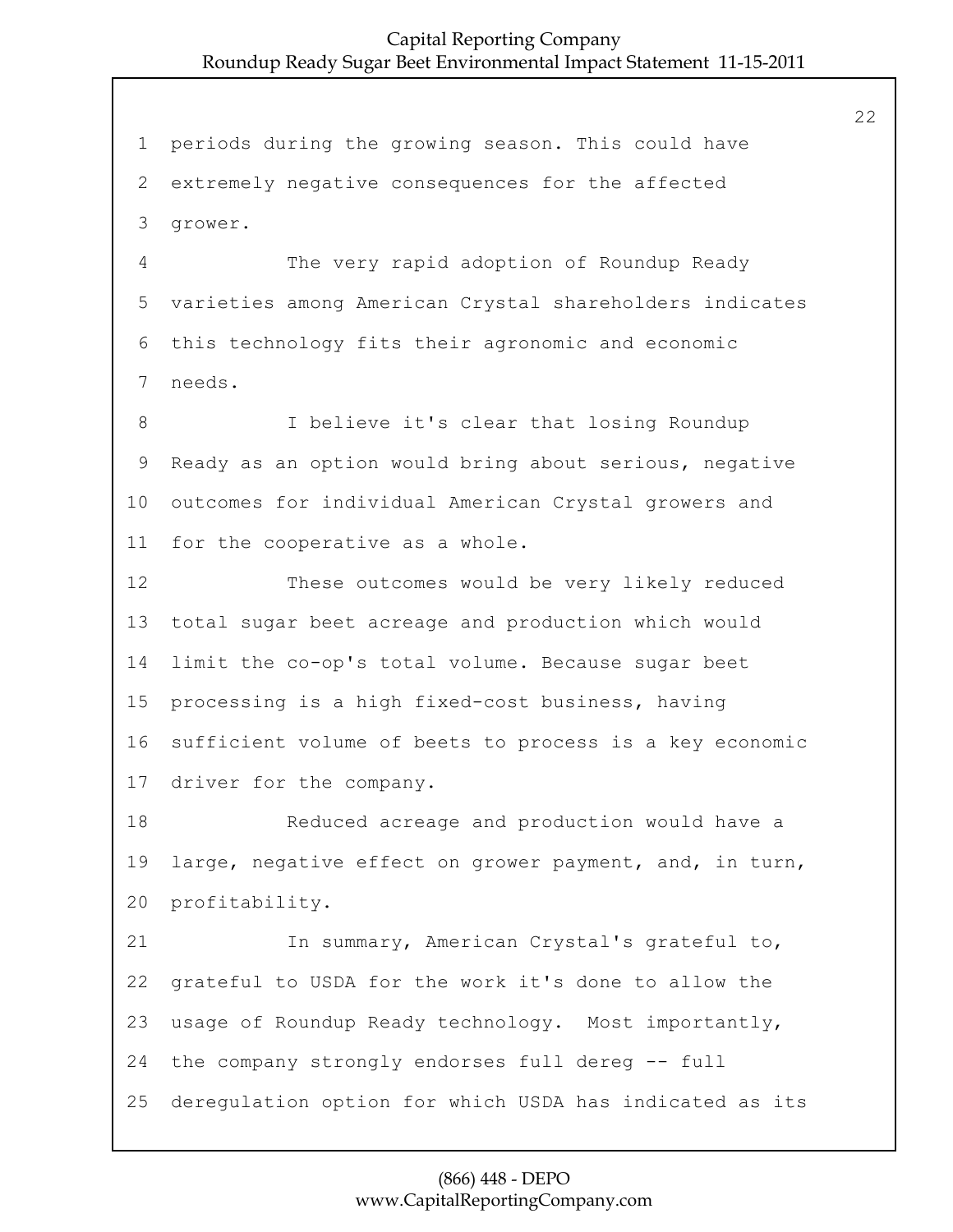periods during the growing season. This could have extremely negative consequences for the affected grower.

The very rapid adoption of Roundup Ready varieties among American Crystal shareholders indicates this technology fits their agronomic and economic needs.

I believe it's clear that losing Roundup Ready as an option would bring about serious, negative outcomes for individual American Crystal growers and for the cooperative as a whole.

These outcomes would be very likely reduced total sugar beet acreage and production which would limit the co-op's total volume. Because sugar beet processing is a high fixed-cost business, having sufficient volume of beets to process is a key economic driver for the company.

Reduced acreage and production would have a large, negative effect on grower payment, and, in turn, profitability.

In summary, American Crystal's grateful to, grateful to USDA for the work it's done to allow the usage of Roundup Ready technology. Most importantly, the company strongly endorses full dereg -- full deregulation option for which USDA has indicated as its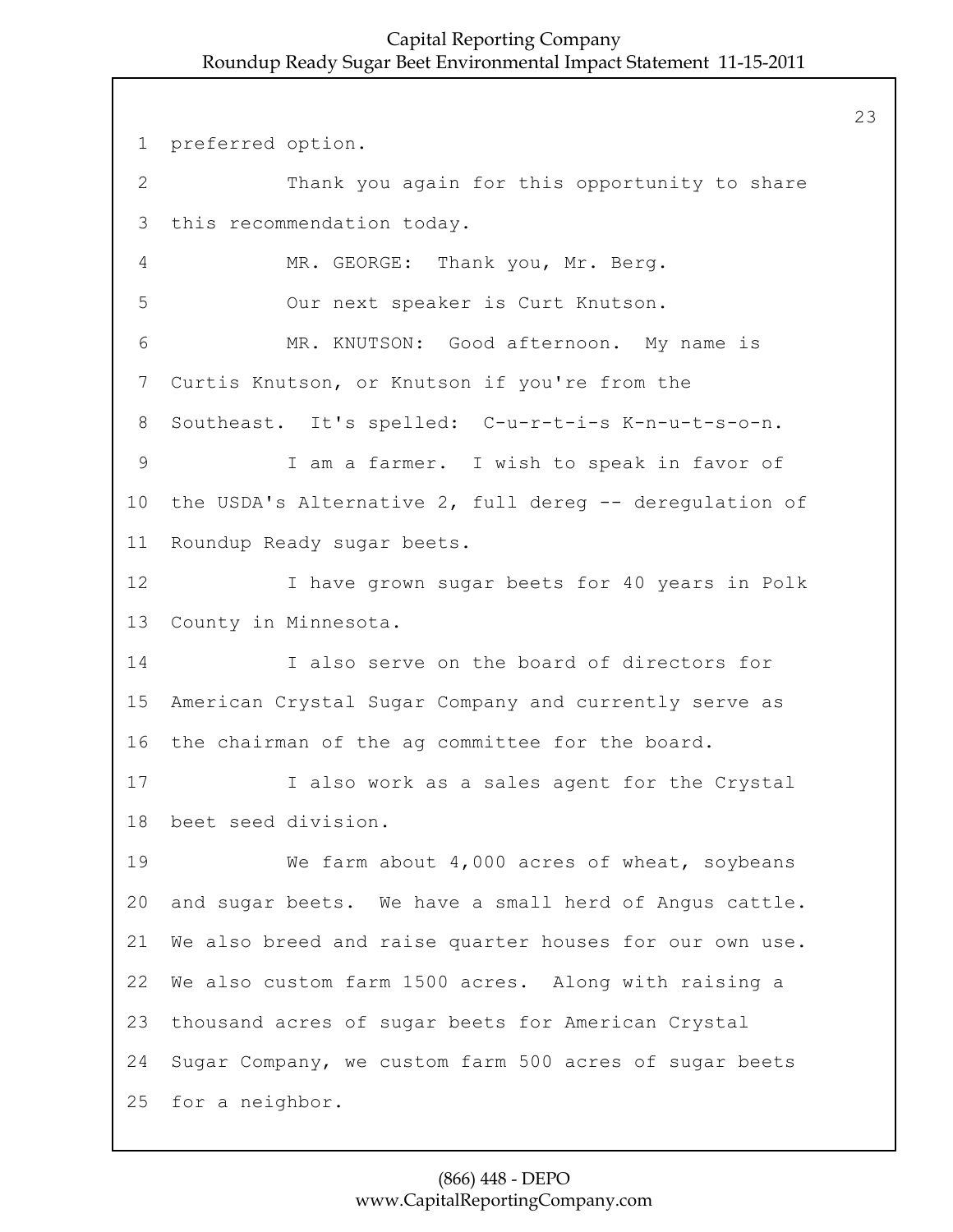preferred option.

Thank you again for this opportunity to share this recommendation today.

MR. GEORGE: Thank you, Mr. Berg.

Our next speaker is Curt Knutson.

MR. KNUTSON: Good afternoon. My name is Curtis Knutson, or Knutson if you're from the Southeast. It's spelled: C-u-r-t-i-s K-n-u-t-s-o-n.

I am a farmer. I wish to speak in favor of the USDA's Alternative 2, full dereg -- deregulation of Roundup Ready sugar beets.

I have grown sugar beets for 40 years in Polk County in Minnesota.

I also serve on the board of directors for American Crystal Sugar Company and currently serve as the chairman of the ag committee for the board.

I also work as a sales agent for the Crystal beet seed division.

We farm about 4,000 acres of wheat, soybeans and sugar beets. We have a small herd of Angus cattle. We also breed and raise quarter houses for our own use. We also custom farm 1500 acres. Along with raising a thousand acres of sugar beets for American Crystal Sugar Company, we custom farm 500 acres of sugar beets for a neighbor.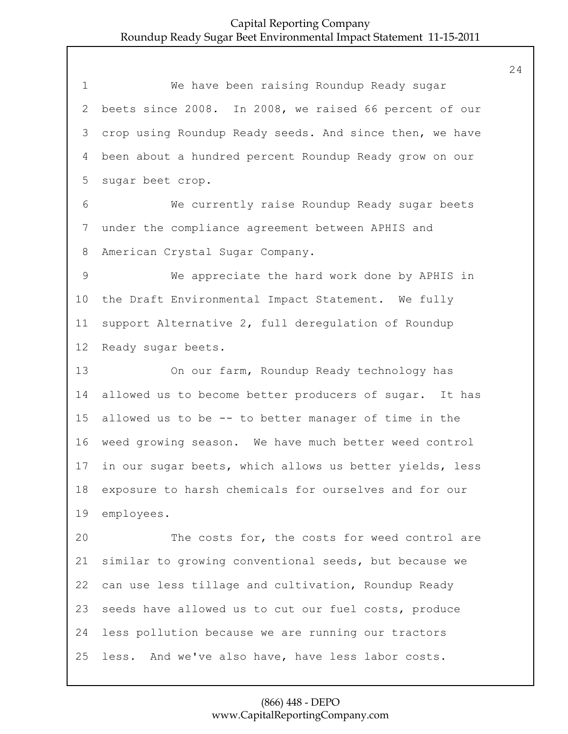We have been raising Roundup Ready sugar beets since 2008. In 2008, we raised 66 percent of our crop using Roundup Ready seeds. And since then, we have been about a hundred percent Roundup Ready grow on our sugar beet crop.

We currently raise Roundup Ready sugar beets under the compliance agreement between APHIS and American Crystal Sugar Company.

We appreciate the hard work done by APHIS in the Draft Environmental Impact Statement. We fully support Alternative 2, full deregulation of Roundup Ready sugar beets.

On our farm, Roundup Ready technology has allowed us to become better producers of sugar. It has allowed us to be -- to better manager of time in the weed growing season. We have much better weed control in our sugar beets, which allows us better yields, less exposure to harsh chemicals for ourselves and for our employees.

The costs for, the costs for weed control are similar to growing conventional seeds, but because we can use less tillage and cultivation, Roundup Ready seeds have allowed us to cut our fuel costs, produce less pollution because we are running our tractors less. And we've also have, have less labor costs.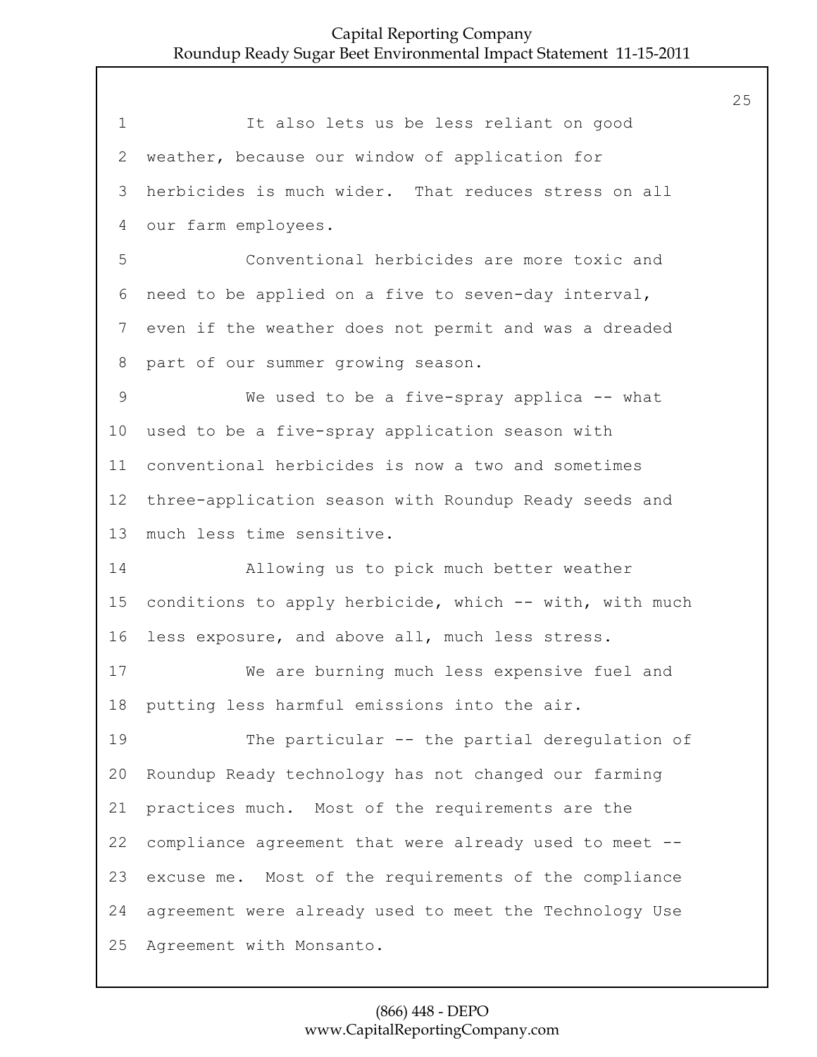It also lets us be less reliant on good weather, because our window of application for herbicides is much wider. That reduces stress on all our farm employees.

Conventional herbicides are more toxic and need to be applied on a five to seven-day interval, even if the weather does not permit and was a dreaded part of our summer growing season.

We used to be a five-spray applica -- what used to be a five-spray application season with conventional herbicides is now a two and sometimes three-application season with Roundup Ready seeds and much less time sensitive.

Allowing us to pick much better weather conditions to apply herbicide, which -- with, with much less exposure, and above all, much less stress.

We are burning much less expensive fuel and putting less harmful emissions into the air.

The particular -- the partial deregulation of Roundup Ready technology has not changed our farming practices much. Most of the requirements are the compliance agreement that were already used to meet -- excuse me. Most of the requirements of the compliance agreement were already used to meet the Technology Use Agreement with Monsanto.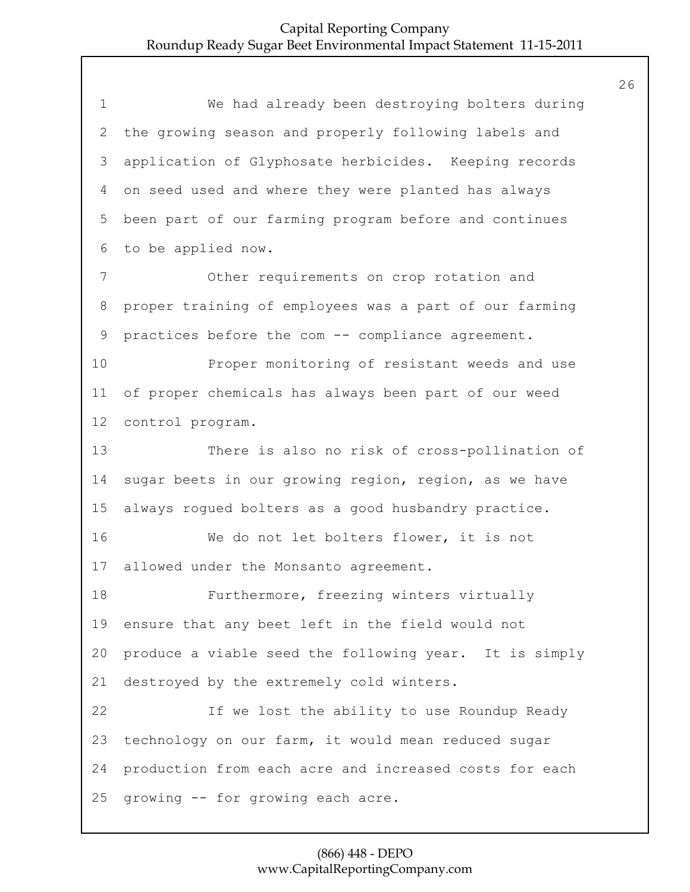We had already been destroying bolters during the growing season and properly following labels and application of Glyphosate herbicides. Keeping records on seed used and where they were planted has always been part of our farming program before and continues to be applied now.

Other requirements on crop rotation and proper training of employees was a part of our farming practices before the com -- compliance agreement.

Proper monitoring of resistant weeds and use of proper chemicals has always been part of our weed control program.

There is also no risk of cross-pollination of sugar beets in our growing region, region, as we have always rogued bolters as a good husbandry practice.

We do not let bolters flower, it is not allowed under the Monsanto agreement.

Furthermore, freezing winters virtually ensure that any beet left in the field would not produce a viable seed the following year. It is simply destroyed by the extremely cold winters.

If we lost the ability to use Roundup Ready technology on our farm, it would mean reduced sugar production from each acre and increased costs for each growing -- for growing each acre.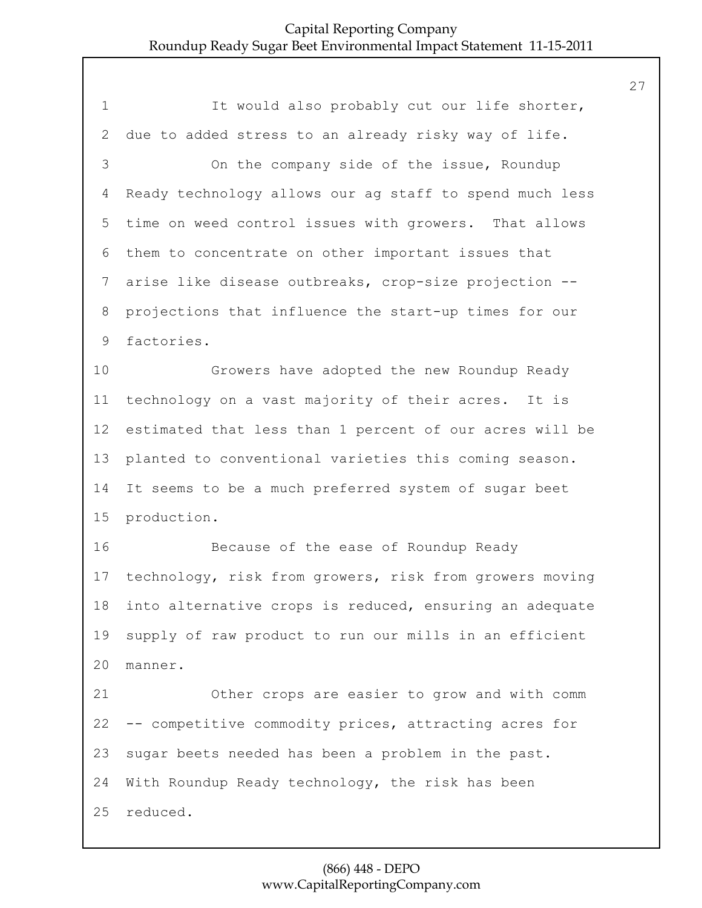It would also probably cut our life shorter, due to added stress to an already risky way of life.

On the company side of the issue, Roundup Ready technology allows our ag staff to spend much less time on weed control issues with growers. That allows them to concentrate on other important issues that arise like disease outbreaks, crop-size projection -- projections that influence the start-up times for our factories.

Growers have adopted the new Roundup Ready technology on a vast majority of their acres. It is estimated that less than 1 percent of our acres will be planted to conventional varieties this coming season. It seems to be a much preferred system of sugar beet production.

Because of the ease of Roundup Ready technology, risk from growers, risk from growers moving into alternative crops is reduced, ensuring an adequate supply of raw product to run our mills in an efficient manner.

Other crops are easier to grow and with comm -- competitive commodity prices, attracting acres for sugar beets needed has been a problem in the past. With Roundup Ready technology, the risk has been reduced.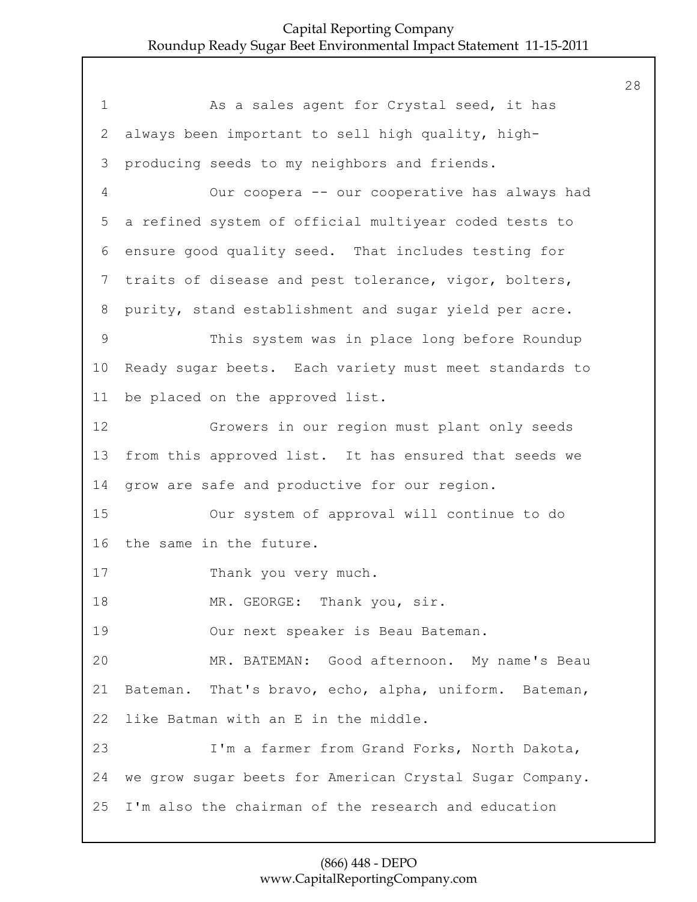As a sales agent for Crystal seed, it has always been important to sell high quality, high-producing seeds to my neighbors and friends.

Our coopera -- our cooperative has always had a refined system of official multiyear coded tests to ensure good quality seed. That includes testing for traits of disease and pest tolerance, vigor, bolters, purity, stand establishment and sugar yield per acre.

This system was in place long before Roundup Ready sugar beets. Each variety must meet standards to be placed on the approved list.

Growers in our region must plant only seeds from this approved list. It has ensured that seeds we grow are safe and productive for our region.

Our system of approval will continue to do the same in the future.

Thank you very much.

MR. GEORGE: Thank you, sir.

Our next speaker is Beau Bateman.

MR. BATEMAN: Good afternoon. My name's Beau Bateman. That's bravo, echo, alpha, uniform. Bateman, like Batman with an E in the middle.

I'm a farmer from Grand Forks, North Dakota, we grow sugar beets for American Crystal Sugar Company. I'm also the chairman of the research and education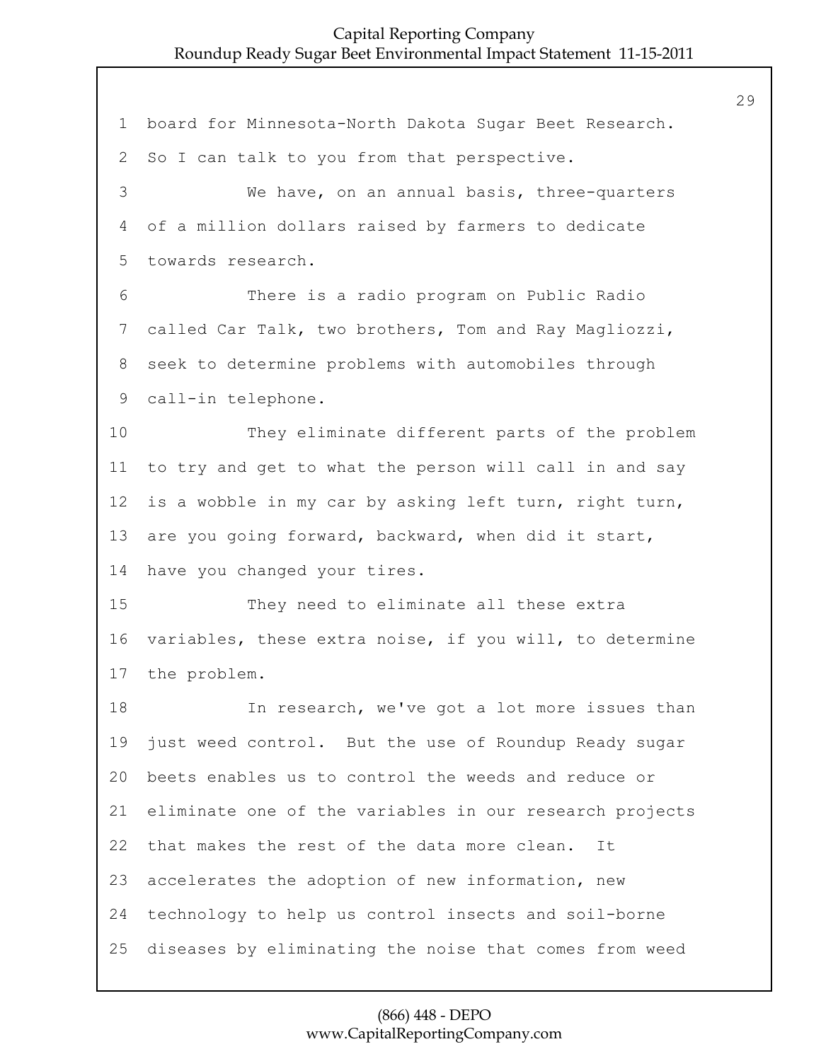board for Minnesota-North Dakota Sugar Beet Research. So I can talk to you from that perspective.

We have, on an annual basis, three-quarters of a million dollars raised by farmers to dedicate towards research.

There is a radio program on Public Radio called Car Talk, two brothers, Tom and Ray Magliozzi, seek to determine problems with automobiles through call-in telephone.

They eliminate different parts of the problem to try and get to what the person will call in and say is a wobble in my car by asking left turn, right turn, are you going forward, backward, when did it start, have you changed your tires.

They need to eliminate all these extra variables, these extra noise, if you will, to determine the problem.

In research, we've got a lot more issues than just weed control. But the use of Roundup Ready sugar beets enables us to control the weeds and reduce or eliminate one of the variables in our research projects that makes the rest of the data more clean. It accelerates the adoption of new information, new technology to help us control insects and soil-borne diseases by eliminating the noise that comes from weed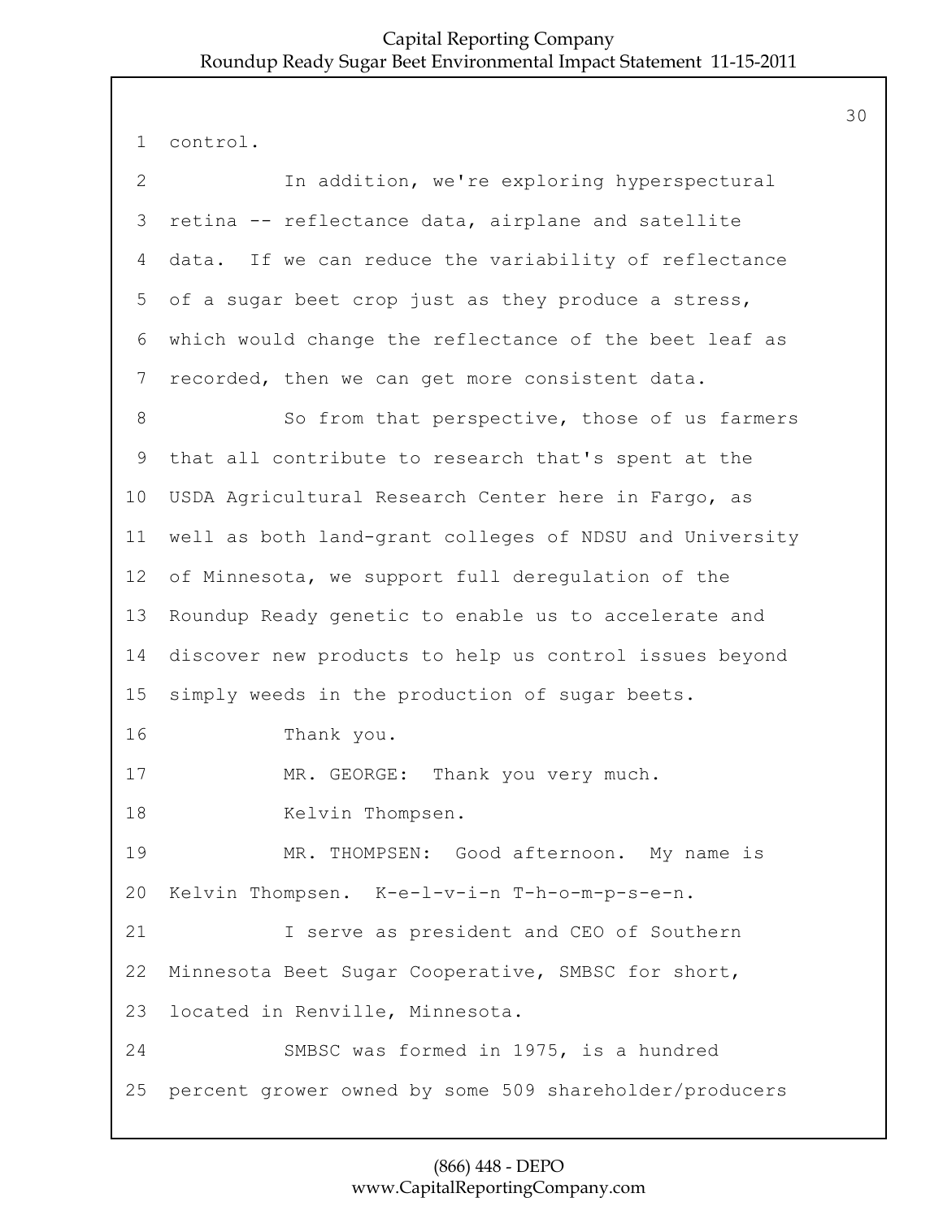control.

In addition, we're exploring hyperspectural retina -- reflectance data, airplane and satellite data. If we can reduce the variability of reflectance of a sugar beet crop just as they produce a stress, which would change the reflectance of the beet leaf as recorded, then we can get more consistent data.

So from that perspective, those of us farmers that all contribute to research that's spent at the USDA Agricultural Research Center here in Fargo, as well as both land-grant colleges of NDSU and University of Minnesota, we support full deregulation of the Roundup Ready genetic to enable us to accelerate and discover new products to help us control issues beyond simply weeds in the production of sugar beets.

Thank you.

MR. GEORGE: Thank you very much.

Kelvin Thompsen.

MR. THOMPSEN: Good afternoon. My name is Kelvin Thompsen. K-e-l-v-i-n T-h-o-m-p-s-e-n.

I serve as president and CEO of Southern Minnesota Beet Sugar Cooperative, SMBSC for short, located in Renville, Minnesota.

SMBSC was formed in 1975, is a hundred percent grower owned by some 509 shareholder/producers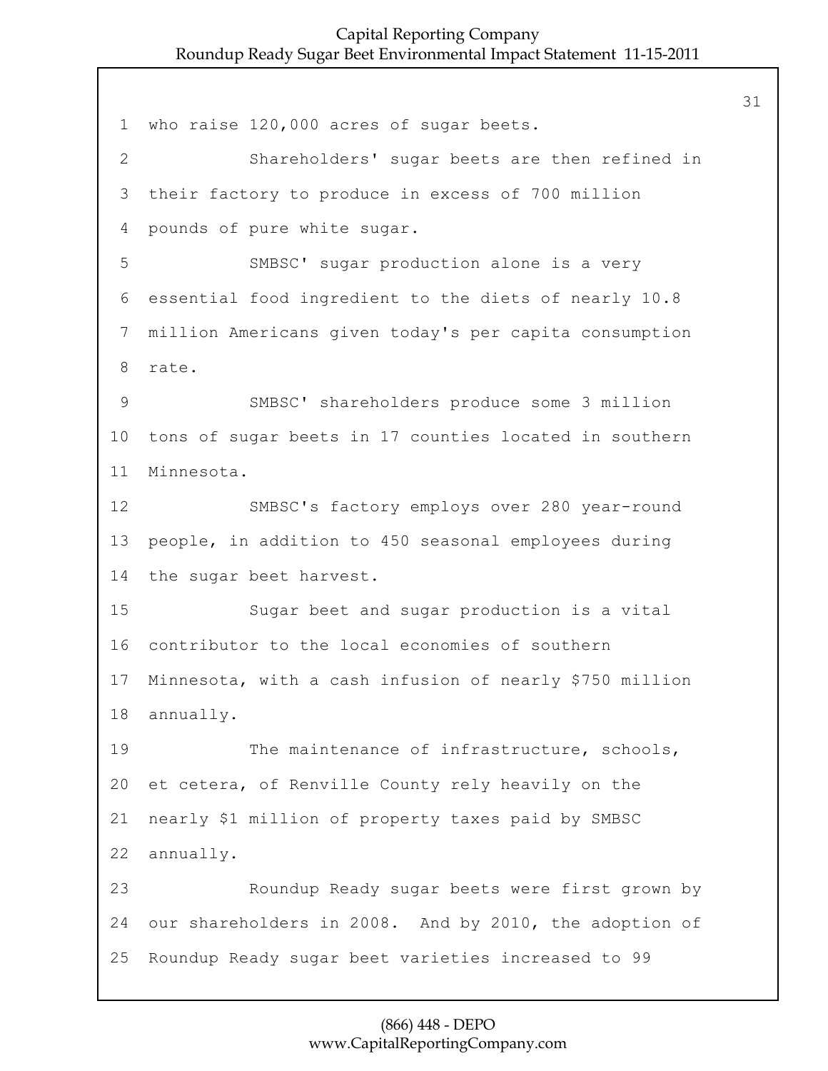who raise 120,000 acres of sugar beets.

Shareholders' sugar beets are then refined in their factory to produce in excess of 700 million pounds of pure white sugar.

SMBSC' sugar production alone is a very essential food ingredient to the diets of nearly 10.8 million Americans given today's per capita consumption rate.

SMBSC' shareholders produce some 3 million tons of sugar beets in 17 counties located in southern Minnesota.

SMBSC's factory employs over 280 year-round people, in addition to 450 seasonal employees during the sugar beet harvest.

Sugar beet and sugar production is a vital contributor to the local economies of southern Minnesota, with a cash infusion of nearly $750 million annually.

The maintenance of infrastructure, schools, et cetera, of Renville County rely heavily on the nearly $1 million of property taxes paid by SMBSC annually.

Roundup Ready sugar beets were first grown by our shareholders in 2008. And by 2010, the adoption of Roundup Ready sugar beet varieties increased to 99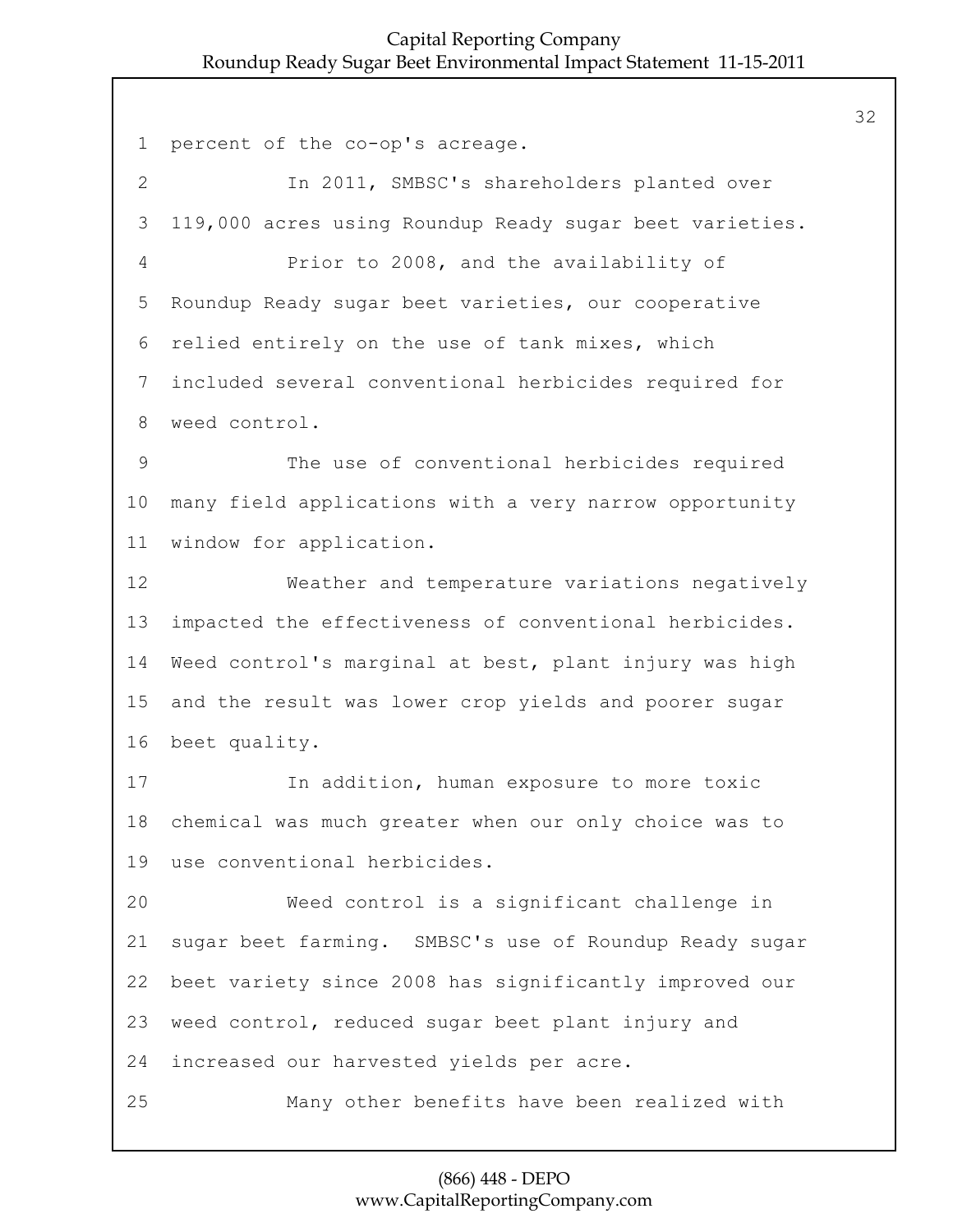percent of the co-op's acreage.

In 2011, SMBSC's shareholders planted over 119,000 acres using Roundup Ready sugar beet varieties.

Prior to 2008, and the availability of Roundup Ready sugar beet varieties, our cooperative relied entirely on the use of tank mixes, which included several conventional herbicides required for weed control.

The use of conventional herbicides required many field applications with a very narrow opportunity window for application.

Weather and temperature variations negatively impacted the effectiveness of conventional herbicides. Weed control's marginal at best, plant injury was high and the result was lower crop yields and poorer sugar beet quality.

In addition, human exposure to more toxic chemical was much greater when our only choice was to use conventional herbicides.

Weed control is a significant challenge in sugar beet farming. SMBSC's use of Roundup Ready sugar beet variety since 2008 has significantly improved our weed control, reduced sugar beet plant injury and increased our harvested yields per acre.

Many other benefits have been realized with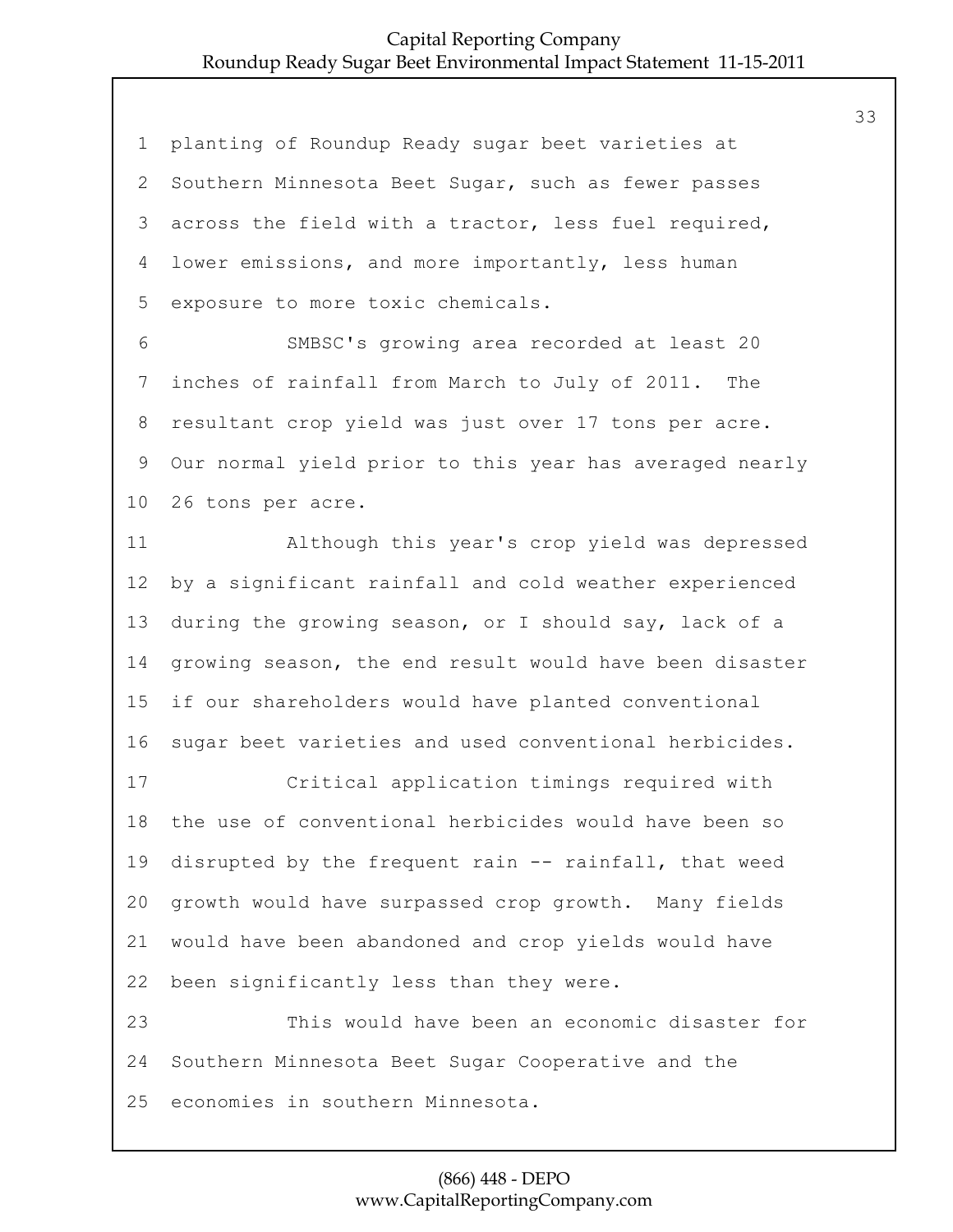planting of Roundup Ready sugar beet varieties at Southern Minnesota Beet Sugar, such as fewer passes across the field with a tractor, less fuel required, lower emissions, and more importantly, less human exposure to more toxic chemicals.

SMBSC's growing area recorded at least 20 inches of rainfall from March to July of 2011. The resultant crop yield was just over 17 tons per acre. Our normal yield prior to this year has averaged nearly 26 tons per acre.

Although this year's crop yield was depressed by a significant rainfall and cold weather experienced during the growing season, or I should say, lack of a growing season, the end result would have been disaster if our shareholders would have planted conventional sugar beet varieties and used conventional herbicides.

Critical application timings required with the use of conventional herbicides would have been so disrupted by the frequent rain -- rainfall, that weed growth would have surpassed crop growth. Many fields would have been abandoned and crop yields would have been significantly less than they were.

This would have been an economic disaster for Southern Minnesota Beet Sugar Cooperative and the economies in southern Minnesota.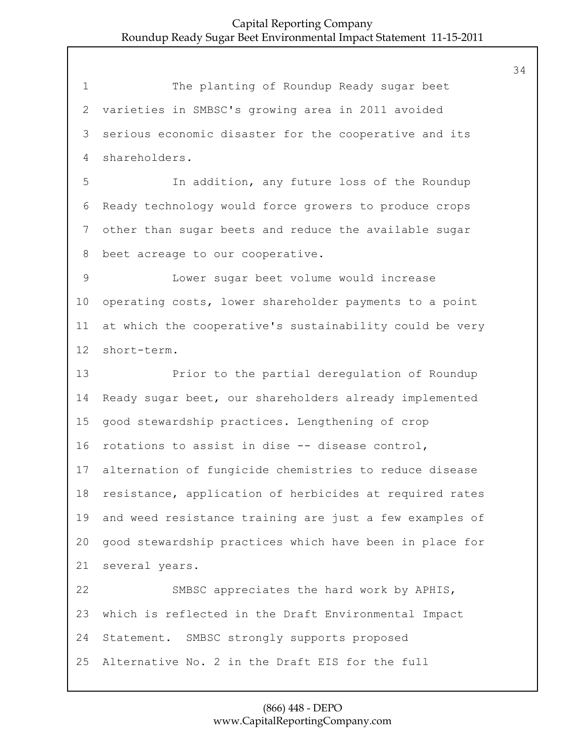The planting of Roundup Ready sugar beet varieties in SMBSC's growing area in 2011 avoided serious economic disaster for the cooperative and its shareholders.

In addition, any future loss of the Roundup Ready technology would force growers to produce crops other than sugar beets and reduce the available sugar beet acreage to our cooperative.

Lower sugar beet volume would increase operating costs, lower shareholder payments to a point at which the cooperative's sustainability could be very short-term.

Prior to the partial deregulation of Roundup Ready sugar beet, our shareholders already implemented good stewardship practices. Lengthening of crop rotations to assist in dise -- disease control, alternation of fungicide chemistries to reduce disease resistance, application of herbicides at required rates and weed resistance training are just a few examples of good stewardship practices which have been in place for several years.

SMBSC appreciates the hard work by APHIS, which is reflected in the Draft Environmental Impact Statement. SMBSC strongly supports proposed Alternative No. 2 in the Draft EIS for the full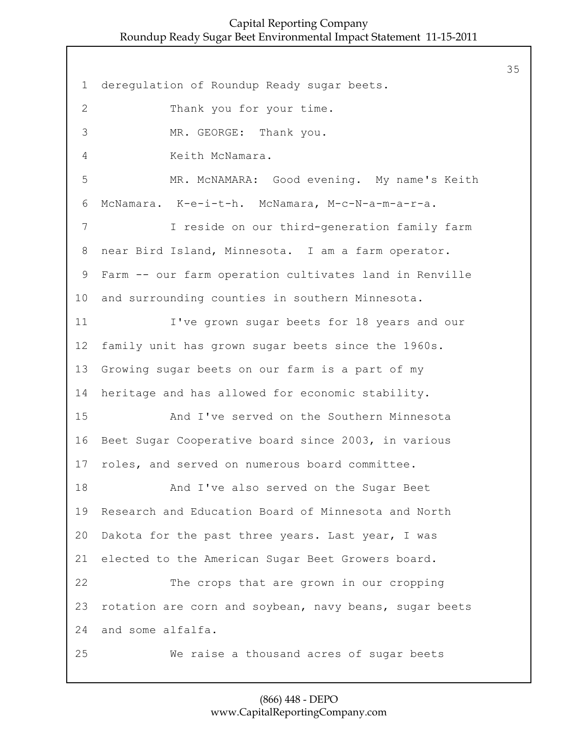1 deregulation of Roundup Ready sugar beets.

2 Thank you for your time.

3 MR. GEORGE: Thank you.

4 Keith McNamara.

5 MR. McNAMARA: Good evening. My name's Keith

6 McNamara. K-e-i-t-h. McNamara, M-c-N-a-m-a-r-a.

7 I reside on our third-generation family farm

8 near Bird Island, Minnesota. I am a farm operator.

9 Farm -- our farm operation cultivates land in Renville

10 and surrounding counties in southern Minnesota.

11 I've grown sugar beets for 18 years and our

12 family unit has grown sugar beets since the 1960s.

13 Growing sugar beets on our farm is a part of my

14 heritage and has allowed for economic stability.

15 And I've served on the Southern Minnesota

16 Beet Sugar Cooperative board since 2003, in various

17 roles, and served on numerous board committee.

18 And I've also served on the Sugar Beet

19 Research and Education Board of Minnesota and North

20 Dakota for the past three years. Last year, I was

21 elected to the American Sugar Beet Growers board.

22 The crops that are grown in our cropping

23 rotation are corn and soybean, navy beans, sugar beets

24 and some alfalfa.

25 We raise a thousand acres of sugar beets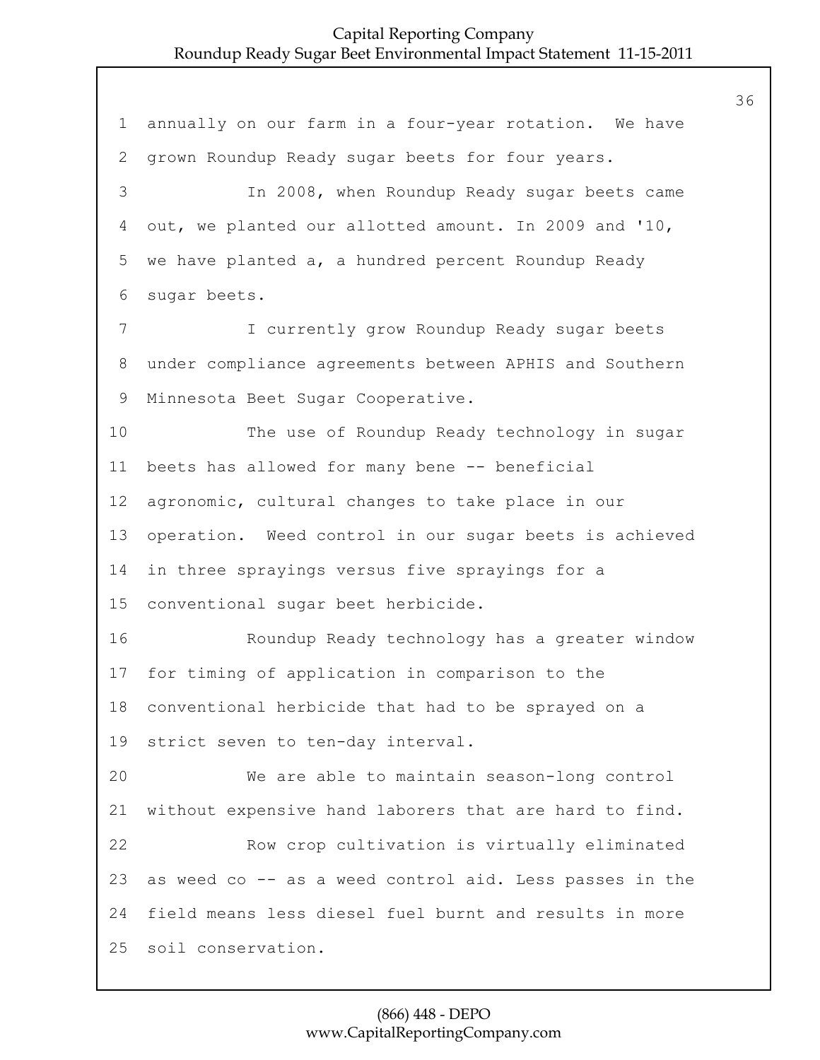annually on our farm in a four-year rotation. We have grown Roundup Ready sugar beets for four years.

In 2008, when Roundup Ready sugar beets came out, we planted our allotted amount. In 2009 and '10, we have planted a, a hundred percent Roundup Ready sugar beets.

I currently grow Roundup Ready sugar beets under compliance agreements between APHIS and Southern Minnesota Beet Sugar Cooperative.

The use of Roundup Ready technology in sugar beets has allowed for many bene -- beneficial agronomic, cultural changes to take place in our operation. Weed control in our sugar beets is achieved in three sprayings versus five sprayings for a conventional sugar beet herbicide.

Roundup Ready technology has a greater window for timing of application in comparison to the conventional herbicide that had to be sprayed on a strict seven to ten-day interval.

We are able to maintain season-long control without expensive hand laborers that are hard to find.

Row crop cultivation is virtually eliminated as weed co -- as a weed control aid. Less passes in the field means less diesel fuel burnt and results in more soil conservation.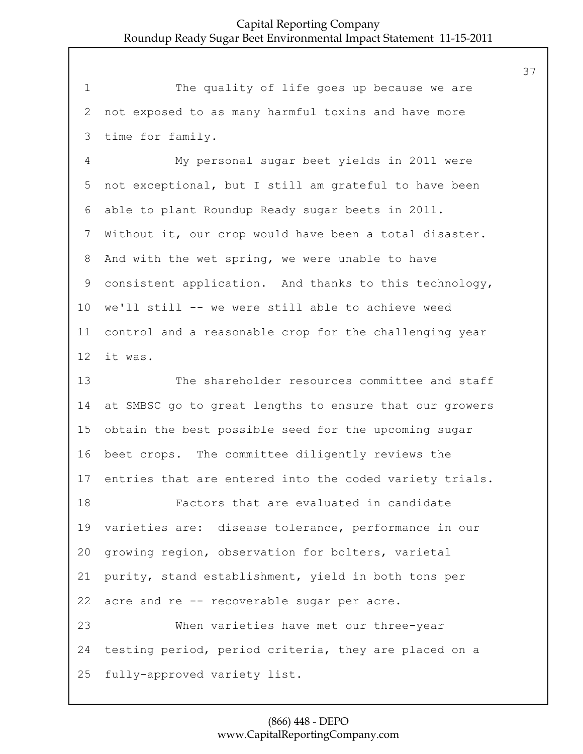The quality of life goes up because we are not exposed to as many harmful toxins and have more time for family.

My personal sugar beet yields in 2011 were not exceptional, but I still am grateful to have been able to plant Roundup Ready sugar beets in 2011. Without it, our crop would have been a total disaster. And with the wet spring, we were unable to have consistent application. And thanks to this technology, we'll still -- we were still able to achieve weed control and a reasonable crop for the challenging year it was.

The shareholder resources committee and staff at SMBSC go to great lengths to ensure that our growers obtain the best possible seed for the upcoming sugar beet crops. The committee diligently reviews the entries that are entered into the coded variety trials.

Factors that are evaluated in candidate varieties are: disease tolerance, performance in our growing region, observation for bolters, varietal purity, stand establishment, yield in both tons per acre and re -- recoverable sugar per acre.

When varieties have met our three-year testing period, period criteria, they are placed on a fully-approved variety list.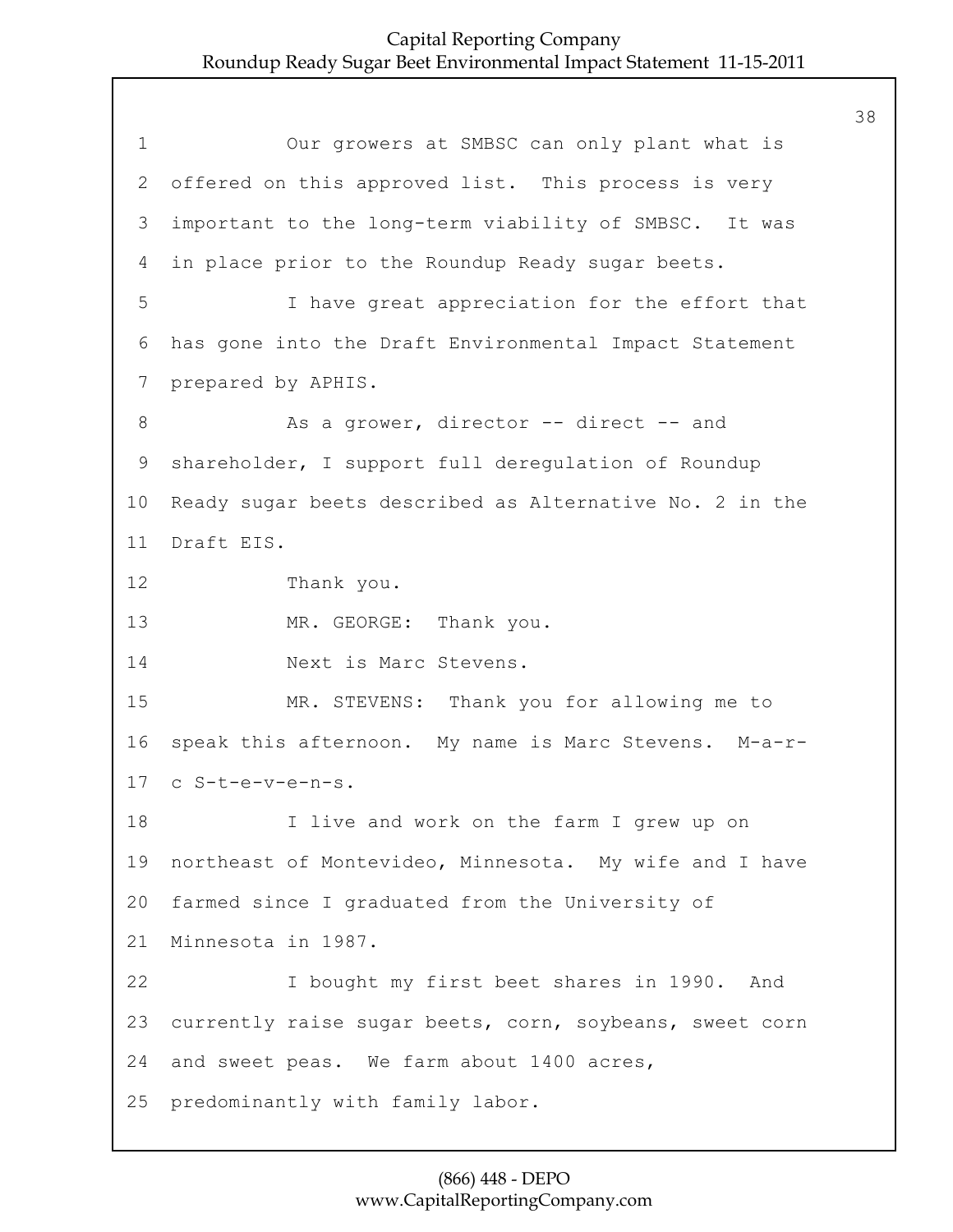Our growers at SMBSC can only plant what is offered on this approved list. This process is very important to the long-term viability of SMBSC. It was in place prior to the Roundup Ready sugar beets.

I have great appreciation for the effort that has gone into the Draft Environmental Impact Statement prepared by APHIS.

As a grower, director -- direct -- and shareholder, I support full deregulation of Roundup Ready sugar beets described as Alternative No. 2 in the Draft EIS.

Thank you.

MR. GEORGE: Thank you.

Next is Marc Stevens.

MR. STEVENS: Thank you for allowing me to speak this afternoon. My name is Marc Stevens. M-a-r-c S-t-e-v-e-n-s.

I live and work on the farm I grew up on northeast of Montevideo, Minnesota. My wife and I have farmed since I graduated from the University of Minnesota in 1987.

I bought my first beet shares in 1990. And currently raise sugar beets, corn, soybeans, sweet corn and sweet peas. We farm about 1400 acres, predominantly with family labor.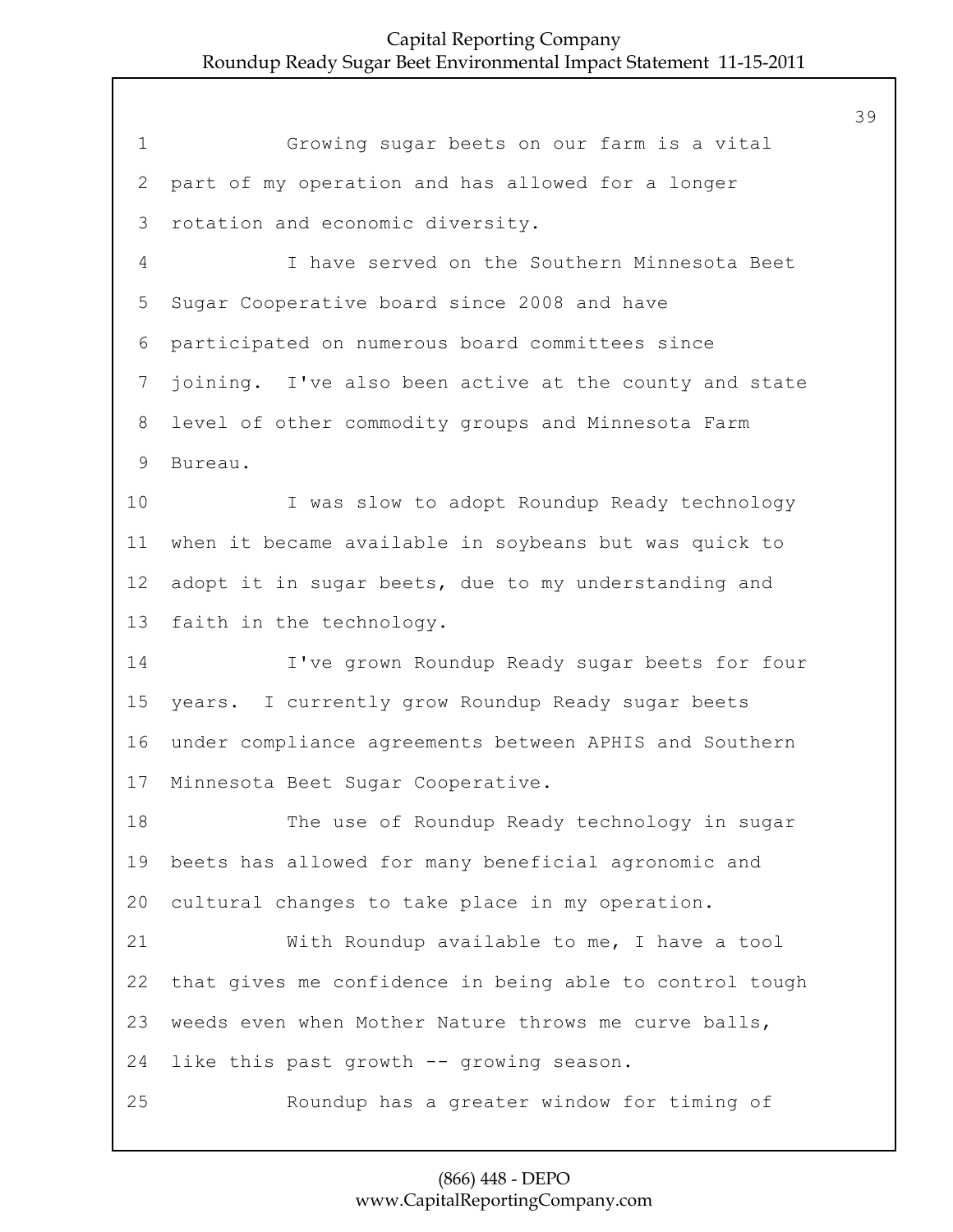Growing sugar beets on our farm is a vital part of my operation and has allowed for a longer rotation and economic diversity.

I have served on the Southern Minnesota Beet Sugar Cooperative board since 2008 and have participated on numerous board committees since joining. I've also been active at the county and state level of other commodity groups and Minnesota Farm Bureau.

I was slow to adopt Roundup Ready technology when it became available in soybeans but was quick to adopt it in sugar beets, due to my understanding and faith in the technology.

I've grown Roundup Ready sugar beets for four years. I currently grow Roundup Ready sugar beets under compliance agreements between APHIS and Southern Minnesota Beet Sugar Cooperative.

The use of Roundup Ready technology in sugar beets has allowed for many beneficial agronomic and cultural changes to take place in my operation.

With Roundup available to me, I have a tool that gives me confidence in being able to control tough weeds even when Mother Nature throws me curve balls, like this past growth -- growing season.

Roundup has a greater window for timing of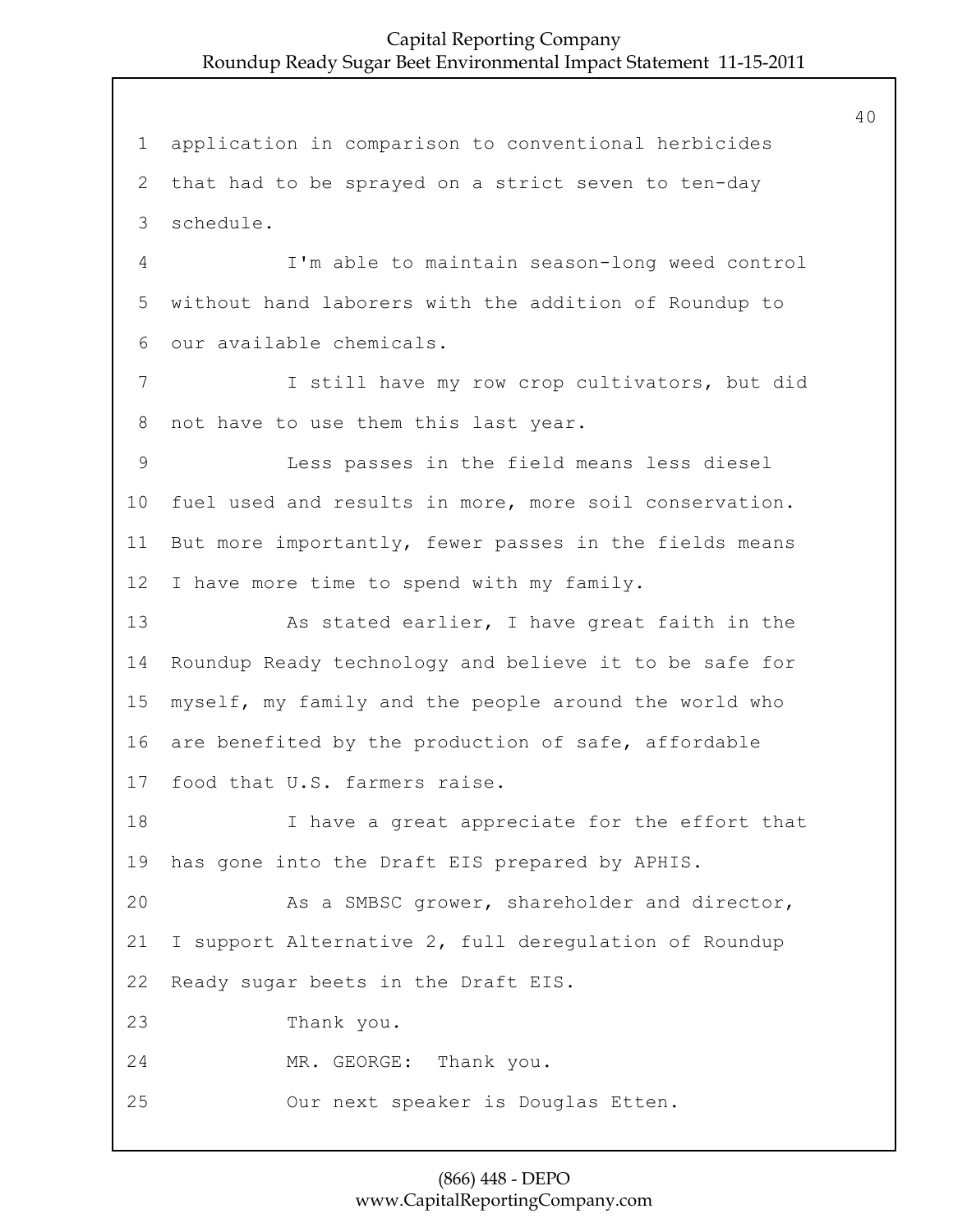application in comparison to conventional herbicides that had to be sprayed on a strict seven to ten-day schedule.

I'm able to maintain season-long weed control without hand laborers with the addition of Roundup to our available chemicals.

I still have my row crop cultivators, but did not have to use them this last year.

Less passes in the field means less diesel fuel used and results in more, more soil conservation. But more importantly, fewer passes in the fields means I have more time to spend with my family.

As stated earlier, I have great faith in the Roundup Ready technology and believe it to be safe for myself, my family and the people around the world who are benefited by the production of safe, affordable food that U.S. farmers raise.

I have a great appreciate for the effort that has gone into the Draft EIS prepared by APHIS.

As a SMBSC grower, shareholder and director, I support Alternative 2, full deregulation of Roundup Ready sugar beets in the Draft EIS.

Thank you.

MR. GEORGE: Thank you.

Our next speaker is Douglas Etten.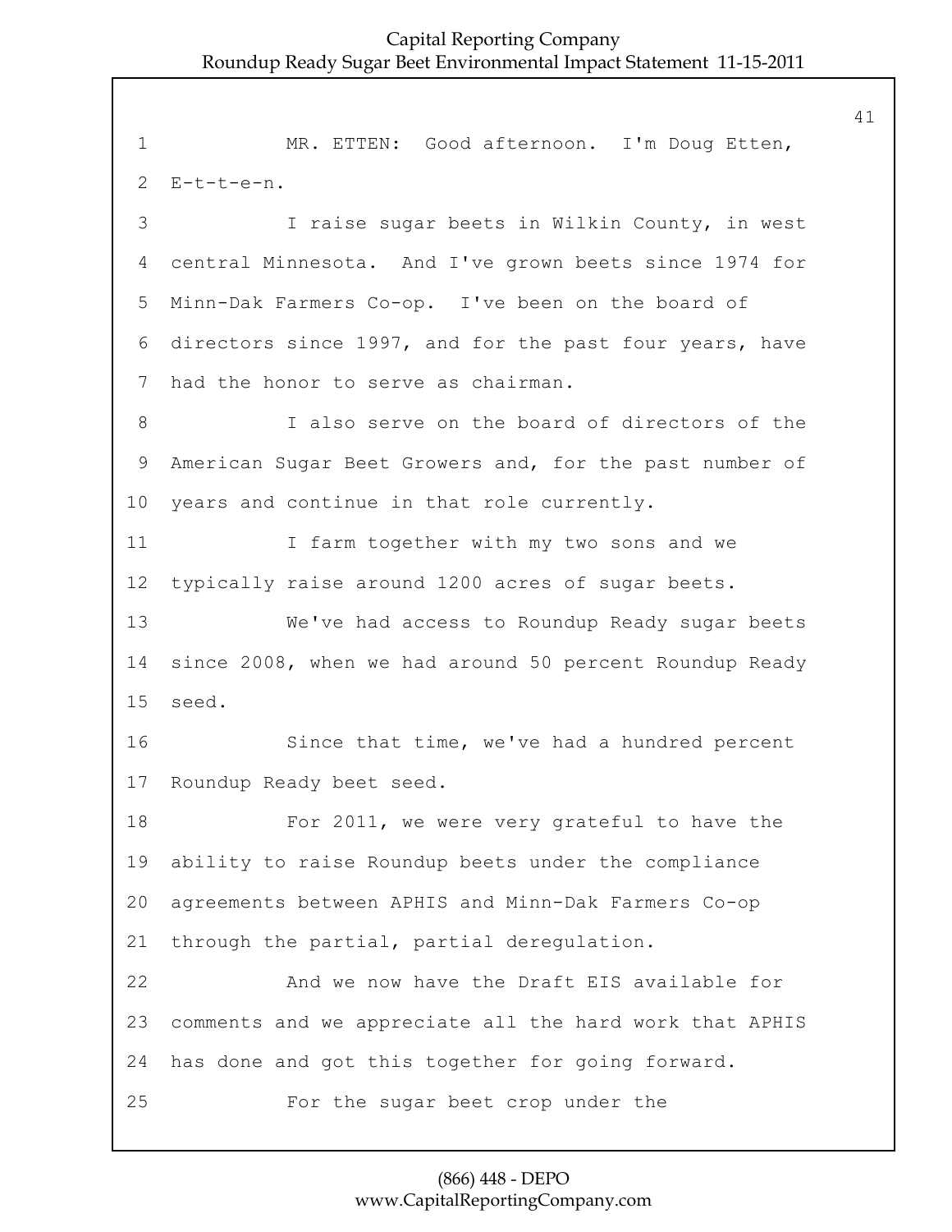MR. ETTEN: Good afternoon. I'm Doug Etten, E-t-t-e-n.

I raise sugar beets in Wilkin County, in west central Minnesota. And I've grown beets since 1974 for Minn-Dak Farmers Co-op. I've been on the board of directors since 1997, and for the past four years, have had the honor to serve as chairman.

I also serve on the board of directors of the American Sugar Beet Growers and, for the past number of years and continue in that role currently.

I farm together with my two sons and we typically raise around 1200 acres of sugar beets.

We've had access to Roundup Ready sugar beets since 2008, when we had around 50 percent Roundup Ready seed.

Since that time, we've had a hundred percent Roundup Ready beet seed.

For 2011, we were very grateful to have the ability to raise Roundup beets under the compliance agreements between APHIS and Minn-Dak Farmers Co-op through the partial, partial deregulation.

And we now have the Draft EIS available for comments and we appreciate all the hard work that APHIS has done and got this together for going forward.

For the sugar beet crop under the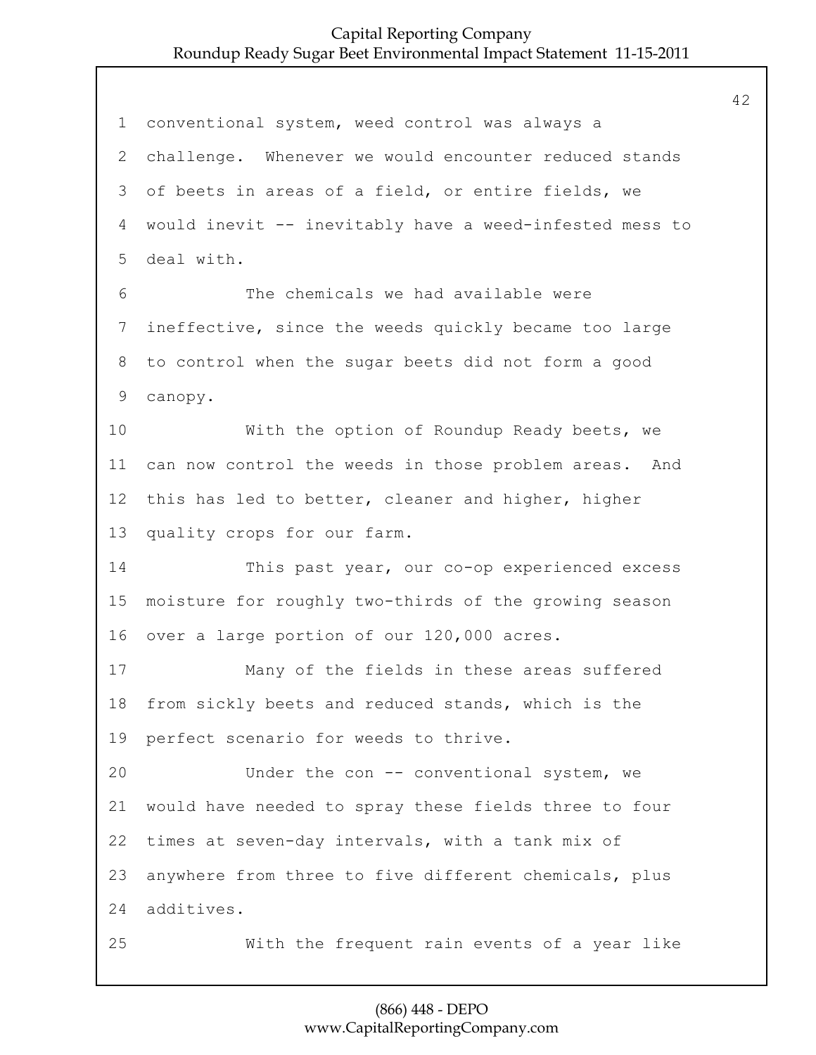conventional system, weed control was always a challenge. Whenever we would encounter reduced stands of beets in areas of a field, or entire fields, we would inevit -- inevitably have a weed-infested mess to deal with.

The chemicals we had available were ineffective, since the weeds quickly became too large to control when the sugar beets did not form a good canopy.

With the option of Roundup Ready beets, we can now control the weeds in those problem areas. And this has led to better, cleaner and higher, higher quality crops for our farm.

This past year, our co-op experienced excess moisture for roughly two-thirds of the growing season over a large portion of our 120,000 acres.

Many of the fields in these areas suffered from sickly beets and reduced stands, which is the perfect scenario for weeds to thrive.

Under the con -- conventional system, we would have needed to spray these fields three to four times at seven-day intervals, with a tank mix of anywhere from three to five different chemicals, plus additives.

With the frequent rain events of a year like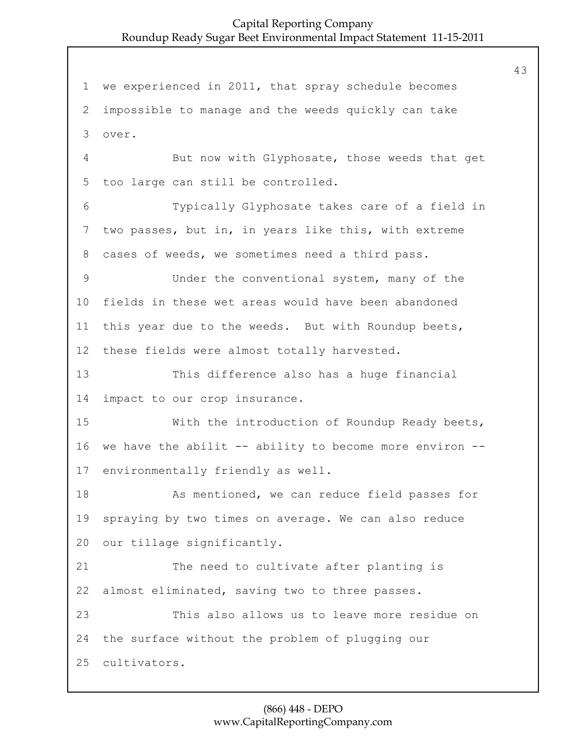we experienced in 2011, that spray schedule becomes impossible to manage and the weeds quickly can take over.

But now with Glyphosate, those weeds that get too large can still be controlled.

Typically Glyphosate takes care of a field in two passes, but in, in years like this, with extreme cases of weeds, we sometimes need a third pass.

Under the conventional system, many of the fields in these wet areas would have been abandoned this year due to the weeds. But with Roundup beets, these fields were almost totally harvested.

This difference also has a huge financial impact to our crop insurance.

With the introduction of Roundup Ready beets, we have the abilit -- ability to become more environ -- environmentally friendly as well.

As mentioned, we can reduce field passes for spraying by two times on average. We can also reduce our tillage significantly.

The need to cultivate after planting is almost eliminated, saving two to three passes.

This also allows us to leave more residue on the surface without the problem of plugging our cultivators.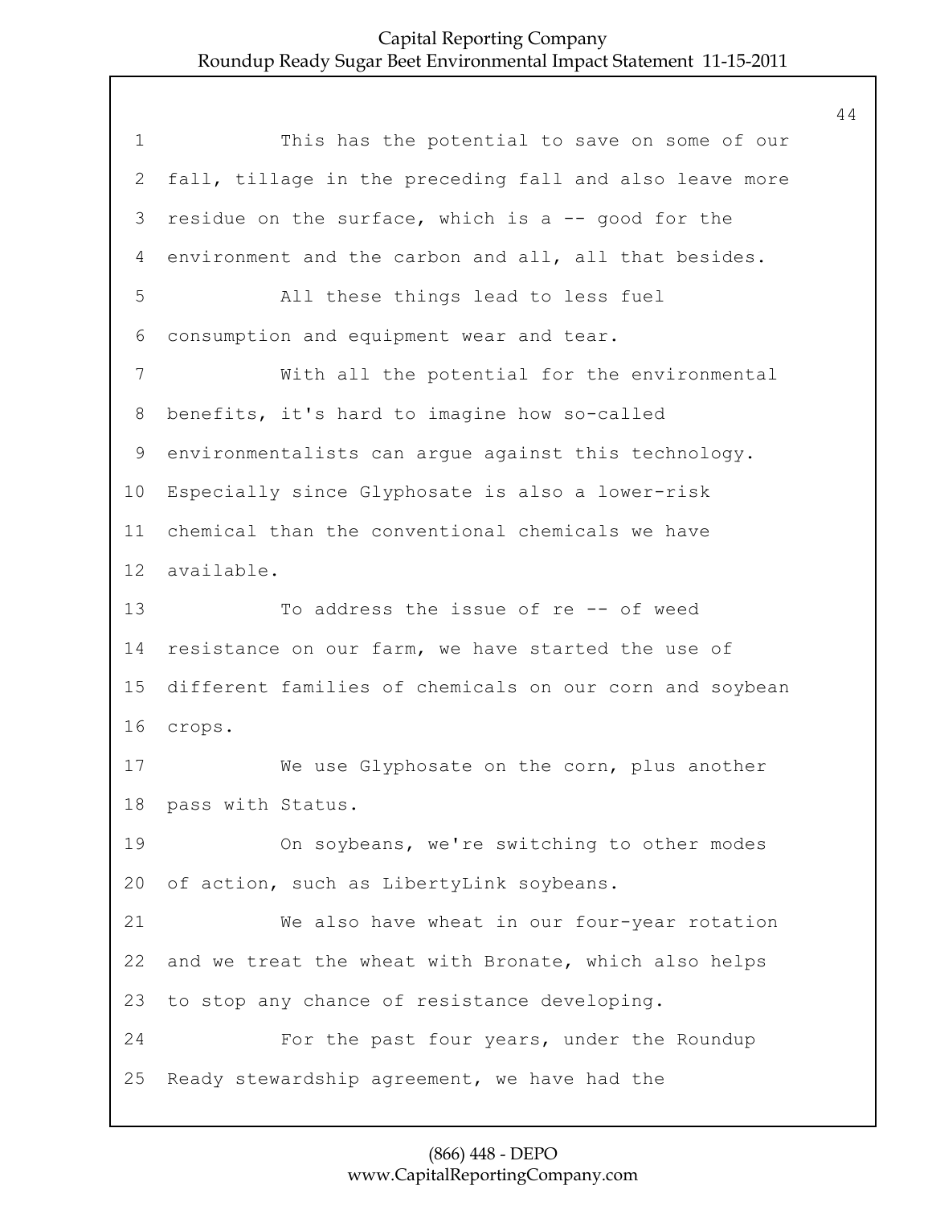This has the potential to save on some of our fall, tillage in the preceding fall and also leave more residue on the surface, which is a -- good for the environment and the carbon and all, all that besides.

All these things lead to less fuel consumption and equipment wear and tear.

With all the potential for the environmental benefits, it's hard to imagine how so-called environmentalists can argue against this technology. Especially since Glyphosate is also a lower-risk chemical than the conventional chemicals we have available.

To address the issue of re -- of weed resistance on our farm, we have started the use of different families of chemicals on our corn and soybean crops.

We use Glyphosate on the corn, plus another pass with Status.

On soybeans, we're switching to other modes of action, such as LibertyLink soybeans.

We also have wheat in our four-year rotation and we treat the wheat with Bronate, which also helps to stop any chance of resistance developing.

For the past four years, under the Roundup Ready stewardship agreement, we have had the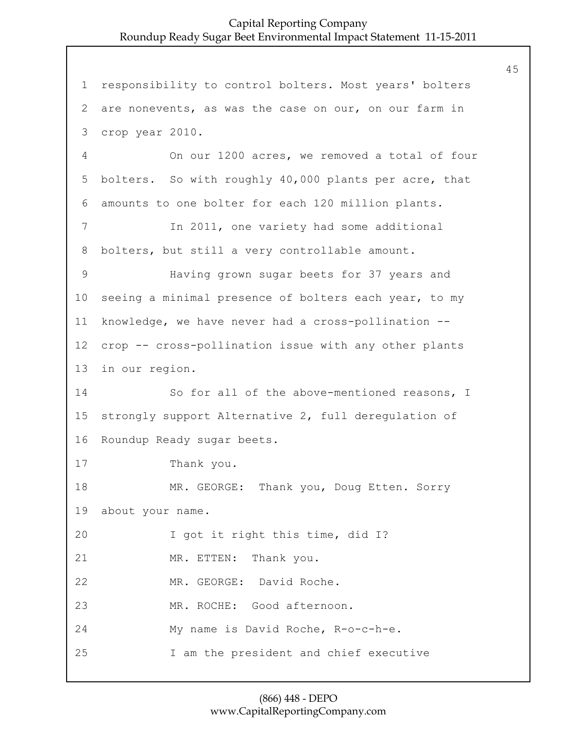responsibility to control bolters. Most years' bolters are nonevents, as was the case on our, on our farm in crop year 2010.

On our 1200 acres, we removed a total of four bolters. So with roughly 40,000 plants per acre, that amounts to one bolter for each 120 million plants.

In 2011, one variety had some additional bolters, but still a very controllable amount.

Having grown sugar beets for 37 years and seeing a minimal presence of bolters each year, to my knowledge, we have never had a cross-pollination -- crop -- cross-pollination issue with any other plants in our region.

So for all of the above-mentioned reasons, I strongly support Alternative 2, full deregulation of Roundup Ready sugar beets.

Thank you.

MR. GEORGE: Thank you, Doug Etten. Sorry about your name.

I got it right this time, did I?

MR. ETTEN: Thank you.

MR. GEORGE: David Roche.

MR. ROCHE: Good afternoon.

My name is David Roche, R-o-c-h-e.

I am the president and chief executive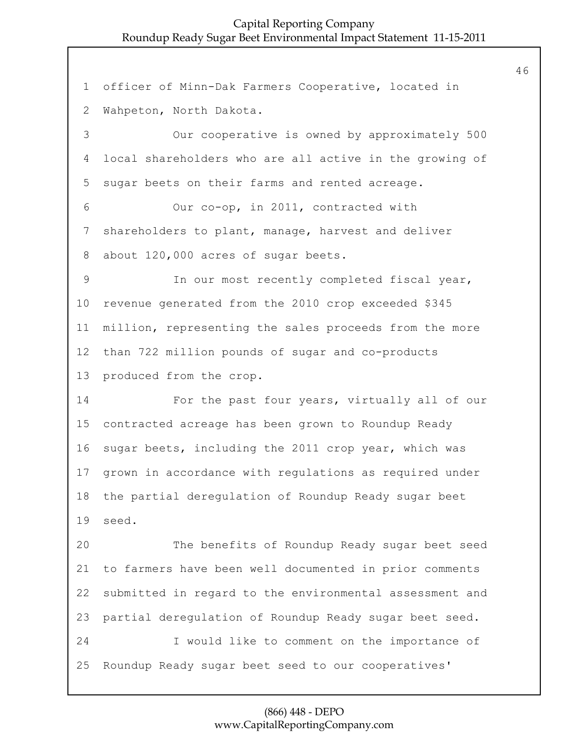officer of Minn-Dak Farmers Cooperative, located in Wahpeton, North Dakota.

Our cooperative is owned by approximately 500 local shareholders who are all active in the growing of sugar beets on their farms and rented acreage.

Our co-op, in 2011, contracted with shareholders to plant, manage, harvest and deliver about 120,000 acres of sugar beets.

In our most recently completed fiscal year, revenue generated from the 2010 crop exceeded $345 million, representing the sales proceeds from the more than 722 million pounds of sugar and co-products produced from the crop.

For the past four years, virtually all of our contracted acreage has been grown to Roundup Ready sugar beets, including the 2011 crop year, which was grown in accordance with regulations as required under the partial deregulation of Roundup Ready sugar beet seed.

The benefits of Roundup Ready sugar beet seed to farmers have been well documented in prior comments submitted in regard to the environmental assessment and partial deregulation of Roundup Ready sugar beet seed.

I would like to comment on the importance of Roundup Ready sugar beet seed to our cooperatives'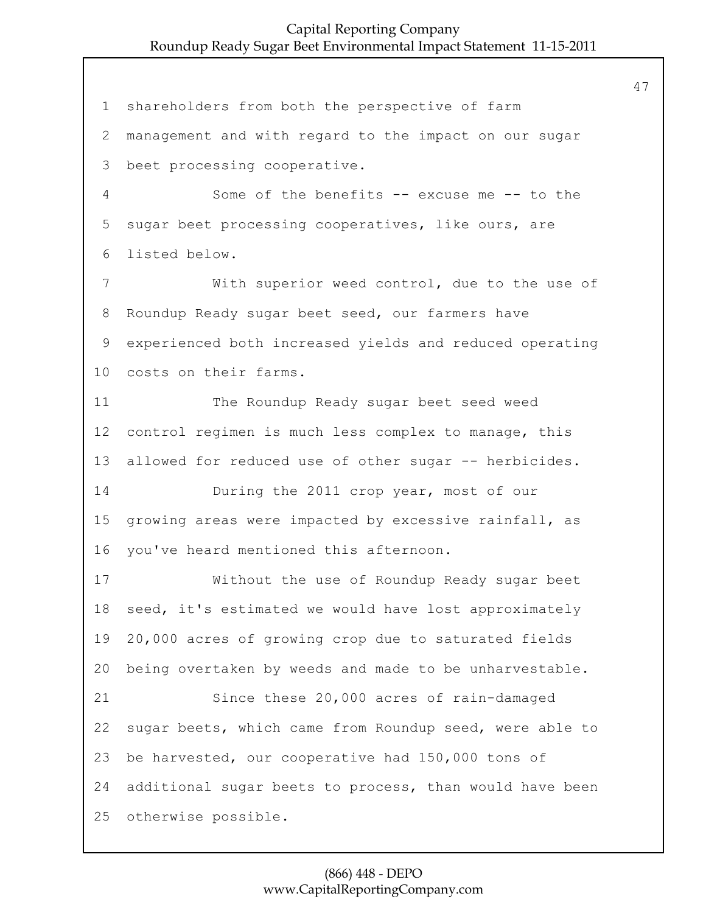shareholders from both the perspective of farm management and with regard to the impact on our sugar beet processing cooperative.

Some of the benefits -- excuse me -- to the sugar beet processing cooperatives, like ours, are listed below.

With superior weed control, due to the use of Roundup Ready sugar beet seed, our farmers have experienced both increased yields and reduced operating costs on their farms.

The Roundup Ready sugar beet seed weed control regimen is much less complex to manage, this allowed for reduced use of other sugar -- herbicides.

During the 2011 crop year, most of our growing areas were impacted by excessive rainfall, as you've heard mentioned this afternoon.

Without the use of Roundup Ready sugar beet seed, it's estimated we would have lost approximately 20,000 acres of growing crop due to saturated fields being overtaken by weeds and made to be unharvestable.

Since these 20,000 acres of rain-damaged sugar beets, which came from Roundup seed, were able to be harvested, our cooperative had 150,000 tons of additional sugar beets to process, than would have been otherwise possible.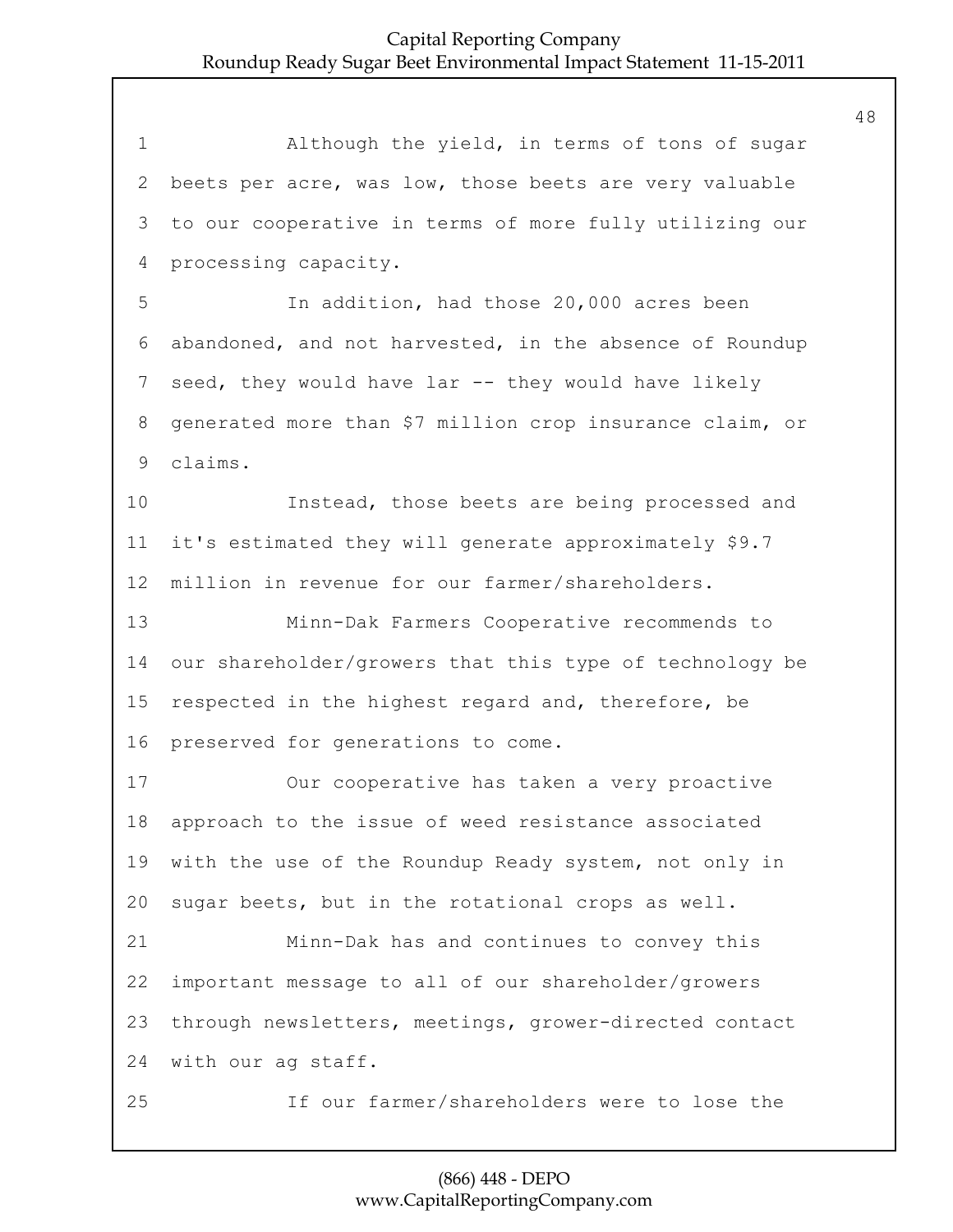Although the yield, in terms of tons of sugar beets per acre, was low, those beets are very valuable to our cooperative in terms of more fully utilizing our processing capacity.

In addition, had those 20,000 acres been abandoned, and not harvested, in the absence of Roundup seed, they would have lar -- they would have likely generated more than $7 million crop insurance claim, or claims.

Instead, those beets are being processed and it's estimated they will generate approximately $9.7 million in revenue for our farmer/shareholders.

Minn-Dak Farmers Cooperative recommends to our shareholder/growers that this type of technology be respected in the highest regard and, therefore, be preserved for generations to come.

Our cooperative has taken a very proactive approach to the issue of weed resistance associated with the use of the Roundup Ready system, not only in sugar beets, but in the rotational crops as well.

Minn-Dak has and continues to convey this important message to all of our shareholder/growers through newsletters, meetings, grower-directed contact with our ag staff.

If our farmer/shareholders were to lose the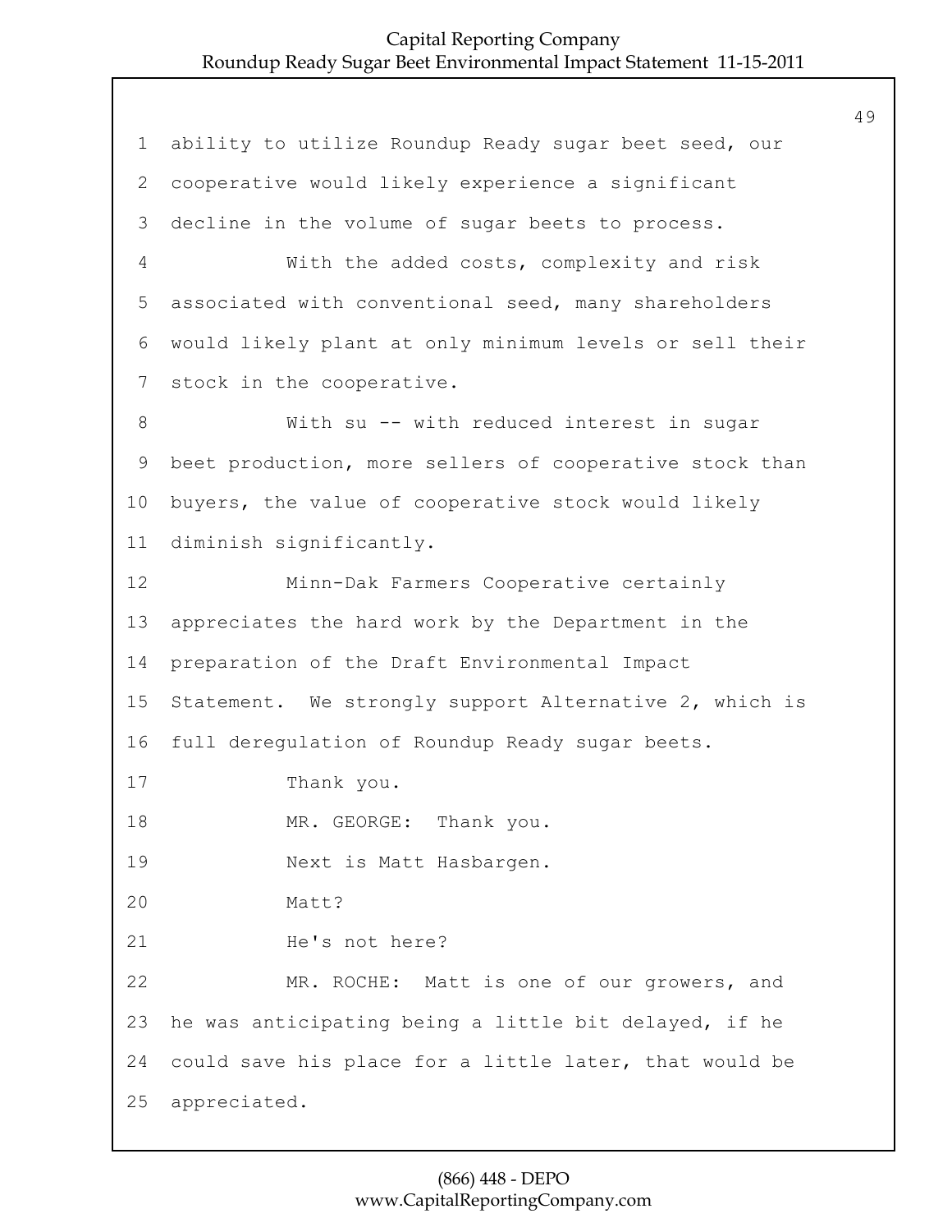ability to utilize Roundup Ready sugar beet seed, our cooperative would likely experience a significant decline in the volume of sugar beets to process.

With the added costs, complexity and risk associated with conventional seed, many shareholders would likely plant at only minimum levels or sell their stock in the cooperative.

With su -- with reduced interest in sugar beet production, more sellers of cooperative stock than buyers, the value of cooperative stock would likely diminish significantly.

Minn-Dak Farmers Cooperative certainly appreciates the hard work by the Department in the preparation of the Draft Environmental Impact Statement. We strongly support Alternative 2, which is full deregulation of Roundup Ready sugar beets.

Thank you.

MR. GEORGE: Thank you.

Next is Matt Hasbargen.

Matt?

He's not here?

MR. ROCHE: Matt is one of our growers, and he was anticipating being a little bit delayed, if he could save his place for a little later, that would be appreciated.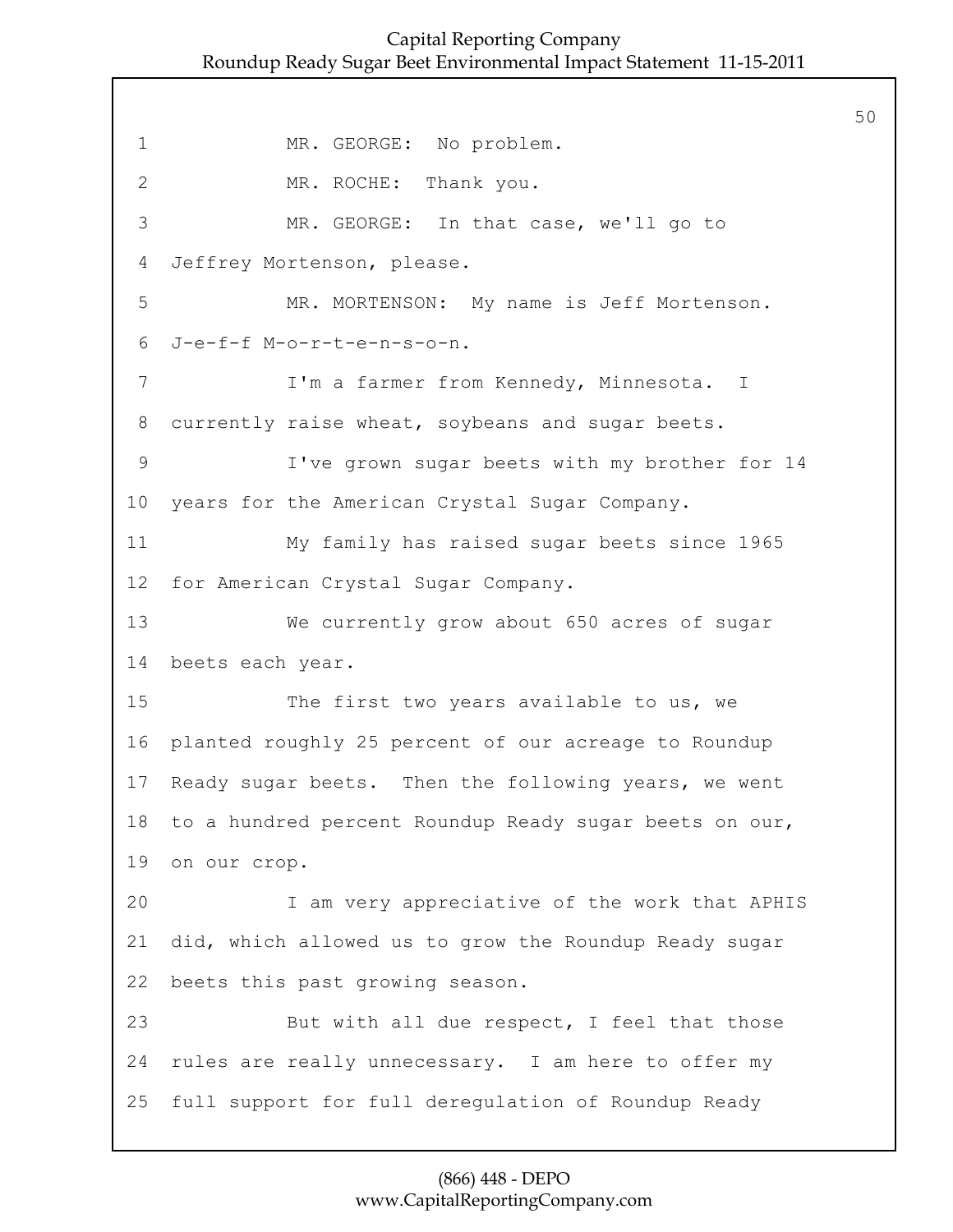MR. GEORGE: No problem.

MR. ROCHE: Thank you.

MR. GEORGE: In that case, we'll go to Jeffrey Mortenson, please.

MR. MORTENSON: My name is Jeff Mortenson. J-e-f-f M-o-r-t-e-n-s-o-n.

I'm a farmer from Kennedy, Minnesota. I currently raise wheat, soybeans and sugar beets.

I've grown sugar beets with my brother for 14 years for the American Crystal Sugar Company.

My family has raised sugar beets since 1965 for American Crystal Sugar Company.

We currently grow about 650 acres of sugar beets each year.

The first two years available to us, we planted roughly 25 percent of our acreage to Roundup Ready sugar beets. Then the following years, we went to a hundred percent Roundup Ready sugar beets on our, on our crop.

I am very appreciative of the work that APHIS did, which allowed us to grow the Roundup Ready sugar beets this past growing season.

But with all due respect, I feel that those rules are really unnecessary. I am here to offer my full support for full deregulation of Roundup Ready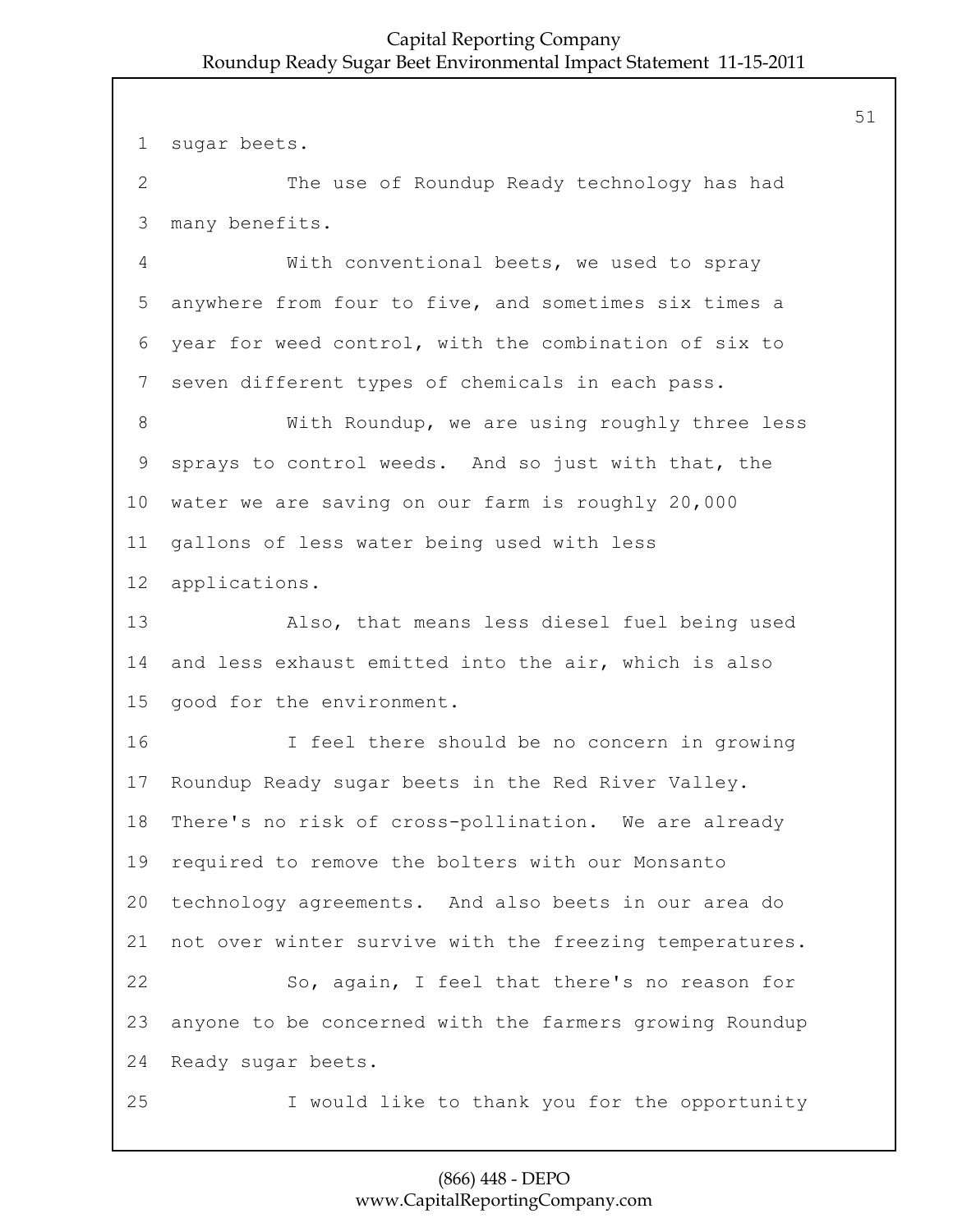sugar beets.

The use of Roundup Ready technology has had many benefits.

With conventional beets, we used to spray anywhere from four to five, and sometimes six times a year for weed control, with the combination of six to seven different types of chemicals in each pass.

With Roundup, we are using roughly three less sprays to control weeds. And so just with that, the water we are saving on our farm is roughly 20,000 gallons of less water being used with less applications.

Also, that means less diesel fuel being used and less exhaust emitted into the air, which is also good for the environment.

I feel there should be no concern in growing Roundup Ready sugar beets in the Red River Valley. There's no risk of cross-pollination. We are already required to remove the bolters with our Monsanto technology agreements. And also beets in our area do not over winter survive with the freezing temperatures.

So, again, I feel that there's no reason for anyone to be concerned with the farmers growing Roundup Ready sugar beets.

I would like to thank you for the opportunity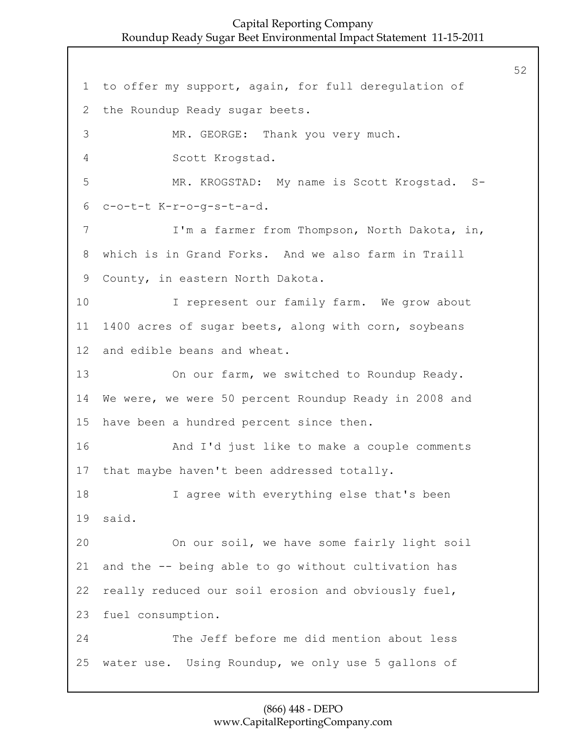1 to offer my support, again, for full deregulation of

2 the Roundup Ready sugar beets.

3 MR. GEORGE: Thank you very much.

4 Scott Krogstad.

5 MR. KROGSTAD: My name is Scott Krogstad. S-

6 c-o-t-t K-r-o-g-s-t-a-d.

7 I'm a farmer from Thompson, North Dakota, in,

8 which is in Grand Forks. And we also farm in Traill

9 County, in eastern North Dakota.

10 I represent our family farm. We grow about

11 1400 acres of sugar beets, along with corn, soybeans

12 and edible beans and wheat.

13 On our farm, we switched to Roundup Ready.

14 We were, we were 50 percent Roundup Ready in 2008 and

15 have been a hundred percent since then.

16 And I'd just like to make a couple comments

17 that maybe haven't been addressed totally.

18 I agree with everything else that's been

19 said.

20 On our soil, we have some fairly light soil

21 and the -- being able to go without cultivation has

22 really reduced our soil erosion and obviously fuel,

23 fuel consumption.

24 The Jeff before me did mention about less

25 water use. Using Roundup, we only use 5 gallons of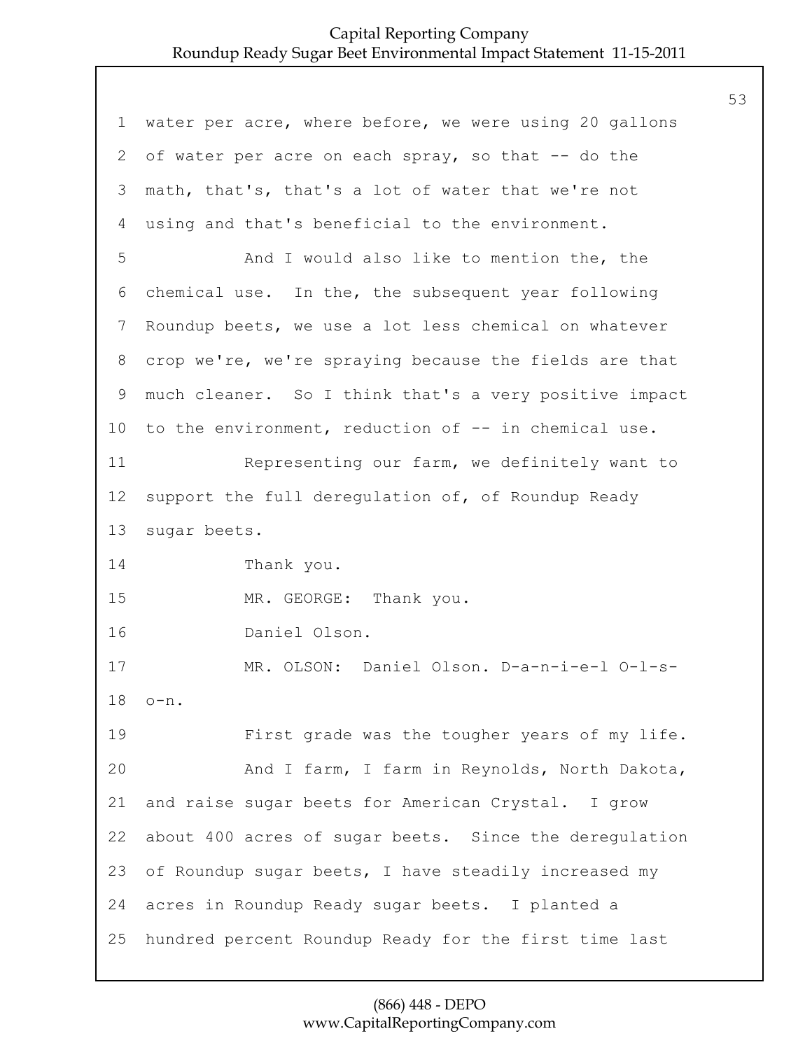water per acre, where before, we were using 20 gallons of water per acre on each spray, so that -- do the math, that's, that's a lot of water that we're not using and that's beneficial to the environment.

And I would also like to mention the, the chemical use. In the, the subsequent year following Roundup beets, we use a lot less chemical on whatever crop we're, we're spraying because the fields are that much cleaner. So I think that's a very positive impact to the environment, reduction of -- in chemical use.

Representing our farm, we definitely want to support the full deregulation of, of Roundup Ready sugar beets.

Thank you.

MR. GEORGE: Thank you.

Daniel Olson.

MR. OLSON: Daniel Olson. D-a-n-i-e-l O-l-s-o-n.

First grade was the tougher years of my life.

And I farm, I farm in Reynolds, North Dakota, and raise sugar beets for American Crystal. I grow about 400 acres of sugar beets. Since the deregulation of Roundup sugar beets, I have steadily increased my acres in Roundup Ready sugar beets. I planted a hundred percent Roundup Ready for the first time last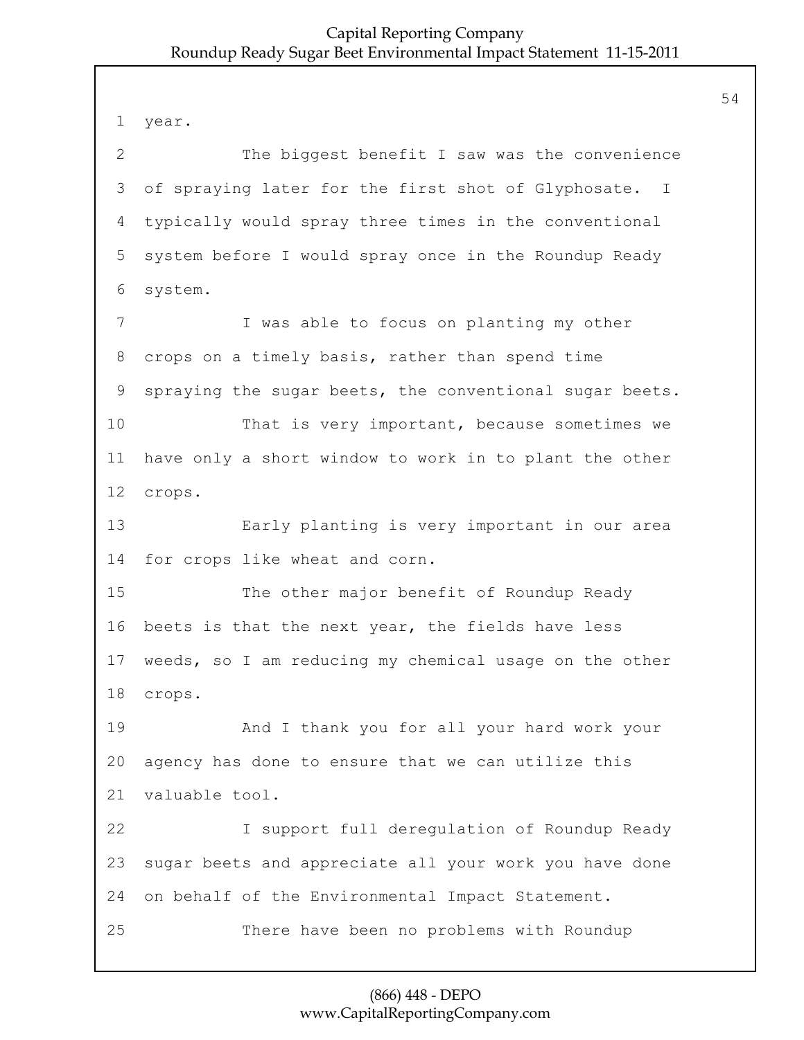year.

The biggest benefit I saw was the convenience of spraying later for the first shot of Glyphosate. I typically would spray three times in the conventional system before I would spray once in the Roundup Ready system.

I was able to focus on planting my other crops on a timely basis, rather than spend time spraying the sugar beets, the conventional sugar beets.

That is very important, because sometimes we have only a short window to work in to plant the other crops.

Early planting is very important in our area for crops like wheat and corn.

The other major benefit of Roundup Ready beets is that the next year, the fields have less weeds, so I am reducing my chemical usage on the other crops.

And I thank you for all your hard work your agency has done to ensure that we can utilize this valuable tool.

I support full deregulation of Roundup Ready sugar beets and appreciate all your work you have done on behalf of the Environmental Impact Statement.

There have been no problems with Roundup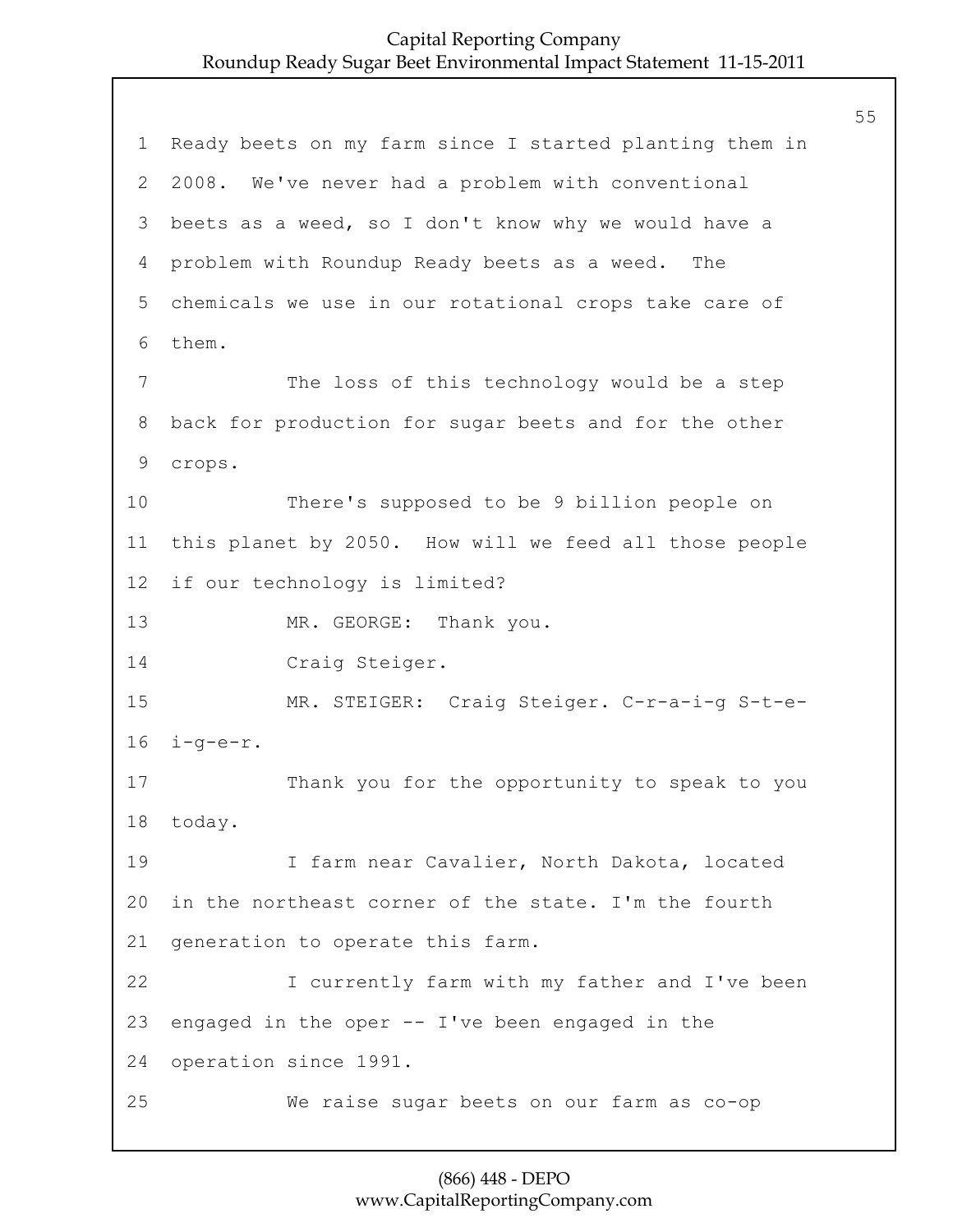Ready beets on my farm since I started planting them in 2008. We've never had a problem with conventional beets as a weed, so I don't know why we would have a problem with Roundup Ready beets as a weed. The chemicals we use in our rotational crops take care of them.

The loss of this technology would be a step back for production for sugar beets and for the other crops.

There's supposed to be 9 billion people on this planet by 2050. How will we feed all those people if our technology is limited?

MR. GEORGE: Thank you.

Craig Steiger.

MR. STEIGER: Craig Steiger. C-r-a-i-g S-t-e-i-g-e-r.

Thank you for the opportunity to speak to you today.

I farm near Cavalier, North Dakota, located in the northeast corner of the state. I'm the fourth generation to operate this farm.

I currently farm with my father and I've been engaged in the oper -- I've been engaged in the operation since 1991.

We raise sugar beets on our farm as co-op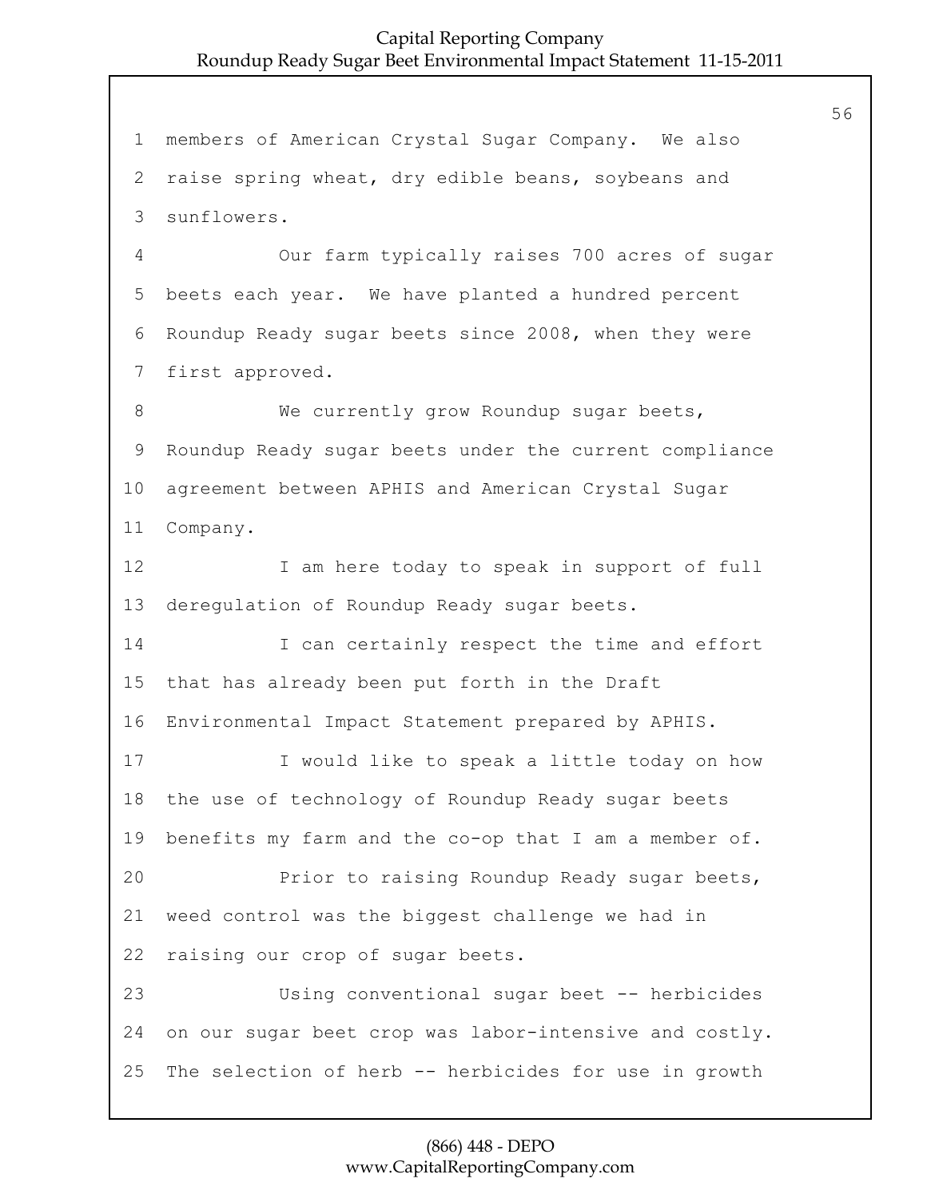members of American Crystal Sugar Company. We also raise spring wheat, dry edible beans, soybeans and sunflowers.

Our farm typically raises 700 acres of sugar beets each year. We have planted a hundred percent Roundup Ready sugar beets since 2008, when they were first approved.

We currently grow Roundup sugar beets, Roundup Ready sugar beets under the current compliance agreement between APHIS and American Crystal Sugar Company.

I am here today to speak in support of full deregulation of Roundup Ready sugar beets.

I can certainly respect the time and effort that has already been put forth in the Draft Environmental Impact Statement prepared by APHIS.

I would like to speak a little today on how the use of technology of Roundup Ready sugar beets benefits my farm and the co-op that I am a member of.

Prior to raising Roundup Ready sugar beets, weed control was the biggest challenge we had in raising our crop of sugar beets.

Using conventional sugar beet -- herbicides on our sugar beet crop was labor-intensive and costly. The selection of herb -- herbicides for use in growth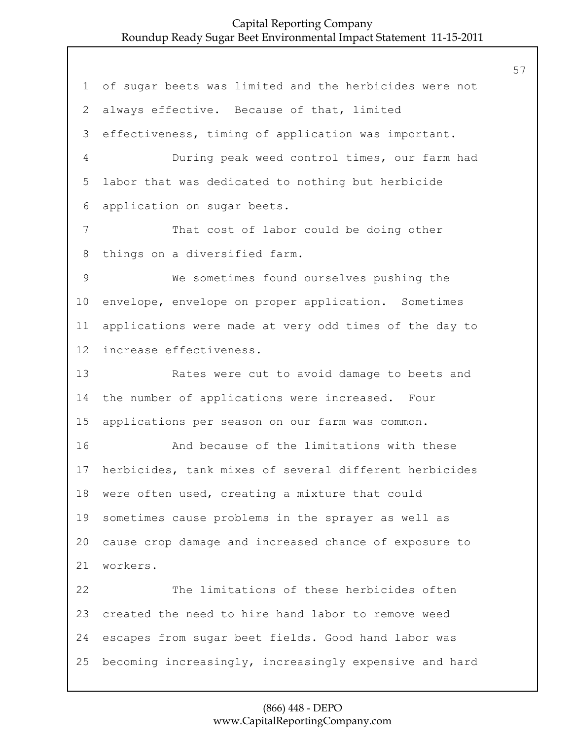of sugar beets was limited and the herbicides were not always effective. Because of that, limited effectiveness, timing of application was important.

During peak weed control times, our farm had labor that was dedicated to nothing but herbicide application on sugar beets.

That cost of labor could be doing other things on a diversified farm.

We sometimes found ourselves pushing the envelope, envelope on proper application. Sometimes applications were made at very odd times of the day to increase effectiveness.

Rates were cut to avoid damage to beets and the number of applications were increased. Four applications per season on our farm was common.

And because of the limitations with these herbicides, tank mixes of several different herbicides were often used, creating a mixture that could sometimes cause problems in the sprayer as well as cause crop damage and increased chance of exposure to workers.

The limitations of these herbicides often created the need to hire hand labor to remove weed escapes from sugar beet fields. Good hand labor was becoming increasingly, increasingly expensive and hard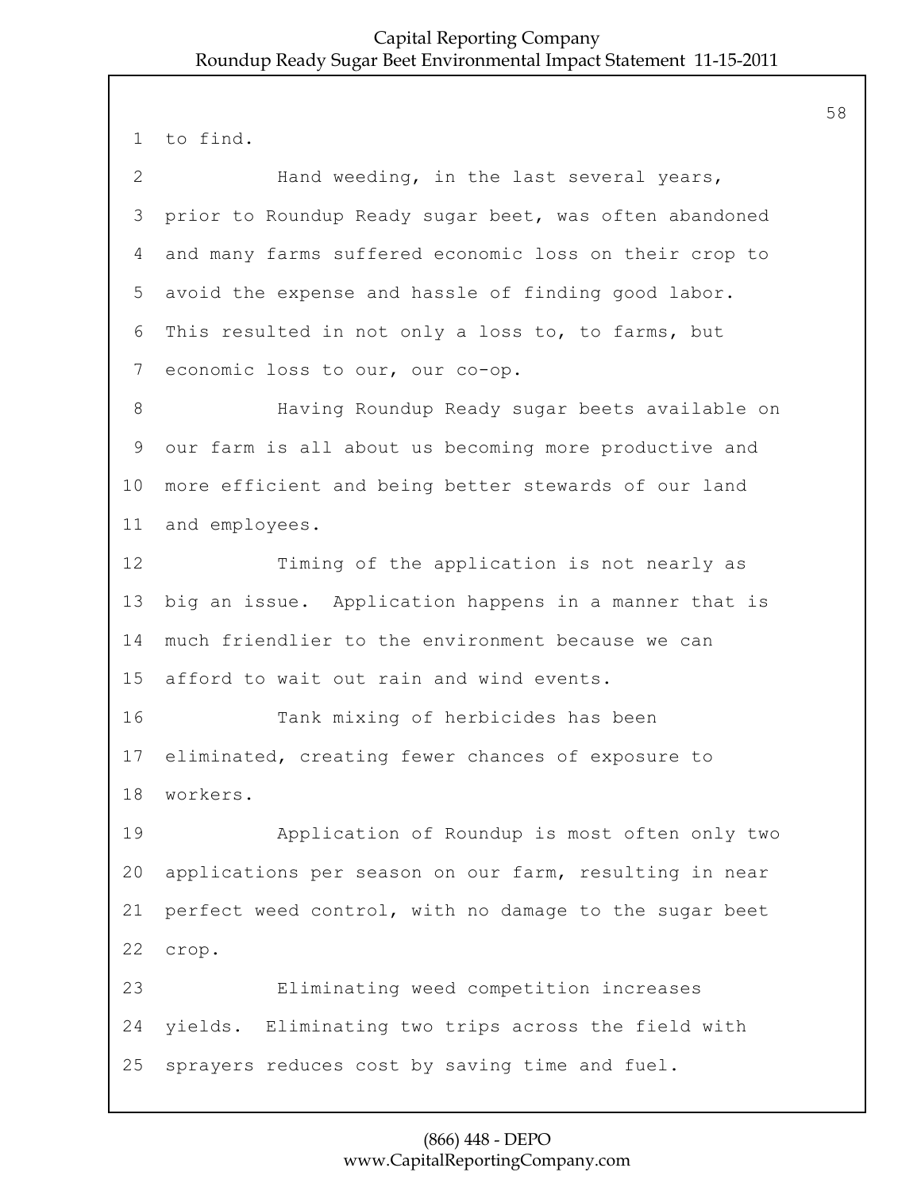to find.

Hand weeding, in the last several years, prior to Roundup Ready sugar beet, was often abandoned and many farms suffered economic loss on their crop to avoid the expense and hassle of finding good labor. This resulted in not only a loss to, to farms, but economic loss to our, our co-op.

Having Roundup Ready sugar beets available on our farm is all about us becoming more productive and more efficient and being better stewards of our land and employees.

Timing of the application is not nearly as big an issue. Application happens in a manner that is much friendlier to the environment because we can afford to wait out rain and wind events.

Tank mixing of herbicides has been eliminated, creating fewer chances of exposure to workers.

Application of Roundup is most often only two applications per season on our farm, resulting in near perfect weed control, with no damage to the sugar beet crop.

Eliminating weed competition increases yields. Eliminating two trips across the field with sprayers reduces cost by saving time and fuel.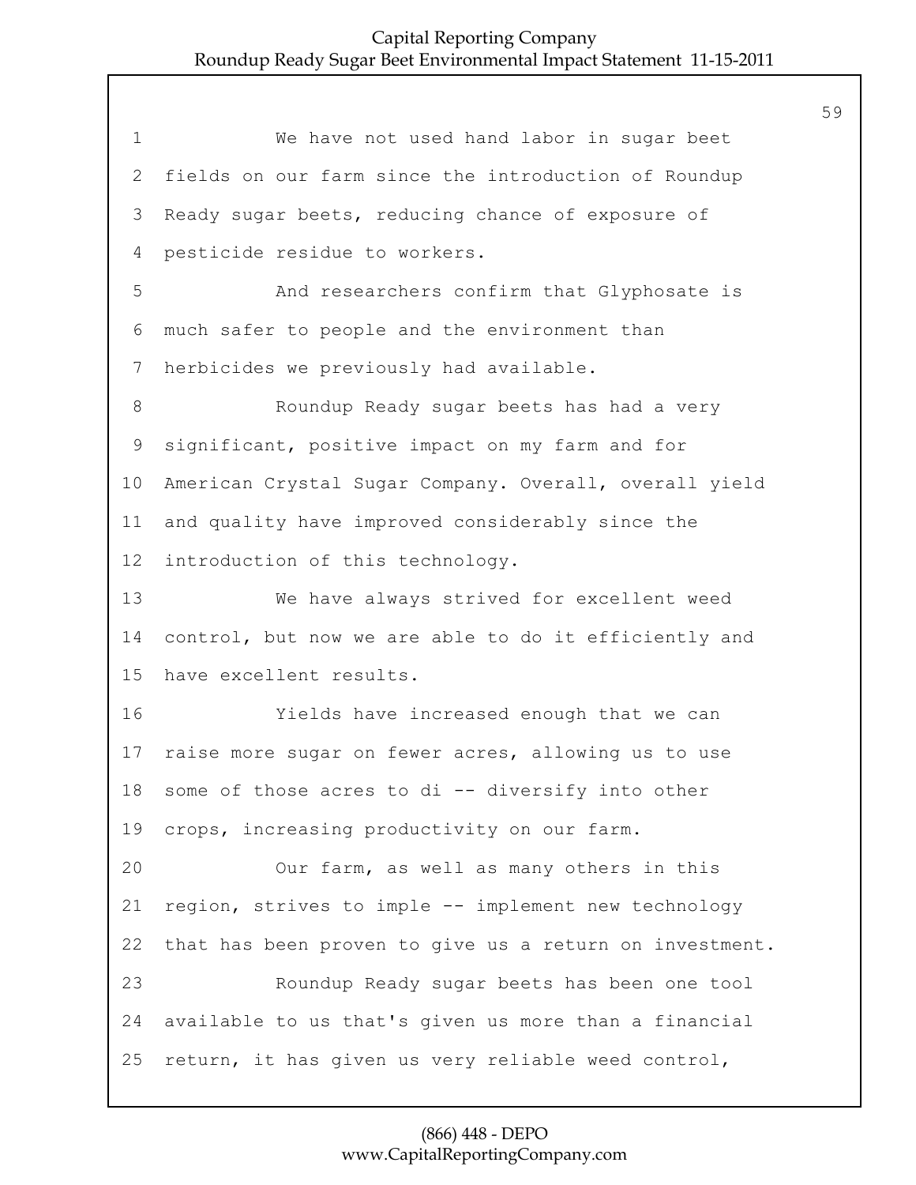We have not used hand labor in sugar beet fields on our farm since the introduction of Roundup Ready sugar beets, reducing chance of exposure of pesticide residue to workers.

And researchers confirm that Glyphosate is much safer to people and the environment than herbicides we previously had available.

Roundup Ready sugar beets has had a very significant, positive impact on my farm and for American Crystal Sugar Company. Overall, overall yield and quality have improved considerably since the introduction of this technology.

We have always strived for excellent weed control, but now we are able to do it efficiently and have excellent results.

Yields have increased enough that we can raise more sugar on fewer acres, allowing us to use some of those acres to di -- diversify into other crops, increasing productivity on our farm.

Our farm, as well as many others in this region, strives to imple -- implement new technology that has been proven to give us a return on investment.

Roundup Ready sugar beets has been one tool available to us that's given us more than a financial return, it has given us very reliable weed control,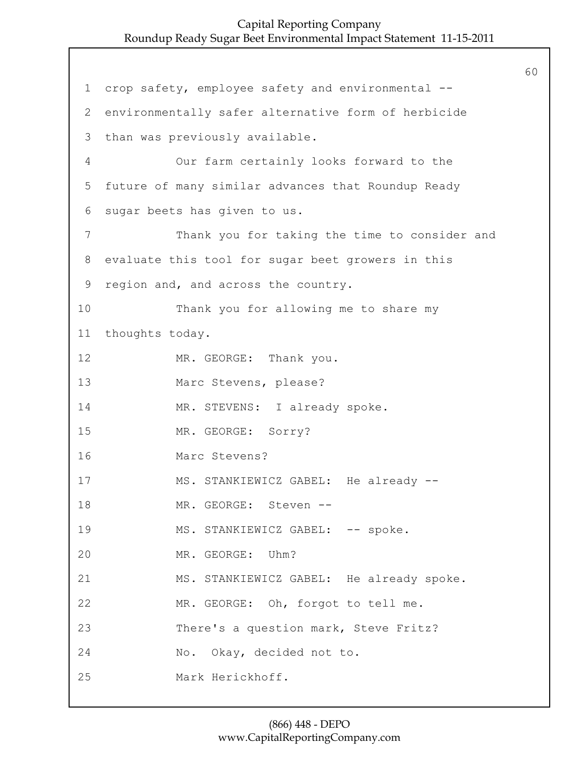crop safety, employee safety and environmental -- environmentally safer alternative form of herbicide than was previously available.

Our farm certainly looks forward to the future of many similar advances that Roundup Ready sugar beets has given to us.

Thank you for taking the time to consider and evaluate this tool for sugar beet growers in this region and, and across the country.

Thank you for allowing me to share my thoughts today.

MR. GEORGE: Thank you.

Marc Stevens, please?

MR. STEVENS: I already spoke.

MR. GEORGE: Sorry?

Marc Stevens?

MS. STANKIEWICZ GABEL: He already --

MR. GEORGE: Steven --

MS. STANKIEWICZ GABEL: -- spoke.

MR. GEORGE: Uhm?

MS. STANKIEWICZ GABEL: He already spoke.

MR. GEORGE: Oh, forgot to tell me.

There's a question mark, Steve Fritz?

No. Okay, decided not to.

Mark Herickhoff.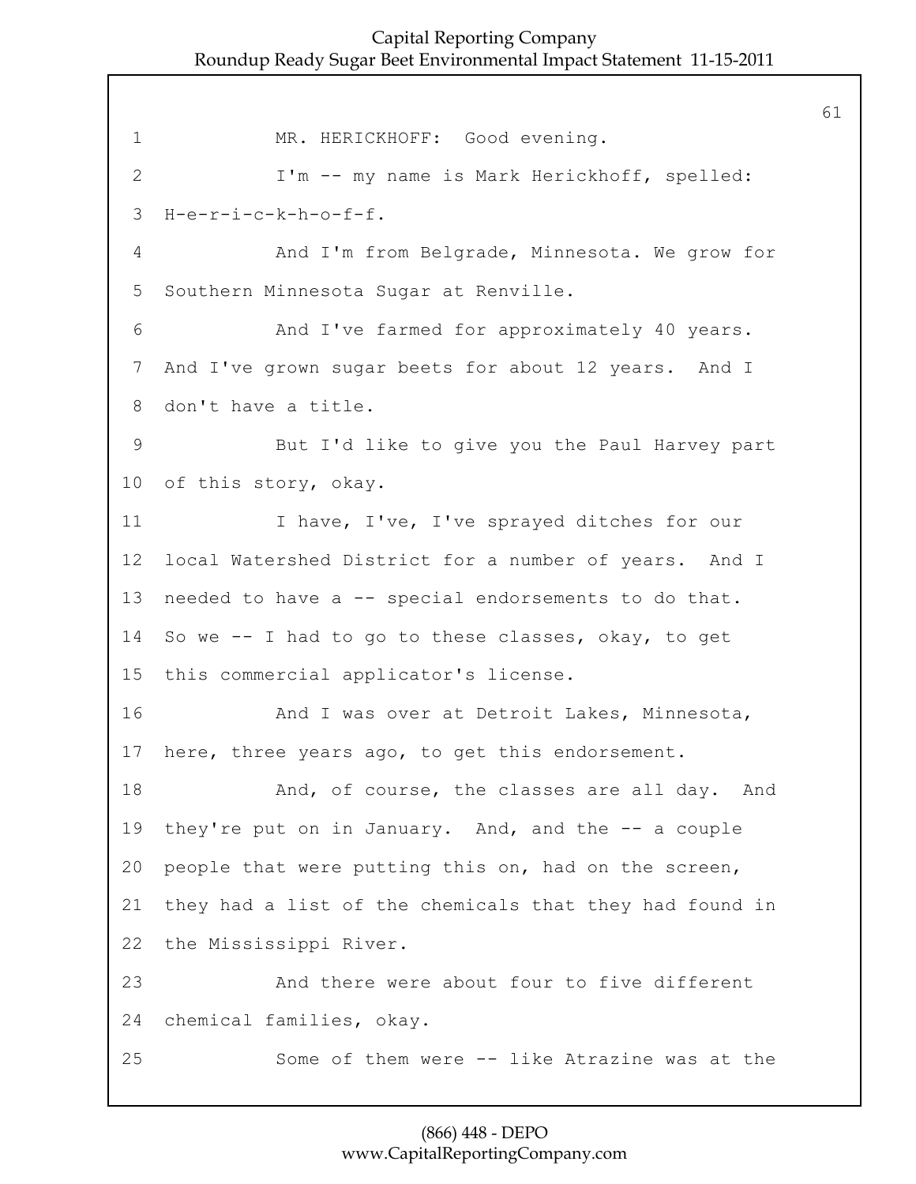MR. HERICKHOFF: Good evening.

I'm -- my name is Mark Herickhoff, spelled: H-e-r-i-c-k-h-o-f-f.

And I'm from Belgrade, Minnesota. We grow for Southern Minnesota Sugar at Renville.

And I've farmed for approximately 40 years. And I've grown sugar beets for about 12 years. And I don't have a title.

But I'd like to give you the Paul Harvey part of this story, okay.

I have, I've, I've sprayed ditches for our local Watershed District for a number of years. And I needed to have a -- special endorsements to do that. So we -- I had to go to these classes, okay, to get this commercial applicator's license.

And I was over at Detroit Lakes, Minnesota, here, three years ago, to get this endorsement.

And, of course, the classes are all day. And they're put on in January. And, and the -- a couple people that were putting this on, had on the screen, they had a list of the chemicals that they had found in the Mississippi River.

And there were about four to five different chemical families, okay.

Some of them were -- like Atrazine was at the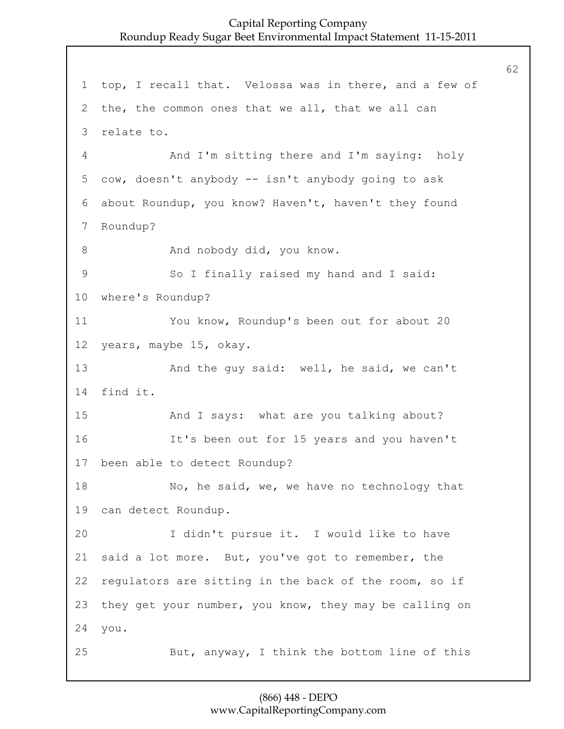top, I recall that. Velossa was in there, and a few of the, the common ones that we all, that we all can relate to.

And I'm sitting there and I'm saying: holy cow, doesn't anybody -- isn't anybody going to ask about Roundup, you know? Haven't, haven't they found Roundup?

And nobody did, you know.

So I finally raised my hand and I said: where's Roundup?

You know, Roundup's been out for about 20 years, maybe 15, okay.

And the guy said: well, he said, we can't find it.

And I says: what are you talking about?

It's been out for 15 years and you haven't been able to detect Roundup?

No, he said, we, we have no technology that can detect Roundup.

I didn't pursue it. I would like to have said a lot more. But, you've got to remember, the regulators are sitting in the back of the room, so if they get your number, you know, they may be calling on you.

But, anyway, I think the bottom line of this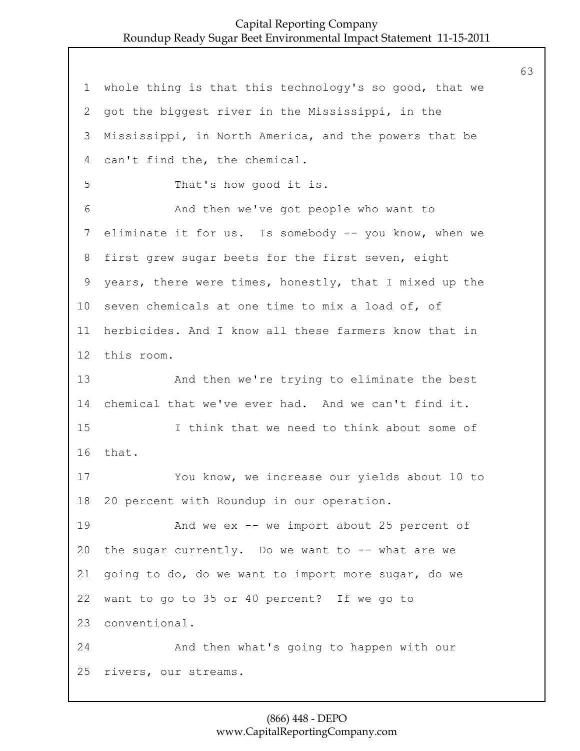whole thing is that this technology's so good, that we got the biggest river in the Mississippi, in the Mississippi, in North America, and the powers that be can't find the, the chemical.

That's how good it is.

And then we've got people who want to eliminate it for us. Is somebody -- you know, when we first grew sugar beets for the first seven, eight years, there were times, honestly, that I mixed up the seven chemicals at one time to mix a load of, of herbicides. And I know all these farmers know that in this room.

And then we're trying to eliminate the best chemical that we've ever had. And we can't find it.

I think that we need to think about some of that.

You know, we increase our yields about 10 to 20 percent with Roundup in our operation.

And we ex -- we import about 25 percent of the sugar currently. Do we want to -- what are we going to do, do we want to import more sugar, do we want to go to 35 or 40 percent? If we go to conventional.

And then what's going to happen with our rivers, our streams.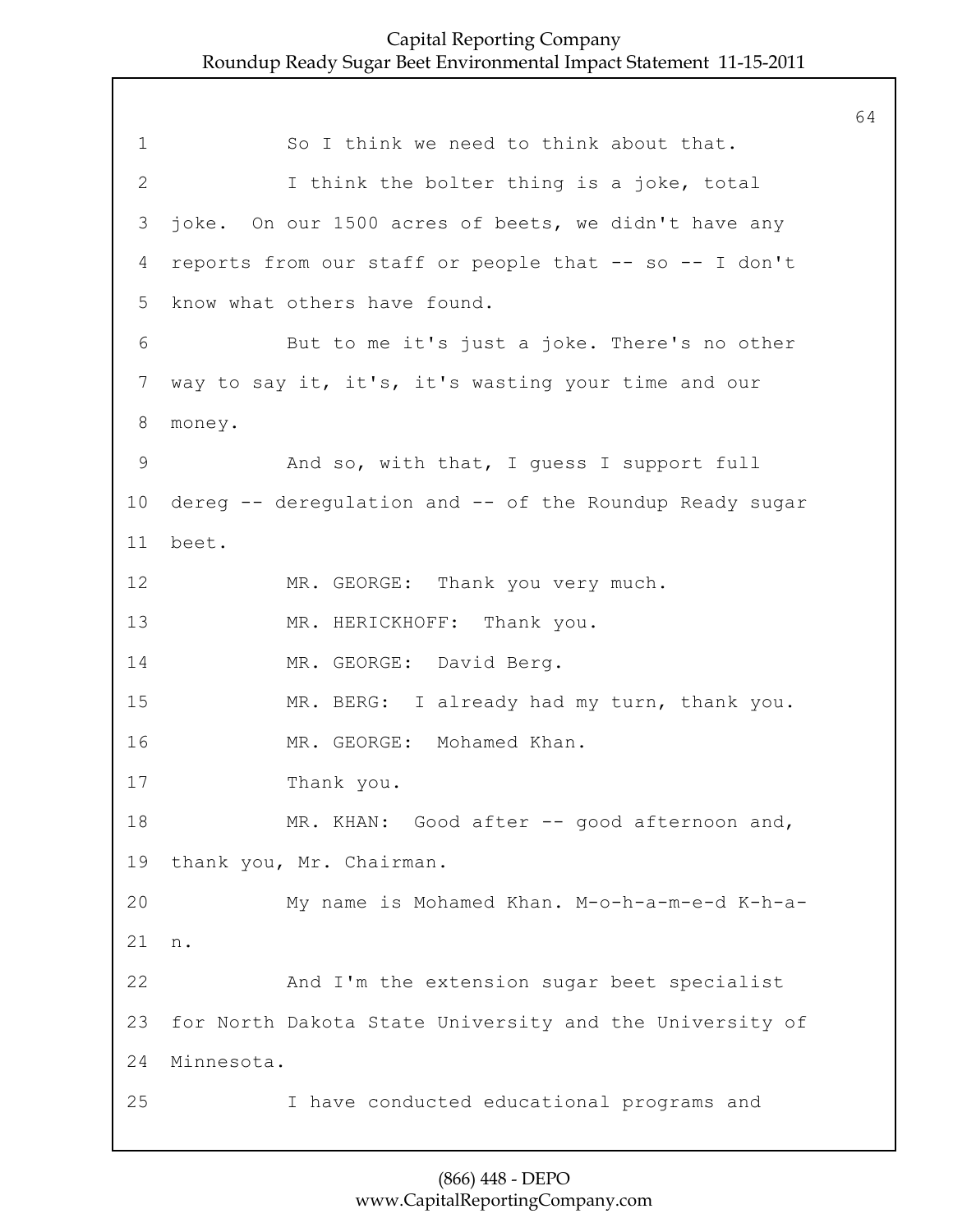1 So I think we need to think about that.

2 I think the bolter thing is a joke, total

3 joke. On our 1500 acres of beets, we didn't have any

4 reports from our staff or people that -- so -- I don't

5 know what others have found.

6 But to me it's just a joke. There's no other

7 way to say it, it's, it's wasting your time and our

8 money.

9 And so, with that, I guess I support full

10 dereg -- deregulation and -- of the Roundup Ready sugar

11 beet.

12 MR. GEORGE: Thank you very much.

13 MR. HERICKHOFF: Thank you.

14 MR. GEORGE: David Berg.

15 MR. BERG: I already had my turn, thank you.

16 MR. GEORGE: Mohamed Khan.

17 Thank you.

18 MR. KHAN: Good after -- good afternoon and,

19 thank you, Mr. Chairman.

20 My name is Mohamed Khan. M-o-h-a-m-e-d K-h-a-

21 n.

22 And I'm the extension sugar beet specialist

23 for North Dakota State University and the University of

24 Minnesota.

25 I have conducted educational programs and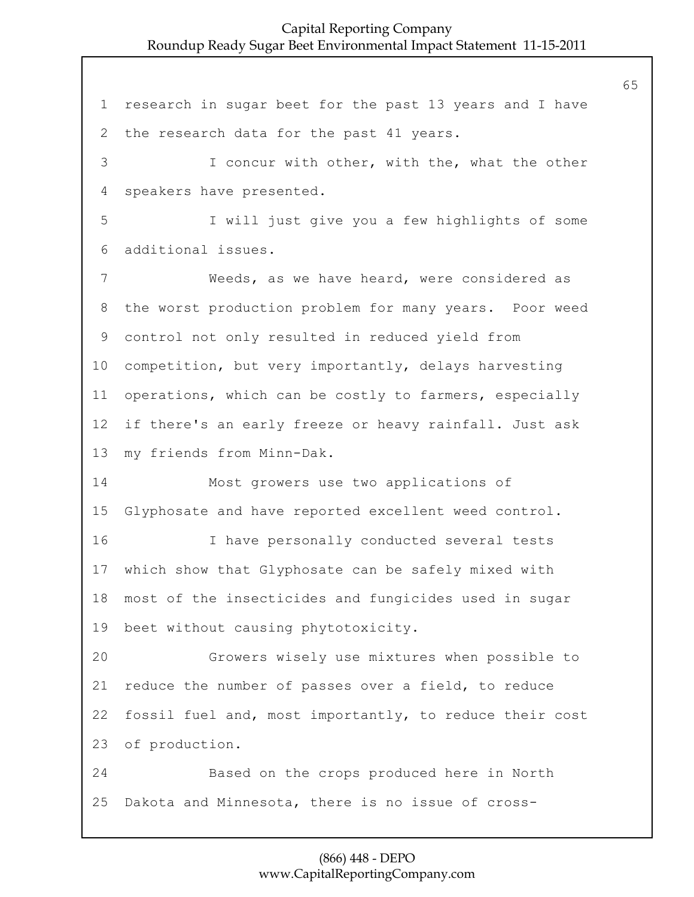research in sugar beet for the past 13 years and I have the research data for the past 41 years.

I concur with other, with the, what the other speakers have presented.

I will just give you a few highlights of some additional issues.

Weeds, as we have heard, were considered as the worst production problem for many years. Poor weed control not only resulted in reduced yield from competition, but very importantly, delays harvesting operations, which can be costly to farmers, especially if there's an early freeze or heavy rainfall. Just ask my friends from Minn-Dak.

Most growers use two applications of Glyphosate and have reported excellent weed control.

I have personally conducted several tests which show that Glyphosate can be safely mixed with most of the insecticides and fungicides used in sugar beet without causing phytotoxicity.

Growers wisely use mixtures when possible to reduce the number of passes over a field, to reduce fossil fuel and, most importantly, to reduce their cost of production.

Based on the crops produced here in North Dakota and Minnesota, there is no issue of cross-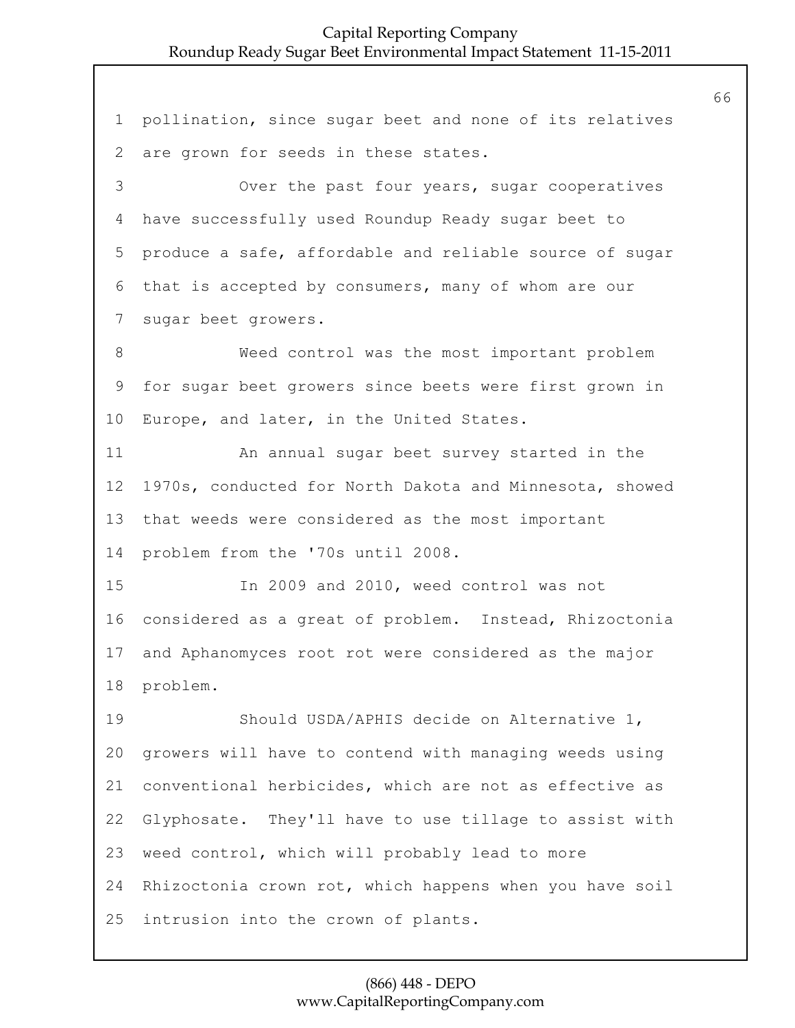pollination, since sugar beet and none of its relatives are grown for seeds in these states.

Over the past four years, sugar cooperatives have successfully used Roundup Ready sugar beet to produce a safe, affordable and reliable source of sugar that is accepted by consumers, many of whom are our sugar beet growers.

Weed control was the most important problem for sugar beet growers since beets were first grown in Europe, and later, in the United States.

An annual sugar beet survey started in the 1970s, conducted for North Dakota and Minnesota, showed that weeds were considered as the most important problem from the '70s until 2008.

In 2009 and 2010, weed control was not considered as a great of problem. Instead, Rhizoctonia and Aphanomyces root rot were considered as the major problem.

Should USDA/APHIS decide on Alternative 1, growers will have to contend with managing weeds using conventional herbicides, which are not as effective as Glyphosate. They'll have to use tillage to assist with weed control, which will probably lead to more Rhizoctonia crown rot, which happens when you have soil intrusion into the crown of plants.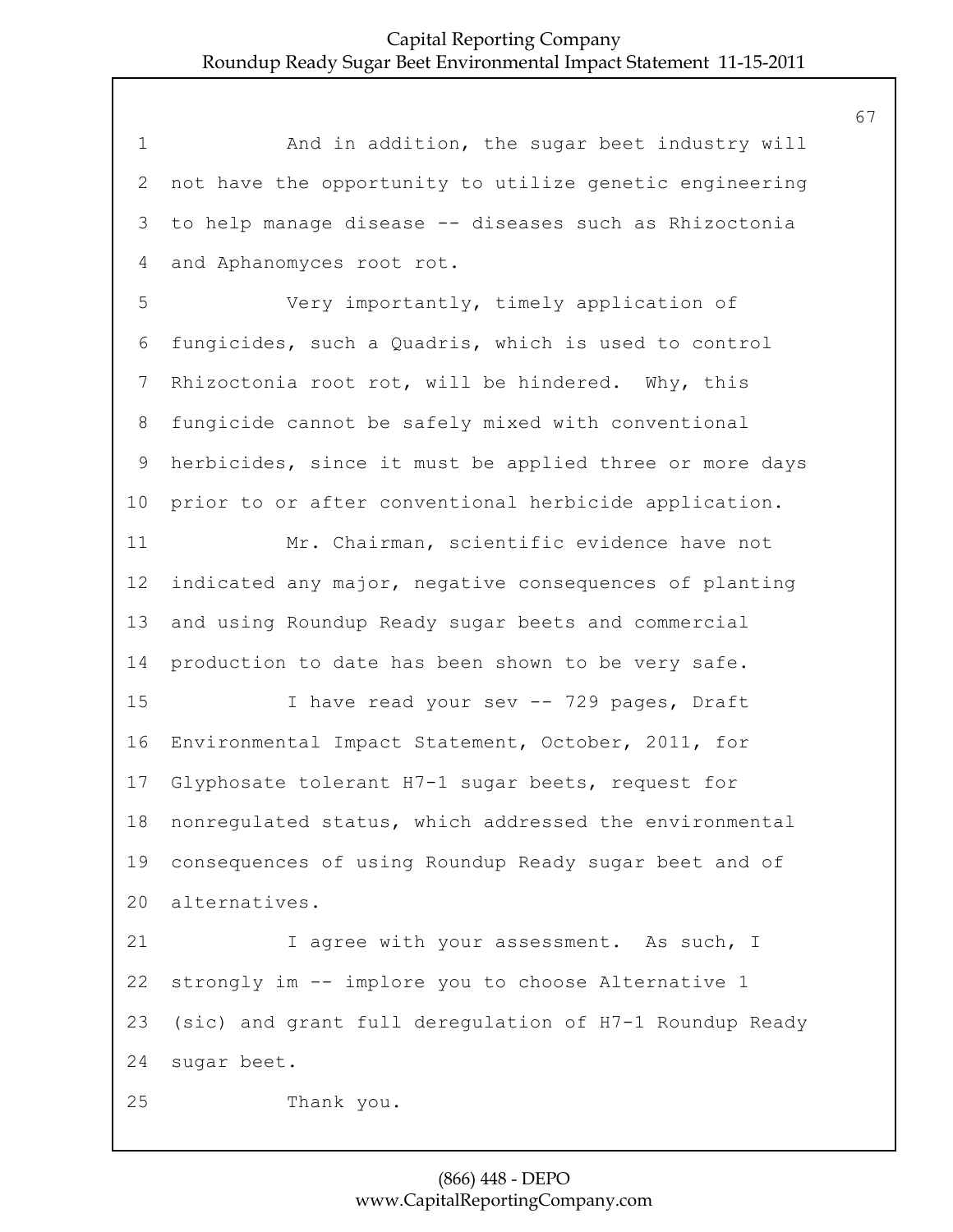And in addition, the sugar beet industry will not have the opportunity to utilize genetic engineering to help manage disease -- diseases such as Rhizoctonia and Aphanomyces root rot.

Very importantly, timely application of fungicides, such a Quadris, which is used to control Rhizoctonia root rot, will be hindered. Why, this fungicide cannot be safely mixed with conventional herbicides, since it must be applied three or more days prior to or after conventional herbicide application.

Mr. Chairman, scientific evidence have not indicated any major, negative consequences of planting and using Roundup Ready sugar beets and commercial production to date has been shown to be very safe.

I have read your sev -- 729 pages, Draft Environmental Impact Statement, October, 2011, for Glyphosate tolerant H7-1 sugar beets, request for nonregulated status, which addressed the environmental consequences of using Roundup Ready sugar beet and of alternatives.

I agree with your assessment. As such, I strongly im -- implore you to choose Alternative 1 (sic) and grant full deregulation of H7-1 Roundup Ready sugar beet.

Thank you.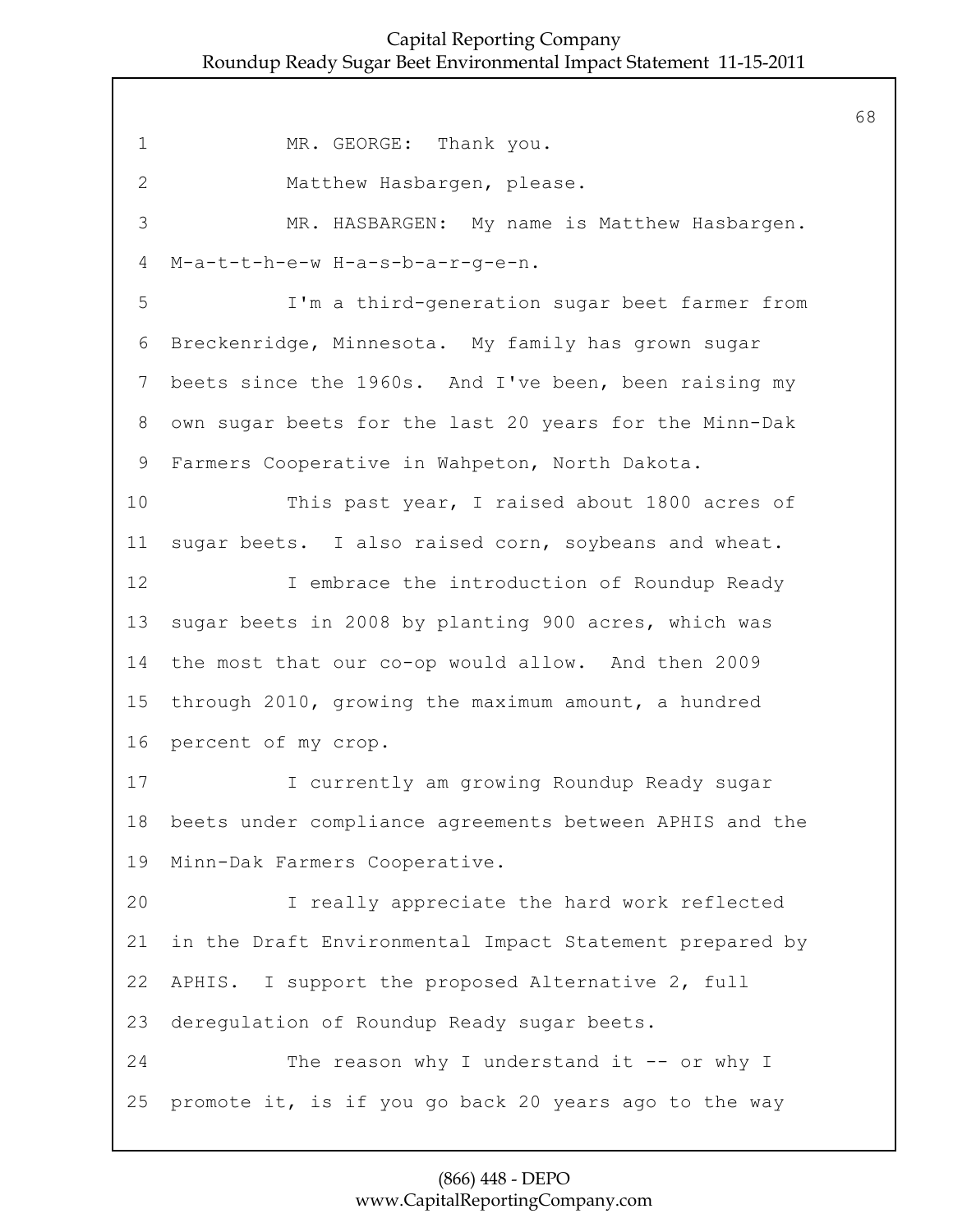MR. GEORGE: Thank you.

Matthew Hasbargen, please.

MR. HASBARGEN: My name is Matthew Hasbargen. M-a-t-t-h-e-w H-a-s-b-a-r-g-e-n.

I'm a third-generation sugar beet farmer from Breckenridge, Minnesota. My family has grown sugar beets since the 1960s. And I've been, been raising my own sugar beets for the last 20 years for the Minn-Dak Farmers Cooperative in Wahpeton, North Dakota.

This past year, I raised about 1800 acres of sugar beets. I also raised corn, soybeans and wheat.

I embrace the introduction of Roundup Ready sugar beets in 2008 by planting 900 acres, which was the most that our co-op would allow. And then 2009 through 2010, growing the maximum amount, a hundred percent of my crop.

I currently am growing Roundup Ready sugar beets under compliance agreements between APHIS and the Minn-Dak Farmers Cooperative.

I really appreciate the hard work reflected in the Draft Environmental Impact Statement prepared by APHIS. I support the proposed Alternative 2, full deregulation of Roundup Ready sugar beets.

The reason why I understand it -- or why I promote it, is if you go back 20 years ago to the way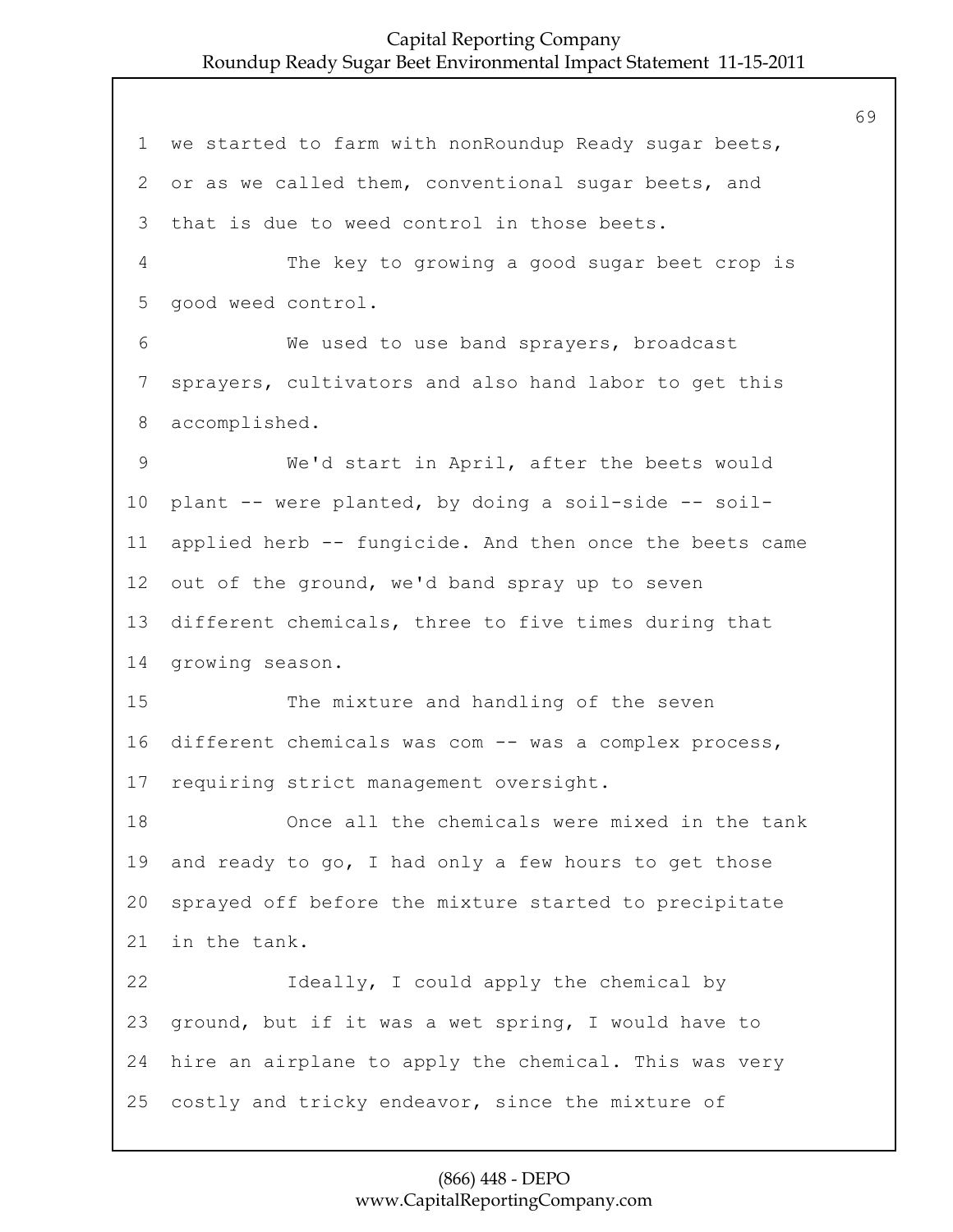we started to farm with nonRoundup Ready sugar beets, or as we called them, conventional sugar beets, and that is due to weed control in those beets.

The key to growing a good sugar beet crop is good weed control.

We used to use band sprayers, broadcast sprayers, cultivators and also hand labor to get this accomplished.

We'd start in April, after the beets would plant -- were planted, by doing a soil-side -- soil-applied herb -- fungicide. And then once the beets came out of the ground, we'd band spray up to seven different chemicals, three to five times during that growing season.

The mixture and handling of the seven different chemicals was com -- was a complex process, requiring strict management oversight.

Once all the chemicals were mixed in the tank and ready to go, I had only a few hours to get those sprayed off before the mixture started to precipitate in the tank.

Ideally, I could apply the chemical by ground, but if it was a wet spring, I would have to hire an airplane to apply the chemical. This was very costly and tricky endeavor, since the mixture of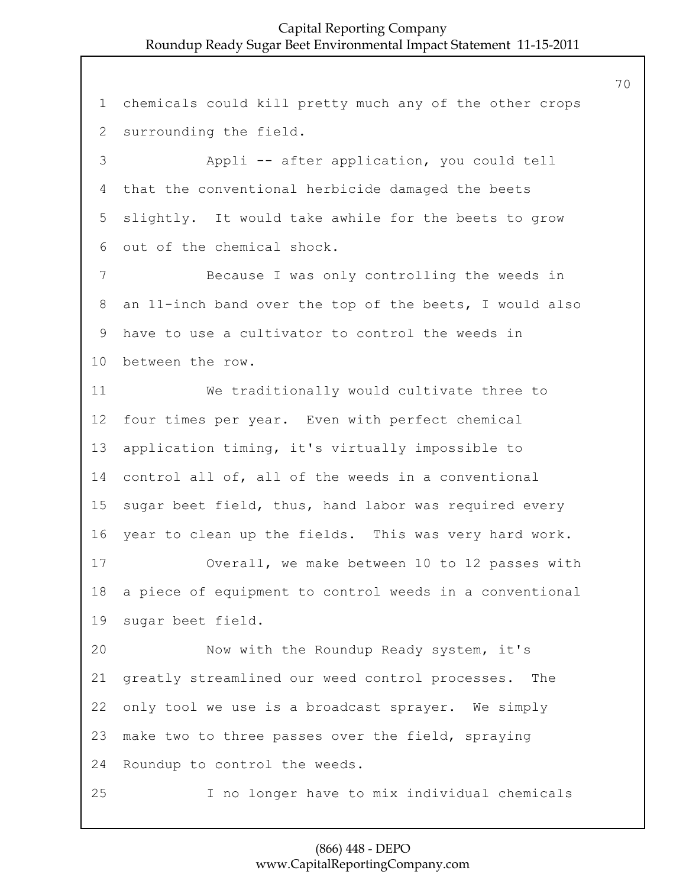chemicals could kill pretty much any of the other crops surrounding the field.

Appli -- after application, you could tell that the conventional herbicide damaged the beets slightly. It would take awhile for the beets to grow out of the chemical shock.

Because I was only controlling the weeds in an 11-inch band over the top of the beets, I would also have to use a cultivator to control the weeds in between the row.

We traditionally would cultivate three to four times per year. Even with perfect chemical application timing, it's virtually impossible to control all of, all of the weeds in a conventional sugar beet field, thus, hand labor was required every year to clean up the fields. This was very hard work.

Overall, we make between 10 to 12 passes with a piece of equipment to control weeds in a conventional sugar beet field.

Now with the Roundup Ready system, it's greatly streamlined our weed control processes. The only tool we use is a broadcast sprayer. We simply make two to three passes over the field, spraying Roundup to control the weeds.

I no longer have to mix individual chemicals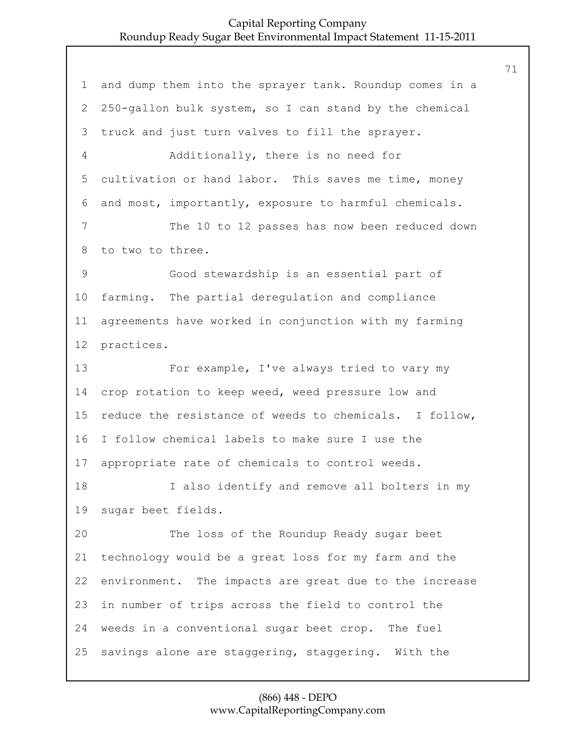and dump them into the sprayer tank. Roundup comes in a 250-gallon bulk system, so I can stand by the chemical truck and just turn valves to fill the sprayer.

Additionally, there is no need for cultivation or hand labor. This saves me time, money and most, importantly, exposure to harmful chemicals.

The 10 to 12 passes has now been reduced down to two to three.

Good stewardship is an essential part of farming. The partial deregulation and compliance agreements have worked in conjunction with my farming practices.

For example, I've always tried to vary my crop rotation to keep weed, weed pressure low and reduce the resistance of weeds to chemicals. I follow, I follow chemical labels to make sure I use the appropriate rate of chemicals to control weeds.

I also identify and remove all bolters in my sugar beet fields.

The loss of the Roundup Ready sugar beet technology would be a great loss for my farm and the environment. The impacts are great due to the increase in number of trips across the field to control the weeds in a conventional sugar beet crop. The fuel savings alone are staggering, staggering. With the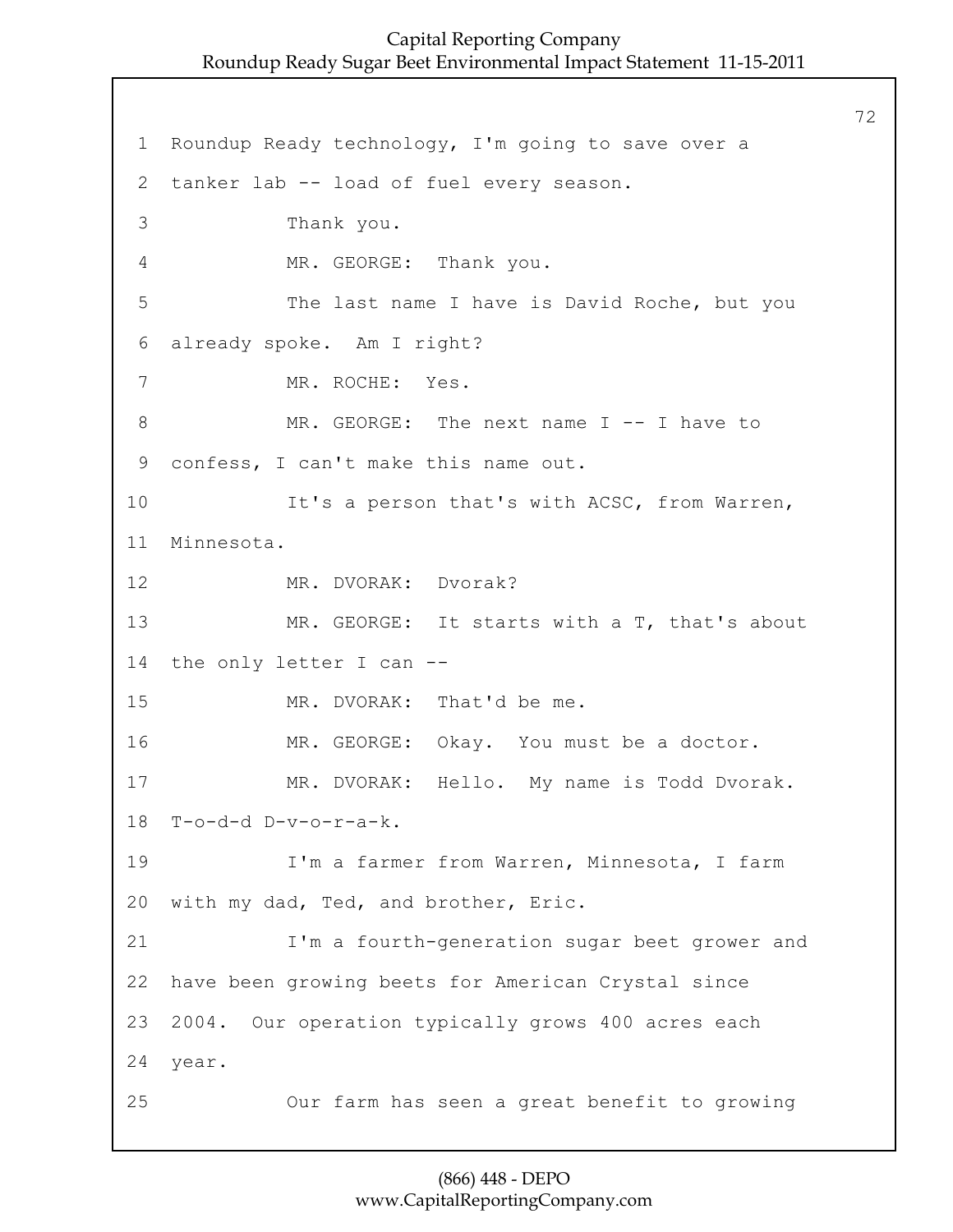Roundup Ready technology, I'm going to save over a tanker lab -- load of fuel every season.

Thank you.

MR. GEORGE: Thank you.

The last name I have is David Roche, but you already spoke. Am I right?

MR. ROCHE: Yes.

MR. GEORGE: The next name I -- I have to confess, I can't make this name out.

It's a person that's with ACSC, from Warren, Minnesota.

MR. DVORAK: Dvorak?

MR. GEORGE: It starts with a T, that's about the only letter I can --

MR. DVORAK: That'd be me.

MR. GEORGE: Okay. You must be a doctor.

MR. DVORAK: Hello. My name is Todd Dvorak. T-o-d-d D-v-o-r-a-k.

I'm a farmer from Warren, Minnesota, I farm with my dad, Ted, and brother, Eric.

I'm a fourth-generation sugar beet grower and have been growing beets for American Crystal since 2004. Our operation typically grows 400 acres each year.

Our farm has seen a great benefit to growing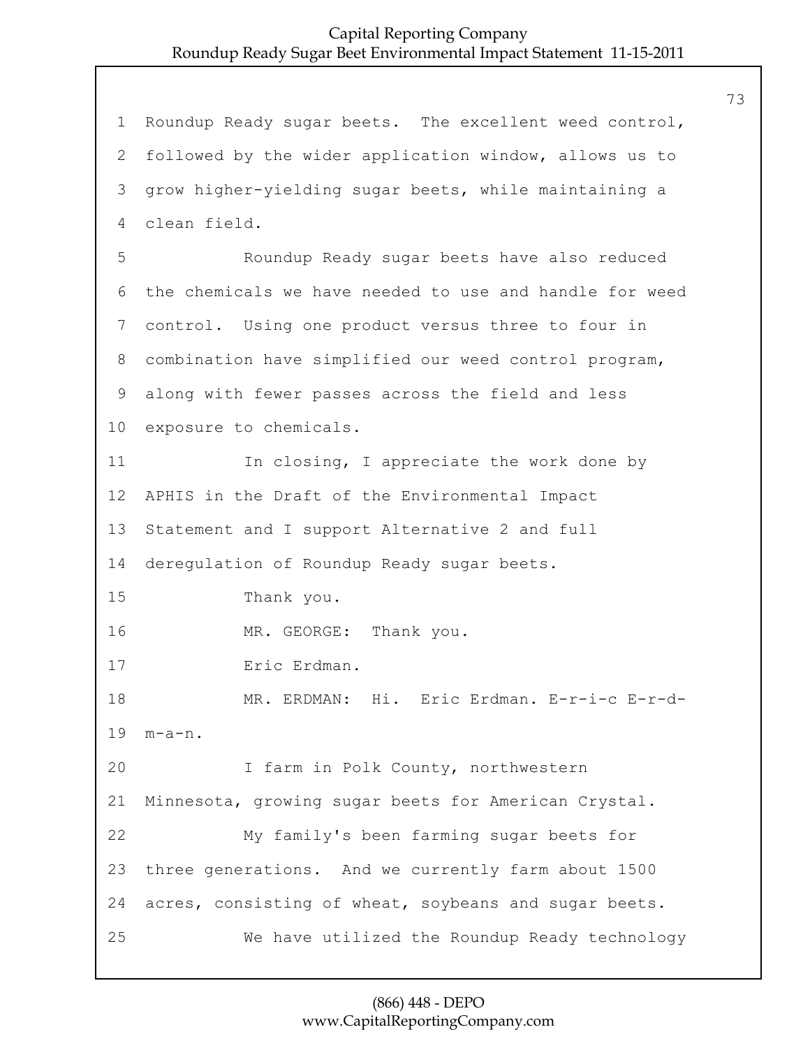Roundup Ready sugar beets. The excellent weed control, followed by the wider application window, allows us to grow higher-yielding sugar beets, while maintaining a clean field.

Roundup Ready sugar beets have also reduced the chemicals we have needed to use and handle for weed control. Using one product versus three to four in combination have simplified our weed control program, along with fewer passes across the field and less exposure to chemicals.

In closing, I appreciate the work done by APHIS in the Draft of the Environmental Impact Statement and I support Alternative 2 and full deregulation of Roundup Ready sugar beets.

Thank you.

MR. GEORGE: Thank you.

Eric Erdman.

MR. ERDMAN: Hi. Eric Erdman. E-r-i-c E-r-d-m-a-n.

I farm in Polk County, northwestern Minnesota, growing sugar beets for American Crystal.

My family's been farming sugar beets for three generations. And we currently farm about 1500 acres, consisting of wheat, soybeans and sugar beets.

We have utilized the Roundup Ready technology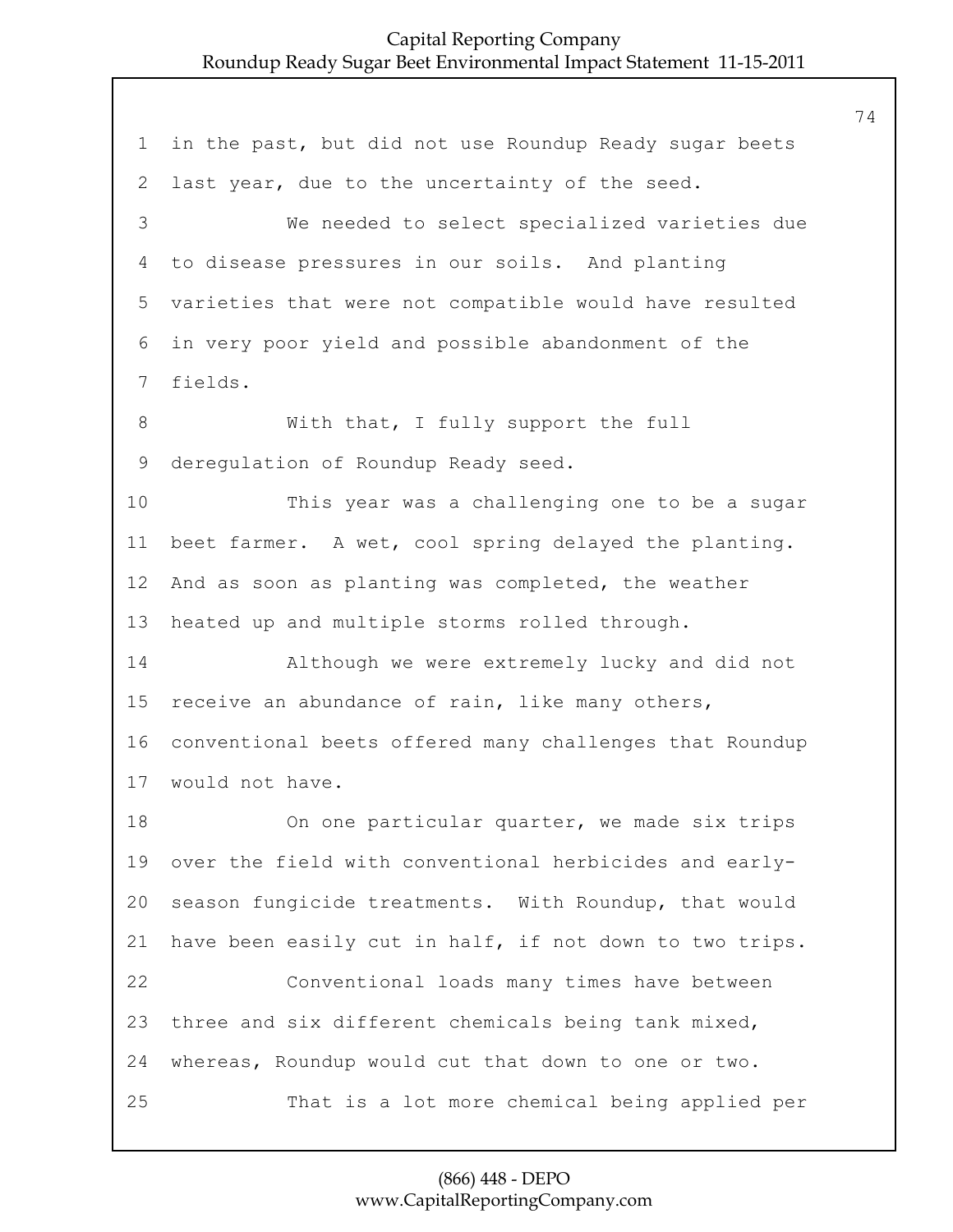in the past, but did not use Roundup Ready sugar beets last year, due to the uncertainty of the seed.

We needed to select specialized varieties due to disease pressures in our soils. And planting varieties that were not compatible would have resulted in very poor yield and possible abandonment of the fields.

With that, I fully support the full deregulation of Roundup Ready seed.

This year was a challenging one to be a sugar beet farmer. A wet, cool spring delayed the planting. And as soon as planting was completed, the weather heated up and multiple storms rolled through.

Although we were extremely lucky and did not receive an abundance of rain, like many others, conventional beets offered many challenges that Roundup would not have.

On one particular quarter, we made six trips over the field with conventional herbicides and early-season fungicide treatments. With Roundup, that would have been easily cut in half, if not down to two trips.

Conventional loads many times have between three and six different chemicals being tank mixed, whereas, Roundup would cut that down to one or two.

That is a lot more chemical being applied per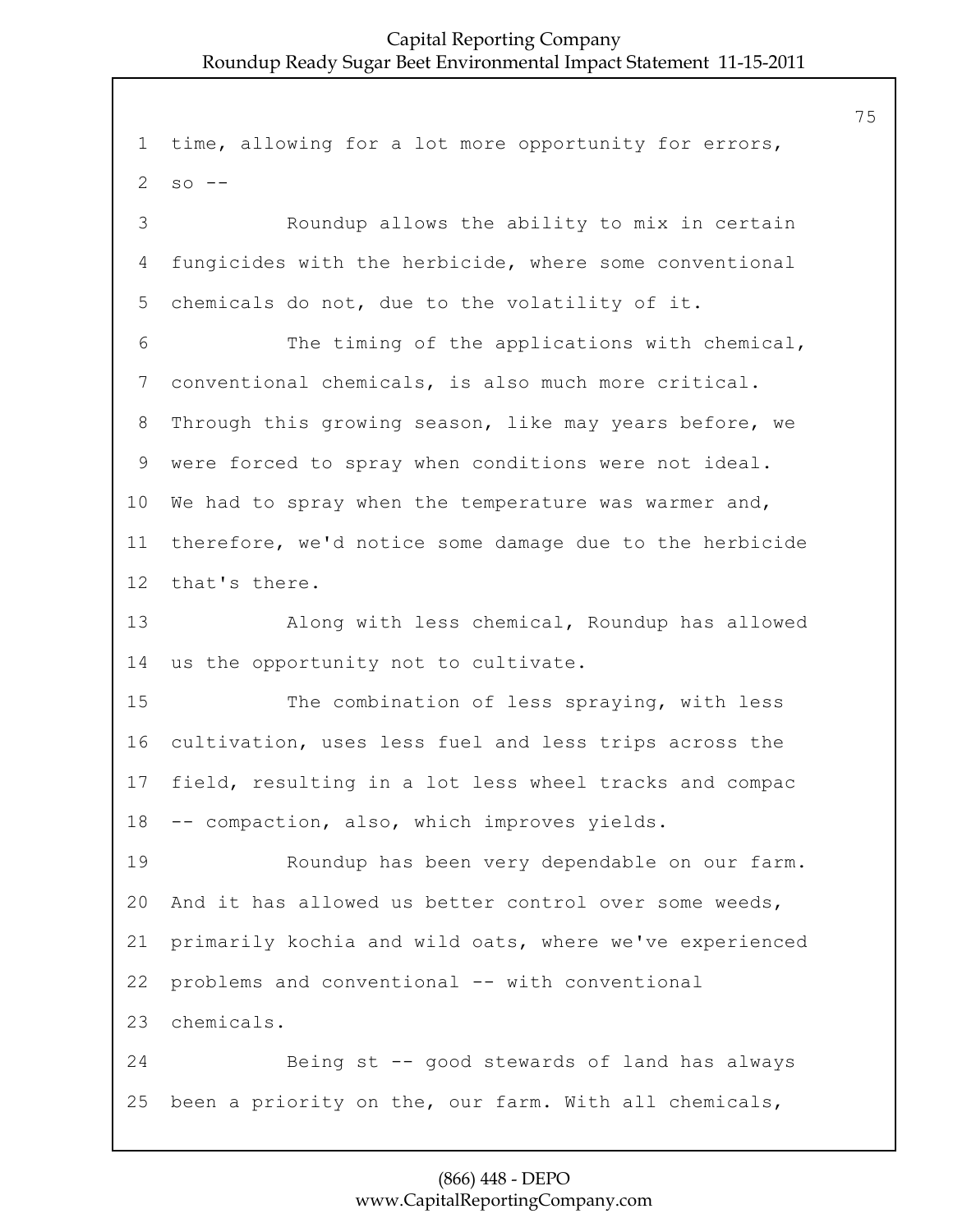time, allowing for a lot more opportunity for errors, so --

Roundup allows the ability to mix in certain fungicides with the herbicide, where some conventional chemicals do not, due to the volatility of it.

The timing of the applications with chemical, conventional chemicals, is also much more critical. Through this growing season, like may years before, we were forced to spray when conditions were not ideal. We had to spray when the temperature was warmer and, therefore, we'd notice some damage due to the herbicide that's there.

Along with less chemical, Roundup has allowed us the opportunity not to cultivate.

The combination of less spraying, with less cultivation, uses less fuel and less trips across the field, resulting in a lot less wheel tracks and compac -- compaction, also, which improves yields.

Roundup has been very dependable on our farm. And it has allowed us better control over some weeds, primarily kochia and wild oats, where we've experienced problems and conventional -- with conventional chemicals.

Being st -- good stewards of land has always been a priority on the, our farm. With all chemicals,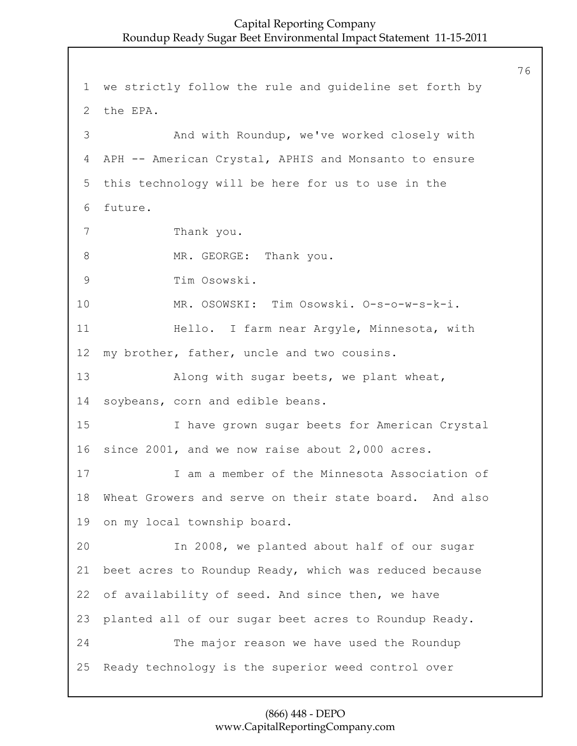1 we strictly follow the rule and guideline set forth by
2 the EPA.

3 And with Roundup, we've worked closely with
4 APH -- American Crystal, APHIS and Monsanto to ensure
5 this technology will be here for us to use in the
6 future.

7 Thank you.

8 MR. GEORGE: Thank you.

9 Tim Osowski.

10 MR. OSOWSKI: Tim Osowski. O-s-o-w-s-k-i.

11 Hello. I farm near Argyle, Minnesota, with
12 my brother, father, uncle and two cousins.

13 Along with sugar beets, we plant wheat,
14 soybeans, corn and edible beans.

15 I have grown sugar beets for American Crystal
16 since 2001, and we now raise about 2,000 acres.

17 I am a member of the Minnesota Association of
18 Wheat Growers and serve on their state board. And also
19 on my local township board.

20 In 2008, we planted about half of our sugar
21 beet acres to Roundup Ready, which was reduced because
22 of availability of seed. And since then, we have
23 planted all of our sugar beet acres to Roundup Ready.

24 The major reason we have used the Roundup
25 Ready technology is the superior weed control over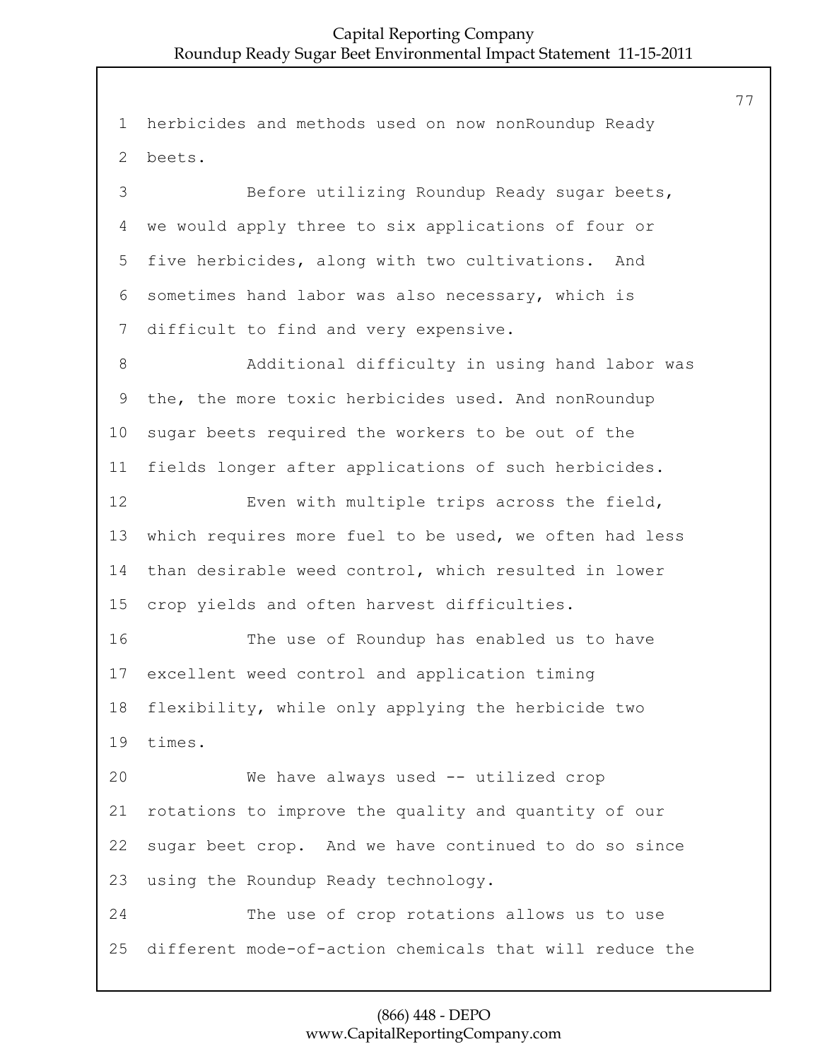herbicides and methods used on now nonRoundup Ready beets.

Before utilizing Roundup Ready sugar beets, we would apply three to six applications of four or five herbicides, along with two cultivations. And sometimes hand labor was also necessary, which is difficult to find and very expensive.

Additional difficulty in using hand labor was the, the more toxic herbicides used. And nonRoundup sugar beets required the workers to be out of the fields longer after applications of such herbicides.

Even with multiple trips across the field, which requires more fuel to be used, we often had less than desirable weed control, which resulted in lower crop yields and often harvest difficulties.

The use of Roundup has enabled us to have excellent weed control and application timing flexibility, while only applying the herbicide two times.

We have always used -- utilized crop rotations to improve the quality and quantity of our sugar beet crop. And we have continued to do so since using the Roundup Ready technology.

The use of crop rotations allows us to use different mode-of-action chemicals that will reduce the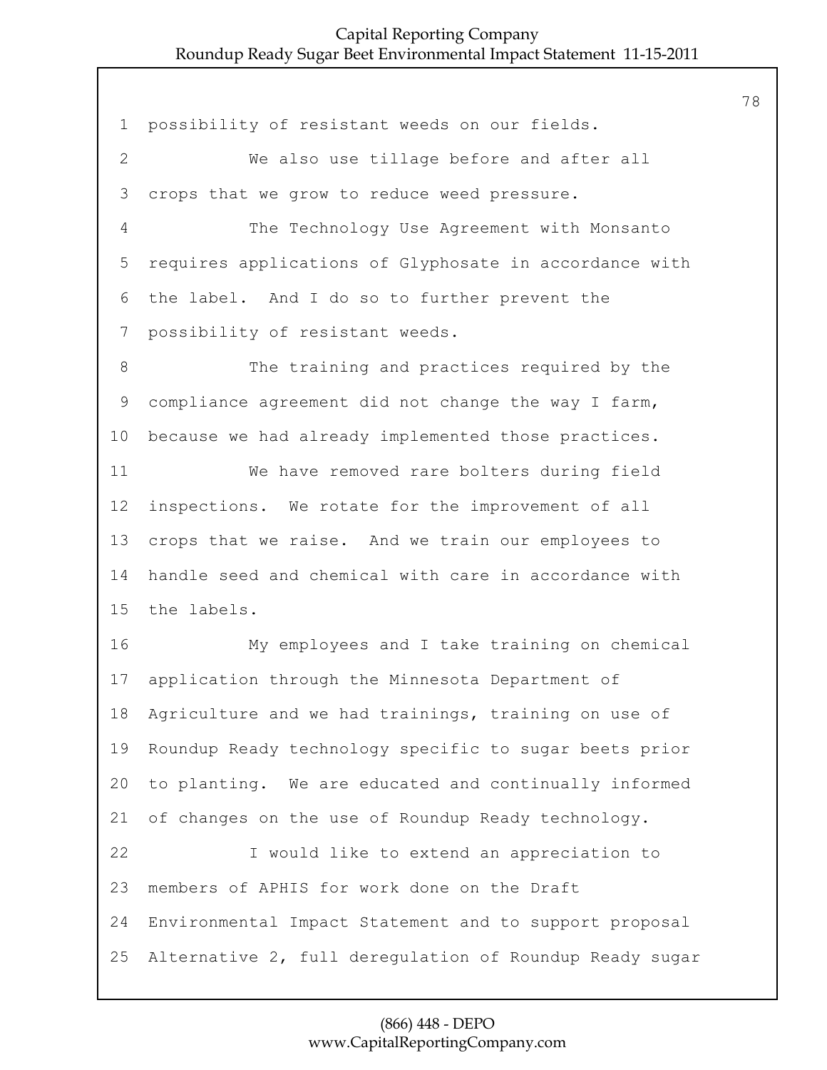possibility of resistant weeds on our fields.

We also use tillage before and after all crops that we grow to reduce weed pressure.

The Technology Use Agreement with Monsanto requires applications of Glyphosate in accordance with the label. And I do so to further prevent the possibility of resistant weeds.

The training and practices required by the compliance agreement did not change the way I farm, because we had already implemented those practices.

We have removed rare bolters during field inspections. We rotate for the improvement of all crops that we raise. And we train our employees to handle seed and chemical with care in accordance with the labels.

My employees and I take training on chemical application through the Minnesota Department of Agriculture and we had trainings, training on use of Roundup Ready technology specific to sugar beets prior to planting. We are educated and continually informed of changes on the use of Roundup Ready technology.

I would like to extend an appreciation to members of APHIS for work done on the Draft Environmental Impact Statement and to support proposal Alternative 2, full deregulation of Roundup Ready sugar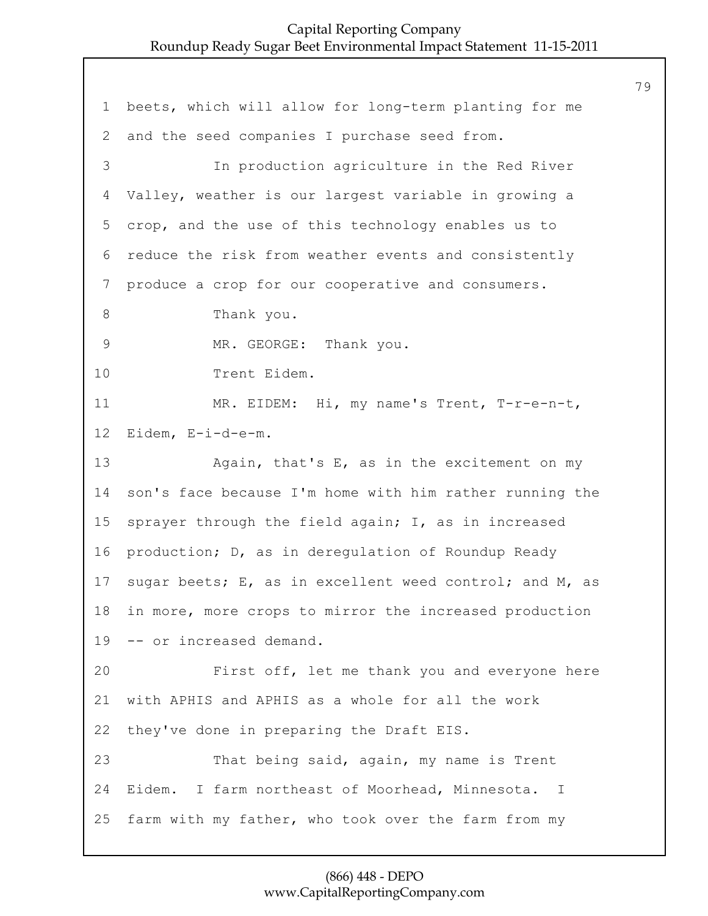beets, which will allow for long-term planting for me and the seed companies I purchase seed from.

In production agriculture in the Red River Valley, weather is our largest variable in growing a crop, and the use of this technology enables us to reduce the risk from weather events and consistently produce a crop for our cooperative and consumers.

Thank you.

MR. GEORGE: Thank you.

Trent Eidem.

MR. EIDEM: Hi, my name's Trent, T-r-e-n-t, Eidem, E-i-d-e-m.

Again, that's E, as in the excitement on my son's face because I'm home with him rather running the sprayer through the field again; I, as in increased production; D, as in deregulation of Roundup Ready sugar beets; E, as in excellent weed control; and M, as in more, more crops to mirror the increased production -- or increased demand.

First off, let me thank you and everyone here with APHIS and APHIS as a whole for all the work they've done in preparing the Draft EIS.

That being said, again, my name is Trent Eidem. I farm northeast of Moorhead, Minnesota. I farm with my father, who took over the farm from my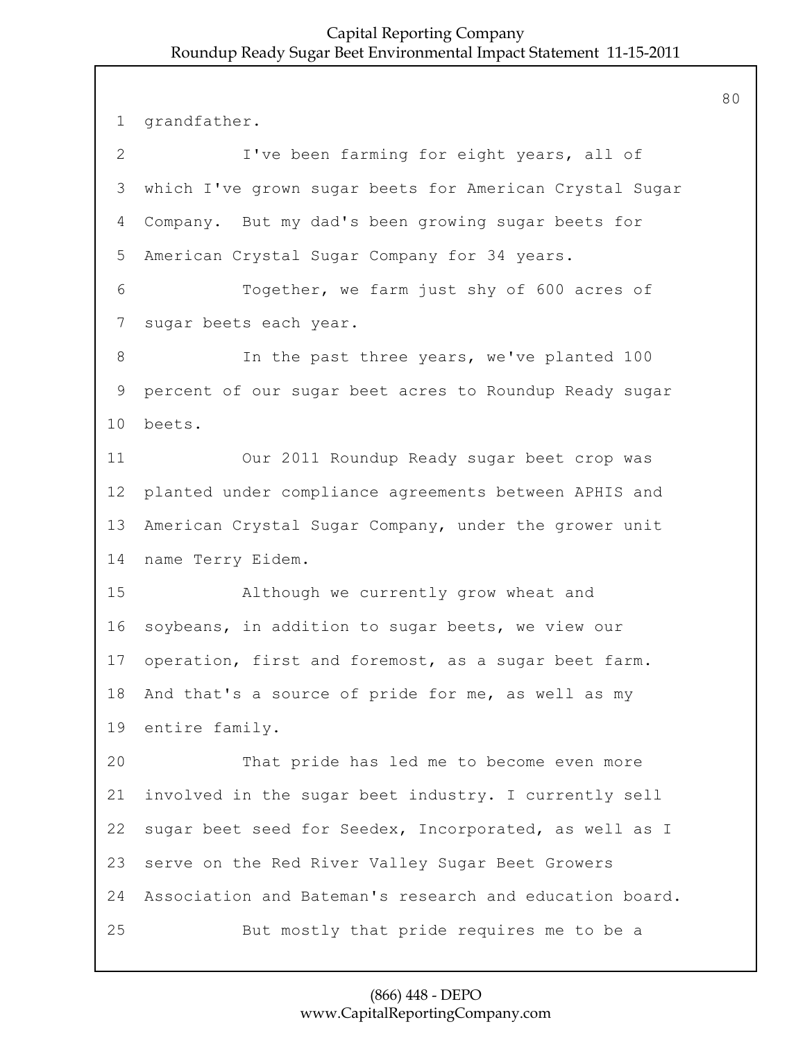1 grandfather.

2 I've been farming for eight years, all of

3 which I've grown sugar beets for American Crystal Sugar

4 Company. But my dad's been growing sugar beets for

5 American Crystal Sugar Company for 34 years.

6 Together, we farm just shy of 600 acres of

7 sugar beets each year.

8 In the past three years, we've planted 100

9 percent of our sugar beet acres to Roundup Ready sugar

10 beets.

11 Our 2011 Roundup Ready sugar beet crop was

12 planted under compliance agreements between APHIS and

13 American Crystal Sugar Company, under the grower unit

14 name Terry Eidem.

15 Although we currently grow wheat and

16 soybeans, in addition to sugar beets, we view our

17 operation, first and foremost, as a sugar beet farm.

18 And that's a source of pride for me, as well as my

19 entire family.

20 That pride has led me to become even more

21 involved in the sugar beet industry. I currently sell

22 sugar beet seed for Seedex, Incorporated, as well as I

23 serve on the Red River Valley Sugar Beet Growers

24 Association and Bateman's research and education board.

25 But mostly that pride requires me to be a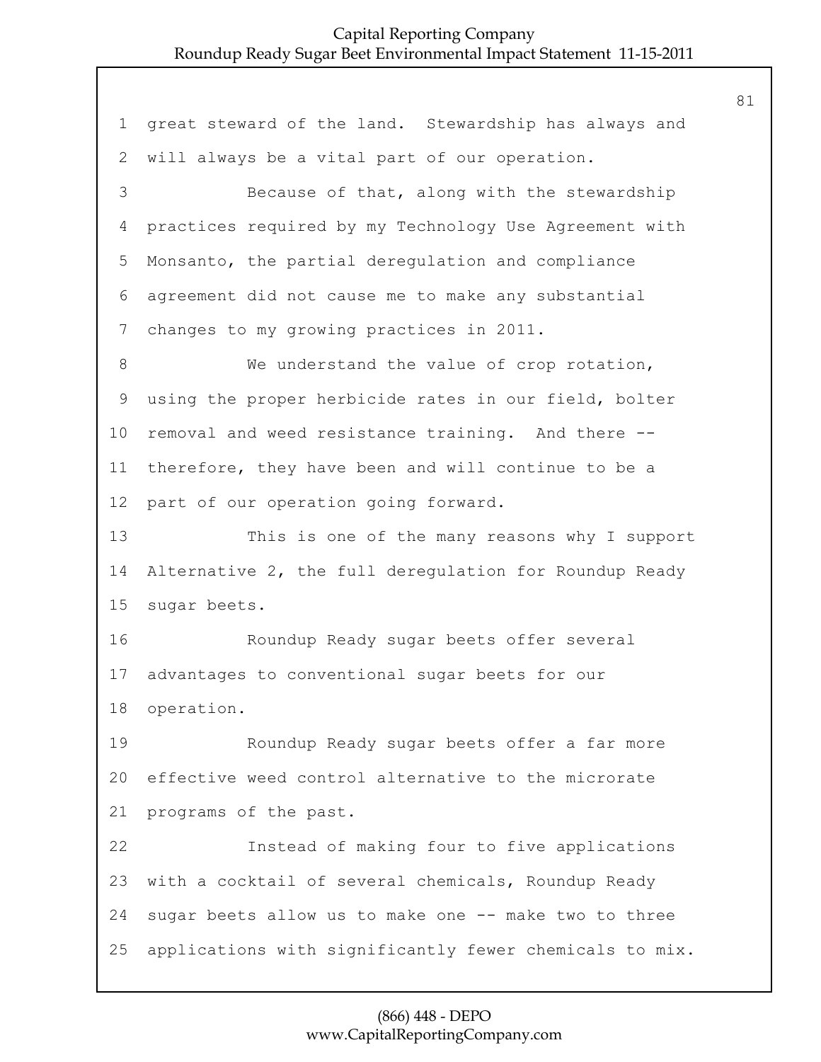great steward of the land. Stewardship has always and will always be a vital part of our operation.

Because of that, along with the stewardship practices required by my Technology Use Agreement with Monsanto, the partial deregulation and compliance agreement did not cause me to make any substantial changes to my growing practices in 2011.

We understand the value of crop rotation, using the proper herbicide rates in our field, bolter removal and weed resistance training. And there -- therefore, they have been and will continue to be a part of our operation going forward.

This is one of the many reasons why I support Alternative 2, the full deregulation for Roundup Ready sugar beets.

Roundup Ready sugar beets offer several advantages to conventional sugar beets for our operation.

Roundup Ready sugar beets offer a far more effective weed control alternative to the microrate programs of the past.

Instead of making four to five applications with a cocktail of several chemicals, Roundup Ready sugar beets allow us to make one -- make two to three applications with significantly fewer chemicals to mix.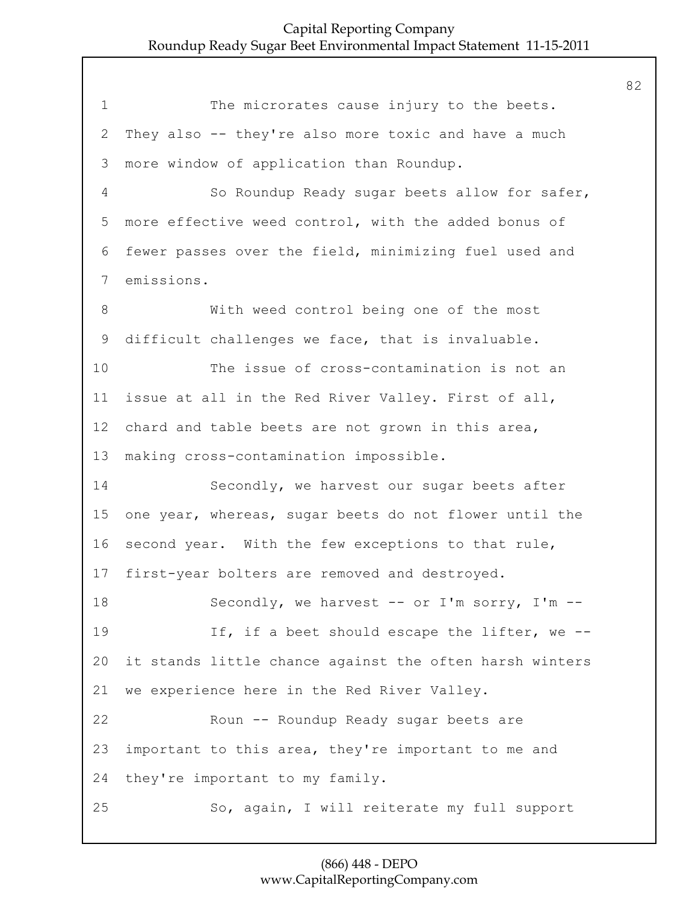1 The microrates cause injury to the beets.
2 They also -- they're also more toxic and have a much
3 more window of application than Roundup.
4 So Roundup Ready sugar beets allow for safer,
5 more effective weed control, with the added bonus of
6 fewer passes over the field, minimizing fuel used and
7 emissions.
8 With weed control being one of the most
9 difficult challenges we face, that is invaluable.
10 The issue of cross-contamination is not an
11 issue at all in the Red River Valley. First of all,
12 chard and table beets are not grown in this area,
13 making cross-contamination impossible.
14 Secondly, we harvest our sugar beets after
15 one year, whereas, sugar beets do not flower until the
16 second year. With the few exceptions to that rule,
17 first-year bolters are removed and destroyed.
18 Secondly, we harvest -- or I'm sorry, I'm --
19 If, if a beet should escape the lifter, we --
20 it stands little chance against the often harsh winters
21 we experience here in the Red River Valley.
22 Roun -- Roundup Ready sugar beets are
23 important to this area, they're important to me and
24 they're important to my family.
25 So, again, I will reiterate my full support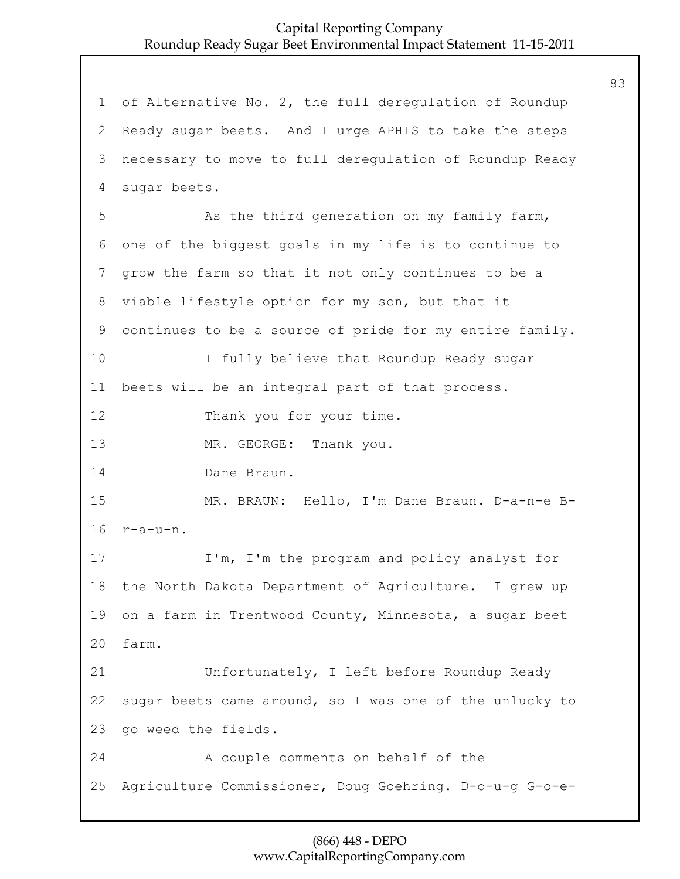of Alternative No. 2, the full deregulation of Roundup Ready sugar beets. And I urge APHIS to take the steps necessary to move to full deregulation of Roundup Ready sugar beets.

As the third generation on my family farm, one of the biggest goals in my life is to continue to grow the farm so that it not only continues to be a viable lifestyle option for my son, but that it continues to be a source of pride for my entire family.

I fully believe that Roundup Ready sugar beets will be an integral part of that process.

Thank you for your time.

MR. GEORGE: Thank you.

Dane Braun.

MR. BRAUN: Hello, I'm Dane Braun. D-a-n-e B-r-a-u-n.

I'm, I'm the program and policy analyst for the North Dakota Department of Agriculture. I grew up on a farm in Trentwood County, Minnesota, a sugar beet farm.

Unfortunately, I left before Roundup Ready sugar beets came around, so I was one of the unlucky to go weed the fields.

A couple comments on behalf of the Agriculture Commissioner, Doug Goehring. D-o-u-g G-o-e-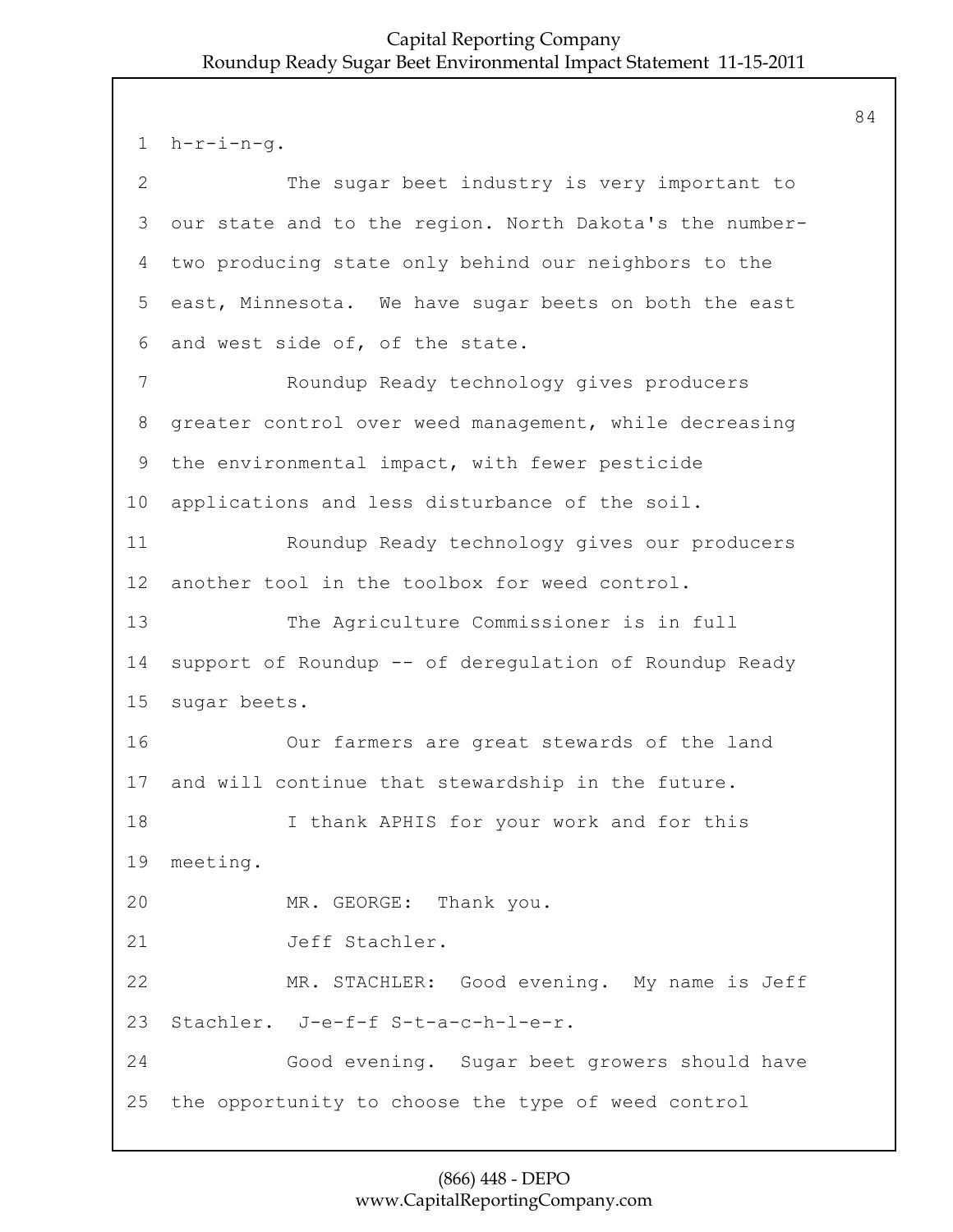h-r-i-n-g.

The sugar beet industry is very important to our state and to the region. North Dakota's the number-two producing state only behind our neighbors to the east, Minnesota. We have sugar beets on both the east and west side of, of the state.

Roundup Ready technology gives producers greater control over weed management, while decreasing the environmental impact, with fewer pesticide applications and less disturbance of the soil.

Roundup Ready technology gives our producers another tool in the toolbox for weed control.

The Agriculture Commissioner is in full support of Roundup -- of deregulation of Roundup Ready sugar beets.

Our farmers are great stewards of the land and will continue that stewardship in the future.

I thank APHIS for your work and for this meeting.

MR. GEORGE: Thank you.

Jeff Stachler.

MR. STACHLER: Good evening. My name is Jeff Stachler. J-e-f-f S-t-a-c-h-l-e-r.

Good evening. Sugar beet growers should have the opportunity to choose the type of weed control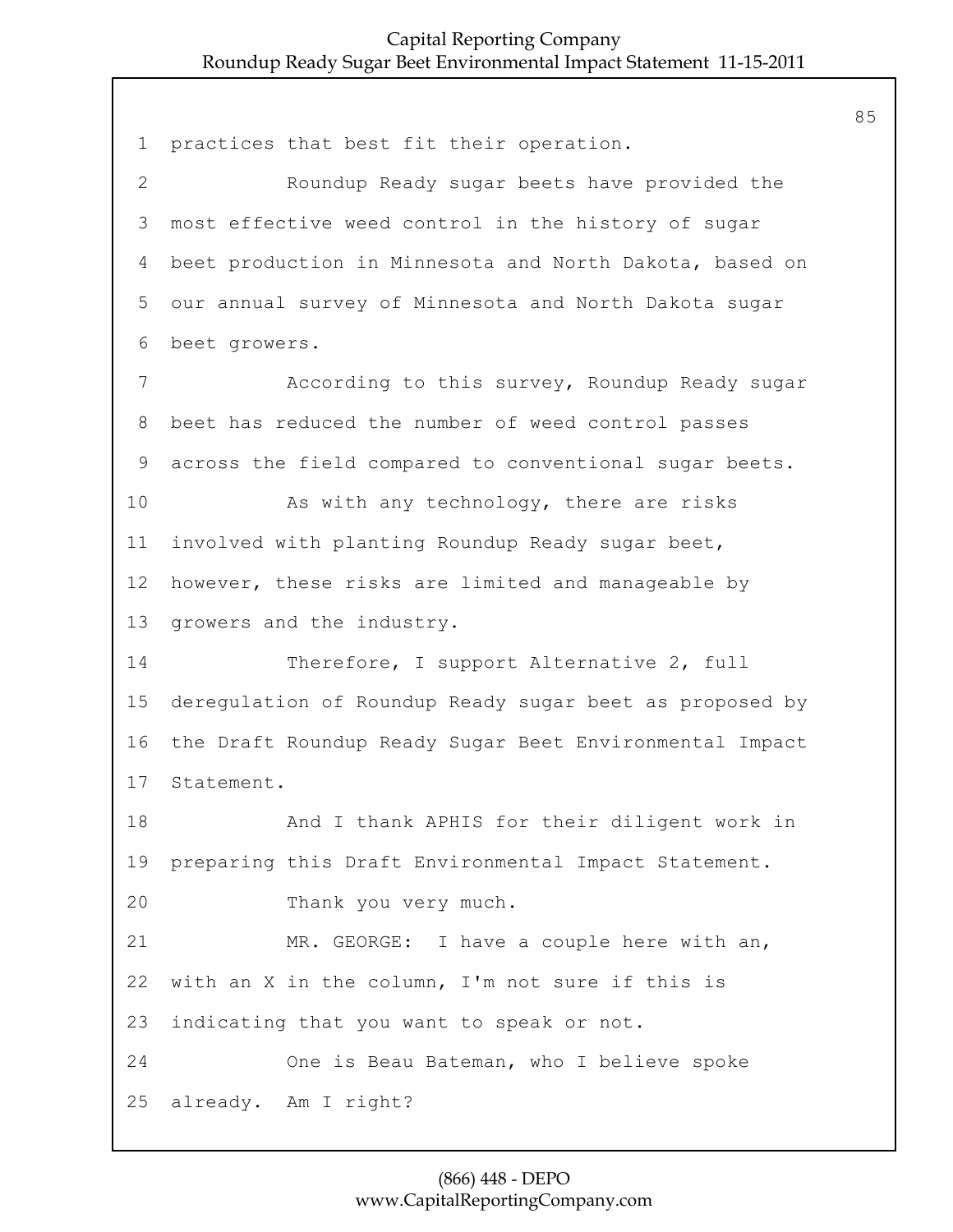practices that best fit their operation.

Roundup Ready sugar beets have provided the most effective weed control in the history of sugar beet production in Minnesota and North Dakota, based on our annual survey of Minnesota and North Dakota sugar beet growers.

According to this survey, Roundup Ready sugar beet has reduced the number of weed control passes across the field compared to conventional sugar beets.

As with any technology, there are risks involved with planting Roundup Ready sugar beet, however, these risks are limited and manageable by growers and the industry.

Therefore, I support Alternative 2, full deregulation of Roundup Ready sugar beet as proposed by the Draft Roundup Ready Sugar Beet Environmental Impact Statement.

And I thank APHIS for their diligent work in preparing this Draft Environmental Impact Statement.

Thank you very much.

MR. GEORGE: I have a couple here with an, with an X in the column, I'm not sure if this is indicating that you want to speak or not.

One is Beau Bateman, who I believe spoke already. Am I right?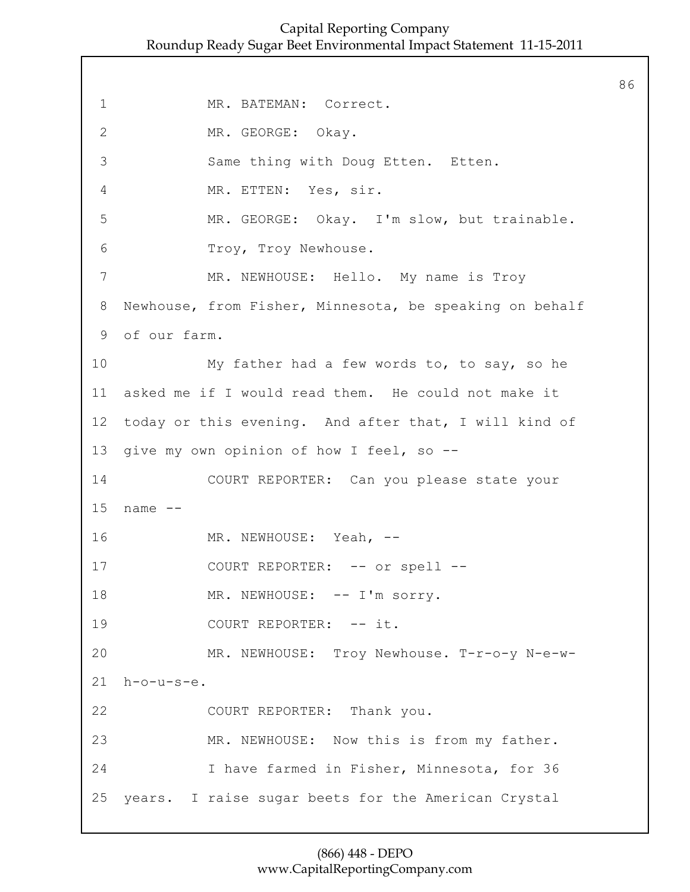1 MR. BATEMAN: Correct.

2 MR. GEORGE: Okay.

3 Same thing with Doug Etten. Etten.

4 MR. ETTEN: Yes, sir.

5 MR. GEORGE: Okay. I'm slow, but trainable.

6 Troy, Troy Newhouse.

7 MR. NEWHOUSE: Hello. My name is Troy

8 Newhouse, from Fisher, Minnesota, be speaking on behalf

9 of our farm.

10 My father had a few words to, to say, so he

11 asked me if I would read them. He could not make it

12 today or this evening. And after that, I will kind of

13 give my own opinion of how I feel, so --

14 COURT REPORTER: Can you please state your

15 name --

16 MR. NEWHOUSE: Yeah, --

17 COURT REPORTER: -- or spell --

18 MR. NEWHOUSE: -- I'm sorry.

19 COURT REPORTER: -- it.

20 MR. NEWHOUSE: Troy Newhouse. T-r-o-y N-e-w-

21 h-o-u-s-e.

22 COURT REPORTER: Thank you.

23 MR. NEWHOUSE: Now this is from my father.

24 I have farmed in Fisher, Minnesota, for 36

25 years. I raise sugar beets for the American Crystal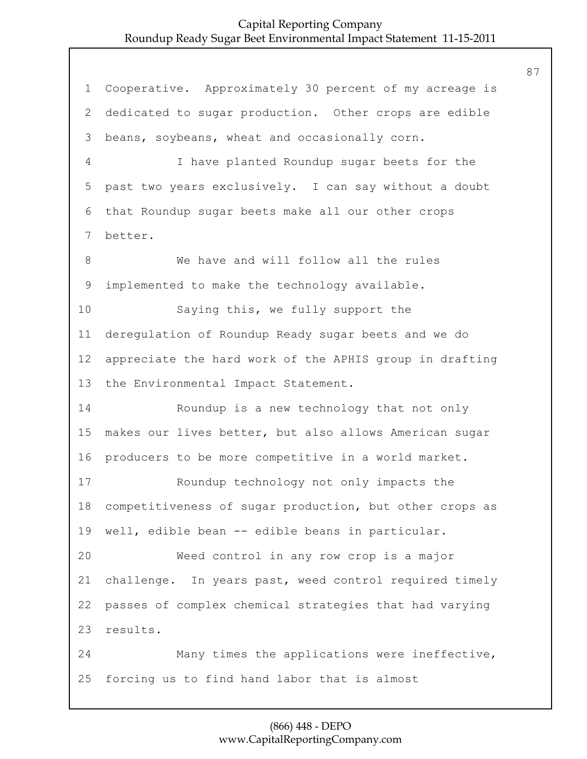Cooperative. Approximately 30 percent of my acreage is dedicated to sugar production. Other crops are edible beans, soybeans, wheat and occasionally corn.

I have planted Roundup sugar beets for the past two years exclusively. I can say without a doubt that Roundup sugar beets make all our other crops better.

We have and will follow all the rules implemented to make the technology available.

Saying this, we fully support the deregulation of Roundup Ready sugar beets and we do appreciate the hard work of the APHIS group in drafting the Environmental Impact Statement.

Roundup is a new technology that not only makes our lives better, but also allows American sugar producers to be more competitive in a world market.

Roundup technology not only impacts the competitiveness of sugar production, but other crops as well, edible bean -- edible beans in particular.

Weed control in any row crop is a major challenge. In years past, weed control required timely passes of complex chemical strategies that had varying results.

Many times the applications were ineffective, forcing us to find hand labor that is almost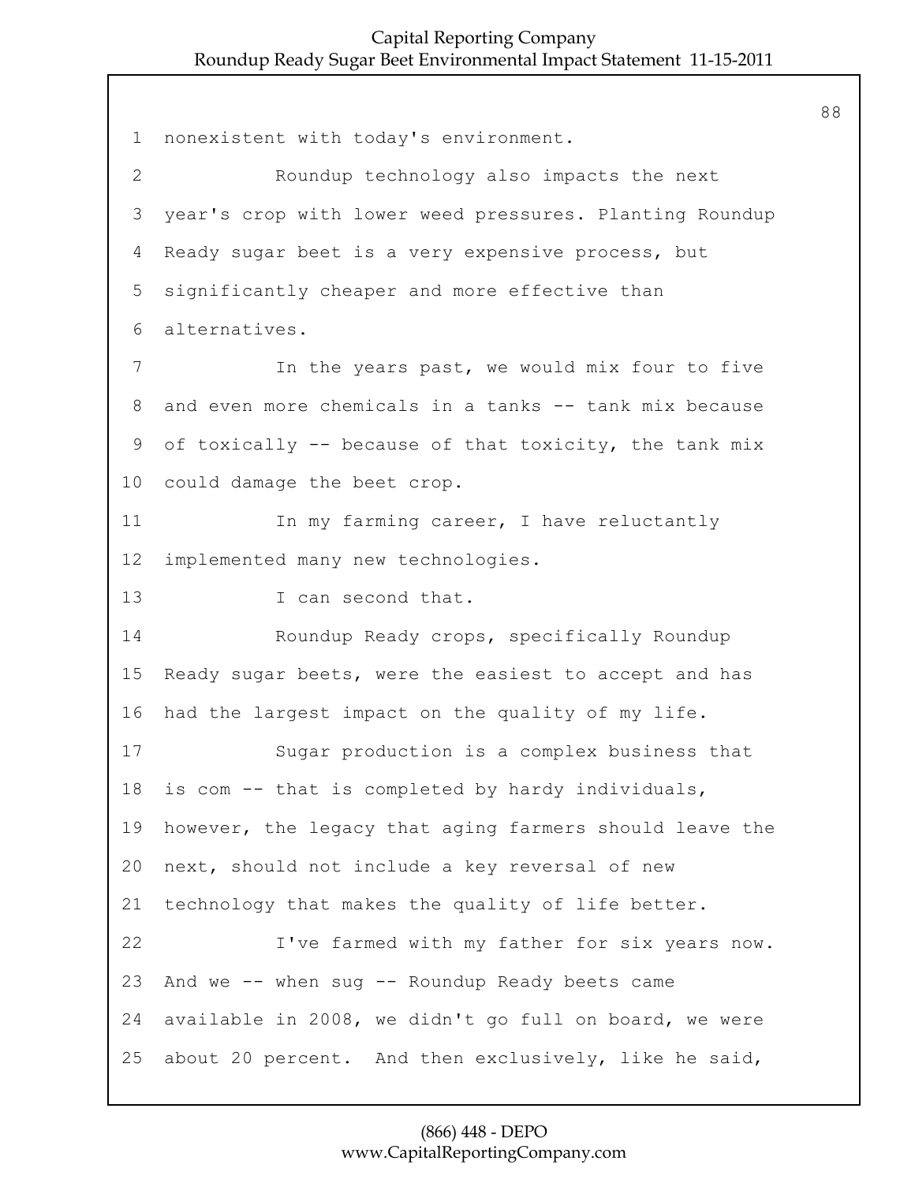1 nonexistent with today's environment.

2 Roundup technology also impacts the next

3 year's crop with lower weed pressures. Planting Roundup

4 Ready sugar beet is a very expensive process, but

5 significantly cheaper and more effective than

6 alternatives.

7 In the years past, we would mix four to five

8 and even more chemicals in a tanks -- tank mix because

9 of toxically -- because of that toxicity, the tank mix

10 could damage the beet crop.

11 In my farming career, I have reluctantly

12 implemented many new technologies.

13 I can second that.

14 Roundup Ready crops, specifically Roundup

15 Ready sugar beets, were the easiest to accept and has

16 had the largest impact on the quality of my life.

17 Sugar production is a complex business that

18 is com -- that is completed by hardy individuals,

19 however, the legacy that aging farmers should leave the

20 next, should not include a key reversal of new

21 technology that makes the quality of life better.

22 I've farmed with my father for six years now.

23 And we -- when sug -- Roundup Ready beets came

24 available in 2008, we didn't go full on board, we were

25 about 20 percent. And then exclusively, like he said,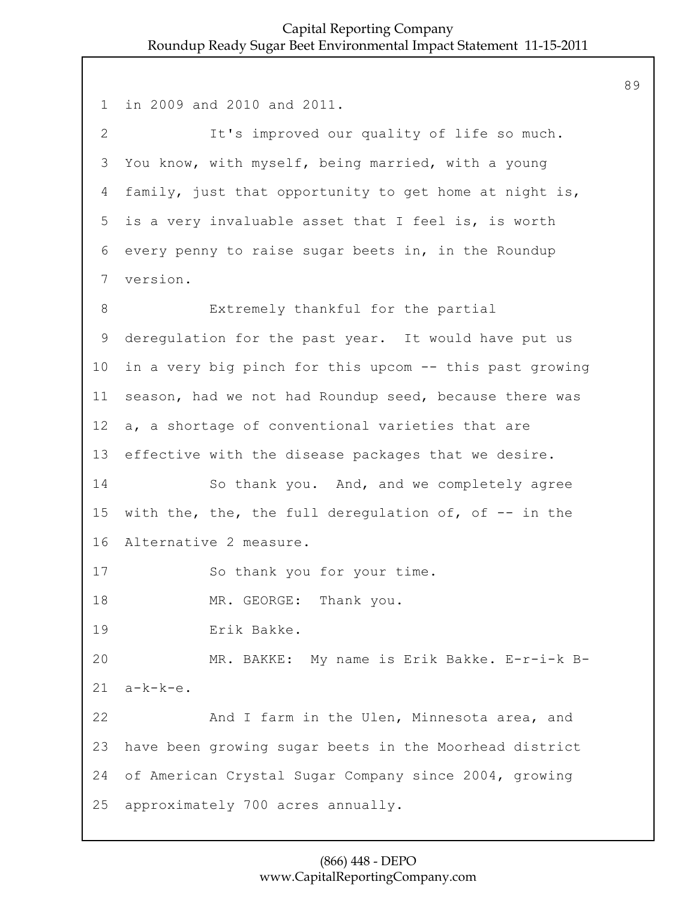in 2009 and 2010 and 2011.

It's improved our quality of life so much. You know, with myself, being married, with a young family, just that opportunity to get home at night is, is a very invaluable asset that I feel is, is worth every penny to raise sugar beets in, in the Roundup version.

Extremely thankful for the partial deregulation for the past year. It would have put us in a very big pinch for this upcom -- this past growing season, had we not had Roundup seed, because there was a, a shortage of conventional varieties that are effective with the disease packages that we desire.

So thank you. And, and we completely agree with the, the, the full deregulation of, of -- in the Alternative 2 measure.

So thank you for your time.

MR. GEORGE: Thank you.

Erik Bakke.

MR. BAKKE: My name is Erik Bakke. E-r-i-k B-a-k-k-e.

And I farm in the Ulen, Minnesota area, and have been growing sugar beets in the Moorhead district of American Crystal Sugar Company since 2004, growing approximately 700 acres annually.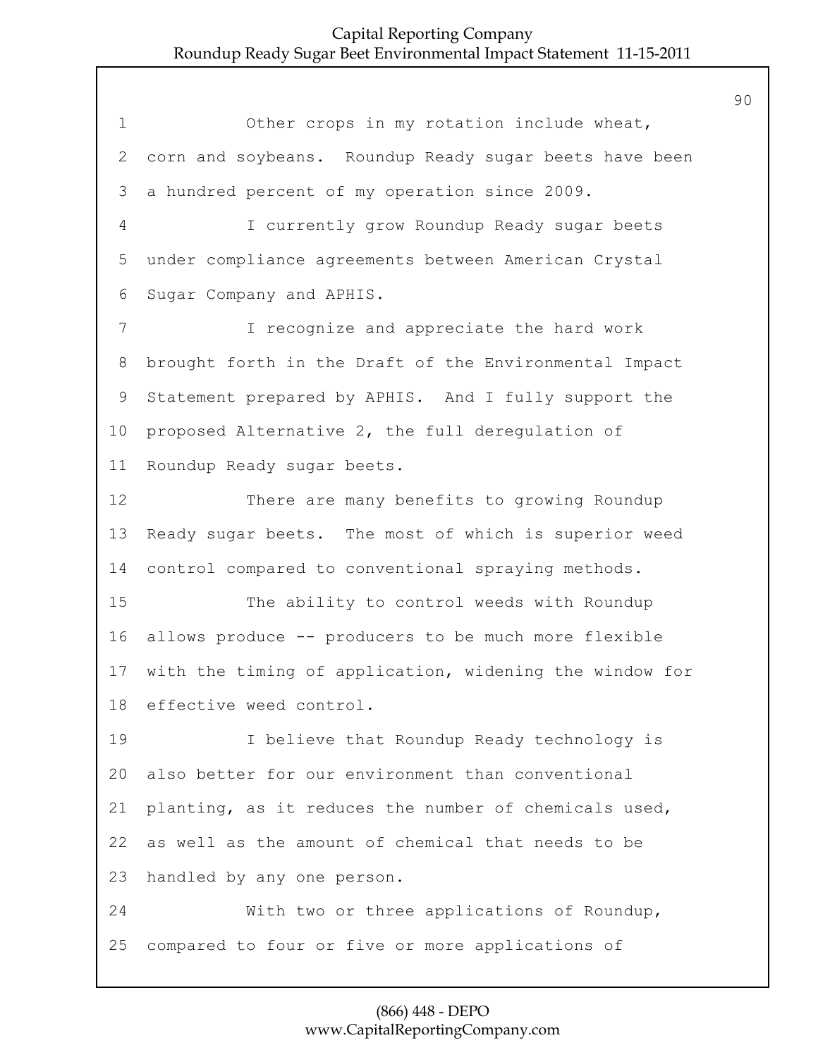Other crops in my rotation include wheat, corn and soybeans. Roundup Ready sugar beets have been a hundred percent of my operation since 2009.

I currently grow Roundup Ready sugar beets under compliance agreements between American Crystal Sugar Company and APHIS.

I recognize and appreciate the hard work brought forth in the Draft of the Environmental Impact Statement prepared by APHIS. And I fully support the proposed Alternative 2, the full deregulation of Roundup Ready sugar beets.

There are many benefits to growing Roundup Ready sugar beets. The most of which is superior weed control compared to conventional spraying methods.

The ability to control weeds with Roundup allows produce -- producers to be much more flexible with the timing of application, widening the window for effective weed control.

I believe that Roundup Ready technology is also better for our environment than conventional planting, as it reduces the number of chemicals used, as well as the amount of chemical that needs to be handled by any one person.

With two or three applications of Roundup, compared to four or five or more applications of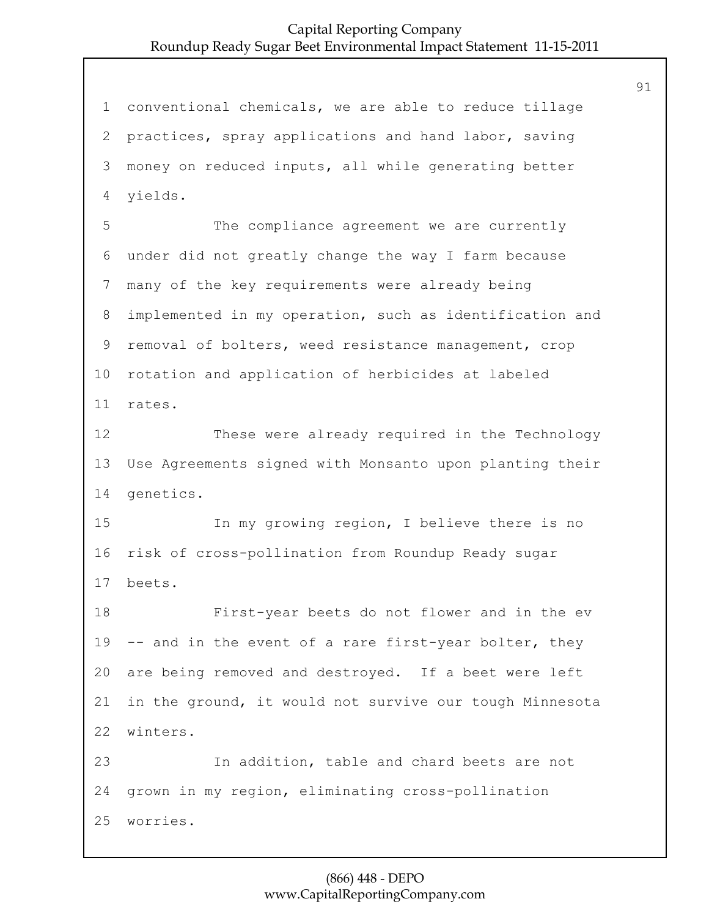conventional chemicals, we are able to reduce tillage practices, spray applications and hand labor, saving money on reduced inputs, all while generating better yields.

The compliance agreement we are currently under did not greatly change the way I farm because many of the key requirements were already being implemented in my operation, such as identification and removal of bolters, weed resistance management, crop rotation and application of herbicides at labeled rates.

These were already required in the Technology Use Agreements signed with Monsanto upon planting their genetics.

In my growing region, I believe there is no risk of cross-pollination from Roundup Ready sugar beets.

First-year beets do not flower and in the ev -- and in the event of a rare first-year bolter, they are being removed and destroyed. If a beet were left in the ground, it would not survive our tough Minnesota winters.

In addition, table and chard beets are not grown in my region, eliminating cross-pollination worries.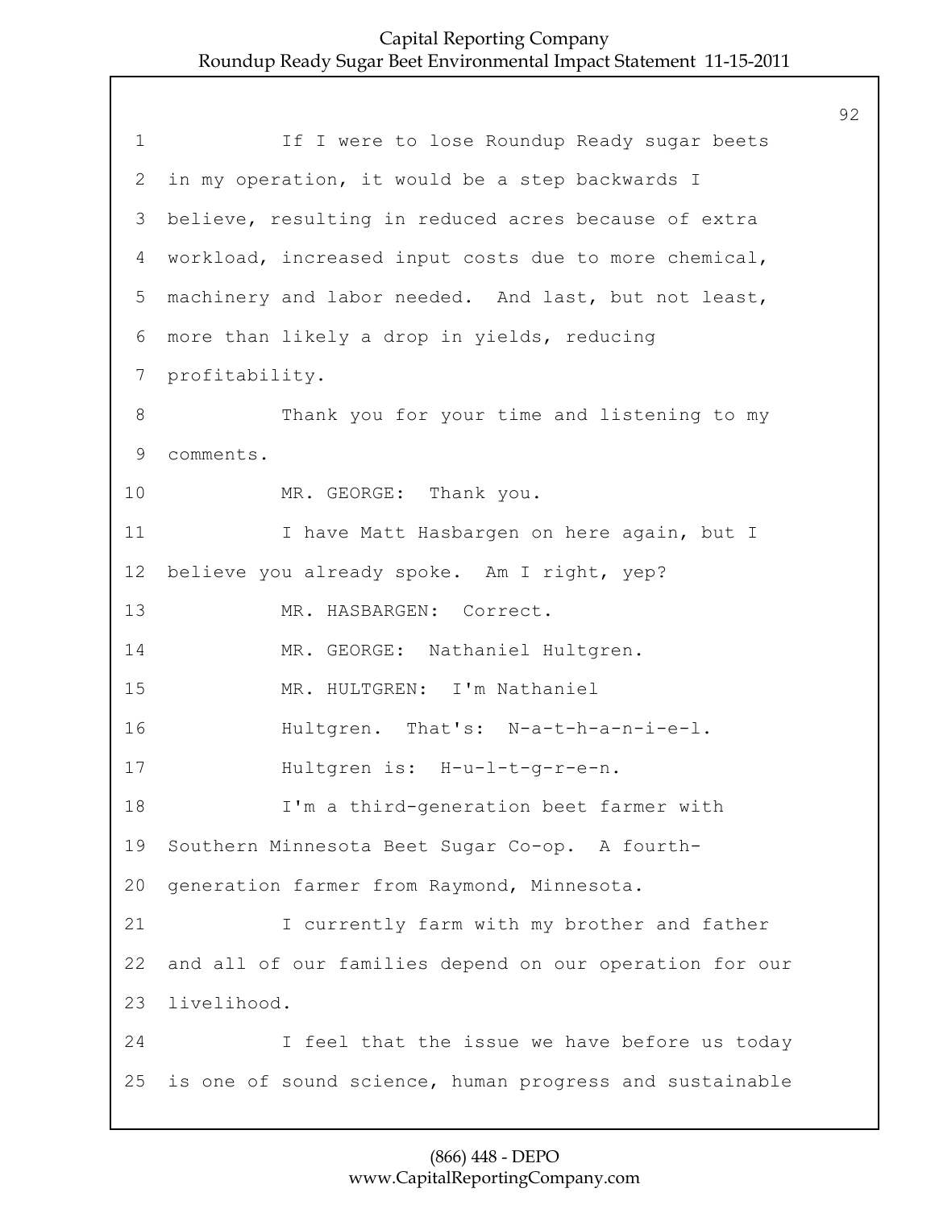If I were to lose Roundup Ready sugar beets in my operation, it would be a step backwards I believe, resulting in reduced acres because of extra workload, increased input costs due to more chemical, machinery and labor needed. And last, but not least, more than likely a drop in yields, reducing profitability.

Thank you for your time and listening to my comments.

MR. GEORGE: Thank you.

I have Matt Hasbargen on here again, but I believe you already spoke. Am I right, yep?

MR. HASBARGEN: Correct.

MR. GEORGE: Nathaniel Hultgren.

MR. HULTGREN: I'm Nathaniel Hultgren. That's: N-a-t-h-a-n-i-e-l. Hultgren is: H-u-l-t-g-r-e-n.

I'm a third-generation beet farmer with Southern Minnesota Beet Sugar Co-op. A fourth-generation farmer from Raymond, Minnesota.

I currently farm with my brother and father and all of our families depend on our operation for our livelihood.

I feel that the issue we have before us today is one of sound science, human progress and sustainable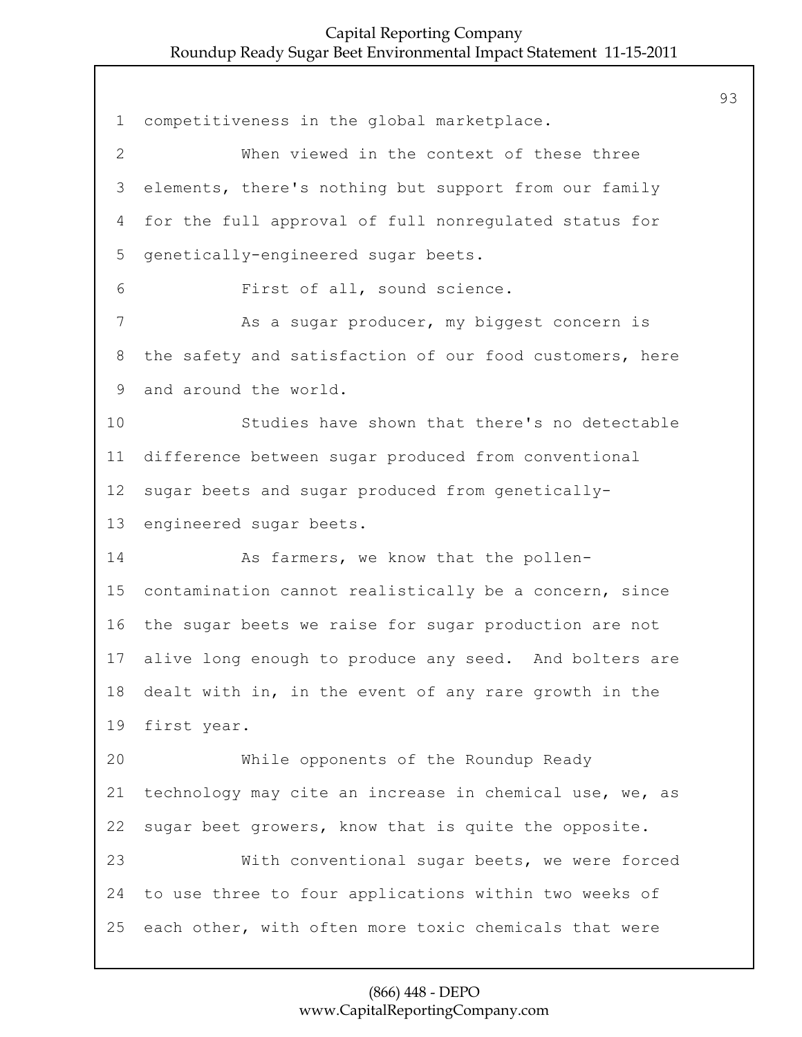competitiveness in the global marketplace.

When viewed in the context of these three elements, there's nothing but support from our family for the full approval of full nonregulated status for genetically-engineered sugar beets.

First of all, sound science.

As a sugar producer, my biggest concern is the safety and satisfaction of our food customers, here and around the world.

Studies have shown that there's no detectable difference between sugar produced from conventional sugar beets and sugar produced from genetically-engineered sugar beets.

As farmers, we know that the pollen-contamination cannot realistically be a concern, since the sugar beets we raise for sugar production are not alive long enough to produce any seed. And bolters are dealt with in, in the event of any rare growth in the first year.

While opponents of the Roundup Ready technology may cite an increase in chemical use, we, as sugar beet growers, know that is quite the opposite.

With conventional sugar beets, we were forced to use three to four applications within two weeks of each other, with often more toxic chemicals that were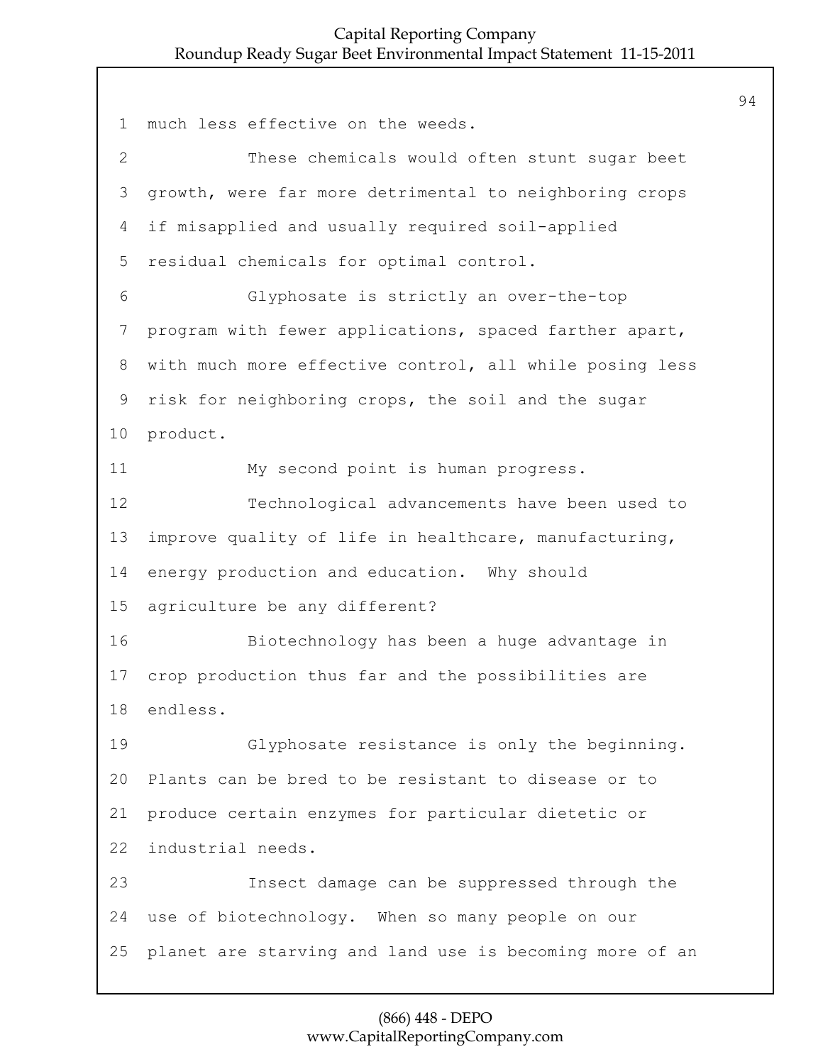much less effective on the weeds.

These chemicals would often stunt sugar beet growth, were far more detrimental to neighboring crops if misapplied and usually required soil-applied residual chemicals for optimal control.

Glyphosate is strictly an over-the-top program with fewer applications, spaced farther apart, with much more effective control, all while posing less risk for neighboring crops, the soil and the sugar product.

My second point is human progress.

Technological advancements have been used to improve quality of life in healthcare, manufacturing, energy production and education. Why should agriculture be any different?

Biotechnology has been a huge advantage in crop production thus far and the possibilities are endless.

Glyphosate resistance is only the beginning. Plants can be bred to be resistant to disease or to produce certain enzymes for particular dietetic or industrial needs.

Insect damage can be suppressed through the use of biotechnology. When so many people on our planet are starving and land use is becoming more of an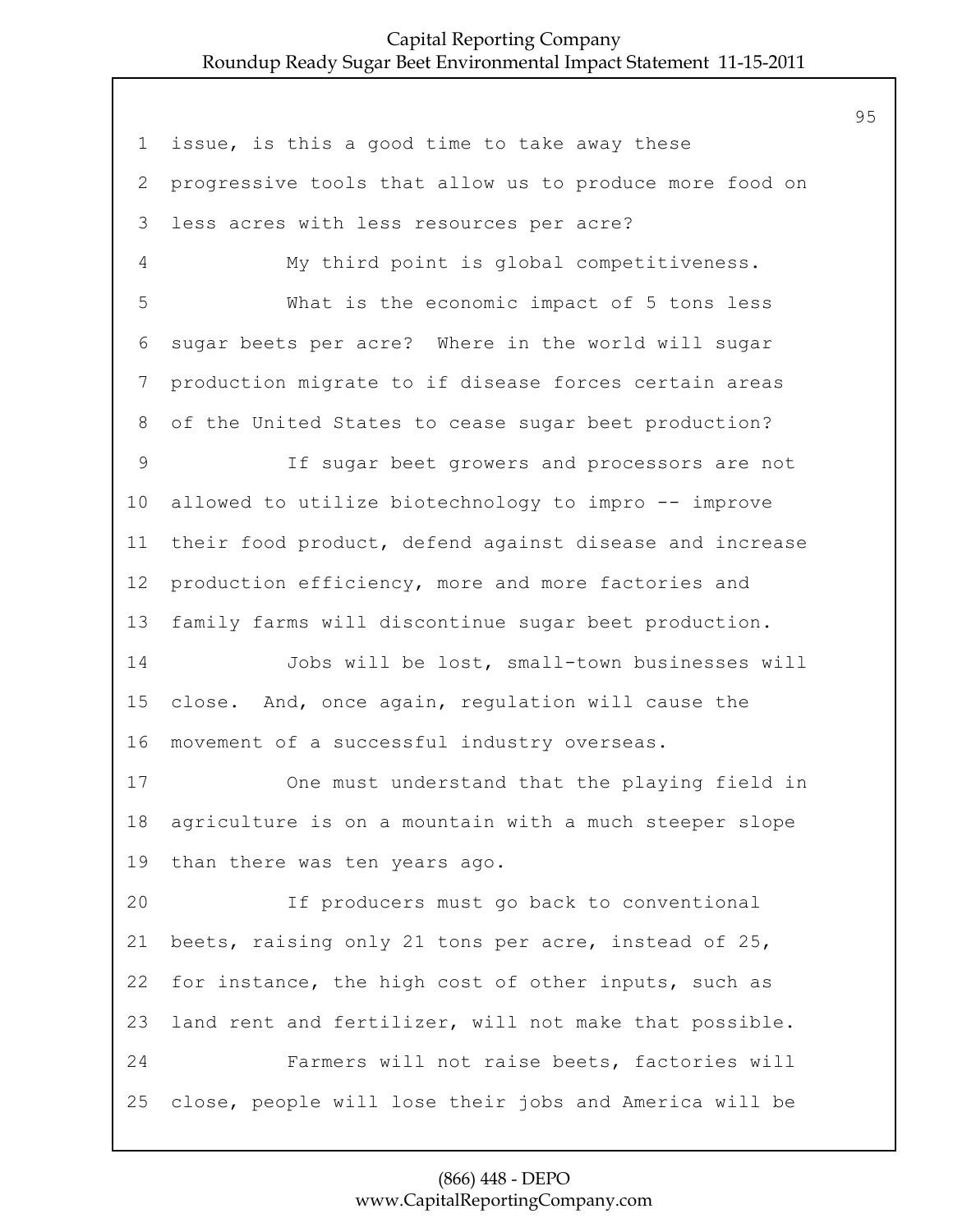issue, is this a good time to take away these progressive tools that allow us to produce more food on less acres with less resources per acre?

My third point is global competitiveness.

What is the economic impact of 5 tons less sugar beets per acre? Where in the world will sugar production migrate to if disease forces certain areas of the United States to cease sugar beet production?

If sugar beet growers and processors are not allowed to utilize biotechnology to impro -- improve their food product, defend against disease and increase production efficiency, more and more factories and family farms will discontinue sugar beet production.

Jobs will be lost, small-town businesses will close. And, once again, regulation will cause the movement of a successful industry overseas.

One must understand that the playing field in agriculture is on a mountain with a much steeper slope than there was ten years ago.

If producers must go back to conventional beets, raising only 21 tons per acre, instead of 25, for instance, the high cost of other inputs, such as land rent and fertilizer, will not make that possible.

Farmers will not raise beets, factories will close, people will lose their jobs and America will be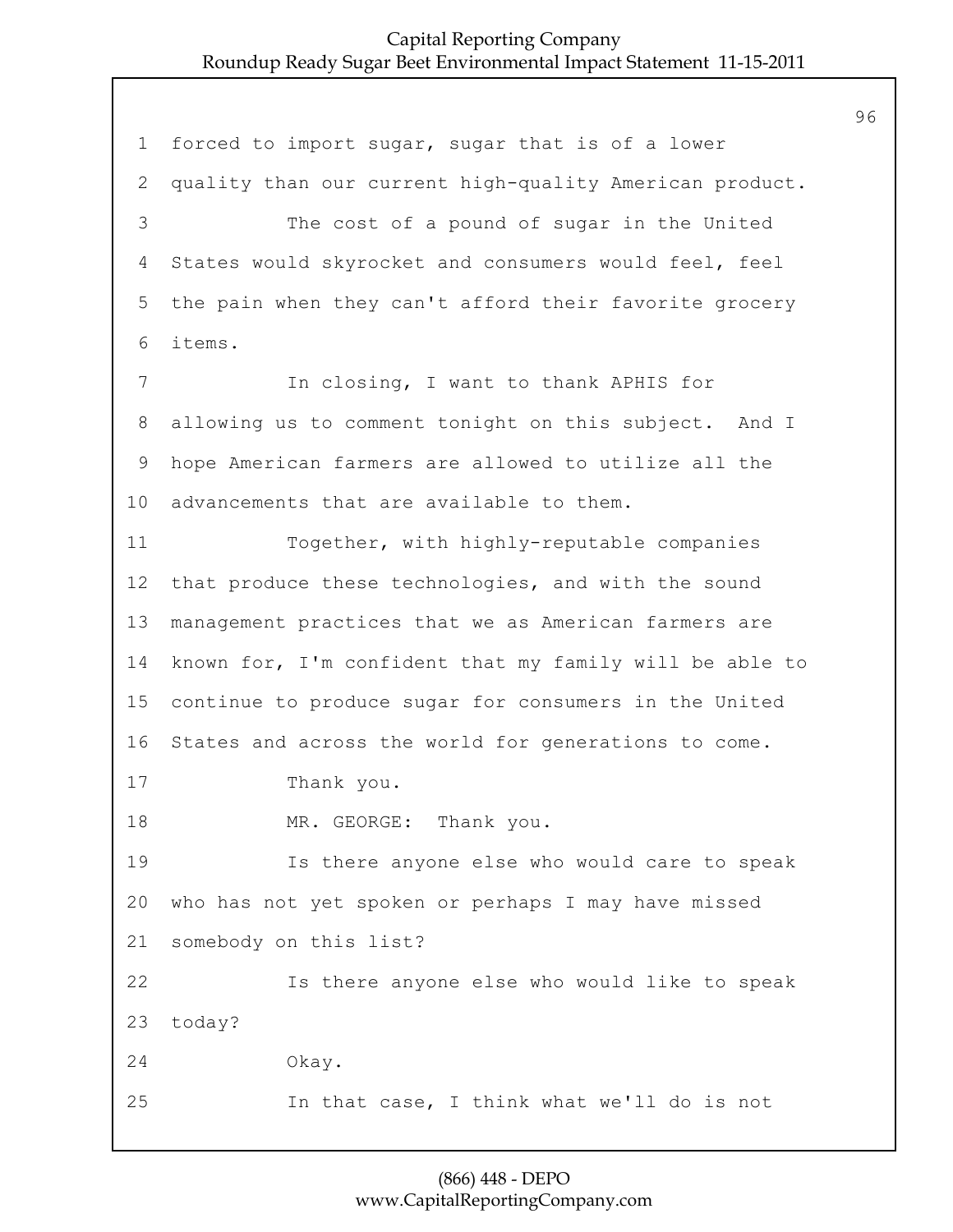1 forced to import sugar, sugar that is of a lower
2 quality than our current high-quality American product.
3 The cost of a pound of sugar in the United
4 States would skyrocket and consumers would feel, feel
5 the pain when they can't afford their favorite grocery
6 items.
7 In closing, I want to thank APHIS for
8 allowing us to comment tonight on this subject. And I
9 hope American farmers are allowed to utilize all the
10 advancements that are available to them.
11 Together, with highly-reputable companies
12 that produce these technologies, and with the sound
13 management practices that we as American farmers are
14 known for, I'm confident that my family will be able to
15 continue to produce sugar for consumers in the United
16 States and across the world for generations to come.
17 Thank you.
18 MR. GEORGE: Thank you.
19 Is there anyone else who would care to speak
20 who has not yet spoken or perhaps I may have missed
21 somebody on this list?
22 Is there anyone else who would like to speak
23 today?
24 Okay.
25 In that case, I think what we'll do is not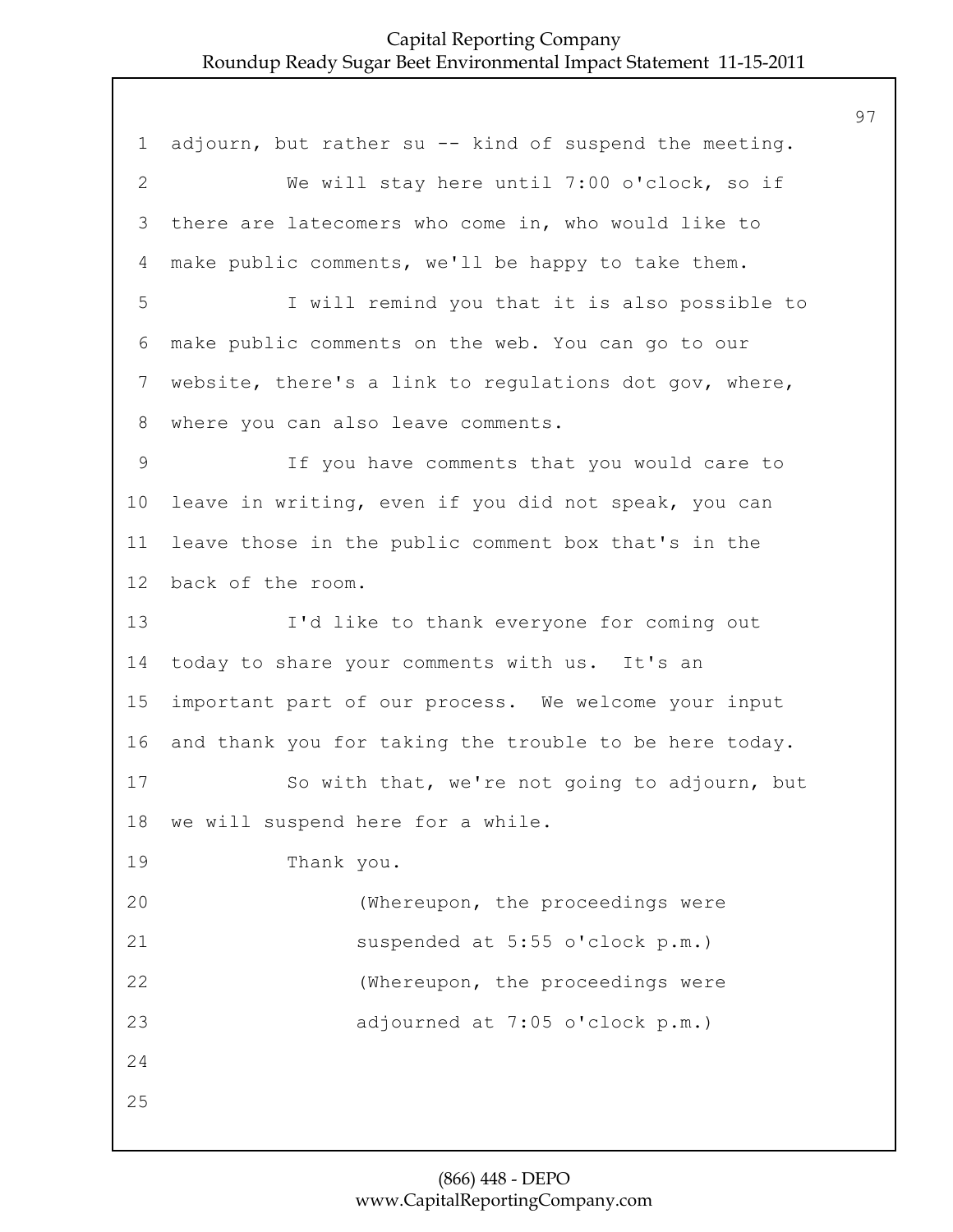adjourn, but rather su -- kind of suspend the meeting.

We will stay here until 7:00 o'clock, so if there are latecomers who come in, who would like to make public comments, we'll be happy to take them.

I will remind you that it is also possible to make public comments on the web. You can go to our website, there's a link to regulations dot gov, where, where you can also leave comments.

If you have comments that you would care to leave in writing, even if you did not speak, you can leave those in the public comment box that's in the back of the room.

I'd like to thank everyone for coming out today to share your comments with us. It's an important part of our process. We welcome your input and thank you for taking the trouble to be here today.

So with that, we're not going to adjourn, but we will suspend here for a while.

Thank you.

(Whereupon, the proceedings were suspended at 5:55 o'clock p.m.)

(Whereupon, the proceedings were adjourned at 7:05 o'clock p.m.)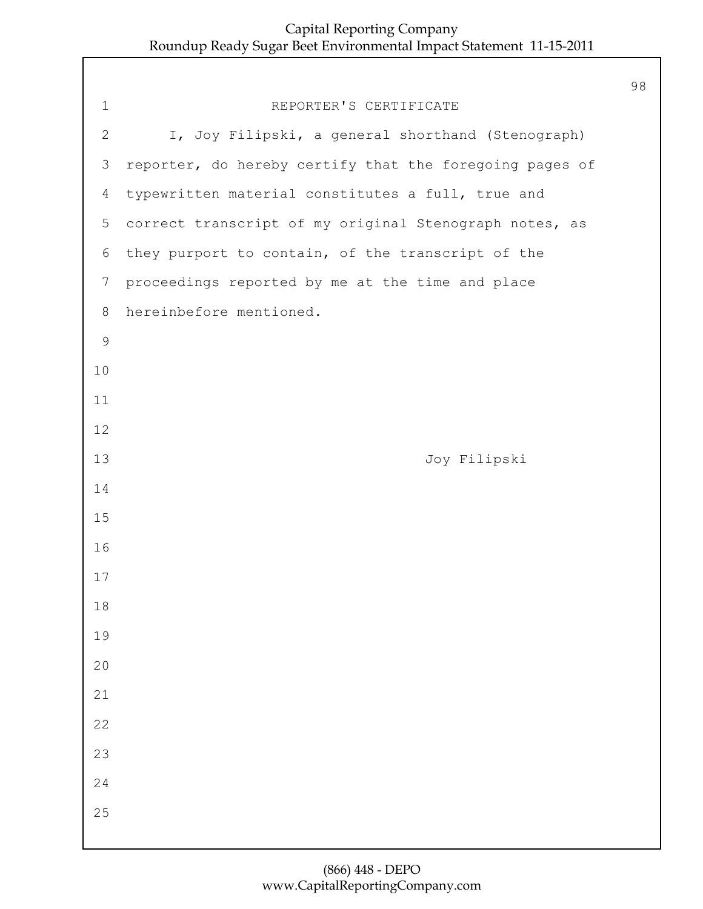# REPORTER'S CERTIFICATE

I, Joy Filipski, a general shorthand (Stenograph) reporter, do hereby certify that the foregoing pages of typewritten material constitutes a full, true and correct transcript of my original Stenograph notes, as they purport to contain, of the transcript of the proceedings reported by me at the time and place hereinbefore mentioned.

Joy Filipski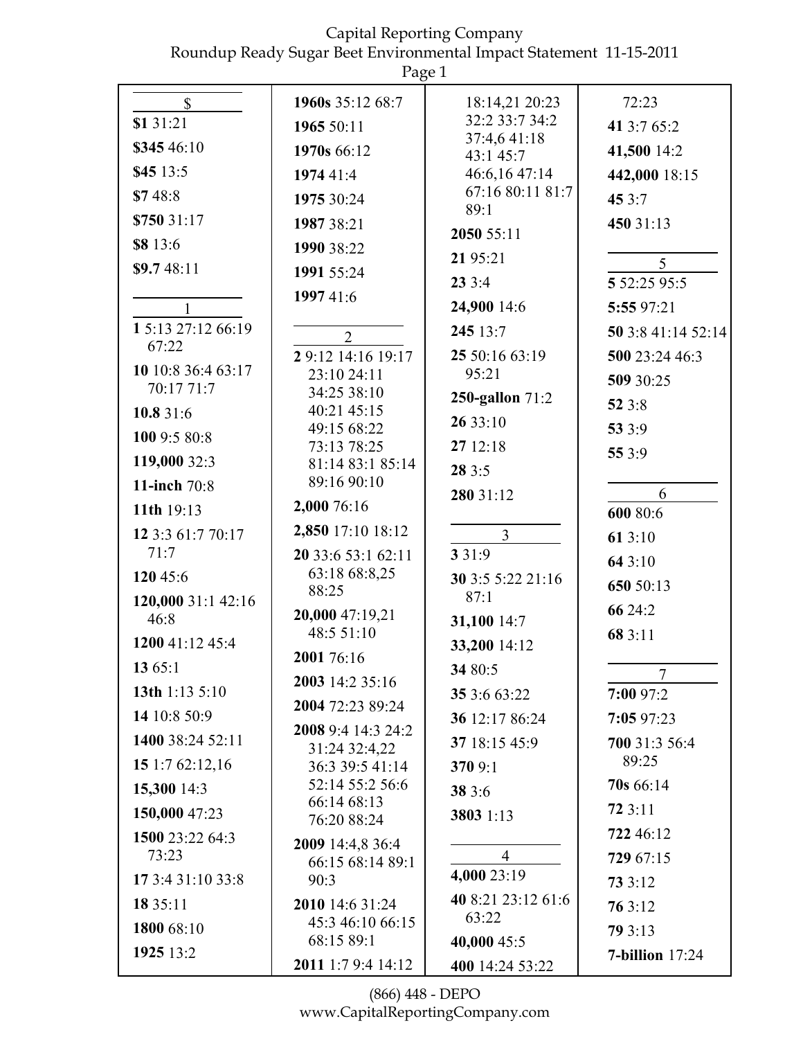## $

**$1** 31:21
**$345** 46:10
**$45** 13:5
**$7** 48:8
**$750** 31:17
**$8** 13:6
**$9.7** 48:11

## 1

**1** 5:13 27:12 66:19 67:22
**10** 10:8 36:4 63:17 70:17 71:7
**10.8** 31:6
**100** 9:5 80:8
**119,000** 32:3
**11-inch** 70:8
**11th** 19:13
**12** 3:3 61:7 70:17 71:7
**120** 45:6
**120,000** 31:1 42:16 46:8
**1200** 41:12 45:4
**13** 65:1
**13th** 1:13 5:10
**14** 10:8 50:9
**1400** 38:24 52:11
**15** 1:7 62:12,16
**15,300** 14:3
**150,000** 47:23
**1500** 23:22 64:3 73:23
**17** 3:4 31:10 33:8
**18** 35:11
**1800** 68:10
**1925** 13:2
**1960s** 35:12 68:7
**1965** 50:11
**1970s** 66:12
**1974** 41:4
**1975** 30:24
**1987** 38:21
**1990** 38:22
**1991** 55:24
**1997** 41:6

## 2

**2** 9:12 14:16 19:17 23:10 24:11 34:25 38:10 40:21 45:15 49:15 68:22 73:13 78:25 81:14 83:1 85:14 89:16 90:10
**2,000** 76:16
**2,850** 17:10 18:12
**20** 33:6 53:1 62:11 63:18 68:8,25 88:25
**20,000** 47:19,21 48:5 51:10
**2001** 76:16
**2003** 14:2 35:16
**2004** 72:23 89:24
**2008** 9:4 14:3 24:2 31:24 32:4,22 36:3 39:5 41:14 52:14 55:2 56:6 66:14 68:13 76:20 88:24
**2009** 14:4,8 36:4 66:15 68:14 89:1 90:3
**2010** 14:6 31:24 45:3 46:10 66:15 68:15 89:1
**2011** 1:7 9:4 14:12 18:14,21 20:23 32:2 33:7 34:2 37:4,6 41:18 43:1 45:7 46:6,16 47:14 67:16 80:11 81:7 89:1
**2050** 55:11
**21** 95:21
**23** 3:4
**24,900** 14:6
**245** 13:7
**25** 50:16 63:19 95:21
**250-gallon** 71:2
**26** 33:10
**27** 12:18
**28** 3:5
**280** 31:12

## 3

**3** 31:9
**30** 3:5 5:22 21:16 87:1
**31,100** 14:7
**33,200** 14:12
**34** 80:5
**35** 3:6 63:22
**36** 12:17 86:24
**37** 18:15 45:9
**370** 9:1
**38** 3:6
**3803** 1:13

## 4

**4,000** 23:19
**40** 8:21 23:12 61:6 63:22
**40,000** 45:5
**400** 14:24 53:22 72:23
**41** 3:7 65:2
**41,500** 14:2
**442,000** 18:15
**45** 3:7
**450** 31:13

## 5

**5** 52:25 95:5
**5:55** 97:21
**50** 3:8 41:14 52:14
**500** 23:24 46:3
**509** 30:25
**52** 3:8
**53** 3:9
**55** 3:9

## 6

**600** 80:6
**61** 3:10
**64** 3:10
**650** 50:13
**66** 24:2
**68** 3:11

## 7

**7:00** 97:2
**7:05** 97:23
**700** 31:3 56:4 89:25
**70s** 66:14
**72** 3:11
**722** 46:12
**729** 67:15
**73** 3:12
**76** 3:12
**79** 3:13
**7-billion** 17:24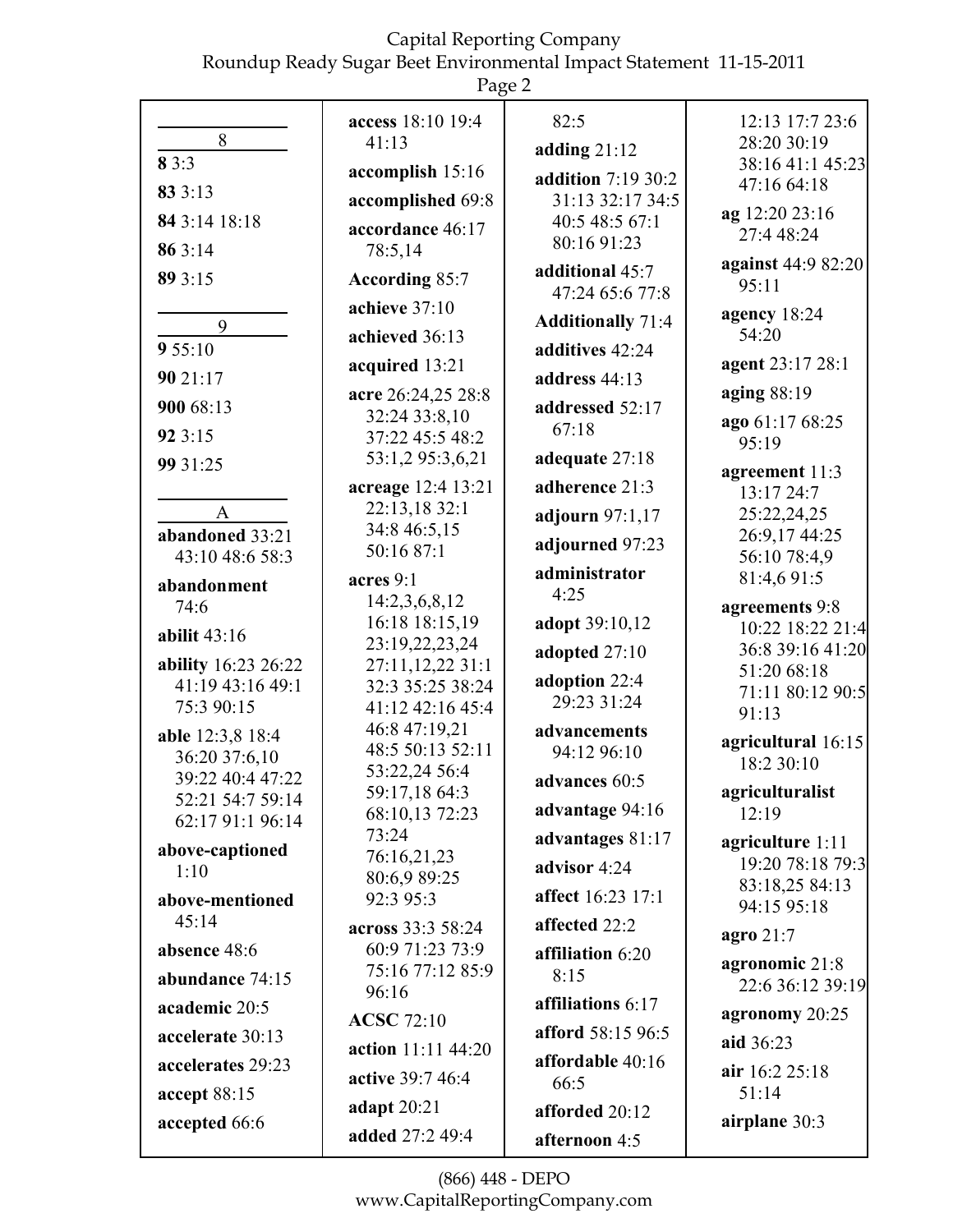**8**

**8** 3:3

**83** 3:13

**84** 3:14 18:18

**86** 3:14

**89** 3:15

**9**

**9** 55:10

**90** 21:17

**900** 68:13

**92** 3:15

**99** 31:25

**A**

**abandoned** 33:21 43:10 48:6 58:3

**abandonment** 74:6

**abilit** 43:16

**ability** 16:23 26:22 41:19 43:16 49:1 75:3 90:15

**able** 12:3,8 18:4 36:20 37:6,10 39:22 40:4 47:22 52:21 54:7 59:14 62:17 91:1 96:14

**above-captioned** 1:10

**above-mentioned** 45:14

**absence** 48:6

**abundance** 74:15

**academic** 20:5

**accelerate** 30:13

**accelerates** 29:23

**accept** 88:15

**accepted** 66:6

**access** 18:10 19:4 41:13

**accomplish** 15:16

**accomplished** 69:8

**accordance** 46:17 78:5,14

**According** 85:7

**achieve** 37:10

**achieved** 36:13

**acquired** 13:21

**acre** 26:24,25 28:8 32:24 33:8,10 37:22 45:5 48:2 53:1,2 95:3,6,21

**acreage** 12:4 13:21 22:13,18 32:1 34:8 46:5,15 50:16 87:1

**acres** 9:1 14:2,3,6,8,12 16:18 18:15,19 23:19,22,23,24 27:11,12,22 31:1 32:3 35:25 38:24 41:12 42:16 45:4 46:8 47:19,21 48:5 50:13 52:11 53:22,24 56:4 59:17,18 64:3 68:10,13 72:23 73:24 76:16,21,23 80:6,9 89:25 92:3 95:3

**across** 33:3 58:24 60:9 71:23 73:9 75:16 77:12 85:9 96:16

**ACSC** 72:10

**action** 11:11 44:20

**active** 39:7 46:4

**adapt** 20:21

**added** 27:2 49:4

82:5

**adding** 21:12

**addition** 7:19 30:2 31:13 32:17 34:5 40:5 48:5 67:1 80:16 91:23

**additional** 45:7 47:24 65:6 77:8

**Additionally** 71:4

**additives** 42:24

**address** 44:13

**addressed** 52:17 67:18

**adequate** 27:18

**adherence** 21:3

**adjourn** 97:1,17

**adjourned** 97:23

**administrator** 4:25

**adopt** 39:10,12

**adopted** 27:10

**adoption** 22:4 29:23 31:24

**advancements** 94:12 96:10

**advances** 60:5

**advantage** 94:16

**advantages** 81:17

**advisor** 4:24

**affect** 16:23 17:1

**affected** 22:2

**affiliation** 6:20 8:15

**affiliations** 6:17

**afford** 58:15 96:5

**affordable** 40:16 66:5

**afforded** 20:12

**afternoon** 4:5

12:13 17:7 23:6 28:20 30:19 38:16 41:1 45:23 47:16 64:18

**ag** 12:20 23:16 27:4 48:24

**against** 44:9 82:20 95:11

**agency** 18:24 54:20

**agent** 23:17 28:1

**aging** 88:19

**ago** 61:17 68:25 95:19

**agreement** 11:3 13:17 24:7 25:22,24,25 26:9,17 44:25 56:10 78:4,9 81:4,6 91:5

**agreements** 9:8 10:22 18:22 21:4 36:8 39:16 41:20 51:20 68:18 71:11 80:12 90:5 91:13

**agricultural** 16:15 18:2 30:10

**agriculturalist** 12:19

**agriculture** 1:11 19:20 78:18 79:3 83:18,25 84:13 94:15 95:18

**agro** 21:7

**agronomic** 21:8 22:6 36:12 39:19

**agronomy** 20:25

**aid** 36:23

**air** 16:2 25:18 51:14

**airplane** 30:3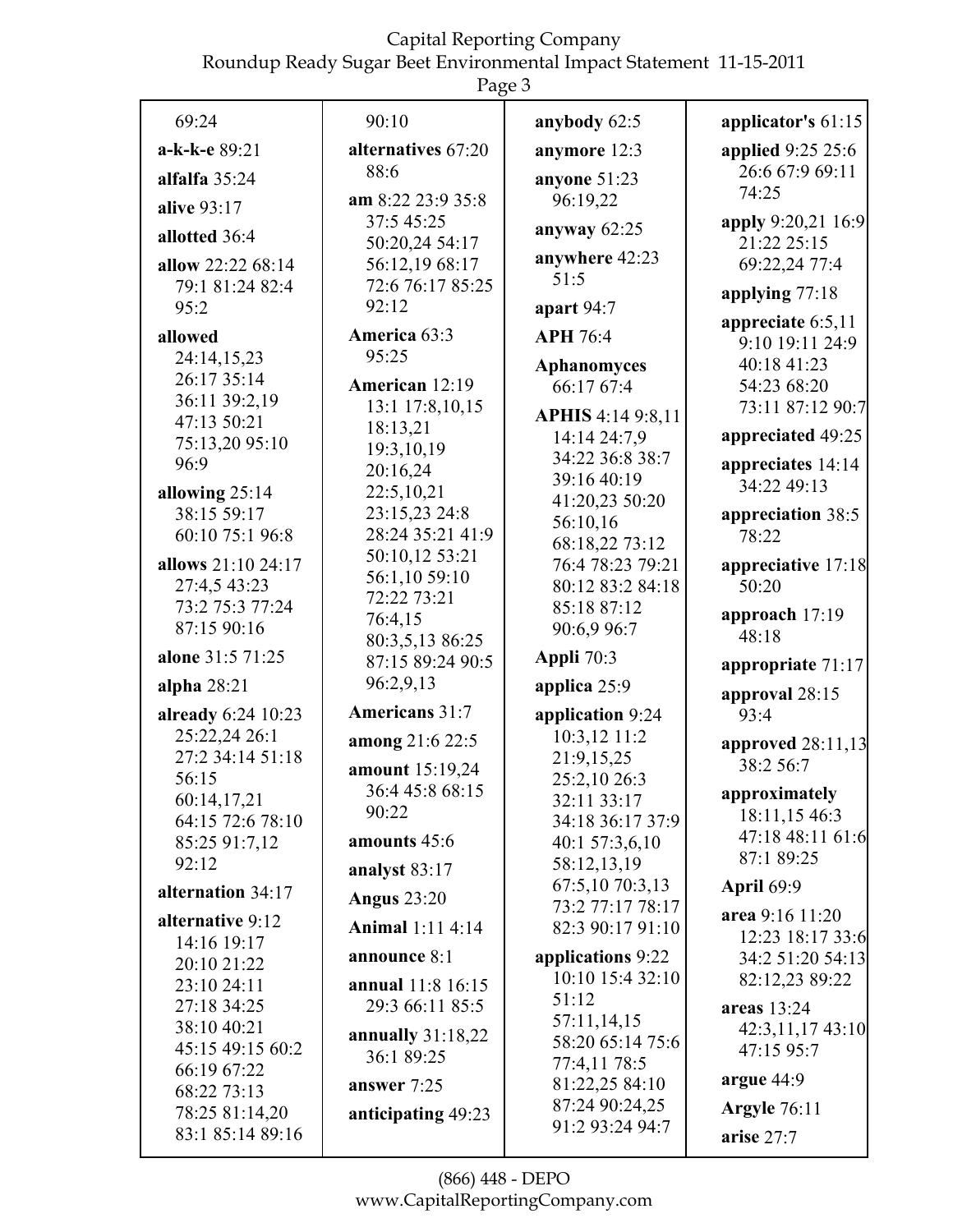69:24

**a-k-k-e** 89:21

**alfalfa** 35:24

**alive** 93:17

**allotted** 36:4

**allow** 22:22 68:14 79:1 81:24 82:4 95:2

**allowed** 24:14,15,23 26:17 35:14 36:11 39:2,19 47:13 50:21 75:13,20 95:10 96:9

**allowing** 25:14 38:15 59:17 60:10 75:1 96:8

**allows** 21:10 24:17 27:4,5 43:23 73:2 75:3 77:24 87:15 90:16

**alone** 31:5 71:25

**alpha** 28:21

**already** 6:24 10:23 25:22,24 26:1 27:2 34:14 51:18 56:15 60:14,17,21 64:15 72:6 78:10 85:25 91:7,12 92:12

**alternation** 34:17

**alternative** 9:12 14:16 19:17 20:10 21:22 23:10 24:11 27:18 34:25 38:10 40:21 45:15 49:15 60:2 66:19 67:22 68:22 73:13 78:25 81:14,20 83:1 85:14 89:16 90:10

**alternatives** 67:20 88:6

**am** 8:22 23:9 35:8 37:5 45:25 50:20,24 54:17 56:12,19 68:17 72:6 76:17 85:25 92:12

**America** 63:3 95:25

**American** 12:19 13:1 17:8,10,15 18:13,21 19:3,10,19 20:16,24 22:5,10,21 23:15,23 24:8 28:24 35:21 41:9 50:10,12 53:21 56:1,10 59:10 72:22 73:21 76:4,15 80:3,5,13 86:25 87:15 89:24 90:5 96:2,9,13

**Americans** 31:7

**among** 21:6 22:5

**amount** 15:19,24 36:4 45:8 68:15 90:22

**amounts** 45:6

**analyst** 83:17

**Angus** 23:20

**Animal** 1:11 4:14

**announce** 8:1

**annual** 11:8 16:15 29:3 66:11 85:5

**annually** 31:18,22 36:1 89:25

**answer** 7:25

**anticipating** 49:23

**anybody** 62:5

**anymore** 12:3

**anyone** 51:23 96:19,22

**anyway** 62:25

**anywhere** 42:23 51:5

**apart** 94:7

**APH** 76:4

**Aphanomyces** 66:17 67:4

**APHIS** 4:14 9:8,11 14:14 24:7,9 34:22 36:8 38:7 39:16 40:19 41:20,23 50:20 56:10,16 68:18,22 73:12 76:4 78:23 79:21 80:12 83:2 84:18 85:18 87:12 90:6,9 96:7

**Appli** 70:3

**applica** 25:9

**application** 9:24 10:3,12 11:2 21:9,15,25 25:2,10 26:3 32:11 33:17 34:18 36:17 37:9 40:1 57:3,6,10 58:12,13,19 67:5,10 70:3,13 73:2 77:17 78:17 82:3 90:17 91:10

**applications** 9:22 10:10 15:4 32:10 51:12 57:11,14,15 58:20 65:14 75:6 77:4,11 78:5 81:22,25 84:10 87:24 90:24,25 91:2 93:24 94:7

**applicator's** 61:15

**applied** 9:25 25:6 26:6 67:9 69:11 74:25

**apply** 9:20,21 16:9 21:22 25:15 69:22,24 77:4

**applying** 77:18

**appreciate** 6:5,11 9:10 19:11 24:9 40:18 41:23 54:23 68:20 73:11 87:12 90:7

**appreciated** 49:25

**appreciates** 14:14 34:22 49:13

**appreciation** 38:5 78:22

**appreciative** 17:18 50:20

**approach** 17:19 48:18

**appropriate** 71:17

**approval** 28:15 93:4

**approved** 28:11,13 38:2 56:7

**approximately** 18:11,15 46:3 47:18 48:11 61:6 87:1 89:25

**April** 69:9

**area** 9:16 11:20 12:23 18:17 33:6 34:2 51:20 54:13 82:12,23 89:22

**areas** 13:24 42:3,11,17 43:10 47:15 95:7

**argue** 44:9

**Argyle** 76:11

**arise** 27:7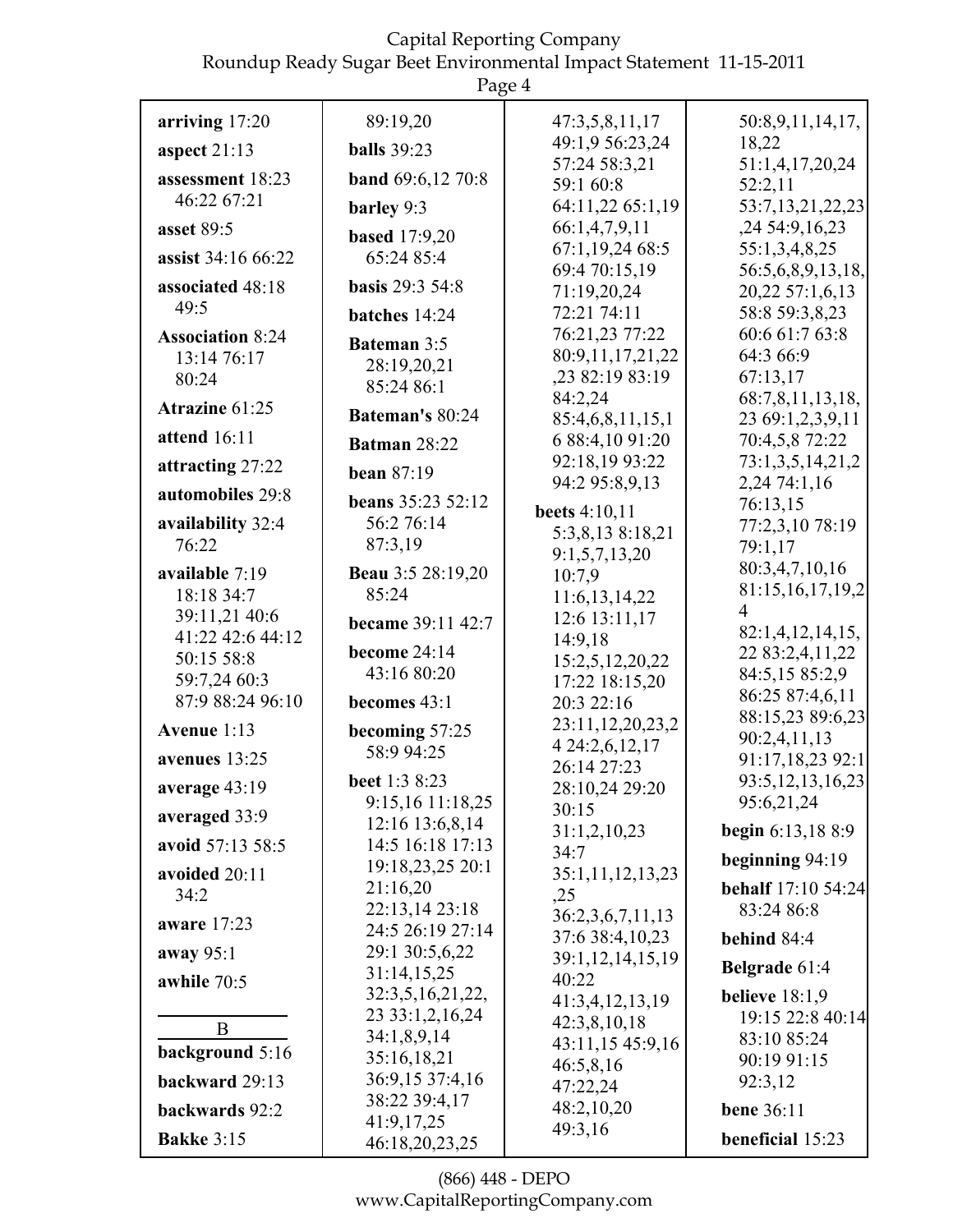**arriving** 17:20

**aspect** 21:13

**assessment** 18:23 46:22 67:21

**asset** 89:5

**assist** 34:16 66:22

**associated** 48:18 49:5

**Association** 8:24 13:14 76:17 80:24

**Atrazine** 61:25

**attend** 16:11

**attracting** 27:22

**automobiles** 29:8

**availability** 32:4 76:22

**available** 7:19 18:18 34:7 39:11,21 40:6 41:22 42:6 44:12 50:15 58:8 59:7,24 60:3 87:9 88:24 96:10

**Avenue** 1:13

**avenues** 13:25

**average** 43:19

**averaged** 33:9

**avoid** 57:13 58:5

**avoided** 20:11 34:2

**aware** 17:23

**away** 95:1

**awhile** 70:5

B

**background** 5:16

**backward** 29:13

**backwards** 92:2

**Bakke** 3:15

89:19,20

**balls** 39:23

**band** 69:6,12 70:8

**barley** 9:3

**based** 17:9,20 65:24 85:4

**basis** 29:3 54:8

**batches** 14:24

**Bateman** 3:5 28:19,20,21 85:24 86:1

**Bateman's** 80:24

**Batman** 28:22

**bean** 87:19

**beans** 35:23 52:12 56:2 76:14 87:3,19

**Beau** 3:5 28:19,20 85:24

**became** 39:11 42:7

**become** 24:14 43:16 80:20

**becomes** 43:1

**becoming** 57:25 58:9 94:25

**beet** 1:3 8:23 9:15,16 11:18,25 12:16 13:6,8,14 14:5 16:18 17:13 19:18,23,25 20:1 21:16,20 22:13,14 23:18 24:5 26:19 27:14 29:1 30:5,6,22 31:14,15,25 32:3,5,16,21,22, 23 33:1,2,16,24 34:1,8,9,14 35:16,18,21 36:9,15 37:4,16 38:22 39:4,17 41:9,17,25 46:18,20,23,25

47:3,5,8,11,17 49:1,9 56:23,24 57:24 58:3,21 59:1 60:8 64:11,22 65:1,19 66:1,4,7,9,11 67:1,19,24 68:5 69:4 70:15,19 71:19,20,24 72:21 74:11 76:21,23 77:22 80:9,11,17,21,22 ,23 82:19 83:19 84:2,24 85:4,6,8,11,15,1 6 88:4,10 91:20 92:18,19 93:22 94:2 95:8,9,13

**beets** 4:10,11 5:3,8,13 8:18,21 9:1,5,7,13,20 10:7,9 11:6,13,14,22 12:6 13:11,17 14:9,18 15:2,5,12,20,22 17:22 18:15,20 20:3 22:16 23:11,12,20,23,2 4 24:2,6,12,17 26:14 27:23 28:10,24 29:20 30:15 31:1,2,10,23 34:7 35:1,11,12,13,23 ,25 36:2,3,6,7,11,13 37:6 38:4,10,23 39:1,12,14,15,19 40:22 41:3,4,12,13,19 42:3,8,10,18 43:11,15 45:9,16 46:5,8,16 47:22,24 48:2,10,20 49:3,16

50:8,9,11,14,17, 18,22 51:1,4,17,20,24 52:2,11 53:7,13,21,22,23 ,24 54:9,16,23 55:1,3,4,8,25 56:5,6,8,9,13,18, 20,22 57:1,6,13 58:8 59:3,8,23 60:6 61:7 63:8 64:3 66:9 67:13,17 68:7,8,11,13,18, 23 69:1,2,3,9,11 70:4,5,8 72:22 73:1,3,5,14,21,2 2,24 74:1,16 76:13,15 77:2,3,10 78:19 79:1,17 80:3,4,7,10,16 81:15,16,17,19,2 4 82:1,4,12,14,15, 22 83:2,4,11,22 84:5,15 85:2,9 86:25 87:4,6,11 88:15,23 89:6,23 90:2,4,11,13 91:17,18,23 92:1 93:5,12,13,16,23 95:6,21,24

**begin** 6:13,18 8:9

**beginning** 94:19

**behalf** 17:10 54:24 83:24 86:8

**behind** 84:4

**Belgrade** 61:4

**believe** 18:1,9 19:15 22:8 40:14 83:10 85:24 90:19 91:15 92:3,12

**bene** 36:11

**beneficial** 15:23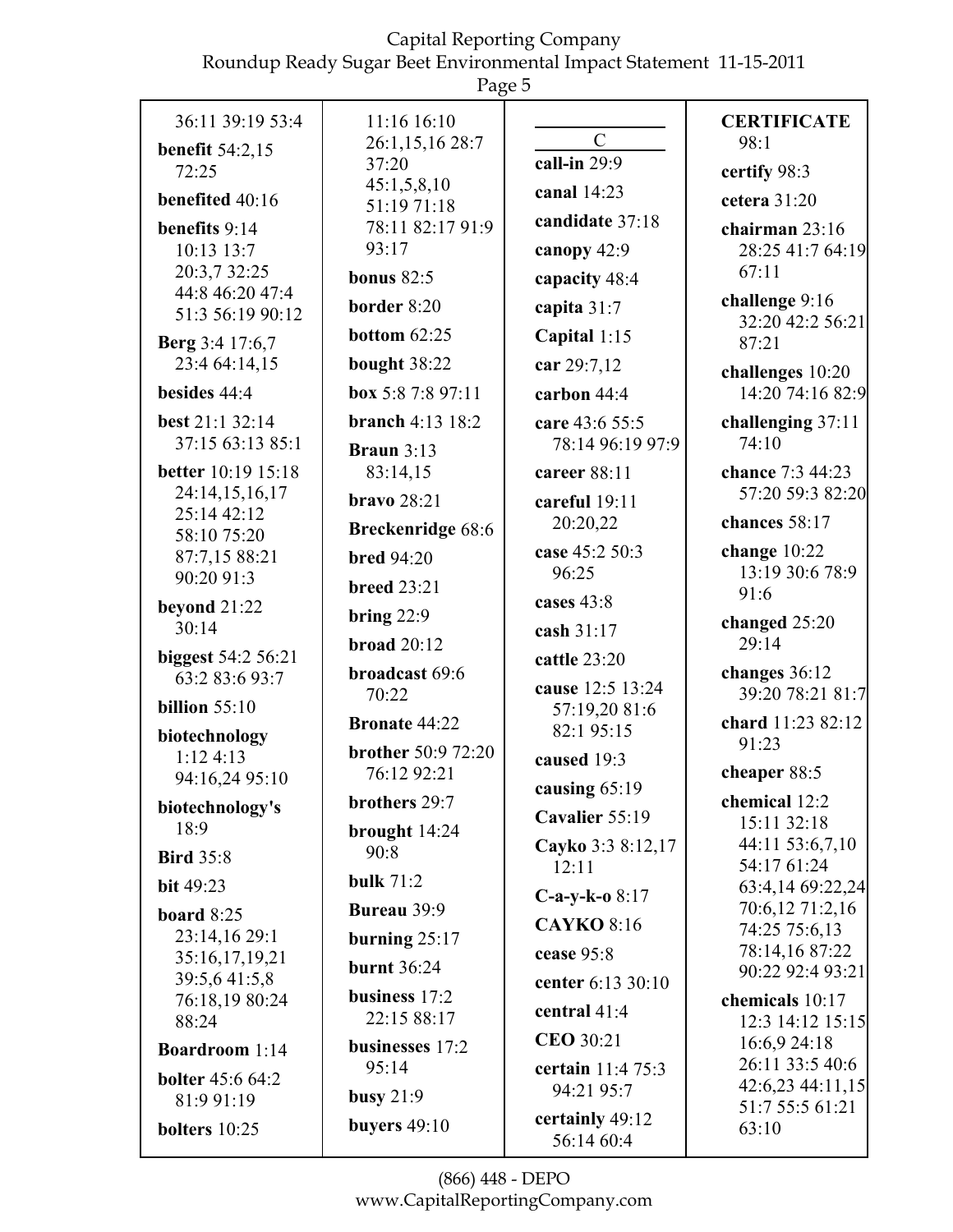36:11 39:19 53:4

**benefit** 54:2,15 72:25

**benefited** 40:16

**benefits** 9:14 10:13 13:7 20:3,7 32:25 44:8 46:20 47:4 51:3 56:19 90:12

**Berg** 3:4 17:6,7 23:4 64:14,15

**besides** 44:4

**best** 21:1 32:14 37:15 63:13 85:1

**better** 10:19 15:18 24:14,15,16,17 25:14 42:12 58:10 75:20 87:7,15 88:21 90:20 91:3

**beyond** 21:22 30:14

**biggest** 54:2 56:21 63:2 83:6 93:7

**billion** 55:10

**biotechnology** 1:12 4:13 94:16,24 95:10

**biotechnology's** 18:9

**Bird** 35:8

**bit** 49:23

**board** 8:25 23:14,16 29:1 35:16,17,19,21 39:5,6 41:5,8 76:18,19 80:24 88:24

**Boardroom** 1:14

**bolter** 45:6 64:2 81:9 91:19

**bolters** 10:25

11:16 16:10 26:1,15,16 28:7 37:20 45:1,5,8,10 51:19 71:18 78:11 82:17 91:9 93:17

**bonus** 82:5

**border** 8:20

**bottom** 62:25

**bought** 38:22

**box** 5:8 7:8 97:11

**branch** 4:13 18:2

**Braun** 3:13 83:14,15

**bravo** 28:21

**Breckenridge** 68:6

**bred** 94:20

**breed** 23:21

**bring** 22:9

**broad** 20:12

**broadcast** 69:6 70:22

**Bronate** 44:22

**brother** 50:9 72:20 76:12 92:21

**brothers** 29:7

**brought** 14:24 90:8

**bulk** 71:2

**Bureau** 39:9

**burning** 25:17

**burnt** 36:24

**business** 17:2 22:15 88:17

**businesses** 17:2 95:14

**busy** 21:9

**buyers** 49:10

## C

**call-in** 29:9

**canal** 14:23

**candidate** 37:18

**canopy** 42:9

**capacity** 48:4

**capita** 31:7

**Capital** 1:15

**car** 29:7,12

**carbon** 44:4

**care** 43:6 55:5 78:14 96:19 97:9

**career** 88:11

**careful** 19:11 20:20,22

**case** 45:2 50:3 96:25

**cases** 43:8

**cash** 31:17

**cattle** 23:20

**cause** 12:5 13:24 57:19,20 81:6 82:1 95:15

**caused** 19:3

**causing** 65:19

**Cavalier** 55:19

**Cayko** 3:3 8:12,17 12:11

**C-a-y-k-o** 8:17

**CAYKO** 8:16

**cease** 95:8

**center** 6:13 30:10

**central** 41:4

**CEO** 30:21

**certain** 11:4 75:3 94:21 95:7

**certainly** 49:12 56:14 60:4

**CERTIFICATE** 98:1

**certify** 98:3

**cetera** 31:20

**chairman** 23:16 28:25 41:7 64:19 67:11

**challenge** 9:16 32:20 42:2 56:21 87:21

**challenges** 10:20 14:20 74:16 82:9

**challenging** 37:11 74:10

**chance** 7:3 44:23 57:20 59:3 82:20

**chances** 58:17

**change** 10:22 13:19 30:6 78:9 91:6

**changed** 25:20 29:14

**changes** 36:12 39:20 78:21 81:7

**chard** 11:23 82:12 91:23

**cheaper** 88:5

**chemical** 12:2 15:11 32:18 44:11 53:6,7,10 54:17 61:24 63:4,14 69:22,24 70:6,12 71:2,16 74:25 75:6,13 78:14,16 87:22 90:22 92:4 93:21

**chemicals** 10:17 12:3 14:12 15:15 16:6,9 24:18 26:11 33:5 40:6 42:6,23 44:11,15 51:7 55:5 61:21 63:10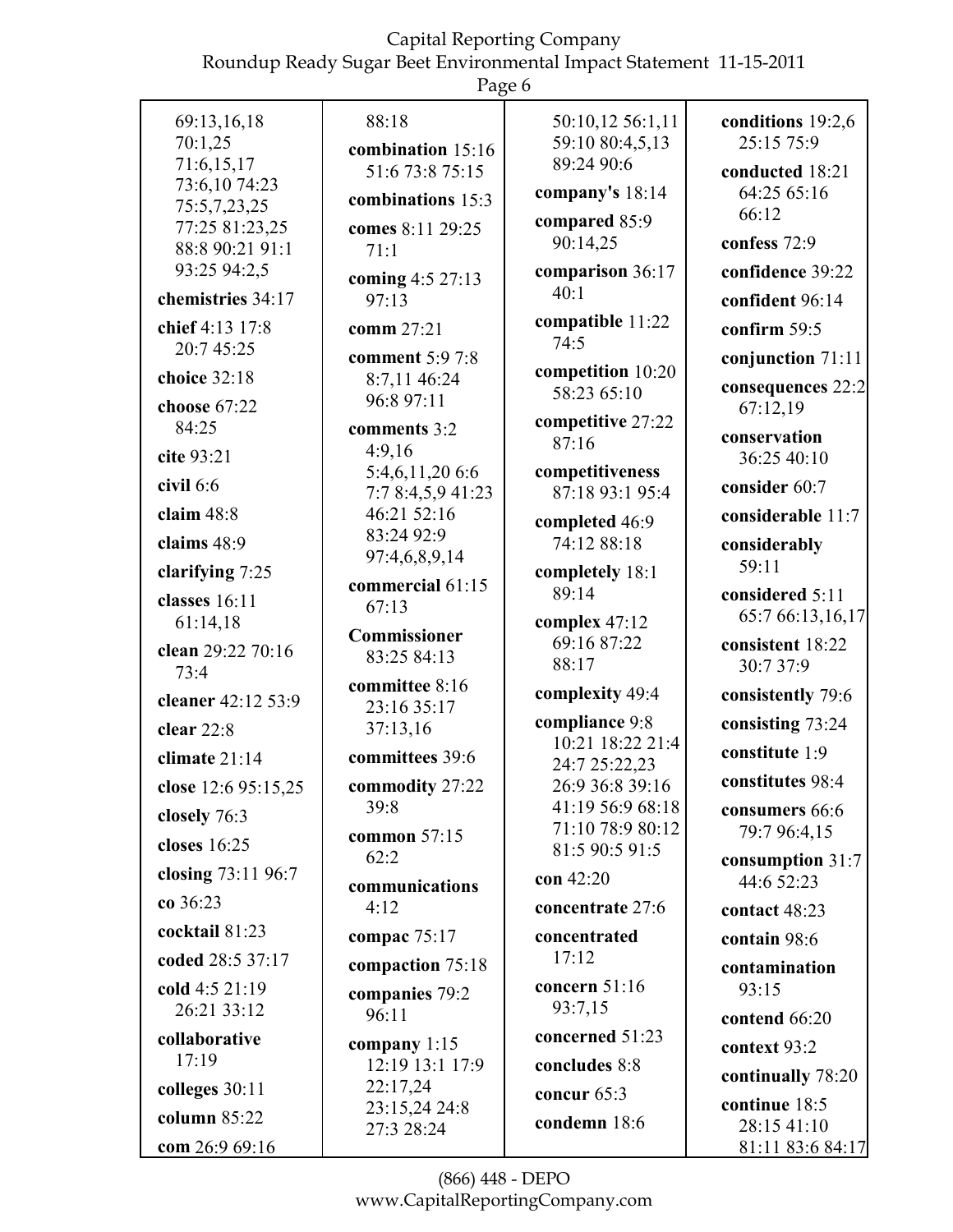69:13,16,18
70:1,25
71:6,15,17
73:6,10 74:23
75:5,7,23,25
77:25 81:23,25
88:8 90:21 91:1
93:25 94:2,5

**chemistries** 34:17

**chief** 4:13 17:8 20:7 45:25

**choice** 32:18

**choose** 67:22 84:25

**cite** 93:21

**civil** 6:6

**claim** 48:8

**claims** 48:9

**clarifying** 7:25

**classes** 16:11 61:14,18

**clean** 29:22 70:16 73:4

**cleaner** 42:12 53:9

**clear** 22:8

**climate** 21:14

**close** 12:6 95:15,25

**closely** 76:3

**closes** 16:25

**closing** 73:11 96:7

**co** 36:23

**cocktail** 81:23

**coded** 28:5 37:17

**cold** 4:5 21:19 26:21 33:12

**collaborative** 17:19

**colleges** 30:11

**column** 85:22

**com** 26:9 69:16

88:18

**combination** 15:16 51:6 73:8 75:15

**combinations** 15:3

**comes** 8:11 29:25 71:1

**coming** 4:5 27:13 97:13

**comm** 27:21

**comment** 5:9 7:8 8:7,11 46:24 96:8 97:11

**comments** 3:2 4:9,16 5:4,6,11,20 6:6 7:7 8:4,5,9 41:23 46:21 52:16 83:24 92:9 97:4,6,8,9,14

**commercial** 61:15 67:13

**Commissioner** 83:25 84:13

**committee** 8:16 23:16 35:17 37:13,16

**committees** 39:6

**commodity** 27:22 39:8

**common** 57:15 62:2

**communications** 4:12

**compac** 75:17

**compaction** 75:18

**companies** 79:2 96:11

**company** 1:15 12:19 13:1 17:9 22:17,24 23:15,24 24:8 27:3 28:24

50:10,12 56:1,11 59:10 80:4,5,13 89:24 90:6

**company's** 18:14

**compared** 85:9 90:14,25

**comparison** 36:17 40:1

**compatible** 11:22 74:5

**competition** 10:20 58:23 65:10

**competitive** 27:22 87:16

**competitiveness** 87:18 93:1 95:4

**completed** 46:9 74:12 88:18

**completely** 18:1 89:14

**complex** 47:12 69:16 87:22 88:17

**complexity** 49:4

**compliance** 9:8 10:21 18:22 21:4 24:7 25:22,23 26:9 36:8 39:16 41:19 56:9 68:18 71:10 78:9 80:12 81:5 90:5 91:5

**con** 42:20

**concentrate** 27:6

**concentrated** 17:12

**concern** 51:16 93:7,15

**concerned** 51:23

**concludes** 8:8

**concur** 65:3

**condemn** 18:6

**conditions** 19:2,6 25:15 75:9

**conducted** 18:21 64:25 65:16 66:12

**confess** 72:9

**confidence** 39:22

**confident** 96:14

**confirm** 59:5

**conjunction** 71:11

**consequences** 22:2 67:12,19

**conservation** 36:25 40:10

**consider** 60:7

**considerable** 11:7

**considerably** 59:11

**considered** 5:11 65:7 66:13,16,17

**consistent** 18:22 30:7 37:9

**consistently** 79:6

**consisting** 73:24

**constitute** 1:9

**constitutes** 98:4

**consumers** 66:6 79:7 96:4,15

**consumption** 31:7 44:6 52:23

**contact** 48:23

**contain** 98:6

**contamination** 93:15

**contend** 66:20

**context** 93:2

**continually** 78:20

**continue** 18:5 28:15 41:10 81:11 83:6 84:17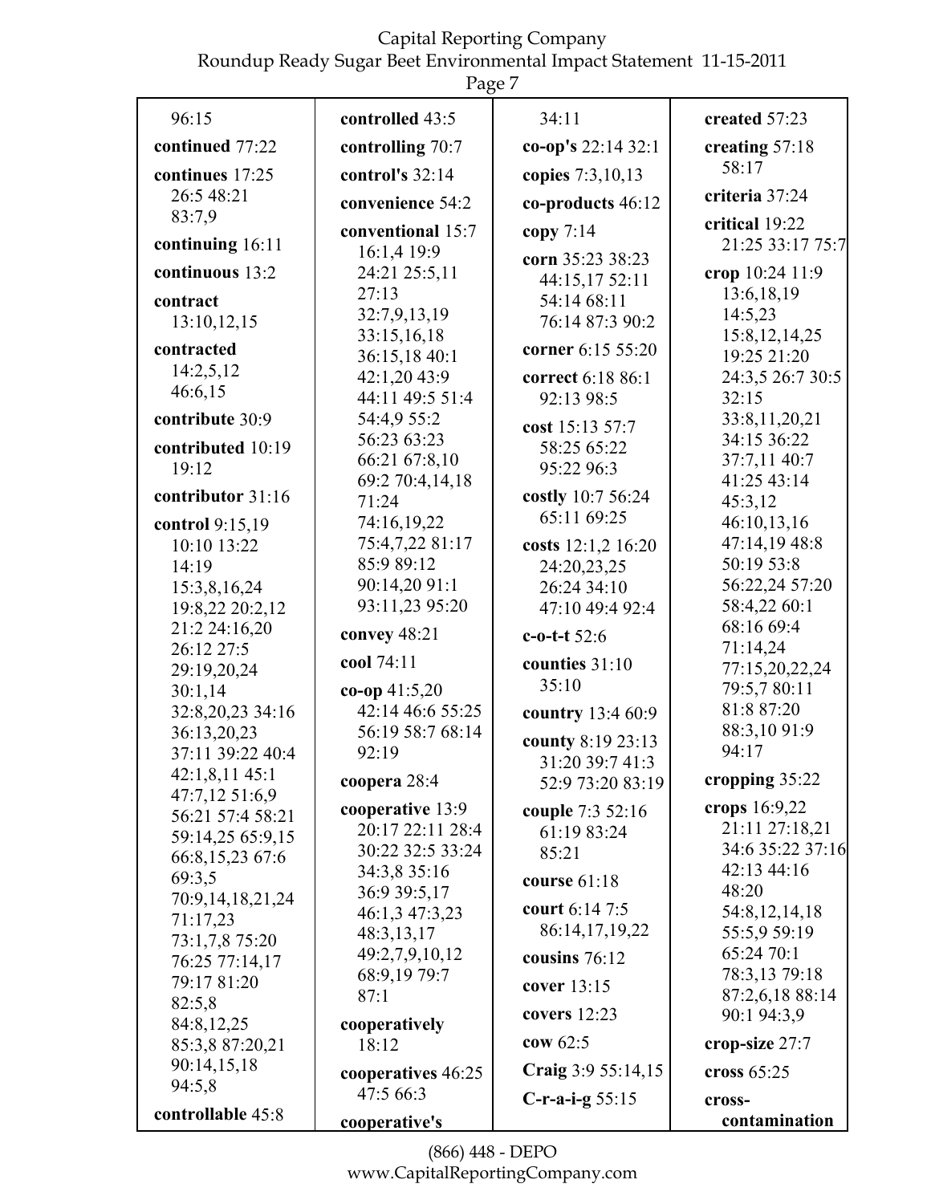96:15

**continued** 77:22

**continues** 17:25 26:5 48:21 83:7,9

**continuing** 16:11

**continuous** 13:2

**contract** 13:10,12,15

**contracted** 14:2,5,12 46:6,15

**contribute** 30:9

**contributed** 10:19 19:12

**contributor** 31:16

**control** 9:15,19 10:10 13:22 14:19 15:3,8,16,24 19:8,22 20:2,12 21:2 24:16,20 26:12 27:5 29:19,20,24 30:1,14 32:8,20,23 34:16 36:13,20,23 37:11 39:22 40:4 42:1,8,11 45:1 47:7,12 51:6,9 56:21 57:4 58:21 59:14,25 65:9,15 66:8,15,23 67:6 69:3,5 70:9,14,18,21,24 71:17,23 73:1,7,8 75:20 76:25 77:14,17 79:17 81:20 82:5,8 84:8,12,25 85:3,8 87:20,21 90:14,15,18 94:5,8

**controllable** 45:8

**controlled** 43:5

**controlling** 70:7

**control's** 32:14

**convenience** 54:2

**conventional** 15:7 16:1,4 19:9 24:21 25:5,11 27:13 32:7,9,13,19 33:15,16,18 36:15,18 40:1 42:1,20 43:9 44:11 49:5 51:4 54:4,9 55:2 56:23 63:23 66:21 67:8,10 69:2 70:4,14,18 71:24 74:16,19,22 75:4,7,22 81:17 85:9 89:12 90:14,20 91:1 93:11,23 95:20

**convey** 48:21

**cool** 74:11

**co-op** 41:5,20 42:14 46:6 55:25 56:19 58:7 68:14 92:19

**coopera** 28:4

**cooperative** 13:9 20:17 22:11 28:4 30:22 32:5 33:24 34:3,8 35:16 36:9 39:5,17 46:1,3 47:3,23 48:3,13,17 49:2,7,9,10,12 68:9,19 79:7 87:1

**cooperatively** 18:12

**cooperatives** 46:25 47:5 66:3

**cooperative's** 34:11

**co-op's** 22:14 32:1

**copies** 7:3,10,13

**co-products** 46:12

**copy** 7:14

**corn** 35:23 38:23 44:15,17 52:11 54:14 68:11 76:14 87:3 90:2

**corner** 6:15 55:20

**correct** 6:18 86:1 92:13 98:5

**cost** 15:13 57:7 58:25 65:22 95:22 96:3

**costly** 10:7 56:24 65:11 69:25

**costs** 12:1,2 16:20 24:20,23,25 26:24 34:10 47:10 49:4 92:4

**c-o-t-t** 52:6

**counties** 31:10 35:10

**country** 13:4 60:9

**county** 8:19 23:13 31:20 39:7 41:3 52:9 73:20 83:19

**couple** 7:3 52:16 61:19 83:24 85:21

**course** 61:18

**court** 6:14 7:5 86:14,17,19,22

**cousins** 76:12

**cover** 13:15

**covers** 12:23

**cow** 62:5

**Craig** 3:9 55:14,15

**C-r-a-i-g** 55:15

**created** 57:23

**creating** 57:18 58:17

**criteria** 37:24

**critical** 19:22 21:25 33:17 75:7

**crop** 10:24 11:9 13:6,18,19 14:5,23 15:8,12,14,25 19:25 21:20 24:3,5 26:7 30:5 32:15 33:8,11,20,21 34:15 36:22 37:7,11 40:7 41:25 43:14 45:3,12 46:10,13,16 47:14,19 48:8 50:19 53:8 56:22,24 57:20 58:4,22 60:1 68:16 69:4 71:14,24 77:15,20,22,24 79:5,7 80:11 81:8 87:20 88:3,10 91:9 94:17

**cropping** 35:22

**crops** 16:9,22 21:11 27:18,21 34:6 35:22 37:16 42:13 44:16 48:20 54:8,12,14,18 55:5,9 59:19 65:24 70:1 78:3,13 79:18 87:2,6,18 88:14 90:1 94:3,9

**crop-size** 27:7

**cross** 65:25

**cross-contamination**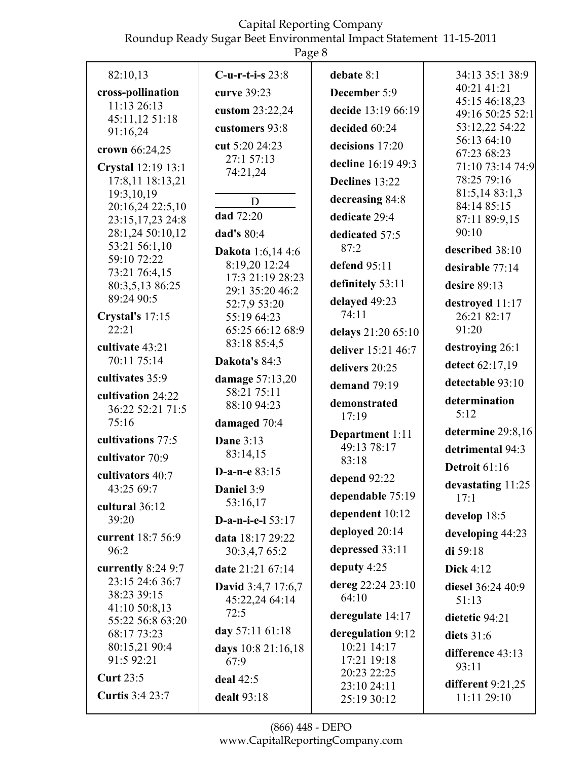82:10,13

**cross-pollination** 11:13 26:13 45:11,12 51:18 91:16,24

**crown** 66:24,25

**Crystal** 12:19 13:1 17:8,11 18:13,21 19:3,10,19 20:16,24 22:5,10 23:15,17,23 24:8 28:1,24 50:10,12 53:21 56:1,10 59:10 72:22 73:21 76:4,15 80:3,5,13 86:25 89:24 90:5

**Crystal's** 17:15 22:21

**cultivate** 43:21 70:11 75:14

**cultivates** 35:9

**cultivation** 24:22 36:22 52:21 71:5 75:16

**cultivations** 77:5

**cultivator** 70:9

**cultivators** 40:7 43:25 69:7

**cultural** 36:12 39:20

**current** 18:7 56:9 96:2

**currently** 8:24 9:7 23:15 24:6 36:7 38:23 39:15 41:10 50:8,13 55:22 56:8 63:20 68:17 73:23 80:15,21 90:4 91:5 92:21

**Curt** 23:5

**Curtis** 3:4 23:7

**C-u-r-t-i-s** 23:8

**curve** 39:23

**custom** 23:22,24

**customers** 93:8

**cut** 5:20 24:23 27:1 57:13 74:21,24

## D

**dad** 72:20

**dad's** 80:4

**Dakota** 1:6,14 4:6 8:19,20 12:24 17:3 21:19 28:23 29:1 35:20 46:2 52:7,9 53:20 55:19 64:23 65:25 66:12 68:9 83:18 85:4,5

**Dakota's** 84:3

**damage** 57:13,20 58:21 75:11 88:10 94:23

**damaged** 70:4

**Dane** 3:13 83:14,15

**D-a-n-e** 83:15

**Daniel** 3:9 53:16,17

**D-a-n-i-e-l** 53:17

**data** 18:17 29:22 30:3,4,7 65:2

**date** 21:21 67:14

**David** 3:4,7 17:6,7 45:22,24 64:14 72:5

**day** 57:11 61:18

**days** 10:8 21:16,18 67:9

**deal** 42:5

**dealt** 93:18

**debate** 8:1

**December** 5:9

**decide** 13:19 66:19

**decided** 60:24

**decisions** 17:20

**decline** 16:19 49:3

**Declines** 13:22

**decreasing** 84:8

**dedicate** 29:4

**dedicated** 57:5 87:2

**defend** 95:11

**definitely** 53:11

**delayed** 49:23 74:11

**delays** 21:20 65:10

**deliver** 15:21 46:7

**delivers** 20:25

**demand** 79:19

**demonstrated** 17:19

**Department** 1:11 49:13 78:17 83:18

**depend** 92:22

**dependable** 75:19

**dependent** 10:12

**deployed** 20:14

**depressed** 33:11

**deputy** 4:25

**dereg** 22:24 23:10 64:10

**deregulate** 14:17

**deregulation** 9:12 10:21 14:17 17:21 19:18 20:23 22:25 23:10 24:11 25:19 30:12 34:13 35:1 38:9 40:21 41:21 45:15 46:18,23 49:16 50:25 52:1 53:12,22 54:22 56:13 64:10 67:23 68:23 71:10 73:14 74:9 78:25 79:16 81:5,14 83:1,3 84:14 85:15 87:11 89:9,15 90:10

**described** 38:10

**desirable** 77:14

**desire** 89:13

**destroyed** 11:17 26:21 82:17 91:20

**destroying** 26:1

**detect** 62:17,19

**detectable** 93:10

**determination** 5:12

**determine** 29:8,16

**detrimental** 94:3

**Detroit** 61:16

**devastating** 11:25 17:1

**develop** 18:5

**developing** 44:23

**di** 59:18

**Dick** 4:12

**diesel** 36:24 40:9 51:13

**dietetic** 94:21

**diets** 31:6

**difference** 43:13 93:11

**different** 9:21,25 11:11 29:10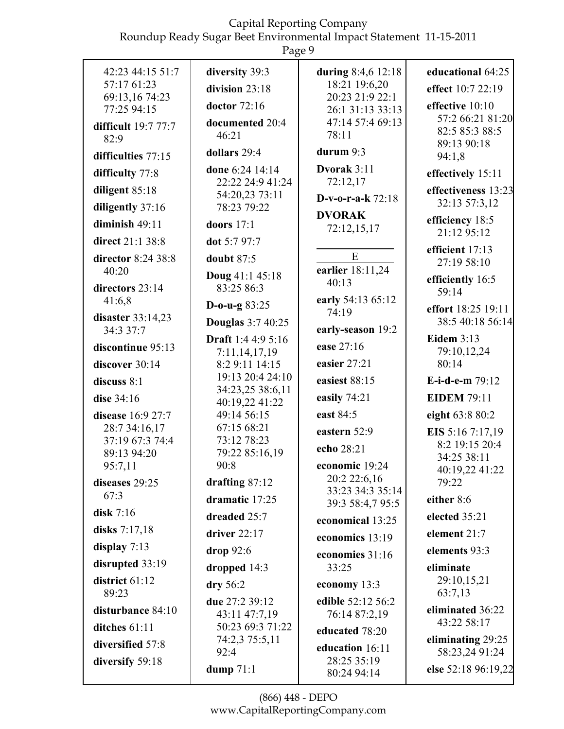42:23 44:15 51:7 57:17 61:23 69:13,16 74:23 77:25 94:15

**difficult** 19:7 77:7 82:9

**difficulties** 77:15

**difficulty** 77:8

**diligent** 85:18

**diligently** 37:16

**diminish** 49:11

**direct** 21:1 38:8

**director** 8:24 38:8 40:20

**directors** 23:14 41:6,8

**disaster** 33:14,23 34:3 37:7

**discontinue** 95:13

**discover** 30:14

**discuss** 8:1

**dise** 34:16

**disease** 16:9 27:7 28:7 34:16,17 37:19 67:3 74:4 89:13 94:20 95:7,11

**diseases** 29:25 67:3

**disk** 7:16

**disks** 7:17,18

**display** 7:13

**disrupted** 33:19

**district** 61:12 89:23

**disturbance** 84:10

**ditches** 61:11

**diversified** 57:8

**diversify** 59:18

**diversity** 39:3

**division** 23:18

**doctor** 72:16

**documented** 20:4 46:21

**dollars** 29:4

**done** 6:24 14:14 22:22 24:9 41:24 54:20,23 73:11 78:23 79:22

**doors** 17:1

**dot** 5:7 97:7

**doubt** 87:5

**Doug** 41:1 45:18 83:25 86:3

**D-o-u-g** 83:25

**Douglas** 3:7 40:25

**Draft** 1:4 4:9 5:16 7:11,14,17,19 8:2 9:11 14:15 19:13 20:4 24:10 34:23,25 38:6,11 40:19,22 41:22 49:14 56:15 67:15 68:21 73:12 78:23 79:22 85:16,19 90:8

**drafting** 87:12

**dramatic** 17:25

**dreaded** 25:7

**driver** 22:17

**drop** 92:6

**dropped** 14:3

**dry** 56:2

**due** 27:2 39:12 43:11 47:7,19 50:23 69:3 71:22 74:2,3 75:5,11 92:4

**dump** 71:1

**during** 8:4,6 12:18 18:21 19:6,20 20:23 21:9 22:1 26:1 31:13 33:13 47:14 57:4 69:13 78:11

**durum** 9:3

**Dvorak** 3:11 72:12,17

**D-v-o-r-a-k** 72:18

**DVORAK** 72:12,15,17

## E

**earlier** 18:11,24 40:13

**early** 54:13 65:12 74:19

**early-season** 19:2

**ease** 27:16

**easier** 27:21

**easiest** 88:15

**easily** 74:21

**east** 84:5

**eastern** 52:9

**echo** 28:21

**economic** 19:24 20:2 22:6,16 33:23 34:3 35:14 39:3 58:4,7 95:5

**economical** 13:25

**economics** 13:19

**economies** 31:16 33:25

**economy** 13:3

**edible** 52:12 56:2 76:14 87:2,19

**educated** 78:20

**education** 16:11 28:25 35:19 80:24 94:14

**educational** 64:25

**effect** 10:7 22:19

**effective** 10:10 57:2 66:21 81:20 82:5 85:3 88:5 89:13 90:18 94:1,8

**effectively** 15:11

**effectiveness** 13:23 32:13 57:3,12

**efficiency** 18:5 21:12 95:12

**efficient** 17:13 27:19 58:10

**efficiently** 16:5 59:14

**effort** 18:25 19:11 38:5 40:18 56:14

**Eidem** 3:13 79:10,12,24 80:14

**E-i-d-e-m** 79:12

**EIDEM** 79:11

**eight** 63:8 80:2

**EIS** 5:16 7:17,19 8:2 19:15 20:4 34:25 38:11 40:19,22 41:22 79:22

**either** 8:6

**elected** 35:21

**element** 21:7

**elements** 93:3

**eliminate** 29:10,15,21 63:7,13

**eliminated** 36:22 43:22 58:17

**eliminating** 29:25 58:23,24 91:24

**else** 52:18 96:19,22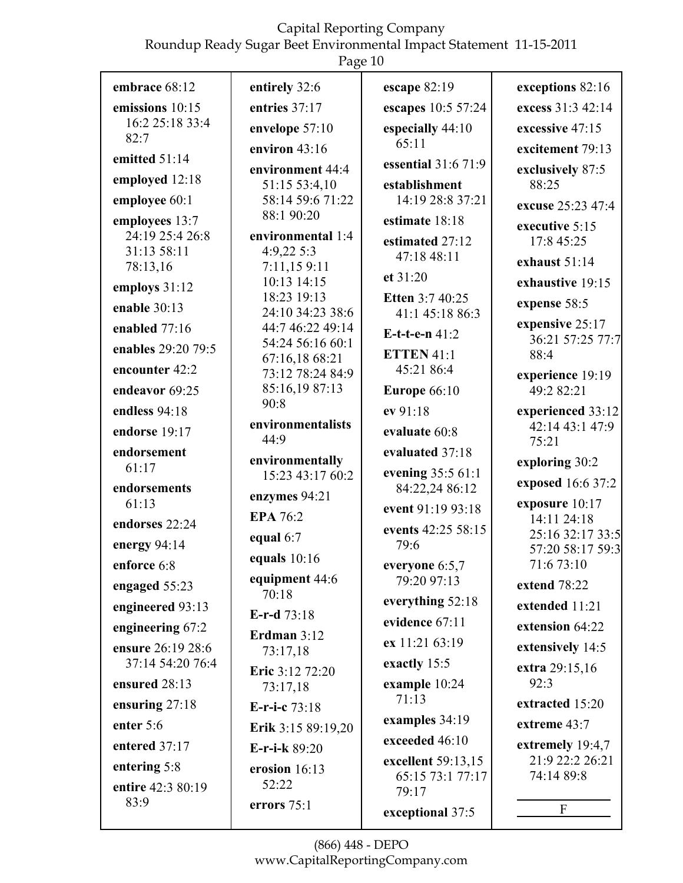**embrace** 68:12

**emissions** 10:15 16:2 25:18 33:4 82:7

**emitted** 51:14

**employed** 12:18

**employee** 60:1

**employees** 13:7 24:19 25:4 26:8 31:13 58:11 78:13,16

**employs** 31:12

**enable** 30:13

**enabled** 77:16

**enables** 29:20 79:5

**encounter** 42:2

**endeavor** 69:25

**endless** 94:18

**endorse** 19:17

**endorsement** 61:17

**endorsements** 61:13

**endorses** 22:24

**energy** 94:14

**enforce** 6:8

**engaged** 55:23

**engineered** 93:13

**engineering** 67:2

**ensure** 26:19 28:6 37:14 54:20 76:4

**ensured** 28:13

**ensuring** 27:18

**enter** 5:6

**entered** 37:17

**entering** 5:8

**entire** 42:3 80:19 83:9

**entirely** 32:6

**entries** 37:17

**envelope** 57:10

**environ** 43:16

**environment** 44:4 51:15 53:4,10 58:14 59:6 71:22 88:1 90:20

**environmental** 1:4 4:9,22 5:3 7:11,15 9:11 10:13 14:15 18:23 19:13 24:10 34:23 38:6 44:7 46:22 49:14 54:24 56:16 60:1 67:16,18 68:21 73:12 78:24 84:9 85:16,19 87:13 90:8

**environmentalists** 44:9

**environmentally** 15:23 43:17 60:2

**enzymes** 94:21

**EPA** 76:2

**equal** 6:7

**equals** 10:16

**equipment** 44:6 70:18

**E-r-d** 73:18

**Erdman** 3:12 73:17,18

**Eric** 3:12 72:20 73:17,18

**E-r-i-c** 73:18

**Erik** 3:15 89:19,20

**E-r-i-k** 89:20

**erosion** 16:13 52:22

**errors** 75:1

**escape** 82:19

**escapes** 10:5 57:24

**especially** 44:10 65:11

**essential** 31:6 71:9

**establishment** 14:19 28:8 37:21

**estimate** 18:18

**estimated** 27:12 47:18 48:11

**et** 31:20

**Etten** 3:7 40:25 41:1 45:18 86:3

**E-t-t-e-n** 41:2

**ETTEN** 41:1 45:21 86:4

**Europe** 66:10

**ev** 91:18

**evaluate** 60:8

**evaluated** 37:18

**evening** 35:5 61:1 84:22,24 86:12

**event** 91:19 93:18

**events** 42:25 58:15 79:6

**everyone** 6:5,7 79:20 97:13

**everything** 52:18

**evidence** 67:11

**ex** 11:21 63:19

**exactly** 15:5

**example** 10:24 71:13

**examples** 34:19

**exceeded** 46:10

**excellent** 59:13,15 65:15 73:1 77:17 79:17

**exceptional** 37:5

**exceptions** 82:16

**excess** 31:3 42:14

**excessive** 47:15

**excitement** 79:13

**exclusively** 87:5 88:25

**excuse** 25:23 47:4

**executive** 5:15 17:8 45:25

**exhaust** 51:14

**exhaustive** 19:15

**expense** 58:5

**expensive** 25:17 36:21 57:25 77:7 88:4

**experience** 19:19 49:2 82:21

**experienced** 33:12 42:14 43:1 47:9 75:21

**exploring** 30:2

**exposed** 16:6 37:2

**exposure** 10:17 14:11 24:18 25:16 32:17 33:5 57:20 58:17 59:3 71:6 73:10

**extend** 78:22

**extended** 11:21

**extension** 64:22

**extensively** 14:5

**extra** 29:15,16 92:3

**extracted** 15:20

**extreme** 43:7

**extremely** 19:4,7 21:9 22:2 26:21 74:14 89:8

## F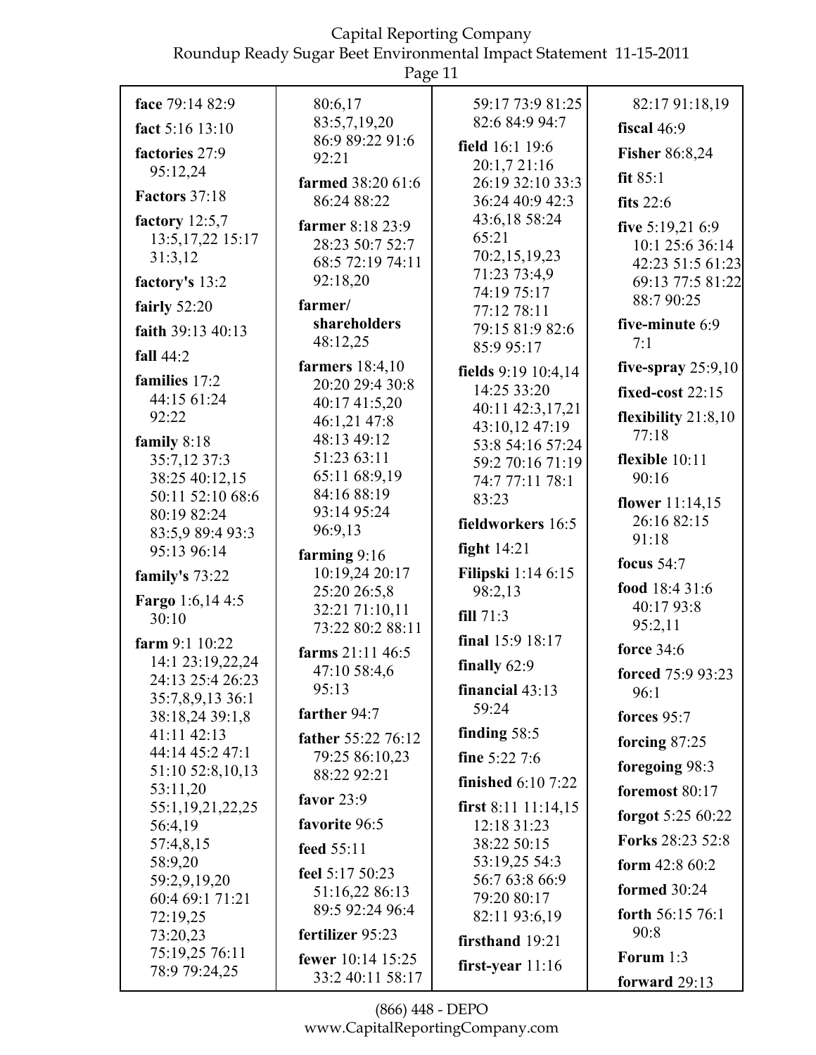**face** 79:14 82:9

**fact** 5:16 13:10

**factories** 27:9 95:12,24

**Factors** 37:18

**factory** 12:5,7 13:5,17,22 15:17 31:3,12

**factory's** 13:2

**fairly** 52:20

**faith** 39:13 40:13

**fall** 44:2

**families** 17:2 44:15 61:24 92:22

**family** 8:18 35:7,12 37:3 38:25 40:12,15 50:11 52:10 68:6 80:19 82:24 83:5,9 89:4 93:3 95:13 96:14

**family's** 73:22

**Fargo** 1:6,14 4:5 30:10

**farm** 9:1 10:22 14:1 23:19,22,24 24:13 25:4 26:23 35:7,8,9,13 36:1 38:18,24 39:1,8 41:11 42:13 44:14 45:2 47:1 51:10 52:8,10,13 53:11,20 55:1,19,21,22,25 56:4,19 57:4,8,15 58:9,20 59:2,9,19,20 60:4 69:1 71:21 72:19,25 73:20,23 75:19,25 76:11 78:9 79:24,25 80:6,17 83:5,7,19,20 86:9 89:22 91:6 92:21

**farmed** 38:20 61:6 86:24 88:22

**farmer** 8:18 23:9 28:23 50:7 52:7 68:5 72:19 74:11 92:18,20

**farmer/shareholders** 48:12,25

**farmers** 18:4,10 20:20 29:4 30:8 40:17 41:5,20 46:1,21 47:8 48:13 49:12 51:23 63:11 65:11 68:9,19 84:16 88:19 93:14 95:24 96:9,13

**farming** 9:16 10:19,24 20:17 25:20 26:5,8 32:21 71:10,11 73:22 80:2 88:11

**farms** 21:11 46:5 47:10 58:4,6 95:13

**farther** 94:7

**father** 55:22 76:12 79:25 86:10,23 88:22 92:21

**favor** 23:9

**favorite** 96:5

**feed** 55:11

**feel** 5:17 50:23 51:16,22 86:13 89:5 92:24 96:4

**fertilizer** 95:23

**fewer** 10:14 15:25 33:2 40:11 58:17 59:17 73:9 81:25 82:6 84:9 94:7

**field** 16:1 19:6 20:1,7 21:16 26:19 32:10 33:3 36:24 40:9 42:3 43:6,18 58:24 65:21 70:2,15,19,23 71:23 73:4,9 74:19 75:17 77:12 78:11 79:15 81:9 82:6 85:9 95:17

**fields** 9:19 10:4,14 14:25 33:20 40:11 42:3,17,21 43:10,12 47:19 53:8 54:16 57:24 59:2 70:16 71:19 74:7 77:11 78:1 83:23

**fieldworkers** 16:5

**fight** 14:21

**Filipski** 1:14 6:15 98:2,13

**fill** 71:3

**final** 15:9 18:17

**finally** 62:9

**financial** 43:13 59:24

**finding** 58:5

**fine** 5:22 7:6

**finished** 6:10 7:22

**first** 8:11 11:14,15 12:18 31:23 38:22 50:15 53:19,25 54:3 56:7 63:8 66:9 79:20 80:17 82:11 93:6,19

**firsthand** 19:21

**first-year** 11:16

82:17 91:18,19

**fiscal** 46:9

**Fisher** 86:8,24

**fit** 85:1

**fits** 22:6

**five** 5:19,21 6:9 10:1 25:6 36:14 42:23 51:5 61:23 69:13 77:5 81:22 88:7 90:25

**five-minute** 6:9 7:1

**five-spray** 25:9,10

**fixed-cost** 22:15

**flexibility** 21:8,10 77:18

**flexible** 10:11 90:16

**flower** 11:14,15 26:16 82:15 91:18

**focus** 54:7

**food** 18:4 31:6 40:17 93:8 95:2,11

**force** 34:6

**forced** 75:9 93:23 96:1

**forces** 95:7

**forcing** 87:25

**foregoing** 98:3

**foremost** 80:17

**forgot** 5:25 60:22

**Forks** 28:23 52:8

**form** 42:8 60:2

**formed** 30:24

**forth** 56:15 76:1 90:8

**Forum** 1:3

**forward** 29:13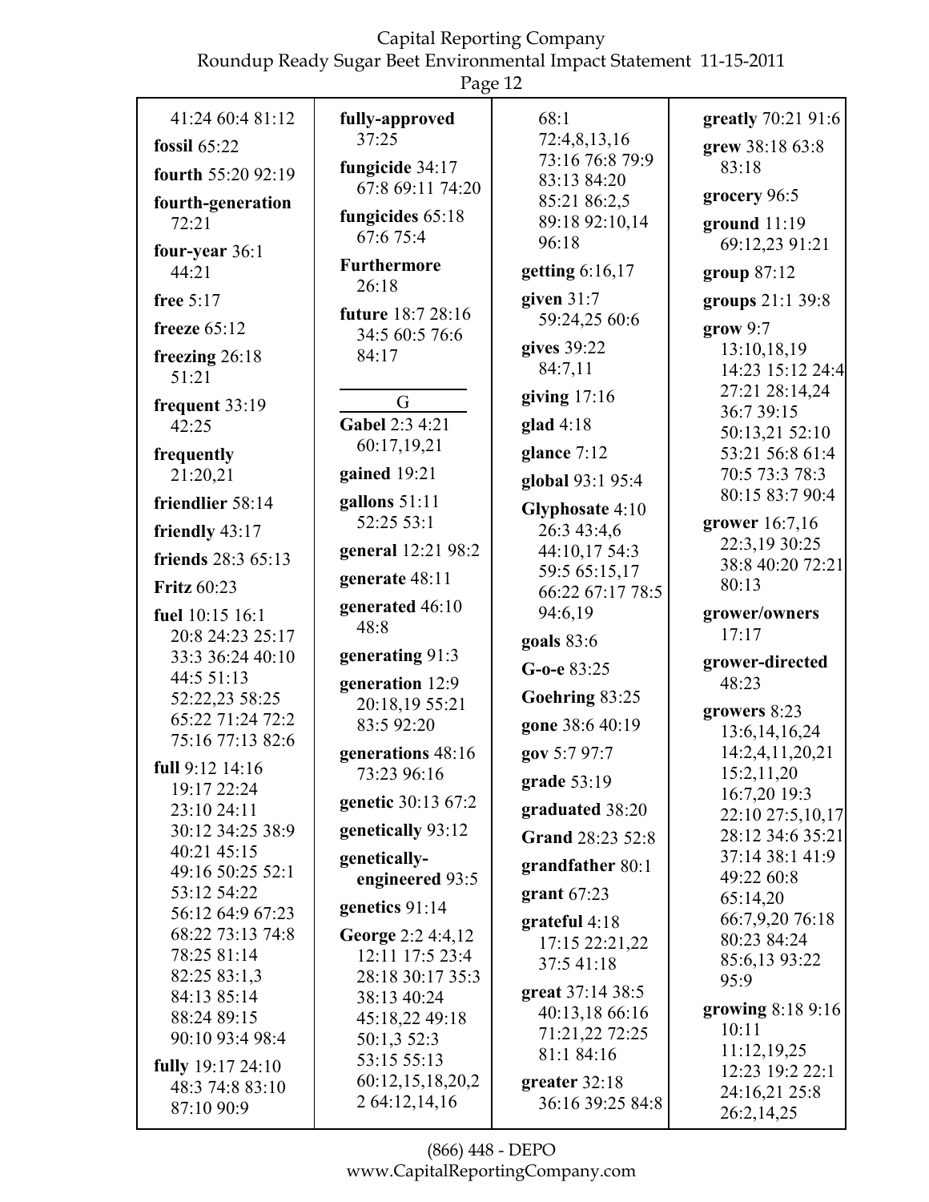41:24 60:4 81:12

**fossil** 65:22

**fourth** 55:20 92:19

**fourth-generation** 72:21

**four-year** 36:1 44:21

**free** 5:17

**freeze** 65:12

**freezing** 26:18 51:21

**frequent** 33:19 42:25

**frequently** 21:20,21

**friendlier** 58:14

**friendly** 43:17

**friends** 28:3 65:13

**Fritz** 60:23

**fuel** 10:15 16:1 20:8 24:23 25:17 33:3 36:24 40:10 44:5 51:13 52:22,23 58:25 65:22 71:24 72:2 75:16 77:13 82:6

**full** 9:12 14:16 19:17 22:24 23:10 24:11 30:12 34:25 38:9 40:21 45:15 49:16 50:25 52:1 53:12 54:22 56:12 64:9 67:23 68:22 73:13 74:8 78:25 81:14 82:25 83:1,3 84:13 85:14 88:24 89:15 90:10 93:4 98:4

**fully** 19:17 24:10 48:3 74:8 83:10 87:10 90:9

**fully-approved** 37:25

**fungicide** 34:17 67:8 69:11 74:20

**fungicides** 65:18 67:6 75:4

**Furthermore** 26:18

**future** 18:7 28:16 34:5 60:5 76:6 84:17

## G

**Gabel** 2:3 4:21 60:17,19,21

**gained** 19:21

**gallons** 51:11 52:25 53:1

**general** 12:21 98:2

**generate** 48:11

**generated** 46:10 48:8

**generating** 91:3

**generation** 12:9 20:18,19 55:21 83:5 92:20

**generations** 48:16 73:23 96:16

**genetic** 30:13 67:2

**genetically** 93:12

**genetically-engineered** 93:5

**genetics** 91:14

**George** 2:2 4:4,12 12:11 17:5 23:4 28:18 30:17 35:3 38:13 40:24 45:18,22 49:18 50:1,3 52:3 53:15 55:13 60:12,15,18,20,22 64:12,14,16 68:1 72:4,8,13,16 73:16 76:8 79:9 83:13 84:20 85:21 86:2,5 89:18 92:10,14 96:18

**getting** 6:16,17

**given** 31:7 59:24,25 60:6

**gives** 39:22 84:7,11

**giving** 17:16

**glad** 4:18

**glance** 7:12

**global** 93:1 95:4

**Glyphosate** 4:10 26:3 43:4,6 44:10,17 54:3 59:5 65:15,17 66:22 67:17 78:5 94:6,19

**goals** 83:6

**G-o-e** 83:25

**Goehring** 83:25

**gone** 38:6 40:19

**gov** 5:7 97:7

**grade** 53:19

**graduated** 38:20

**Grand** 28:23 52:8

**grandfather** 80:1

**grant** 67:23

**grateful** 4:18 17:15 22:21,22 37:5 41:18

**great** 37:14 38:5 40:13,18 66:16 71:21,22 72:25 81:1 84:16

**greater** 32:18 36:16 39:25 84:8

**greatly** 70:21 91:6

**grew** 38:18 63:8 83:18

**grocery** 96:5

**ground** 11:19 69:12,23 91:21

**group** 87:12

**groups** 21:1 39:8

**grow** 9:7 13:10,18,19 14:23 15:12 24:4 27:21 28:14,24 36:7 39:15 50:13,21 52:10 53:21 56:8 61:4 70:5 73:3 78:3 80:15 83:7 90:4

**grower** 16:7,16 22:3,19 30:25 38:8 40:20 72:21 80:13

**grower/owners** 17:17

**grower-directed** 48:23

**growers** 8:23 13:6,14,16,24 14:2,4,11,20,21 15:2,11,20 16:7,20 19:3 22:10 27:5,10,17 28:12 34:6 35:21 37:14 38:1 41:9 49:22 60:8 65:14,20 66:7,9,20 76:18 80:23 84:24 85:6,13 93:22 95:9

**growing** 8:18 9:16 10:11 11:12,19,25 12:23 19:2 22:1 24:16,21 25:8 26:2,14,25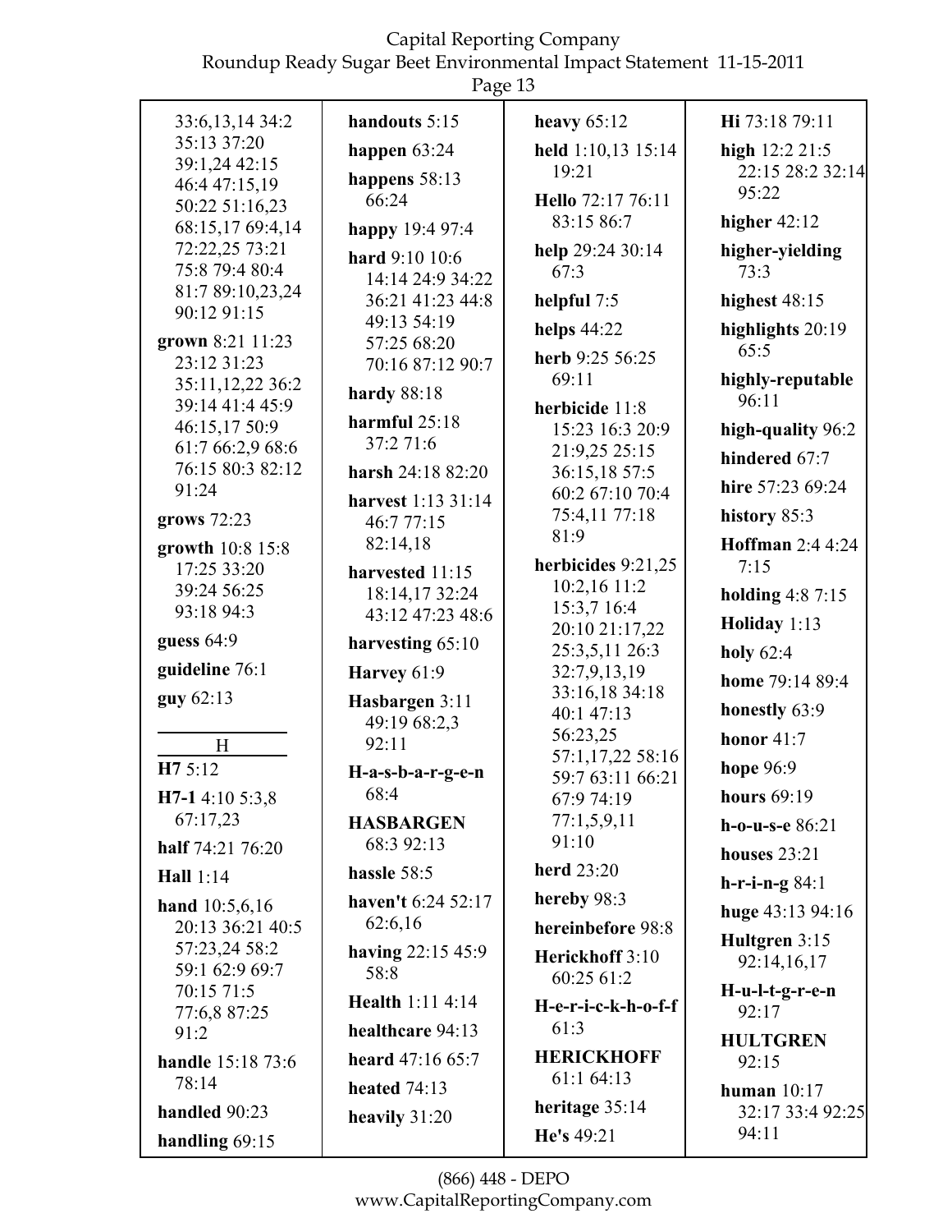33:6,13,14 34:2 35:13 37:20 39:1,24 42:15 46:4 47:15,19 50:22 51:16,23 68:15,17 69:4,14 72:22,25 73:21 75:8 79:4 80:4 81:7 89:10,23,24 90:12 91:15

**grown** 8:21 11:23 23:12 31:23 35:11,12,22 36:2 39:14 41:4 45:9 46:15,17 50:9 61:7 66:2,9 68:6 76:15 80:3 82:12 91:24

**grows** 72:23

**growth** 10:8 15:8 17:25 33:20 39:24 56:25 93:18 94:3

**guess** 64:9

**guideline** 76:1

**guy** 62:13

## H

**H7** 5:12

**H7-1** 4:10 5:3,8 67:17,23

**half** 74:21 76:20

**Hall** 1:14

**hand** 10:5,6,16 20:13 36:21 40:5 57:23,24 58:2 59:1 62:9 69:7 70:15 71:5 77:6,8 87:25 91:2

**handle** 15:18 73:6 78:14

**handled** 90:23

**handling** 69:15

**handouts** 5:15

**happen** 63:24

**happens** 58:13 66:24

**happy** 19:4 97:4

**hard** 9:10 10:6 14:14 24:9 34:22 36:21 41:23 44:8 49:13 54:19 57:25 68:20 70:16 87:12 90:7

**hardy** 88:18

**harmful** 25:18 37:2 71:6

**harsh** 24:18 82:20

**harvest** 1:13 31:14 46:7 77:15 82:14,18

**harvested** 11:15 18:14,17 32:24 43:12 47:23 48:6

**harvesting** 65:10

**Harvey** 61:9

**Hasbargen** 3:11 49:19 68:2,3 92:11

**H-a-s-b-a-r-g-e-n** 68:4

**HASBARGEN** 68:3 92:13

**hassle** 58:5

**haven't** 6:24 52:17 62:6,16

**having** 22:15 45:9 58:8

**Health** 1:11 4:14

**healthcare** 94:13

**heard** 47:16 65:7

**heated** 74:13

**heavily** 31:20

**heavy** 65:12

**held** 1:10,13 15:14 19:21

**Hello** 72:17 76:11 83:15 86:7

**help** 29:24 30:14 67:3

**helpful** 7:5

**helps** 44:22

**herb** 9:25 56:25 69:11

**herbicide** 11:8 15:23 16:3 20:9 21:9,25 25:15 36:15,18 57:5 60:2 67:10 70:4 75:4,11 77:18 81:9

**herbicides** 9:21,25 10:2,16 11:2 15:3,7 16:4 20:10 21:17,22 25:3,5,11 26:3 32:7,9,13,19 33:16,18 34:18 40:1 47:13 56:23,25 57:1,17,22 58:16 59:7 63:11 66:21 67:9 74:19 77:1,5,9,11 91:10

**herd** 23:20

**hereby** 98:3

**hereinbefore** 98:8

**Herickhoff** 3:10 60:25 61:2

**H-e-r-i-c-k-h-o-f-f** 61:3

**HERICKHOFF** 61:1 64:13

**heritage** 35:14

**He's** 49:21

**Hi** 73:18 79:11

**high** 12:2 21:5 22:15 28:2 32:14 95:22

**higher** 42:12

**higher-yielding** 73:3

**highest** 48:15

**highlights** 20:19 65:5

**highly-reputable** 96:11

**high-quality** 96:2

**hindered** 67:7

**hire** 57:23 69:24

**history** 85:3

**Hoffman** 2:4 4:24 7:15

**holding** 4:8 7:15

**Holiday** 1:13

**holy** 62:4

**home** 79:14 89:4

**honestly** 63:9

**honor** 41:7

**hope** 96:9

**hours** 69:19

**h-o-u-s-e** 86:21

**houses** 23:21

**h-r-i-n-g** 84:1

**huge** 43:13 94:16

**Hultgren** 3:15 92:14,16,17

**H-u-l-t-g-r-e-n** 92:17

**HULTGREN** 92:15

**human** 10:17 32:17 33:4 92:25 94:11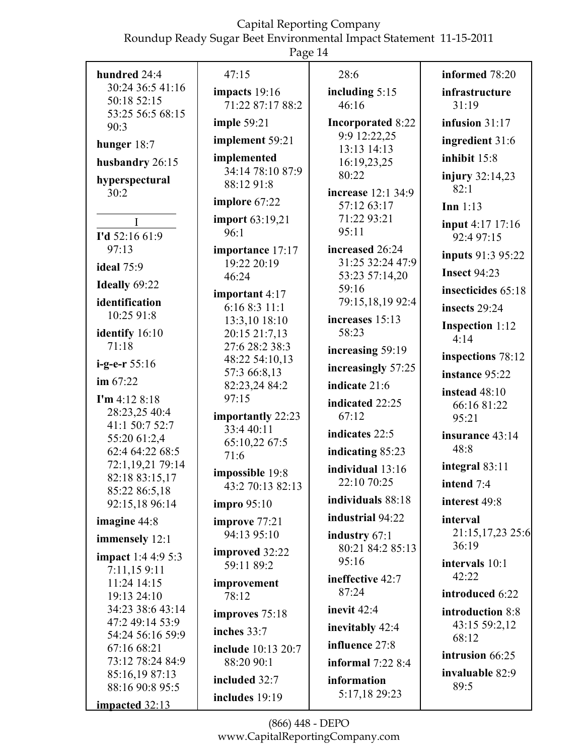**hundred** 24:4 30:24 36:5 41:16 50:18 52:15 53:25 56:5 68:15 90:3

**hunger** 18:7

**husbandry** 26:15

**hyperspectural** 30:2

I

**I'd** 52:16 61:9 97:13

**ideal** 75:9

**Ideally** 69:22

**identification** 10:25 91:8

**identify** 16:10 71:18

**i-g-e-r** 55:16

**im** 67:22

**I'm** 4:12 8:18 28:23,25 40:4 41:1 50:7 52:7 55:20 61:2,4 62:4 64:22 68:5 72:1,19,21 79:14 82:18 83:15,17 85:22 86:5,18 92:15,18 96:14

**imagine** 44:8

**immensely** 12:1

**impact** 1:4 4:9 5:3 7:11,15 9:11 11:24 14:15 19:13 24:10 34:23 38:6 43:14 47:2 49:14 53:9 54:24 56:16 59:9 67:16 68:21 73:12 78:24 84:9 85:16,19 87:13 88:16 90:8 95:5

**impacted** 32:13 47:15

**impacts** 19:16 71:22 87:17 88:2

**imple** 59:21

**implement** 59:21

**implemented** 34:14 78:10 87:9 88:12 91:8

**implore** 67:22

**import** 63:19,21 96:1

**importance** 17:17 19:22 20:19 46:24

**important** 4:17 6:16 8:3 11:1 13:3,10 18:10 20:15 21:7,13 27:6 28:2 38:3 48:22 54:10,13 57:3 66:8,13 82:23,24 84:2 97:15

**importantly** 22:23 33:4 40:11 65:10,22 67:5 71:6

**impossible** 19:8 43:2 70:13 82:13

**impro** 95:10

**improve** 77:21 94:13 95:10

**improved** 32:22 59:11 89:2

**improvement** 78:12

**improves** 75:18

**inches** 33:7

**include** 10:13 20:7 88:20 90:1

**included** 32:7

**includes** 19:19 28:6

**including** 5:15 46:16

**Incorporated** 8:22 9:9 12:22,25 13:13 14:13 16:19,23,25 80:22

**increase** 12:1 34:9 57:12 63:17 71:22 93:21 95:11

**increased** 26:24 31:25 32:24 47:9 53:23 57:14,20 59:16 79:15,18,19 92:4

**increases** 15:13 58:23

**increasing** 59:19

**increasingly** 57:25

**indicate** 21:6

**indicated** 22:25 67:12

**indicates** 22:5

**indicating** 85:23

**individual** 13:16 22:10 70:25

**individuals** 88:18

**industrial** 94:22

**industry** 67:1 80:21 84:2 85:13 95:16

**ineffective** 42:7 87:24

**inevit** 42:4

**inevitably** 42:4

**influence** 27:8

**informal** 7:22 8:4

**information** 5:17,18 29:23

**informed** 78:20

**infrastructure** 31:19

**infusion** 31:17

**ingredient** 31:6

**inhibit** 15:8

**injury** 32:14,23 82:1

**Inn** 1:13

**input** 4:17 17:16 92:4 97:15

**inputs** 91:3 95:22

**Insect** 94:23

**insecticides** 65:18

**insects** 29:24

**Inspection** 1:12 4:14

**inspections** 78:12

**instance** 95:22

**instead** 48:10 66:16 81:22 95:21

**insurance** 43:14 48:8

**integral** 83:11

**intend** 7:4

**interest** 49:8

**interval** 21:15,17,23 25:6 36:19

**intervals** 10:1 42:22

**introduced** 6:22

**introduction** 8:8 43:15 59:2,12 68:12

**intrusion** 66:25

**invaluable** 82:9 89:5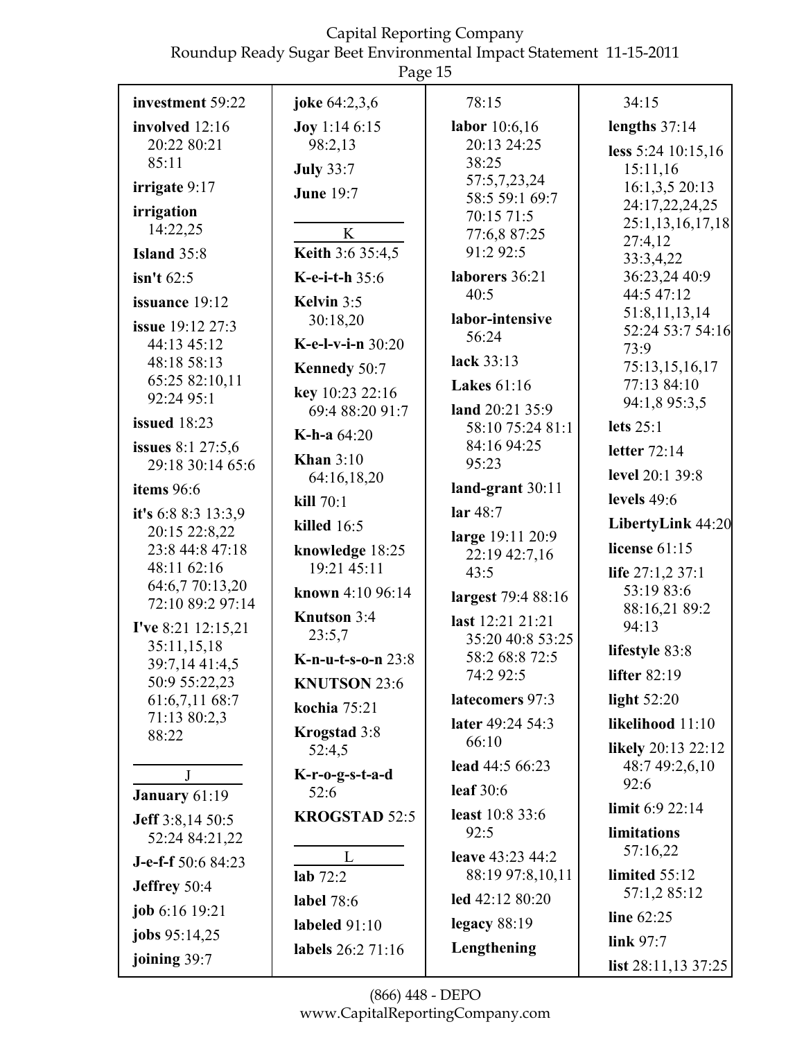**investment** 59:22

**involved** 12:16 20:22 80:21 85:11

**irrigate** 9:17

**irrigation** 14:22,25

**Island** 35:8

**isn't** 62:5

**issuance** 19:12

**issue** 19:12 27:3 44:13 45:12 48:18 58:13 65:25 82:10,11 92:24 95:1

**issued** 18:23

**issues** 8:1 27:5,6 29:18 30:14 65:6

**items** 96:6

**it's** 6:8 8:3 13:3,9 20:15 22:8,22 23:8 44:8 47:18 48:11 62:16 64:6,7 70:13,20 72:10 89:2 97:14

**I've** 8:21 12:15,21 35:11,15,18 39:7,14 41:4,5 50:9 55:22,23 61:6,7,11 68:7 71:13 80:2,3 88:22

J

**January** 61:19

**Jeff** 3:8,14 50:5 52:24 84:21,22

**J-e-f-f** 50:6 84:23

**Jeffrey** 50:4

**job** 6:16 19:21

**jobs** 95:14,25

**joining** 39:7

**joke** 64:2,3,6

**Joy** 1:14 6:15 98:2,13

**July** 33:7

**June** 19:7

K

**Keith** 3:6 35:4,5

**K-e-i-t-h** 35:6

**Kelvin** 3:5 30:18,20

**K-e-l-v-i-n** 30:20

**Kennedy** 50:7

**key** 10:23 22:16 69:4 88:20 91:7

**K-h-a** 64:20

**Khan** 3:10 64:16,18,20

**kill** 70:1

**killed** 16:5

**knowledge** 18:25 19:21 45:11

**known** 4:10 96:14

**Knutson** 3:4 23:5,7

**K-n-u-t-s-o-n** 23:8

**KNUTSON** 23:6

**kochia** 75:21

**Krogstad** 3:8 52:4,5

**K-r-o-g-s-t-a-d** 52:6

**KROGSTAD** 52:5

L

**lab** 72:2

**label** 78:6

**labeled** 91:10

**labels** 26:2 71:16 78:15

**labor** 10:6,16 20:13 24:25 38:25 57:5,7,23,24 58:5 59:1 69:7 70:15 71:5 77:6,8 87:25 91:2 92:5

**laborers** 36:21 40:5

**labor-intensive** 56:24

**lack** 33:13

**Lakes** 61:16

**land** 20:21 35:9 58:10 75:24 81:1 84:16 94:25 95:23

**land-grant** 30:11

**lar** 48:7

**large** 19:11 20:9 22:19 42:7,16 43:5

**largest** 79:4 88:16

**last** 12:21 21:21 35:20 40:8 53:25 58:2 68:8 72:5 74:2 92:5

**latecomers** 97:3

**later** 49:24 54:3 66:10

**lead** 44:5 66:23

**leaf** 30:6

**least** 10:8 33:6 92:5

**leave** 43:23 44:2 88:19 97:8,10,11

**led** 42:12 80:20

**legacy** 88:19

**Lengthening** 34:15

**lengths** 37:14

**less** 5:24 10:15,16 15:11,16 16:1,3,5 20:13 24:17,22,24,25 25:1,13,16,17,18 27:4,12 33:3,4,22 36:23,24 40:9 44:5 47:12 51:8,11,13,14 52:24 53:7 54:16 73:9 75:13,15,16,17 77:13 84:10 94:1,8 95:3,5

**lets** 25:1

**letter** 72:14

**level** 20:1 39:8

**levels** 49:6

**LibertyLink** 44:20

**license** 61:15

**life** 27:1,2 37:1 53:19 83:6 88:16,21 89:2 94:13

**lifestyle** 83:8

**lifter** 82:19

**light** 52:20

**likelihood** 11:10

**likely** 20:13 22:12 48:7 49:2,6,10 92:6

**limit** 6:9 22:14

**limitations** 57:16,22

**limited** 55:12 57:1,2 85:12

**line** 62:25

**link** 97:7

**list** 28:11,13 37:25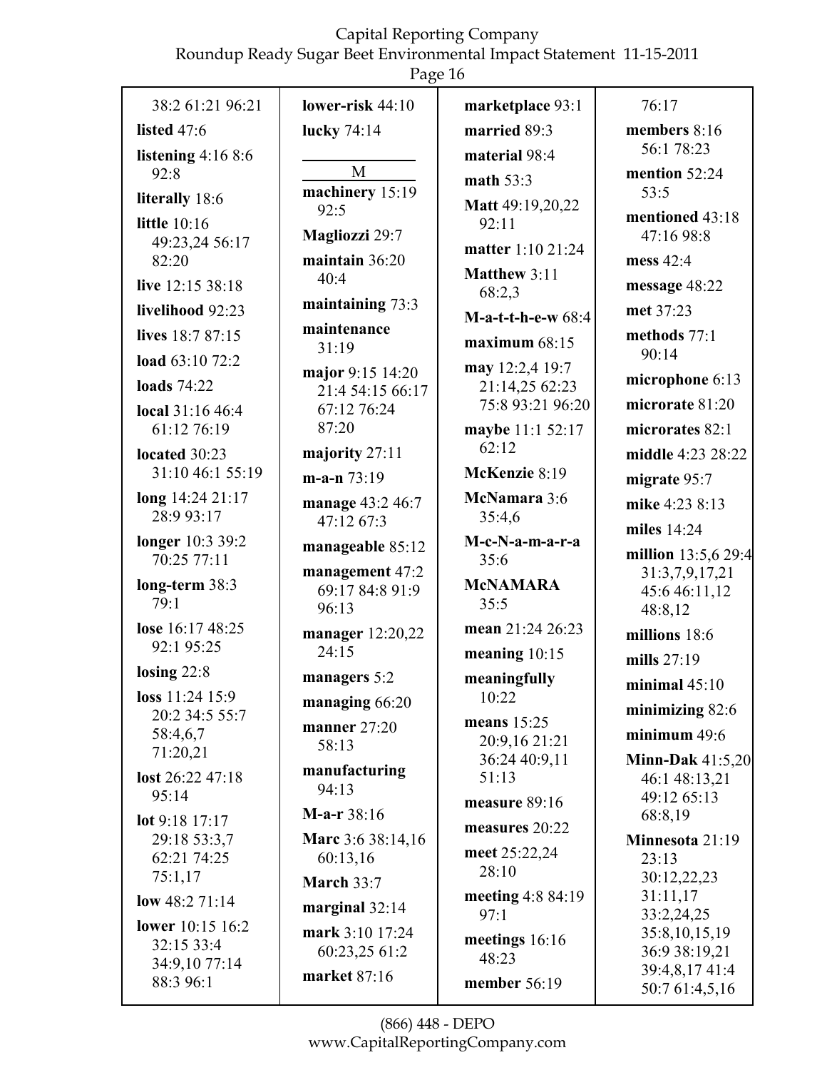38:2 61:21 96:21

**listed** 47:6

**listening** 4:16 8:6 92:8

**literally** 18:6

**little** 10:16 49:23,24 56:17 82:20

**live** 12:15 38:18

**livelihood** 92:23

**lives** 18:7 87:15

**load** 63:10 72:2

**loads** 74:22

**local** 31:16 46:4 61:12 76:19

**located** 30:23 31:10 46:1 55:19

**long** 14:24 21:17 28:9 93:17

**longer** 10:3 39:2 70:25 77:11

**long-term** 38:3 79:1

**lose** 16:17 48:25 92:1 95:25

**losing** 22:8

**loss** 11:24 15:9 20:2 34:5 55:7 58:4,6,7 71:20,21

**lost** 26:22 47:18 95:14

**lot** 9:18 17:17 29:18 53:3,7 62:21 74:25 75:1,17

**low** 48:2 71:14

**lower** 10:15 16:2 32:15 33:4 34:9,10 77:14 88:3 96:1

**lower-risk** 44:10

**lucky** 74:14

## M

**machinery** 15:19 92:5

**Magliozzi** 29:7

**maintain** 36:20 40:4

**maintaining** 73:3

**maintenance** 31:19

**major** 9:15 14:20 21:4 54:15 66:17 67:12 76:24 87:20

**majority** 27:11

**m-a-n** 73:19

**manage** 43:2 46:7 47:12 67:3

**manageable** 85:12

**management** 47:2 69:17 84:8 91:9 96:13

**manager** 12:20,22 24:15

**managers** 5:2

**managing** 66:20

**manner** 27:20 58:13

**manufacturing** 94:13

**M-a-r** 38:16

**Marc** 3:6 38:14,16 60:13,16

**March** 33:7

**marginal** 32:14

**mark** 3:10 17:24 60:23,25 61:2

**market** 87:16

**marketplace** 93:1

**married** 89:3

**material** 98:4

**math** 53:3

**Matt** 49:19,20,22 92:11

**matter** 1:10 21:24

**Matthew** 3:11 68:2,3

**M-a-t-t-h-e-w** 68:4

**maximum** 68:15

**may** 12:2,4 19:7 21:14,25 62:23 75:8 93:21 96:20

**maybe** 11:1 52:17 62:12

**McKenzie** 8:19

**McNamara** 3:6 35:4,6

**M-c-N-a-m-a-r-a** 35:6

**McNAMARA** 35:5

**mean** 21:24 26:23

**meaning** 10:15

**meaningfully** 10:22

**means** 15:25 20:9,16 21:21 36:24 40:9,11 51:13

**measure** 89:16

**measures** 20:22

**meet** 25:22,24 28:10

**meeting** 4:8 84:19 97:1

**meetings** 16:16 48:23

**member** 56:19

76:17

**members** 8:16 56:1 78:23

**mention** 52:24 53:5

**mentioned** 43:18 47:16 98:8

**mess** 42:4

**message** 48:22

**met** 37:23

**methods** 77:1 90:14

**microphone** 6:13

**microrate** 81:20

**microrates** 82:1

**middle** 4:23 28:22

**migrate** 95:7

**mike** 4:23 8:13

**miles** 14:24

**million** 13:5,6 29:4 31:3,7,9,17,21 45:6 46:11,12 48:8,12

**millions** 18:6

**mills** 27:19

**minimal** 45:10

**minimizing** 82:6

**minimum** 49:6

**Minn-Dak** 41:5,20 46:1 48:13,21 49:12 65:13 68:8,19

**Minnesota** 21:19 23:13 30:12,22,23 31:11,17 33:2,24,25 35:8,10,15,19 36:9 38:19,21 39:4,8,17 41:4 50:7 61:4,5,16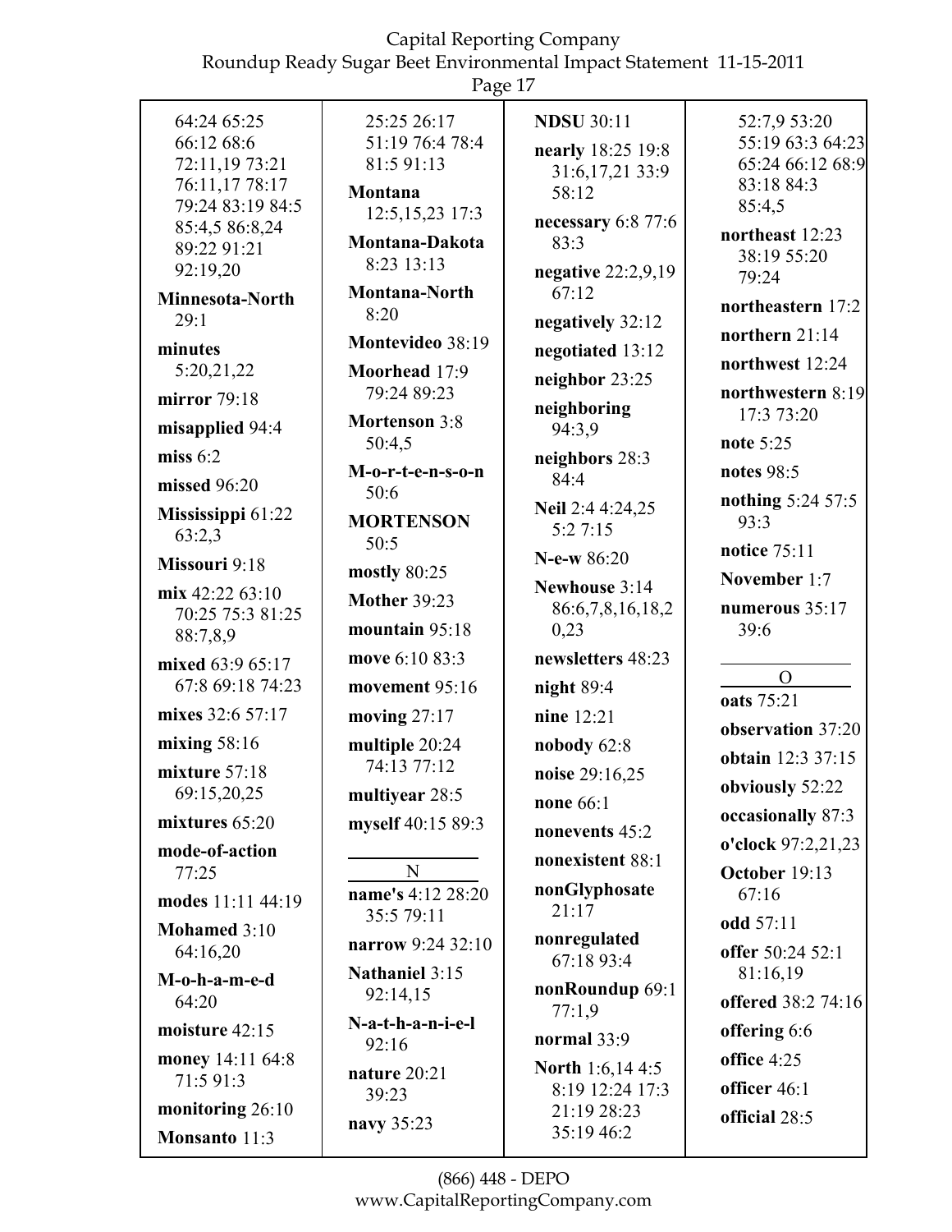64:24 65:25 66:12 68:6 72:11,19 73:21 76:11,17 78:17 79:24 83:19 84:5 85:4,5 86:8,24 89:22 91:21 92:19,20

**Minnesota-North** 29:1

**minutes** 5:20,21,22

**mirror** 79:18

**misapplied** 94:4

**miss** 6:2

**missed** 96:20

**Mississippi** 61:22 63:2,3

**Missouri** 9:18

**mix** 42:22 63:10 70:25 75:3 81:25 88:7,8,9

**mixed** 63:9 65:17 67:8 69:18 74:23

**mixes** 32:6 57:17

**mixing** 58:16

**mixture** 57:18 69:15,20,25

**mixtures** 65:20

**mode-of-action** 77:25

**modes** 11:11 44:19

**Mohamed** 3:10 64:16,20

**M-o-h-a-m-e-d** 64:20

**moisture** 42:15

**money** 14:11 64:8 71:5 91:3

**monitoring** 26:10

**Monsanto** 11:3 25:25 26:17 51:19 76:4 78:4 81:5 91:13

**Montana** 12:5,15,23 17:3

**Montana-Dakota** 8:23 13:13

**Montana-North** 8:20

**Montevideo** 38:19

**Moorhead** 17:9 79:24 89:23

**Mortenson** 3:8 50:4,5

**M-o-r-t-e-n-s-o-n** 50:6

**MORTENSON** 50:5

**mostly** 80:25

**Mother** 39:23

**mountain** 95:18

**move** 6:10 83:3

**movement** 95:16

**moving** 27:17

**multiple** 20:24 74:13 77:12

**multiyear** 28:5

**myself** 40:15 89:3

N

**name's** 4:12 28:20 35:5 79:11

**narrow** 9:24 32:10

**Nathaniel** 3:15 92:14,15

**N-a-t-h-a-n-i-e-l** 92:16

**nature** 20:21 39:23

**navy** 35:23

**NDSU** 30:11

**nearly** 18:25 19:8 31:6,17,21 33:9 58:12

**necessary** 6:8 77:6 83:3

**negative** 22:2,9,19 67:12

**negatively** 32:12

**negotiated** 13:12

**neighbor** 23:25

**neighboring** 94:3,9

**neighbors** 28:3 84:4

**Neil** 2:4 4:24,25 5:2 7:15

**N-e-w** 86:20

**Newhouse** 3:14 86:6,7,8,16,18,20,23

**newsletters** 48:23

**night** 89:4

**nine** 12:21

**nobody** 62:8

**noise** 29:16,25

**none** 66:1

**nonevents** 45:2

**nonexistent** 88:1

**nonGlyphosate** 21:17

**nonregulated** 67:18 93:4

**nonRoundup** 69:1 77:1,9

**normal** 33:9

**North** 1:6,14 4:5 8:19 12:24 17:3 21:19 28:23 35:19 46:2 52:7,9 53:20 55:19 63:3 64:23 65:24 66:12 68:9 83:18 84:3 85:4,5

**northeast** 12:23 38:19 55:20 79:24

**northeastern** 17:2

**northern** 21:14

**northwest** 12:24

**northwestern** 8:19 17:3 73:20

**note** 5:25

**notes** 98:5

**nothing** 5:24 57:5 93:3

**notice** 75:11

**November** 1:7

**numerous** 35:17 39:6

O

**oats** 75:21

**observation** 37:20

**obtain** 12:3 37:15

**obviously** 52:22

**occasionally** 87:3

**o'clock** 97:2,21,23

**October** 19:13 67:16

**odd** 57:11

**offer** 50:24 52:1 81:16,19

**offered** 38:2 74:16

**offering** 6:6

**office** 4:25

**officer** 46:1

**official** 28:5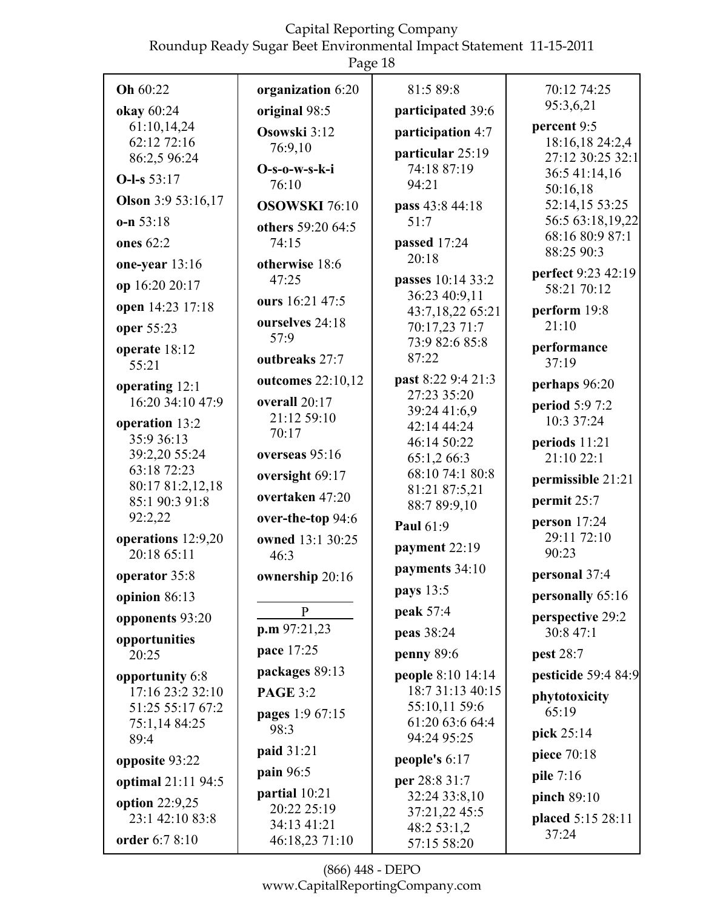**Oh** 60:22

**okay** 60:24 61:10,14,24 62:12 72:16 86:2,5 96:24

**O-l-s** 53:17

**Olson** 3:9 53:16,17

**o-n** 53:18

**ones** 62:2

**one-year** 13:16

**op** 16:20 20:17

**open** 14:23 17:18

**oper** 55:23

**operate** 18:12 55:21

**operating** 12:1 16:20 34:10 47:9

**operation** 13:2 35:9 36:13 39:2,20 55:24 63:18 72:23 80:17 81:2,12,18 85:1 90:3 91:8 92:2,22

**operations** 12:9,20 20:18 65:11

**operator** 35:8

**opinion** 86:13

**opponents** 93:20

**opportunities** 20:25

**opportunity** 6:8 17:16 23:2 32:10 51:25 55:17 67:2 75:1,14 84:25 89:4

**opposite** 93:22

**optimal** 21:11 94:5

**option** 22:9,25 23:1 42:10 83:8

**order** 6:7 8:10

**organization** 6:20

**original** 98:5

**Osowski** 3:12 76:9,10

**O-s-o-w-s-k-i** 76:10

**OSOWSKI** 76:10

**others** 59:20 64:5 74:15

**otherwise** 18:6 47:25

**ours** 16:21 47:5

**ourselves** 24:18 57:9

**outbreaks** 27:7

**outcomes** 22:10,12

**overall** 20:17 21:12 59:10 70:17

**overseas** 95:16

**oversight** 69:17

**overtaken** 47:20

**over-the-top** 94:6

**owned** 13:1 30:25 46:3

**ownership** 20:16

P

**p.m** 97:21,23

**pace** 17:25

**packages** 89:13

**PAGE** 3:2

**pages** 1:9 67:15 98:3

**paid** 31:21

**pain** 96:5

**partial** 10:21 20:22 25:19 34:13 41:21 46:18,23 71:10 81:5 89:8

**participated** 39:6

**participation** 4:7

**particular** 25:19 74:18 87:19 94:21

**pass** 43:8 44:18 51:7

**passed** 17:24 20:18

**passes** 10:14 33:2 36:23 40:9,11 43:7,18,22 65:21 70:17,23 71:7 73:9 82:6 85:8 87:22

**past** 8:22 9:4 21:3 27:23 35:20 39:24 41:6,9 42:14 44:24 46:14 50:22 65:1,2 66:3 68:10 74:1 80:8 81:21 87:5,21 88:7 89:9,10

**Paul** 61:9

**payment** 22:19

**payments** 34:10

**pays** 13:5

**peak** 57:4

**peas** 38:24

**penny** 89:6

**people** 8:10 14:14 18:7 31:13 40:15 55:10,11 59:6 61:20 63:6 64:4 94:24 95:25

**people's** 6:17

**per** 28:8 31:7 32:24 33:8,10 37:21,22 45:5 48:2 53:1,2 57:15 58:20 70:12 74:25 95:3,6,21

**percent** 9:5 18:16,18 24:2,4 27:12 30:25 32:1 36:5 41:14,16 50:16,18 52:14,15 53:25 56:5 63:18,19,22 68:16 80:9 87:1 88:25 90:3

**perfect** 9:23 42:19 58:21 70:12

**perform** 19:8 21:10

**performance** 37:19

**perhaps** 96:20

**period** 5:9 7:2 10:3 37:24

**periods** 11:21 21:10 22:1

**permissible** 21:21

**permit** 25:7

**person** 17:24 29:11 72:10 90:23

**personal** 37:4

**personally** 65:16

**perspective** 29:2 30:8 47:1

**pest** 28:7

**pesticide** 59:4 84:9

**phytotoxicity** 65:19

**pick** 25:14

**piece** 70:18

**pile** 7:16

**pinch** 89:10

**placed** 5:15 28:11 37:24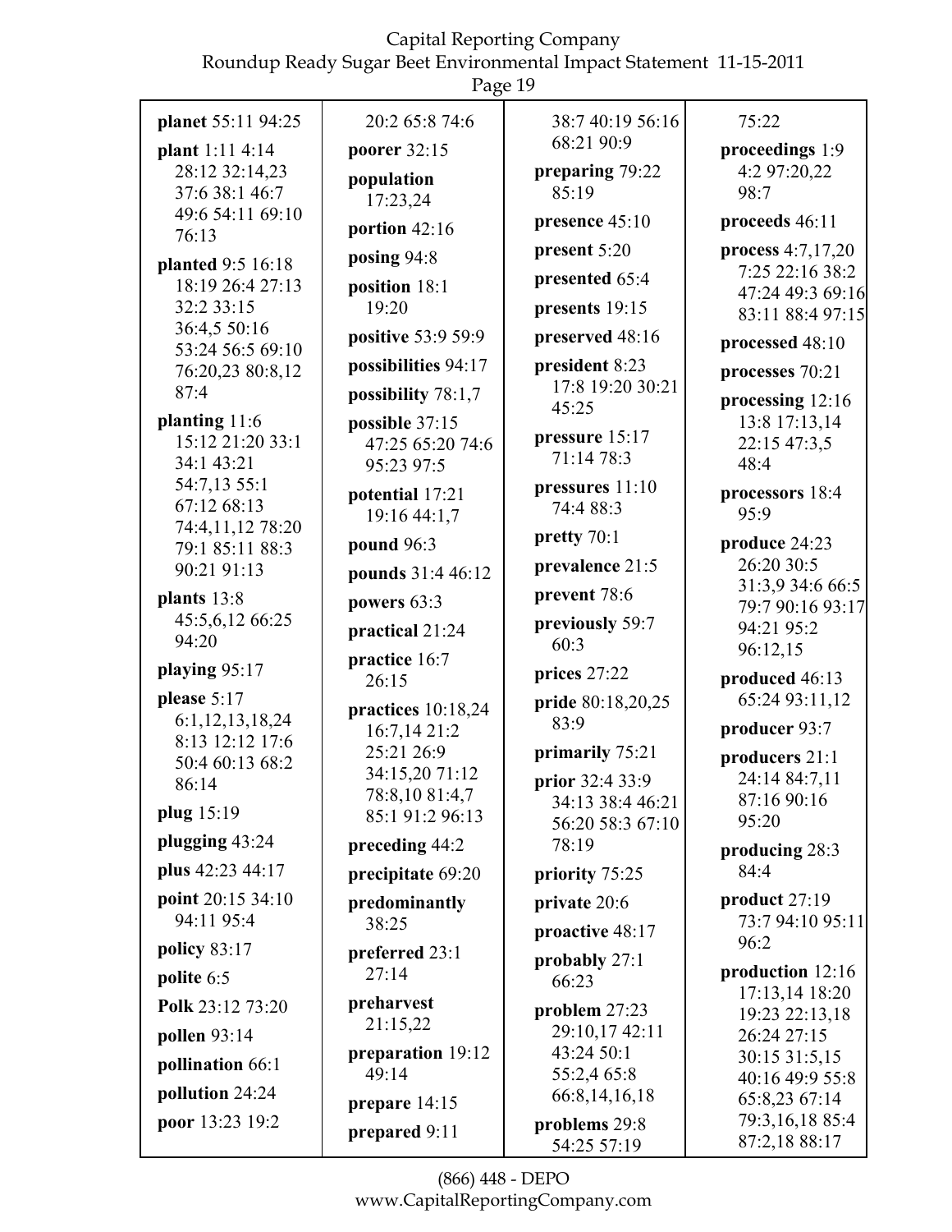**planet** 55:11 94:25

**plant** 1:11 4:14 28:12 32:14,23 37:6 38:1 46:7 49:6 54:11 69:10 76:13

**planted** 9:5 16:18 18:19 26:4 27:13 32:2 33:15 36:4,5 50:16 53:24 56:5 69:10 76:20,23 80:8,12 87:4

**planting** 11:6 15:12 21:20 33:1 34:1 43:21 54:7,13 55:1 67:12 68:13 74:4,11,12 78:20 79:1 85:11 88:3 90:21 91:13

**plants** 13:8 45:5,6,12 66:25 94:20

**playing** 95:17

**please** 5:17 6:1,12,13,18,24 8:13 12:12 17:6 50:4 60:13 68:2 86:14

**plug** 15:19

**plugging** 43:24

**plus** 42:23 44:17

**point** 20:15 34:10 94:11 95:4

**policy** 83:17

**polite** 6:5

**Polk** 23:12 73:20

**pollen** 93:14

**pollination** 66:1

**pollution** 24:24

**poor** 13:23 19:2 20:2 65:8 74:6

**poorer** 32:15

**population** 17:23,24

**portion** 42:16

**posing** 94:8

**position** 18:1 19:20

**positive** 53:9 59:9

**possibilities** 94:17

**possibility** 78:1,7

**possible** 37:15 47:25 65:20 74:6 95:23 97:5

**potential** 17:21 19:16 44:1,7

**pound** 96:3

**pounds** 31:4 46:12

**powers** 63:3

**practical** 21:24

**practice** 16:7 26:15

**practices** 10:18,24 16:7,14 21:2 25:21 26:9 34:15,20 71:12 78:8,10 81:4,7 85:1 91:2 96:13

**preceding** 44:2

**precipitate** 69:20

**predominantly** 38:25

**preferred** 23:1 27:14

**preharvest** 21:15,22

**preparation** 19:12 49:14

**prepare** 14:15

**prepared** 9:11 38:7 40:19 56:16 68:21 90:9

**preparing** 79:22 85:19

**presence** 45:10

**present** 5:20

**presented** 65:4

**presents** 19:15

**preserved** 48:16

**president** 8:23 17:8 19:20 30:21 45:25

**pressure** 15:17 71:14 78:3

**pressures** 11:10 74:4 88:3

**pretty** 70:1

**prevalence** 21:5

**prevent** 78:6

**previously** 59:7 60:3

**prices** 27:22

**pride** 80:18,20,25 83:9

**primarily** 75:21

**prior** 32:4 33:9 34:13 38:4 46:21 56:20 58:3 67:10 78:19

**priority** 75:25

**private** 20:6

**proactive** 48:17

**probably** 27:1 66:23

**problem** 27:23 29:10,17 42:11 43:24 50:1 55:2,4 65:8 66:8,14,16,18

**problems** 29:8 54:25 57:19 75:22

**proceedings** 1:9 4:2 97:20,22 98:7

**proceeds** 46:11

**process** 4:7,17,20 7:25 22:16 38:2 47:24 49:3 69:16 83:11 88:4 97:15

**processed** 48:10

**processes** 70:21

**processing** 12:16 13:8 17:13,14 22:15 47:3,5 48:4

**processors** 18:4 95:9

**produce** 24:23 26:20 30:5 31:3,9 34:6 66:5 79:7 90:16 93:17 94:21 95:2 96:12,15

**produced** 46:13 65:24 93:11,12

**producer** 93:7

**producers** 21:1 24:14 84:7,11 87:16 90:16 95:20

**producing** 28:3 84:4

**product** 27:19 73:7 94:10 95:11 96:2

**production** 12:16 17:13,14 18:20 19:23 22:13,18 26:24 27:15 30:15 31:5,15 40:16 49:9 55:8 65:8,23 67:14 79:3,16,18 85:4 87:2,18 88:17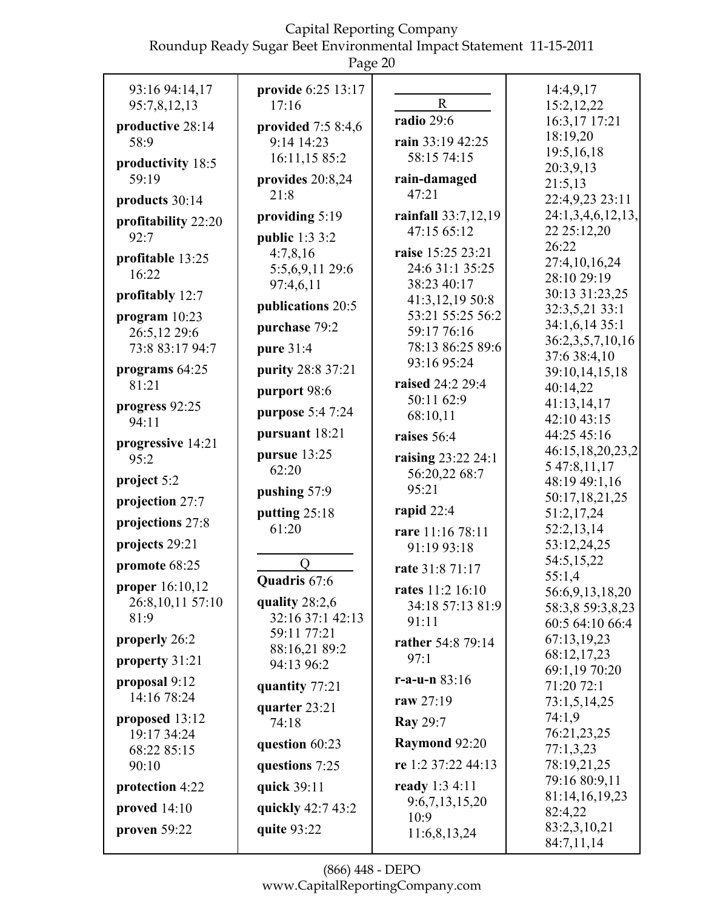93:16 94:14,17 95:7,8,12,13

**productive** 28:14 58:9

**productivity** 18:5 59:19

**products** 30:14

**profitability** 22:20 92:7

**profitable** 13:25 16:22

**profitably** 12:7

**program** 10:23 26:5,12 29:6 73:8 83:17 94:7

**programs** 64:25 81:21

**progress** 92:25 94:11

**progressive** 14:21 95:2

**project** 5:2

**projection** 27:7

**projections** 27:8

**projects** 29:21

**promote** 68:25

**proper** 16:10,12 26:8,10,11 57:10 81:9

**properly** 26:2

**property** 31:21

**proposal** 9:12 14:16 78:24

**proposed** 13:12 19:17 34:24 68:22 85:15 90:10

**protection** 4:22

**proved** 14:10

**proven** 59:22

**provide** 6:25 13:17 17:16

**provided** 7:5 8:4,6 9:14 14:23 16:11,15 85:2

**provides** 20:8,24 21:8

**providing** 5:19

**public** 1:3 3:2 4:7,8,16 5:5,6,9,11 29:6 97:4,6,11

**publications** 20:5

**purchase** 79:2

**pure** 31:4

**purity** 28:8 37:21

**purport** 98:6

**purpose** 5:4 7:24

**pursuant** 18:21

**pursue** 13:25 62:20

**pushing** 57:9

**putting** 25:18 61:20

## Q

**Quadris** 67:6

**quality** 28:2,6 32:16 37:1 42:13 59:11 77:21 88:16,21 89:2 94:13 96:2

**quantity** 77:21

**quarter** 23:21 74:18

**question** 60:23

**questions** 7:25

**quick** 39:11

**quickly** 42:7 43:2

**quite** 93:22

## R

**radio** 29:6

**rain** 33:19 42:25 58:15 74:15

**rain-damaged** 47:21

**rainfall** 33:7,12,19 47:15 65:12

**raise** 15:25 23:21 24:6 31:1 35:25 38:23 40:17 41:3,12,19 50:8 53:21 55:25 56:2 59:17 76:16 78:13 86:25 89:6 93:16 95:24

**raised** 24:2 29:4 50:11 62:9 68:10,11

**raises** 56:4

**raising** 23:22 24:1 56:20,22 68:7 95:21

**rapid** 22:4

**rare** 11:16 78:11 91:19 93:18

**rate** 31:8 71:17

**rates** 11:2 16:10 34:18 57:13 81:9 91:11

**rather** 54:8 79:14 97:1

**r-a-u-n** 83:16

**raw** 27:19

**Ray** 29:7

**Raymond** 92:20

**re** 1:2 37:22 44:13

**ready** 1:3 4:11 9:6,7,13,15,20 10:9 11:6,8,13,24 14:4,9,17 15:2,12,22 16:3,17 17:21 18:19,20 19:5,16,18 20:3,9,13 21:5,13 22:4,9,23 23:11 24:1,3,4,6,12,13,22 25:12,20 26:22 27:4,10,16,24 28:10 29:19 30:13 31:23,25 32:3,5,21 33:1 34:1,6,14 35:1 36:2,3,5,7,10,16 37:6 38:4,10 39:10,14,15,18 40:14,22 41:13,14,17 42:10 43:15 44:25 45:16 46:15,18,20,23,25 47:8,11,17 48:19 49:1,16 50:17,18,21,25 51:2,17,24 52:2,13,14 53:12,24,25 54:5,15,22 55:1,4 56:6,9,13,18,20 58:3,8 59:3,8,23 60:5 64:10 66:4 67:13,19,23 68:12,17,23 69:1,19 70:20 71:20 72:1 73:1,5,14,25 74:1,9 76:21,23,25 77:1,3,23 78:19,21,25 79:16 80:9,11 81:14,16,19,23 82:4,22 83:2,3,10,21 84:7,11,14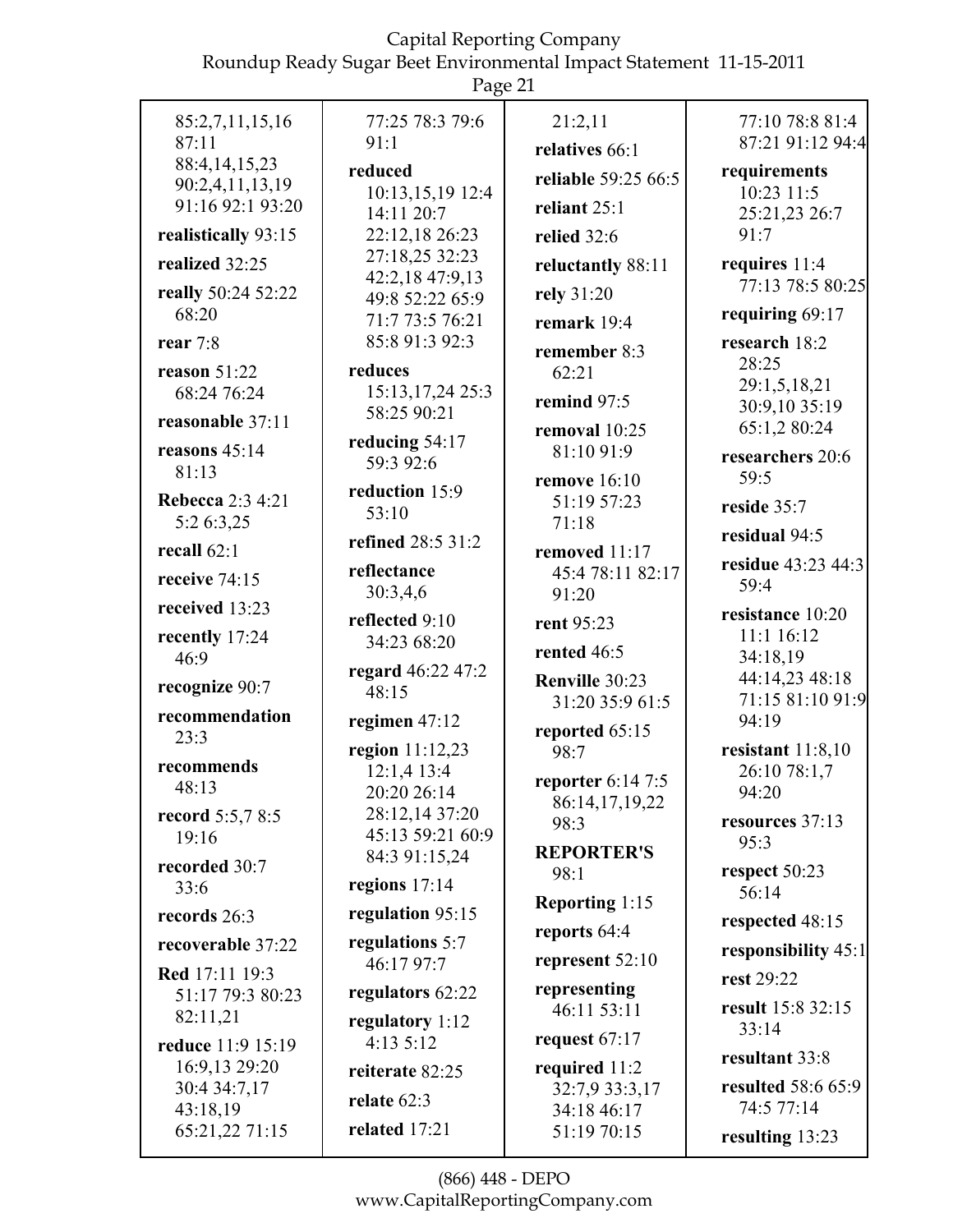85:2,7,11,15,16 87:11 88:4,14,15,23 90:2,4,11,13,19 91:16 92:1 93:20

**realistically** 93:15

**realized** 32:25

**really** 50:24 52:22 68:20

**rear** 7:8

**reason** 51:22 68:24 76:24

**reasonable** 37:11

**reasons** 45:14 81:13

**Rebecca** 2:3 4:21 5:2 6:3,25

**recall** 62:1

**receive** 74:15

**received** 13:23

**recently** 17:24 46:9

**recognize** 90:7

**recommendation** 23:3

**recommends** 48:13

**record** 5:5,7 8:5 19:16

**recorded** 30:7 33:6

**records** 26:3

**recoverable** 37:22

**Red** 17:11 19:3 51:17 79:3 80:23 82:11,21

**reduce** 11:9 15:19 16:9,13 29:20 30:4 34:7,17 43:18,19 65:21,22 71:15 77:25 78:3 79:6 91:1

**reduced** 10:13,15,19 12:4 14:11 20:7 22:12,18 26:23 27:18,25 32:23 42:2,18 47:9,13 49:8 52:22 65:9 71:7 73:5 76:21 85:8 91:3 92:3

**reduces** 15:13,17,24 25:3 58:25 90:21

**reducing** 54:17 59:3 92:6

**reduction** 15:9 53:10

**refined** 28:5 31:2

**reflectance** 30:3,4,6

**reflected** 9:10 34:23 68:20

**regard** 46:22 47:2 48:15

**regimen** 47:12

**region** 11:12,23 12:1,4 13:4 20:20 26:14 28:12,14 37:20 45:13 59:21 60:9 84:3 91:15,24

**regions** 17:14

**regulation** 95:15

**regulations** 5:7 46:17 97:7

**regulators** 62:22

**regulatory** 1:12 4:13 5:12

**reiterate** 82:25

**relate** 62:3

**related** 17:21 21:2,11

**relatives** 66:1

**reliable** 59:25 66:5

**reliant** 25:1

**relied** 32:6

**reluctantly** 88:11

**rely** 31:20

**remark** 19:4

**remember** 8:3 62:21

**remind** 97:5

**removal** 10:25 81:10 91:9

**remove** 16:10 51:19 57:23 71:18

**removed** 11:17 45:4 78:11 82:17 91:20

**rent** 95:23

**rented** 46:5

**Renville** 30:23 31:20 35:9 61:5

**reported** 65:15 98:7

**reporter** 6:14 7:5 86:14,17,19,22 98:3

**REPORTER'S** 98:1

**Reporting** 1:15

**reports** 64:4

**represent** 52:10

**representing** 46:11 53:11

**request** 67:17

**required** 11:2 32:7,9 33:3,17 34:18 46:17 51:19 70:15 77:10 78:8 81:4 87:21 91:12 94:4

**requirements** 10:23 11:5 25:21,23 26:7 91:7

**requires** 11:4 77:13 78:5 80:25

**requiring** 69:17

**research** 18:2 28:25 29:1,5,18,21 30:9,10 35:19 65:1,2 80:24

**researchers** 20:6 59:5

**reside** 35:7

**residual** 94:5

**residue** 43:23 44:3 59:4

**resistance** 10:20 11:1 16:12 34:18,19 44:14,23 48:18 71:15 81:10 91:9 94:19

**resistant** 11:8,10 26:10 78:1,7 94:20

**resources** 37:13 95:3

**respect** 50:23 56:14

**respected** 48:15

**responsibility** 45:1

**rest** 29:22

**result** 15:8 32:15 33:14

**resultant** 33:8

**resulted** 58:6 65:9 74:5 77:14

**resulting** 13:23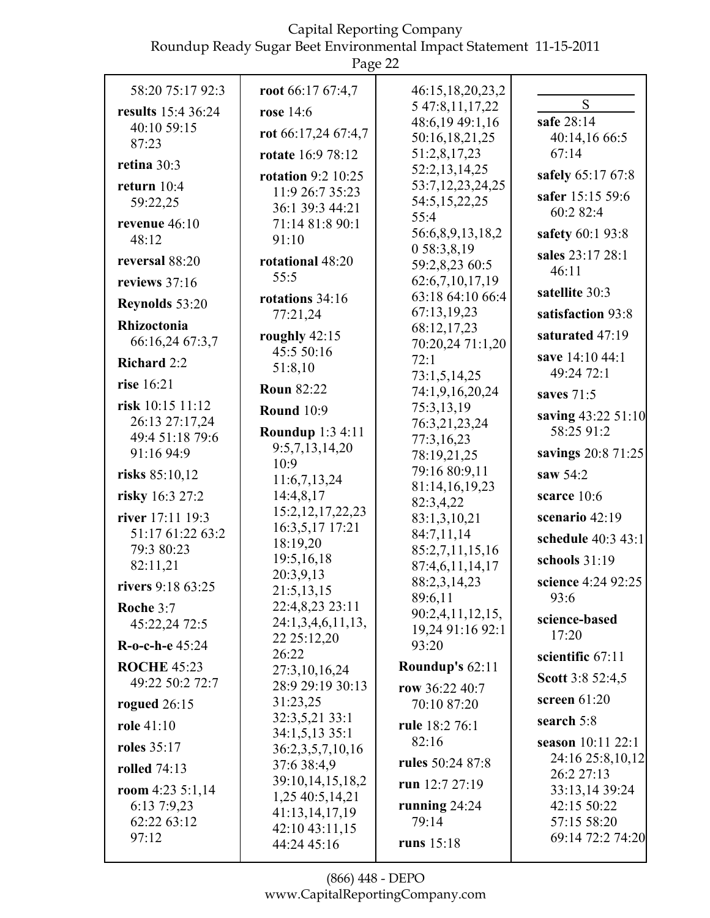58:20 75:17 92:3

**results** 15:4 36:24 40:10 59:15 87:23

**retina** 30:3

**return** 10:4 59:22,25

**revenue** 46:10 48:12

**reversal** 88:20

**reviews** 37:16

**Reynolds** 53:20

**Rhizoctonia** 66:16,24 67:3,7

**Richard** 2:2

**rise** 16:21

**risk** 10:15 11:12 26:13 27:17,24 49:4 51:18 79:6 91:16 94:9

**risks** 85:10,12

**risky** 16:3 27:2

**river** 17:11 19:3 51:17 61:22 63:2 79:3 80:23 82:11,21

**rivers** 9:18 63:25

**Roche** 3:7 45:22,24 72:5

**R-o-c-h-e** 45:24

**ROCHE** 45:23 49:22 50:2 72:7

**rogued** 26:15

**role** 41:10

**roles** 35:17

**rolled** 74:13

**room** 4:23 5:1,14 6:13 7:9,23 62:22 63:12 97:12

**root** 66:17 67:4,7

**rose** 14:6

**rot** 66:17,24 67:4,7

**rotate** 16:9 78:12

**rotation** 9:2 10:25 11:9 26:7 35:23 36:1 39:3 44:21 71:14 81:8 90:1 91:10

**rotational** 48:20 55:5

**rotations** 34:16 77:21,24

**roughly** 42:15 45:5 50:16 51:8,10

**Roun** 82:22

**Round** 10:9

**Roundup** 1:3 4:11 9:5,7,13,14,20 10:9 11:6,7,13,24 14:4,8,17 15:2,12,17,22,23 16:3,5,17 17:21 18:19,20 19:5,16,18 20:3,9,13 21:5,13,15 22:4,8,23 23:11 24:1,3,4,6,11,13,22 25:12,20 26:22 27:3,10,16,24 28:9 29:19 30:13 31:23,25 32:3,5,21 33:1 34:1,5,13 35:1 36:2,3,5,7,10,16 37:6 38:4,9 39:10,14,15,18,21,25 40:5,14,21 41:13,14,17,19 42:10 43:11,15 44:24 45:16 46:15,18,20,23,25 47:8,11,17,22 48:6,19 49:1,16 50:16,18,21,25 51:2,8,17,23 52:2,13,14,25 53:7,12,23,24,25 54:5,15,22,25 55:4 56:6,8,9,13,18,20 58:3,8,19 59:2,8,23 60:5 62:6,7,10,17,19 63:18 64:10 66:4 67:13,19,23 68:12,17,23 70:20,24 71:1,20 72:1 73:1,5,14,25 74:1,9,16,20,24 75:3,13,19 76:3,21,23,24 77:3,16,23 78:19,21,25 79:16 80:9,11 81:14,16,19,23 82:3,4,22 83:1,3,10,21 84:7,11,14 85:2,7,11,15,16 87:4,6,11,14,17 88:2,3,14,23 89:6,11 90:2,4,11,12,15,19,24 91:16 92:1 93:20

**Roundup's** 62:11

**row** 36:22 40:7 70:10 87:20

**rule** 18:2 76:1 82:16

**rules** 50:24 87:8

**run** 12:7 27:19

**running** 24:24 79:14

**runs** 15:18

## S

**safe** 28:14 40:14,16 66:5 67:14

**safely** 65:17 67:8

**safer** 15:15 59:6 60:2 82:4

**safety** 60:1 93:8

**sales** 23:17 28:1 46:11

**satellite** 30:3

**satisfaction** 93:8

**saturated** 47:19

**save** 14:10 44:1 49:24 72:1

**saves** 71:5

**saving** 43:22 51:10 58:25 91:2

**savings** 20:8 71:25

**saw** 54:2

**scarce** 10:6

**scenario** 42:19

**schedule** 40:3 43:1

**schools** 31:19

**science** 4:24 92:25 93:6

**science-based** 17:20

**scientific** 67:11

**Scott** 3:8 52:4,5

**screen** 61:20

**search** 5:8

**season** 10:11 22:1 24:16 25:8,10,12 26:2 27:13 33:13,14 39:24 42:15 50:22 57:15 58:20 69:14 72:2 74:20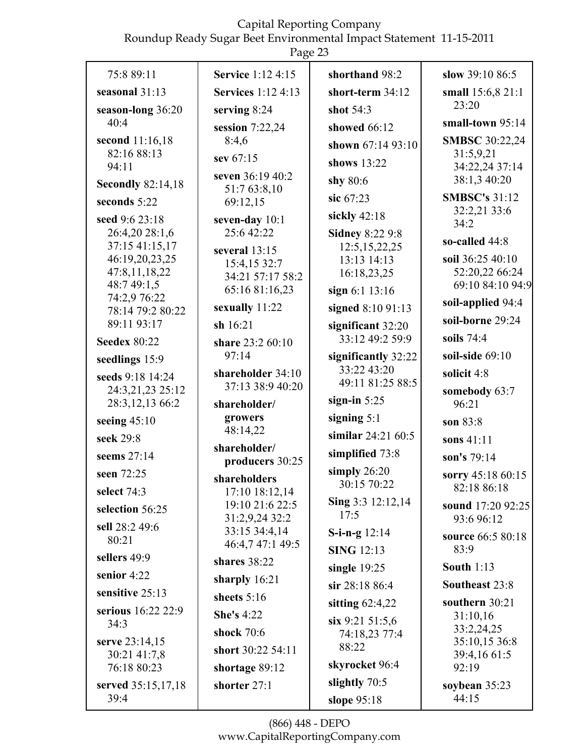75:8 89:11

**seasonal** 31:13

**season-long** 36:20 40:4

**second** 11:16,18 82:16 88:13 94:11

**Secondly** 82:14,18

**seconds** 5:22

**seed** 9:6 23:18 26:4,20 28:1,6 37:15 41:15,17 46:19,20,23,25 47:8,11,18,22 48:7 49:1,5 74:2,9 76:22 78:14 79:2 80:22 89:11 93:17

**Seedex** 80:22

**seedlings** 15:9

**seeds** 9:18 14:24 24:3,21,23 25:12 28:3,12,13 66:2

**seeing** 45:10

**seek** 29:8

**seems** 27:14

**seen** 72:25

**select** 74:3

**selection** 56:25

**sell** 28:2 49:6 80:21

**sellers** 49:9

**senior** 4:22

**sensitive** 25:13

**serious** 16:22 22:9 34:3

**serve** 23:14,15 30:21 41:7,8 76:18 80:23

**served** 35:15,17,18 39:4

**Service** 1:12 4:15

**Services** 1:12 4:13

**serving** 8:24

**session** 7:22,24 8:4,6

**sev** 67:15

**seven** 36:19 40:2 51:7 63:8,10 69:12,15

**seven-day** 10:1 25:6 42:22

**several** 13:15 15:4,15 32:7 34:21 57:17 58:2 65:16 81:16,23

**sexually** 11:22

**sh** 16:21

**share** 23:2 60:10 97:14

**shareholder** 34:10 37:13 38:9 40:20

**shareholder/ growers** 48:14,22

**shareholder/ producers** 30:25

**shareholders** 17:10 18:12,14 19:10 21:6 22:5 31:2,9,24 32:2 33:15 34:4,14 46:4,7 47:1 49:5

**shares** 38:22

**sharply** 16:21

**sheets** 5:16

**She's** 4:22

**shock** 70:6

**short** 30:22 54:11

**shortage** 89:12

**shorter** 27:1

**shorthand** 98:2

**short-term** 34:12

**shot** 54:3

**showed** 66:12

**shown** 67:14 93:10

**shows** 13:22

**shy** 80:6

**sic** 67:23

**sickly** 42:18

**Sidney** 8:22 9:8 12:5,15,22,25 13:13 14:13 16:18,23,25

**sign** 6:1 13:16

**signed** 8:10 91:13

**significant** 32:20 33:12 49:2 59:9

**significantly** 32:22 33:22 43:20 49:11 81:25 88:5

**sign-in** 5:25

**signing** 5:1

**similar** 24:21 60:5

**simplified** 73:8

**simply** 26:20 30:15 70:22

**Sing** 3:3 12:12,14 17:5

**S-i-n-g** 12:14

**SING** 12:13

**single** 19:25

**sir** 28:18 86:4

**sitting** 62:4,22

**six** 9:21 51:5,6 74:18,23 77:4 88:22

**skyrocket** 96:4

**slightly** 70:5

**slope** 95:18

**slow** 39:10 86:5

**small** 15:6,8 21:1 23:20

**small-town** 95:14

**SMBSC** 30:22,24 31:5,9,21 34:22,24 37:14 38:1,3 40:20

**SMBSC's** 31:12 32:2,21 33:6 34:2

**so-called** 44:8

**soil** 36:25 40:10 52:20,22 66:24 69:10 84:10 94:9

**soil-applied** 94:4

**soil-borne** 29:24

**soils** 74:4

**soil-side** 69:10

**solicit** 4:8

**somebody** 63:7 96:21

**son** 83:8

**sons** 41:11

**son's** 79:14

**sorry** 45:18 60:15 82:18 86:18

**sound** 17:20 92:25 93:6 96:12

**source** 66:5 80:18 83:9

**South** 1:13

**Southeast** 23:8

**southern** 30:21 31:10,16 33:2,24,25 35:10,15 36:8 39:4,16 61:5 92:19

**soybean** 35:23 44:15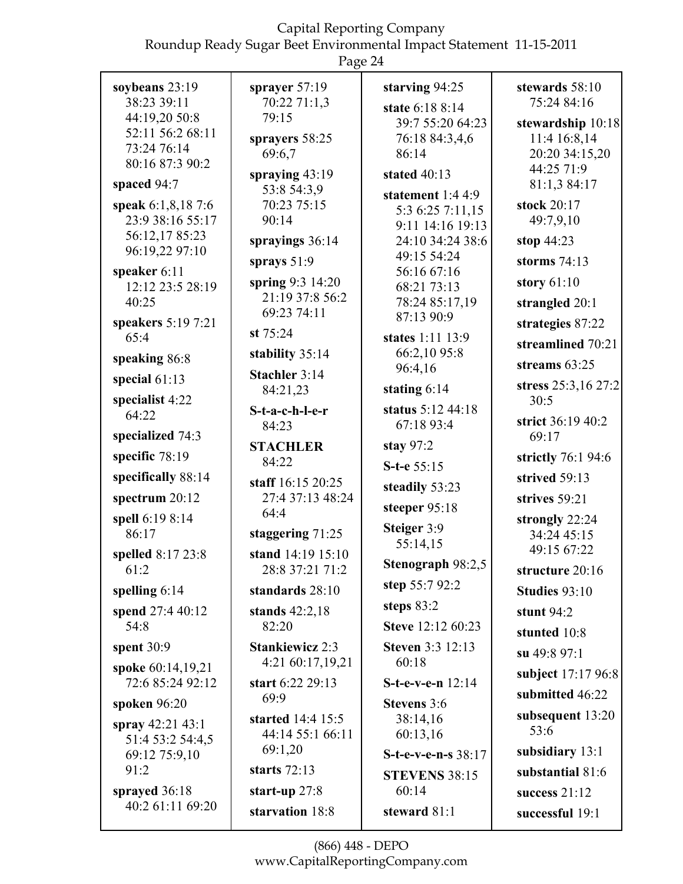**soybeans** 23:19 38:23 39:11 44:19,20 50:8 52:11 56:2 68:11 73:24 76:14 80:16 87:3 90:2

**spaced** 94:7

**speak** 6:1,8,18 7:6 23:9 38:16 55:17 56:12,17 85:23 96:19,22 97:10

**speaker** 6:11 12:12 23:5 28:19 40:25

**speakers** 5:19 7:21 65:4

**speaking** 86:8

**special** 61:13

**specialist** 4:22 64:22

**specialized** 74:3

**specific** 78:19

**specifically** 88:14

**spectrum** 20:12

**spell** 6:19 8:14 86:17

**spelled** 8:17 23:8 61:2

**spelling** 6:14

**spend** 27:4 40:12 54:8

**spent** 30:9

**spoke** 60:14,19,21 72:6 85:24 92:12

**spoken** 96:20

**spray** 42:21 43:1 51:4 53:2 54:4,5 69:12 75:9,10 91:2

**sprayed** 36:18 40:2 61:11 69:20

**sprayer** 57:19 70:22 71:1,3 79:15

**sprayers** 58:25 69:6,7

**spraying** 43:19 53:8 54:3,9 70:23 75:15 90:14

**sprayings** 36:14

**sprays** 51:9

**spring** 9:3 14:20 21:19 37:8 56:2 69:23 74:11

**st** 75:24

**stability** 35:14

**Stachler** 3:14 84:21,23

**S-t-a-c-h-l-e-r** 84:23

**STACHLER** 84:22

**staff** 16:15 20:25 27:4 37:13 48:24 64:4

**staggering** 71:25

**stand** 14:19 15:10 28:8 37:21 71:2

**standards** 28:10

**stands** 42:2,18 82:20

**Stankiewicz** 2:3 4:21 60:17,19,21

**start** 6:22 29:13 69:9

**started** 14:4 15:5 44:14 55:1 66:11 69:1,20

**starts** 72:13

**start-up** 27:8

**starvation** 18:8

**starving** 94:25

**state** 6:18 8:14 39:7 55:20 64:23 76:18 84:3,4,6 86:14

**stated** 40:13

**statement** 1:4 4:9 5:3 6:25 7:11,15 9:11 14:16 19:13 24:10 34:24 38:6 49:15 54:24 56:16 67:16 68:21 73:13 78:24 85:17,19 87:13 90:9

**states** 1:11 13:9 66:2,10 95:8 96:4,16

**stating** 6:14

**status** 5:12 44:18 67:18 93:4

**stay** 97:2

**S-t-e** 55:15

**steadily** 53:23

**steeper** 95:18

**Steiger** 3:9 55:14,15

**Stenograph** 98:2,5

**step** 55:7 92:2

**steps** 83:2

**Steve** 12:12 60:23

**Steven** 3:3 12:13 60:18

**S-t-e-v-e-n** 12:14

**Stevens** 3:6 38:14,16 60:13,16

**S-t-e-v-e-n-s** 38:17

**STEVENS** 38:15 60:14

**steward** 81:1

**stewards** 58:10 75:24 84:16

**stewardship** 10:18 11:4 16:8,14 20:20 34:15,20 44:25 71:9 81:1,3 84:17

**stock** 20:17 49:7,9,10

**stop** 44:23

**storms** 74:13

**story** 61:10

**strangled** 20:1

**strategies** 87:22

**streamlined** 70:21

**streams** 63:25

**stress** 25:3,16 27:2 30:5

**strict** 36:19 40:2 69:17

**strictly** 76:1 94:6

**strived** 59:13

**strives** 59:21

**strongly** 22:24 34:24 45:15 49:15 67:22

**structure** 20:16

**Studies** 93:10

**stunt** 94:2

**stunted** 10:8

**su** 49:8 97:1

**subject** 17:17 96:8

**submitted** 46:22

**subsequent** 13:20 53:6

**subsidiary** 13:1

**substantial** 81:6

**success** 21:12

**successful** 19:1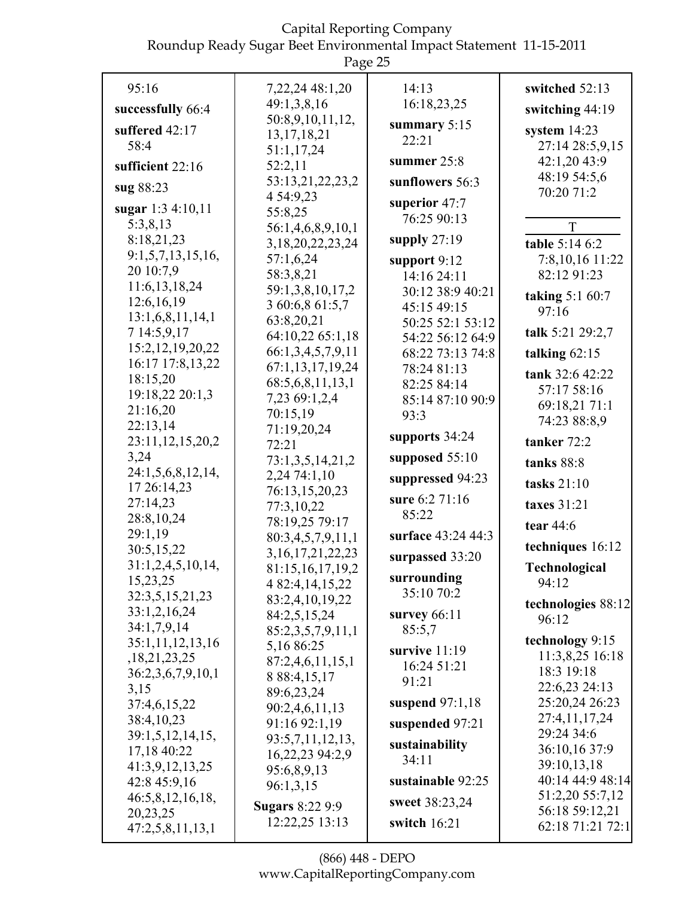95:16

**successfully** 66:4

**suffered** 42:17 58:4

**sufficient** 22:16

**sug** 88:23

**sugar** 1:3 4:10,11 5:3,8,13 8:18,21,23 9:1,5,7,13,15,16, 20 10:7,9 11:6,13,18,24 12:6,16,19 13:1,6,8,11,14,1 7 14:5,9,17 15:2,12,19,20,22 16:17 17:8,13,22 18:15,20 19:18,22 20:1,3 21:16,20 22:13,14 23:11,12,15,20,2 3,24 24:1,5,6,8,12,14, 17 26:14,23 27:14,23 28:8,10,24 29:1,19 30:5,15,22 31:1,2,4,5,10,14, 15,23,25 32:3,5,15,21,23 33:1,2,16,24 34:1,7,9,14 35:1,11,12,13,16 ,18,21,23,25 36:2,3,6,7,9,10,1 3,15 37:4,6,15,22 38:4,10,23 39:1,5,12,14,15, 17,18 40:22 41:3,9,12,13,25 42:8 45:9,16 46:5,8,12,16,18, 20,23,25 47:2,5,8,11,13,1 7,22,24 48:1,20 49:1,3,8,16 50:8,9,10,11,12, 13,17,18,21 51:1,17,24 52:2,11 53:13,21,22,23,2 4 54:9,23 55:8,25 56:1,4,6,8,9,10,1 3,18,20,22,23,24 57:1,6,24 58:3,8,21 59:1,3,8,10,17,2 3 60:6,8 61:5,7 63:8,20,21 64:10,22 65:1,18 66:1,3,4,5,7,9,11 67:1,13,17,19,24 68:5,6,8,11,13,1 7,23 69:1,2,4 70:15,19 71:19,20,24 72:21 73:1,3,5,14,21,2 2,24 74:1,10 76:13,15,20,23 77:3,10,22 78:19,25 79:17 80:3,4,5,7,9,11,1 3,16,17,21,22,23 81:15,16,17,19,2 4 82:4,14,15,22 83:2,4,10,19,22 84:2,5,15,24 85:2,3,5,7,9,11,1 5,16 86:25 87:2,4,6,11,15,1 8 88:4,15,17 89:6,23,24 90:2,4,6,11,13 91:16 92:1,19 93:5,7,11,12,13, 16,22,23 94:2,9 95:6,8,9,13 96:1,3,15

**Sugars** 8:22 9:9 12:22,25 13:13 14:13 16:18,23,25

**summary** 5:15 22:21

**summer** 25:8

**sunflowers** 56:3

**superior** 47:7 76:25 90:13

**supply** 27:19

**support** 9:12 14:16 24:11 30:12 38:9 40:21 45:15 49:15 50:25 52:1 53:12 54:22 56:12 64:9 68:22 73:13 74:8 78:24 81:13 82:25 84:14 85:14 87:10 90:9 93:3

**supports** 34:24

**supposed** 55:10

**suppressed** 94:23

**sure** 6:2 71:16 85:22

**surface** 43:24 44:3

**surpassed** 33:20

**surrounding** 35:10 70:2

**survey** 66:11 85:5,7

**survive** 11:19 16:24 51:21 91:21

**suspend** 97:1,18

**suspended** 97:21

**sustainability** 34:11

**sustainable** 92:25

**sweet** 38:23,24

**switch** 16:21

**switched** 52:13

**switching** 44:19

**system** 14:23 27:14 28:5,9,15 42:1,20 43:9 48:19 54:5,6 70:20 71:2

## T

**table** 5:14 6:2 7:8,10,16 11:22 82:12 91:23

**taking** 5:1 60:7 97:16

**talk** 5:21 29:2,7

**talking** 62:15

**tank** 32:6 42:22 57:17 58:16 69:18,21 71:1 74:23 88:8,9

**tanker** 72:2

**tanks** 88:8

**tasks** 21:10

**taxes** 31:21

**tear** 44:6

**techniques** 16:12

**Technological** 94:12

**technologies** 88:12 96:12

**technology** 9:15 11:3,8,25 16:18 18:3 19:18 22:6,23 24:13 25:20,24 26:23 27:4,11,17,24 29:24 34:6 36:10,16 37:9 39:10,13,18 40:14 44:9 48:14 51:2,20 55:7,12 56:18 59:12,21 62:18 71:21 72:1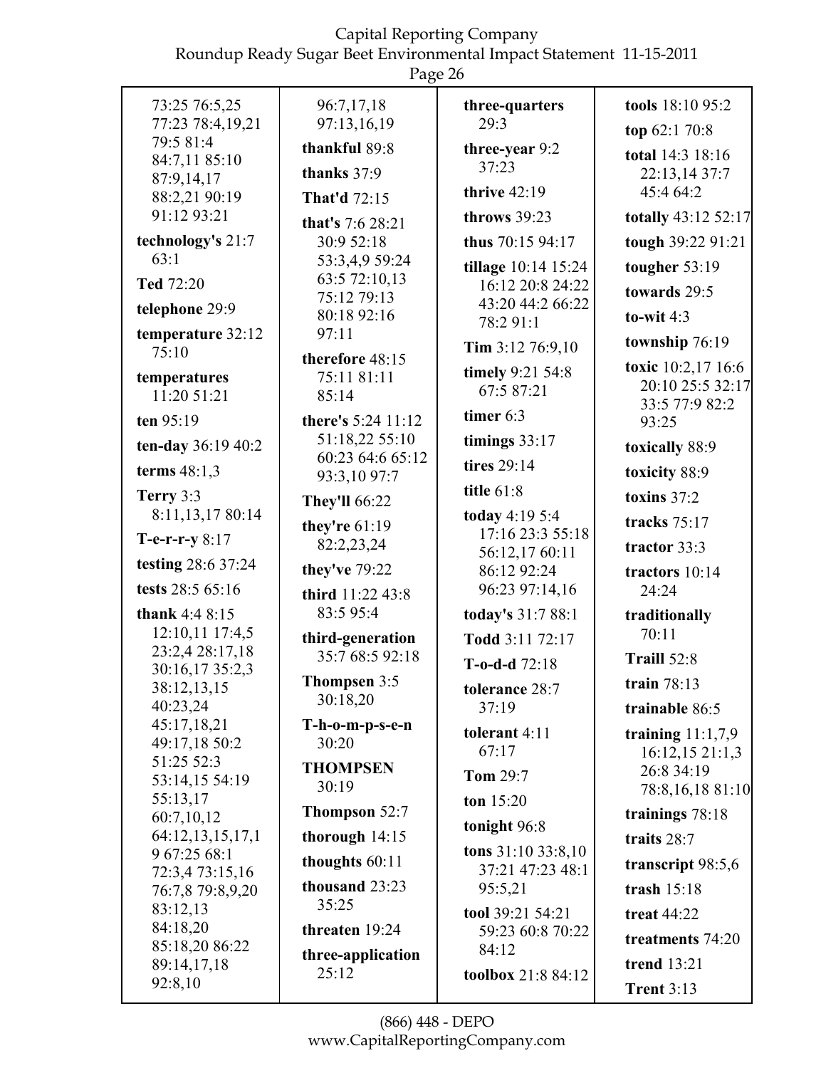73:25 76:5,25 77:23 78:4,19,21 79:5 81:4 84:7,11 85:10 87:9,14,17 88:2,21 90:19 91:12 93:21

**technology's** 21:7 63:1

**Ted** 72:20

**telephone** 29:9

**temperature** 32:12 75:10

**temperatures** 11:20 51:21

**ten** 95:19

**ten-day** 36:19 40:2

**terms** 48:1,3

**Terry** 3:3 8:11,13,17 80:14

**T-e-r-r-y** 8:17

**testing** 28:6 37:24

**tests** 28:5 65:16

**thank** 4:4 8:15 12:10,11 17:4,5 23:2,4 28:17,18 30:16,17 35:2,3 38:12,13,15 40:23,24 45:17,18,21 49:17,18 50:2 51:25 52:3 53:14,15 54:19 55:13,17 60:7,10,12 64:12,13,15,17,1 9 67:25 68:1 72:3,4 73:15,16 76:7,8 79:8,9,20 83:12,13 84:18,20 85:18,20 86:22 89:14,17,18 92:8,10

96:7,17,18 97:13,16,19

**thankful** 89:8

**thanks** 37:9

**That'd** 72:15

**that's** 7:6 28:21 30:9 52:18 53:3,4,9 59:24 63:5 72:10,13 75:12 79:13 80:18 92:16 97:11

**therefore** 48:15 75:11 81:11 85:14

**there's** 5:24 11:12 51:18,22 55:10 60:23 64:6 65:12 93:3,10 97:7

**They'll** 66:22

**they're** 61:19 82:2,23,24

**they've** 79:22

**third** 11:22 43:8 83:5 95:4

**third-generation** 35:7 68:5 92:18

**Thompsen** 3:5 30:18,20

**T-h-o-m-p-s-e-n** 30:20

**THOMPSEN** 30:19

**Thompson** 52:7

**thorough** 14:15

**thoughts** 60:11

**thousand** 23:23 35:25

**threaten** 19:24

**three-application** 25:12

**three-quarters** 29:3

**three-year** 9:2 37:23

**thrive** 42:19

**throws** 39:23

**thus** 70:15 94:17

**tillage** 10:14 15:24 16:12 20:8 24:22 43:20 44:2 66:22 78:2 91:1

**Tim** 3:12 76:9,10

**timely** 9:21 54:8 67:5 87:21

**timer** 6:3

**timings** 33:17

**tires** 29:14

**title** 61:8

**today** 4:19 5:4 17:16 23:3 55:18 56:12,17 60:11 86:12 92:24 96:23 97:14,16

**today's** 31:7 88:1

**Todd** 3:11 72:17

**T-o-d-d** 72:18

**tolerance** 28:7 37:19

**tolerant** 4:11 67:17

**Tom** 29:7

**ton** 15:20

**tonight** 96:8

**tons** 31:10 33:8,10 37:21 47:23 48:1 95:5,21

**tool** 39:21 54:21 59:23 60:8 70:22 84:12

**toolbox** 21:8 84:12

**tools** 18:10 95:2

**top** 62:1 70:8

**total** 14:3 18:16 22:13,14 37:7 45:4 64:2

**totally** 43:12 52:17

**tough** 39:22 91:21

**tougher** 53:19

**towards** 29:5

**to-wit** 4:3

**township** 76:19

**toxic** 10:2,17 16:6 20:10 25:5 32:17 33:5 77:9 82:2 93:25

**toxically** 88:9

**toxicity** 88:9

**toxins** 37:2

**tracks** 75:17

**tractor** 33:3

**tractors** 10:14 24:24

**traditionally** 70:11

**Traill** 52:8

**train** 78:13

**trainable** 86:5

**training** 11:1,7,9 16:12,15 21:1,3 26:8 34:19 78:8,16,18 81:10

**trainings** 78:18

**traits** 28:7

**transcript** 98:5,6

**trash** 15:18

**treat** 44:22

**treatments** 74:20

**trend** 13:21

**Trent** 3:13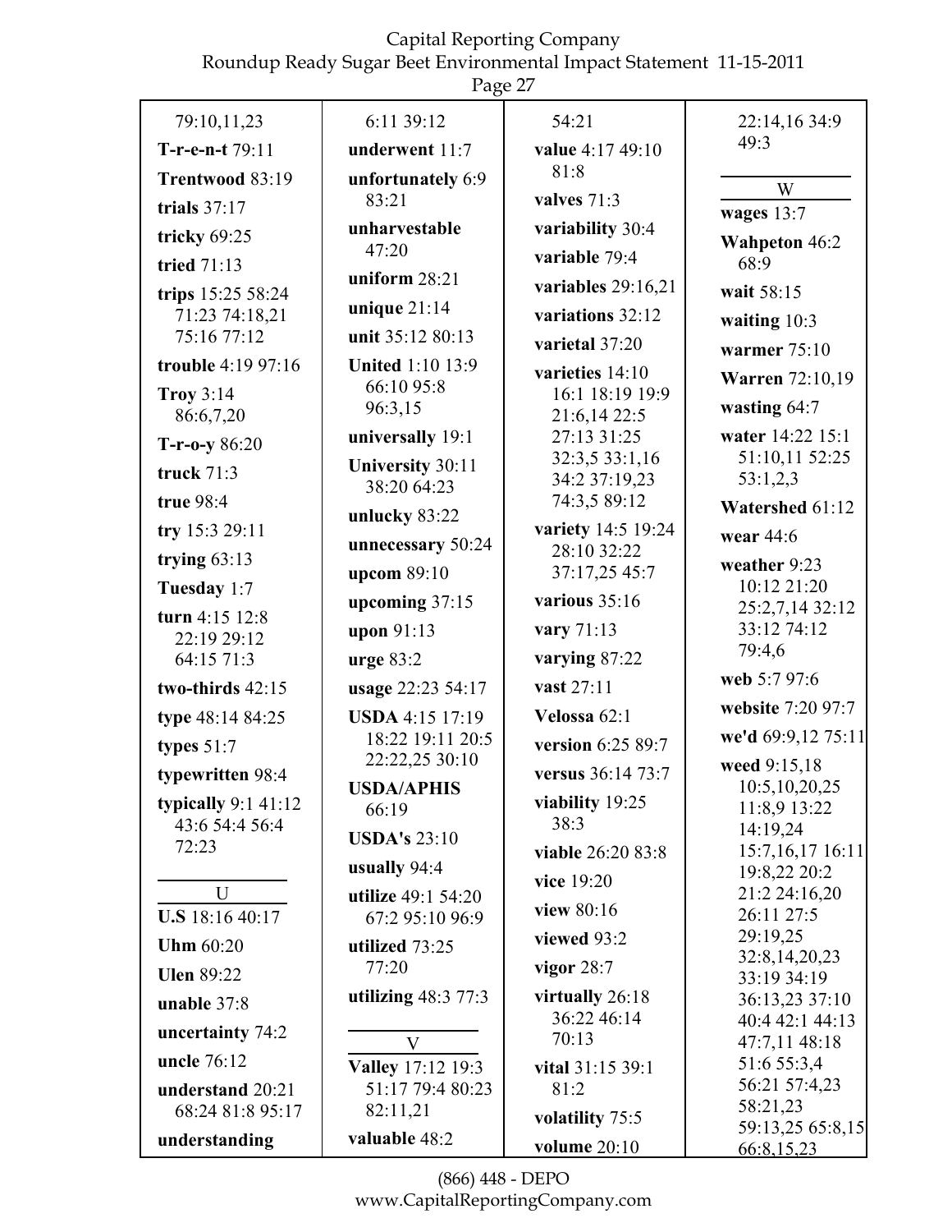79:10,11,23

**T-r-e-n-t** 79:11

**Trentwood** 83:19

**trials** 37:17

**tricky** 69:25

**tried** 71:13

**trips** 15:25 58:24 71:23 74:18,21 75:16 77:12

**trouble** 4:19 97:16

**Troy** 3:14 86:6,7,20

**T-r-o-y** 86:20

**truck** 71:3

**true** 98:4

**try** 15:3 29:11

**trying** 63:13

**Tuesday** 1:7

**turn** 4:15 12:8 22:19 29:12 64:15 71:3

**two-thirds** 42:15

**type** 48:14 84:25

**types** 51:7

**typewritten** 98:4

**typically** 9:1 41:12 43:6 54:4 56:4 72:23

U

**U.S** 18:16 40:17

**Uhm** 60:20

**Ulen** 89:22

**unable** 37:8

**uncertainty** 74:2

**uncle** 76:12

**understand** 20:21 68:24 81:8 95:17

**understanding** 6:11 39:12

**underwent** 11:7

**unfortunately** 6:9 83:21

**unharvestable** 47:20

**uniform** 28:21

**unique** 21:14

**unit** 35:12 80:13

**United** 1:10 13:9 66:10 95:8 96:3,15

**universally** 19:1

**University** 30:11 38:20 64:23

**unlucky** 83:22

**unnecessary** 50:24

**upcom** 89:10

**upcoming** 37:15

**upon** 91:13

**urge** 83:2

**usage** 22:23 54:17

**USDA** 4:15 17:19 18:22 19:11 20:5 22:22,25 30:10

**USDA/APHIS** 66:19

**USDA's** 23:10

**usually** 94:4

**utilize** 49:1 54:20 67:2 95:10 96:9

**utilized** 73:25 77:20

**utilizing** 48:3 77:3

V

**Valley** 17:12 19:3 51:17 79:4 80:23 82:11,21

**valuable** 48:2 54:21

**value** 4:17 49:10 81:8

**valves** 71:3

**variability** 30:4

**variable** 79:4

**variables** 29:16,21

**variations** 32:12

**varietal** 37:20

**varieties** 14:10 16:1 18:19 19:9 21:6,14 22:5 27:13 31:25 32:3,5 33:1,16 34:2 37:19,23 74:3,5 89:12

**variety** 14:5 19:24 28:10 32:22 37:17,25 45:7

**various** 35:16

**vary** 71:13

**varying** 87:22

**vast** 27:11

**Velossa** 62:1

**version** 6:25 89:7

**versus** 36:14 73:7

**viability** 19:25 38:3

**viable** 26:20 83:8

**vice** 19:20

**view** 80:16

**viewed** 93:2

**vigor** 28:7

**virtually** 26:18 36:22 46:14 70:13

**vital** 31:15 39:1 81:2

**volatility** 75:5

**volume** 20:10 22:14,16 34:9 49:3

W

**wages** 13:7

**Wahpeton** 46:2 68:9

**wait** 58:15

**waiting** 10:3

**warmer** 75:10

**Warren** 72:10,19

**wasting** 64:7

**water** 14:22 15:1 51:10,11 52:25 53:1,2,3

**Watershed** 61:12

**wear** 44:6

**weather** 9:23 10:12 21:20 25:2,7,14 32:12 33:12 74:12 79:4,6

**web** 5:7 97:6

**website** 7:20 97:7

**we'd** 69:9,12 75:11

**weed** 9:15,18 10:5,10,20,25 11:8,9 13:22 14:19,24 15:7,16,17 16:11 19:8,22 20:2 21:2 24:16,20 26:11 27:5 29:19,25 32:8,14,20,23 33:19 34:19 36:13,23 37:10 40:4 42:1 44:13 47:7,11 48:18 51:6 55:3,4 56:21 57:4,23 58:21,23 59:13,25 65:8,15 66:8,15,23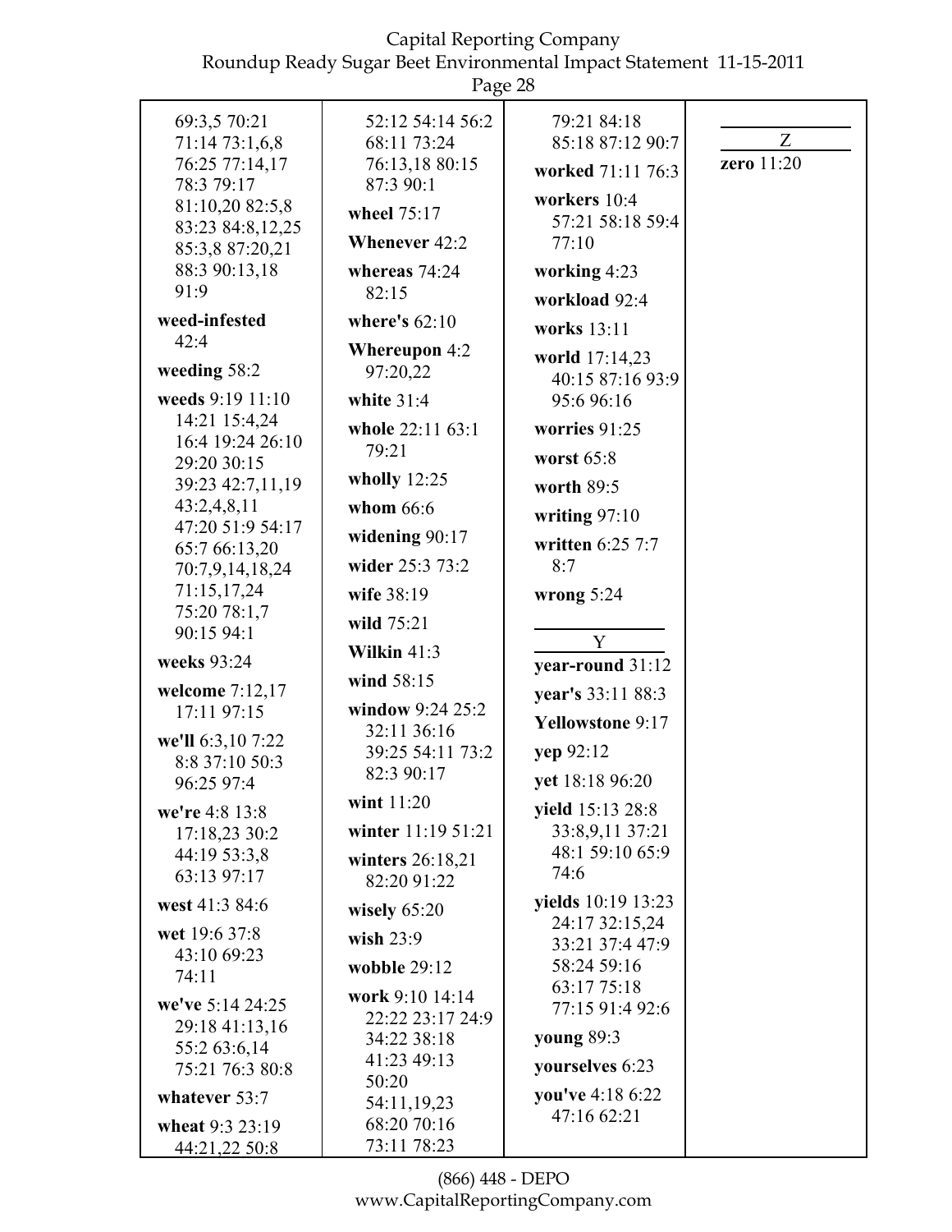69:3,5 70:21 71:14 73:1,6,8 76:25 77:14,17 78:3 79:17 81:10,20 82:5,8 83:23 84:8,12,25 85:3,8 87:20,21 88:3 90:13,18 91:9

**weed-infested** 42:4

**weeding** 58:2

**weeds** 9:19 11:10 14:21 15:4,24 16:4 19:24 26:10 29:20 30:15 39:23 42:7,11,19 43:2,4,8,11 47:20 51:9 54:17 65:7 66:13,20 70:7,9,14,18,24 71:15,17,24 75:20 78:1,7 90:15 94:1

**weeks** 93:24

**welcome** 7:12,17 17:11 97:15

**we'll** 6:3,10 7:22 8:8 37:10 50:3 96:25 97:4

**we're** 4:8 13:8 17:18,23 30:2 44:19 53:3,8 63:13 97:17

**west** 41:3 84:6

**wet** 19:6 37:8 43:10 69:23 74:11

**we've** 5:14 24:25 29:18 41:13,16 55:2 63:6,14 75:21 76:3 80:8

**whatever** 53:7

**wheat** 9:3 23:19 44:21,22 50:8 52:12 54:14 56:2 68:11 73:24 76:13,18 80:15 87:3 90:1

**wheel** 75:17

**Whenever** 42:2

**whereas** 74:24 82:15

**where's** 62:10

**Whereupon** 4:2 97:20,22

**white** 31:4

**whole** 22:11 63:1 79:21

**wholly** 12:25

**whom** 66:6

**widening** 90:17

**wider** 25:3 73:2

**wife** 38:19

**wild** 75:21

**Wilkin** 41:3

**wind** 58:15

**window** 9:24 25:2 32:11 36:16 39:25 54:11 73:2 82:3 90:17

**wint** 11:20

**winter** 11:19 51:21

**winters** 26:18,21 82:20 91:22

**wisely** 65:20

**wish** 23:9

**wobble** 29:12

**work** 9:10 14:14 22:22 23:17 24:9 34:22 38:18 41:23 49:13 50:20 54:11,19,23 68:20 70:16 73:11 78:23 79:21 84:18 85:18 87:12 90:7

**worked** 71:11 76:3

**workers** 10:4 57:21 58:18 59:4 77:10

**working** 4:23

**workload** 92:4

**works** 13:11

**world** 17:14,23 40:15 87:16 93:9 95:6 96:16

**worries** 91:25

**worst** 65:8

**worth** 89:5

**writing** 97:10

**written** 6:25 7:7 8:7

**wrong** 5:24

## Y

**year-round** 31:12

**year's** 33:11 88:3

**Yellowstone** 9:17

**yep** 92:12

**yet** 18:18 96:20

**yield** 15:13 28:8 33:8,9,11 37:21 48:1 59:10 65:9 74:6

**yields** 10:19 13:23 24:17 32:15,24 33:21 37:4 47:9 58:24 59:16 63:17 75:18 77:15 91:4 92:6

**young** 89:3

**yourselves** 6:23

**you've** 4:18 6:22 47:16 62:21

## Z

**zero** 11:20